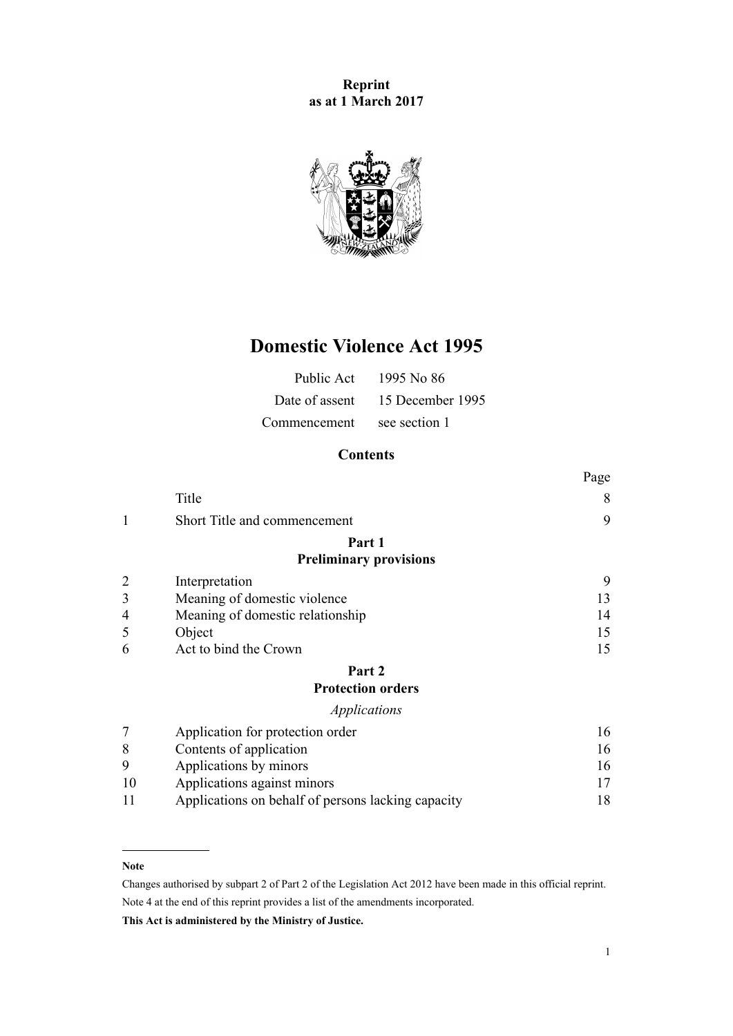**Reprint**
**as at 1 March 2017**

# Domestic Violence Act 1995

| | |
|---|---|
| Public Act | 1995 No 86 |
| Date of assent | 15 December 1995 |
| Commencement | see section 1 |

## Contents

| | | Page |
|---|---|---|
| | Title | 8 |
| 1 | Short Title and commencement | 9 |
| | **Part 1** **Preliminary provisions** | |
| 2 | Interpretation | 9 |
| 3 | Meaning of domestic violence | 13 |
| 4 | Meaning of domestic relationship | 14 |
| 5 | Object | 15 |
| 6 | Act to bind the Crown | 15 |
| | **Part 2** **Protection orders** | |
| | *Applications* | |
| 7 | Application for protection order | 16 |
| 8 | Contents of application | 16 |
| 9 | Applications by minors | 16 |
| 10 | Applications against minors | 17 |
| 11 | Applications on behalf of persons lacking capacity | 18 |

**Note**

Changes authorised by subpart 2 of Part 2 of the Legislation Act 2012 have been made in this official reprint.

Note 4 at the end of this reprint provides a list of the amendments incorporated.

**This Act is administered by the Ministry of Justice.**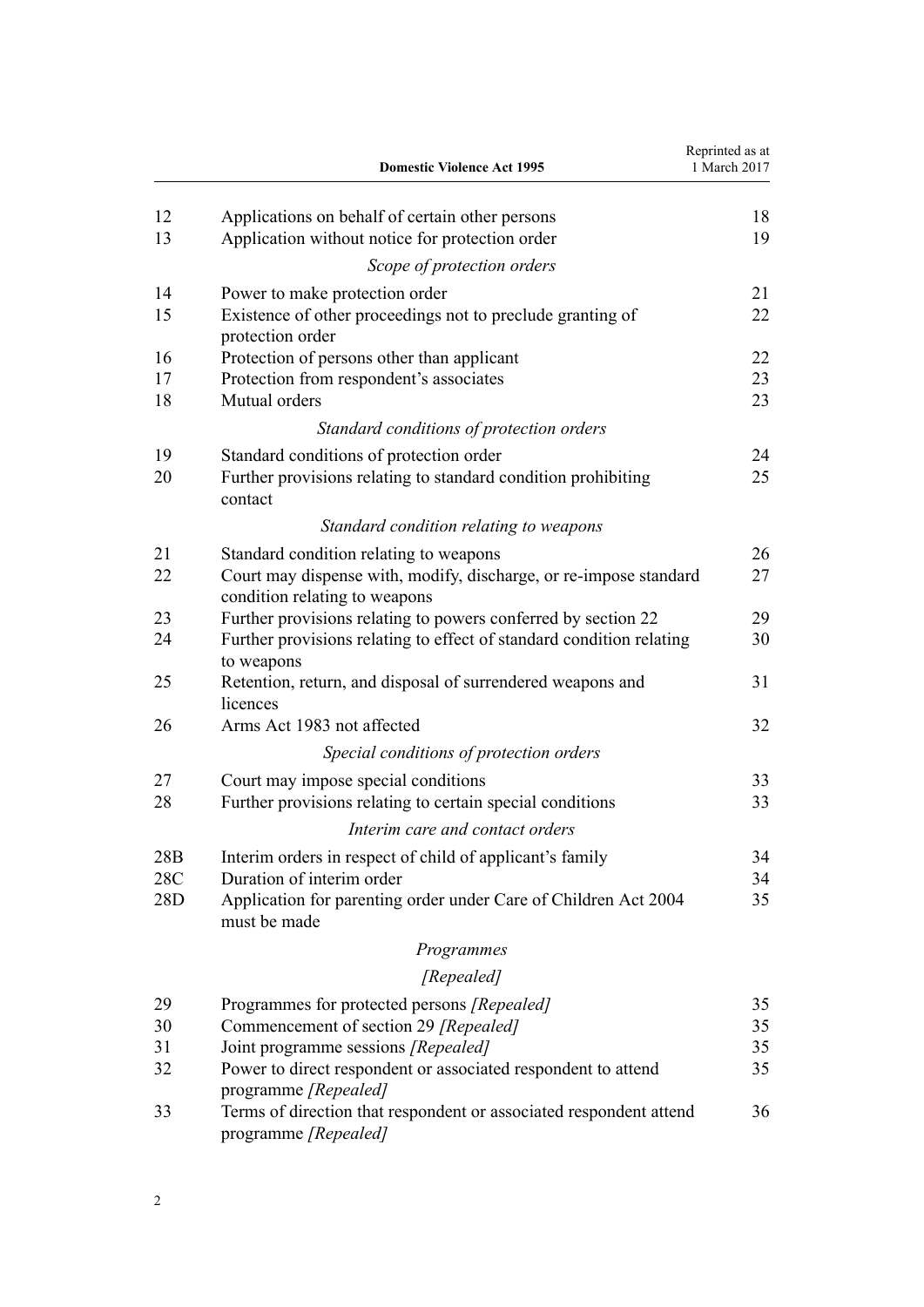| | | |
|---|---|---|
| 12 | Applications on behalf of certain other persons | 18 |
| 13 | Application without notice for protection order | 19 |
| | *Scope of protection orders* | |
| 14 | Power to make protection order | 21 |
| 15 | Existence of other proceedings not to preclude granting of protection order | 22 |
| 16 | Protection of persons other than applicant | 22 |
| 17 | Protection from respondent's associates | 23 |
| 18 | Mutual orders | 23 |
| | *Standard conditions of protection orders* | |
| 19 | Standard conditions of protection order | 24 |
| 20 | Further provisions relating to standard condition prohibiting contact | 25 |
| | *Standard condition relating to weapons* | |
| 21 | Standard condition relating to weapons | 26 |
| 22 | Court may dispense with, modify, discharge, or re-impose standard condition relating to weapons | 27 |
| 23 | Further provisions relating to powers conferred by section 22 | 29 |
| 24 | Further provisions relating to effect of standard condition relating to weapons | 30 |
| 25 | Retention, return, and disposal of surrendered weapons and licences | 31 |
| 26 | Arms Act 1983 not affected | 32 |
| | *Special conditions of protection orders* | |
| 27 | Court may impose special conditions | 33 |
| 28 | Further provisions relating to certain special conditions | 33 |
| | *Interim care and contact orders* | |
| 28B | Interim orders in respect of child of applicant's family | 34 |
| 28C | Duration of interim order | 34 |
| 28D | Application for parenting order under Care of Children Act 2004 must be made | 35 |
| | *Programmes* | |
| | *[Repealed]* | |
| 29 | Programmes for protected persons *[Repealed]* | 35 |
| 30 | Commencement of section 29 *[Repealed]* | 35 |
| 31 | Joint programme sessions *[Repealed]* | 35 |
| 32 | Power to direct respondent or associated respondent to attend programme *[Repealed]* | 35 |
| 33 | Terms of direction that respondent or associated respondent attend programme *[Repealed]* | 36 |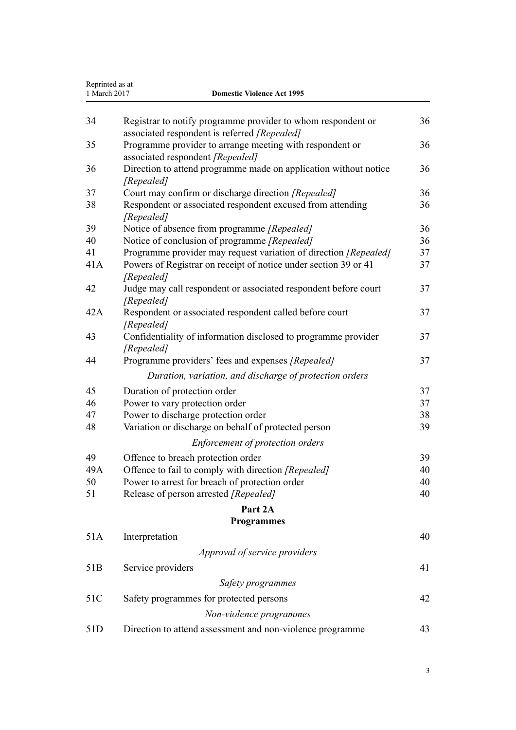| | | |
|---|---|---|
| 34 | Registrar to notify programme provider to whom respondent or associated respondent is referred *[Repealed]* | 36 |
| 35 | Programme provider to arrange meeting with respondent or associated respondent *[Repealed]* | 36 |
| 36 | Direction to attend programme made on application without notice *[Repealed]* | 36 |
| 37 | Court may confirm or discharge direction *[Repealed]* | 36 |
| 38 | Respondent or associated respondent excused from attending *[Repealed]* | 36 |
| 39 | Notice of absence from programme *[Repealed]* | 36 |
| 40 | Notice of conclusion of programme *[Repealed]* | 36 |
| 41 | Programme provider may request variation of direction *[Repealed]* | 37 |
| 41A | Powers of Registrar on receipt of notice under section 39 or 41 *[Repealed]* | 37 |
| 42 | Judge may call respondent or associated respondent before court *[Repealed]* | 37 |
| 42A | Respondent or associated respondent called before court *[Repealed]* | 37 |
| 43 | Confidentiality of information disclosed to programme provider *[Repealed]* | 37 |
| 44 | Programme providers' fees and expenses *[Repealed]* | 37 |
| | *Duration, variation, and discharge of protection orders* | |
| 45 | Duration of protection order | 37 |
| 46 | Power to vary protection order | 37 |
| 47 | Power to discharge protection order | 38 |
| 48 | Variation or discharge on behalf of protected person | 39 |
| | *Enforcement of protection orders* | |
| 49 | Offence to breach protection order | 39 |
| 49A | Offence to fail to comply with direction *[Repealed]* | 40 |
| 50 | Power to arrest for breach of protection order | 40 |
| 51 | Release of person arrested *[Repealed]* | 40 |
| | **Part 2A** **Programmes** | |
| 51A | Interpretation | 40 |
| | *Approval of service providers* | |
| 51B | Service providers | 41 |
| | *Safety programmes* | |
| 51C | Safety programmes for protected persons | 42 |
| | *Non-violence programmes* | |
| 51D | Direction to attend assessment and non-violence programme | 43 |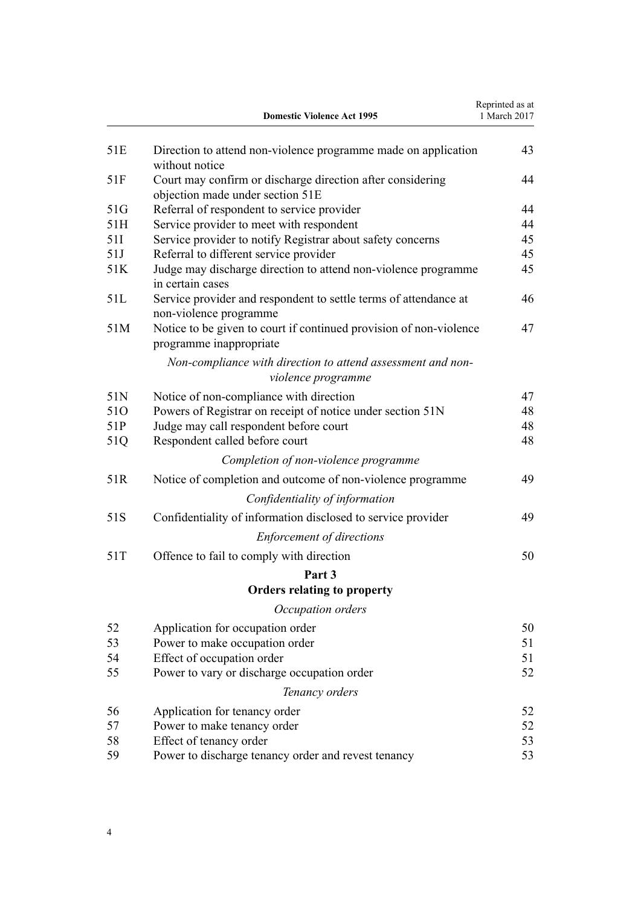| | | |
|---|---|---|
| 51E | Direction to attend non-violence programme made on application without notice | 43 |
| 51F | Court may confirm or discharge direction after considering objection made under section 51E | 44 |
| 51G | Referral of respondent to service provider | 44 |
| 51H | Service provider to meet with respondent | 44 |
| 51I | Service provider to notify Registrar about safety concerns | 45 |
| 51J | Referral to different service provider | 45 |
| 51K | Judge may discharge direction to attend non-violence programme in certain cases | 45 |
| 51L | Service provider and respondent to settle terms of attendance at non-violence programme | 46 |
| 51M | Notice to be given to court if continued provision of non-violence programme inappropriate | 47 |

*Non-compliance with direction to attend assessment and non-violence programme*

| | | |
|---|---|---|
| 51N | Notice of non-compliance with direction | 47 |
| 51O | Powers of Registrar on receipt of notice under section 51N | 48 |
| 51P | Judge may call respondent before court | 48 |
| 51Q | Respondent called before court | 48 |

*Completion of non-violence programme*

| | | |
|---|---|---|
| 51R | Notice of completion and outcome of non-violence programme | 49 |

*Confidentiality of information*

| | | |
|---|---|---|
| 51S | Confidentiality of information disclosed to service provider | 49 |

*Enforcement of directions*

| | | |
|---|---|---|
| 51T | Offence to fail to comply with direction | 50 |

## Part 3
## Orders relating to property

*Occupation orders*

| | | |
|---|---|---|
| 52 | Application for occupation order | 50 |
| 53 | Power to make occupation order | 51 |
| 54 | Effect of occupation order | 51 |
| 55 | Power to vary or discharge occupation order | 52 |

*Tenancy orders*

| | | |
|---|---|---|
| 56 | Application for tenancy order | 52 |
| 57 | Power to make tenancy order | 52 |
| 58 | Effect of tenancy order | 53 |
| 59 | Power to discharge tenancy order and revest tenancy | 53 |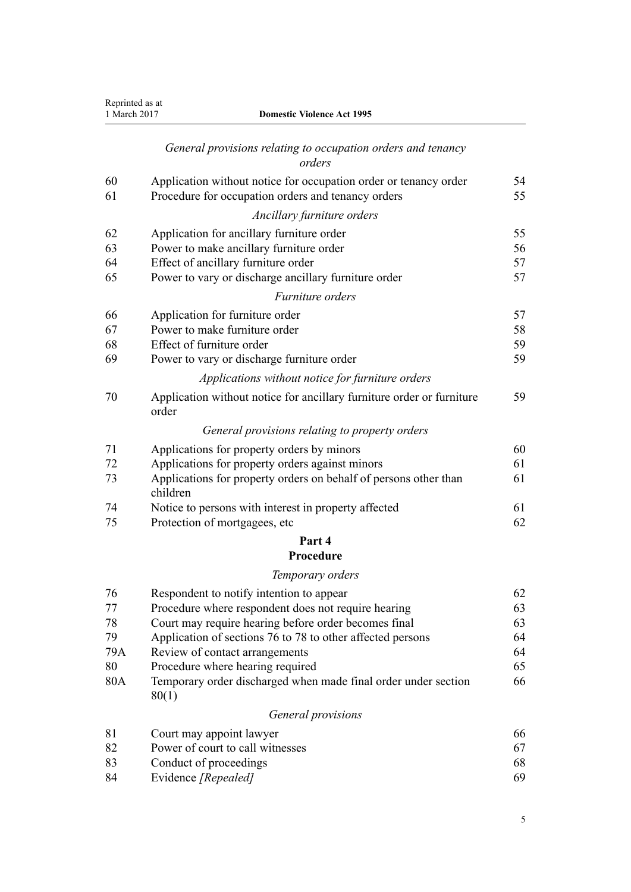*General provisions relating to occupation orders and tenancy orders*

| | | |
|---|---|---|
| 60 | Application without notice for occupation order or tenancy order | 54 |
| 61 | Procedure for occupation orders and tenancy orders | 55 |

*Ancillary furniture orders*

| | | |
|---|---|---|
| 62 | Application for ancillary furniture order | 55 |
| 63 | Power to make ancillary furniture order | 56 |
| 64 | Effect of ancillary furniture order | 57 |
| 65 | Power to vary or discharge ancillary furniture order | 57 |

*Furniture orders*

| | | |
|---|---|---|
| 66 | Application for furniture order | 57 |
| 67 | Power to make furniture order | 58 |
| 68 | Effect of furniture order | 59 |
| 69 | Power to vary or discharge furniture order | 59 |

*Applications without notice for furniture orders*

| | | |
|---|---|---|
| 70 | Application without notice for ancillary furniture order or furniture order | 59 |

*General provisions relating to property orders*

| | | |
|---|---|---|
| 71 | Applications for property orders by minors | 60 |
| 72 | Applications for property orders against minors | 61 |
| 73 | Applications for property orders on behalf of persons other than children | 61 |
| 74 | Notice to persons with interest in property affected | 61 |
| 75 | Protection of mortgagees, etc | 62 |

**Part 4**
**Procedure**

*Temporary orders*

| | | |
|---|---|---|
| 76 | Respondent to notify intention to appear | 62 |
| 77 | Procedure where respondent does not require hearing | 63 |
| 78 | Court may require hearing before order becomes final | 63 |
| 79 | Application of sections 76 to 78 to other affected persons | 64 |
| 79A | Review of contact arrangements | 64 |
| 80 | Procedure where hearing required | 65 |
| 80A | Temporary order discharged when made final order under section 80(1) | 66 |

*General provisions*

| | | |
|---|---|---|
| 81 | Court may appoint lawyer | 66 |
| 82 | Power of court to call witnesses | 67 |
| 83 | Conduct of proceedings | 68 |
| 84 | Evidence *[Repealed]* | 69 |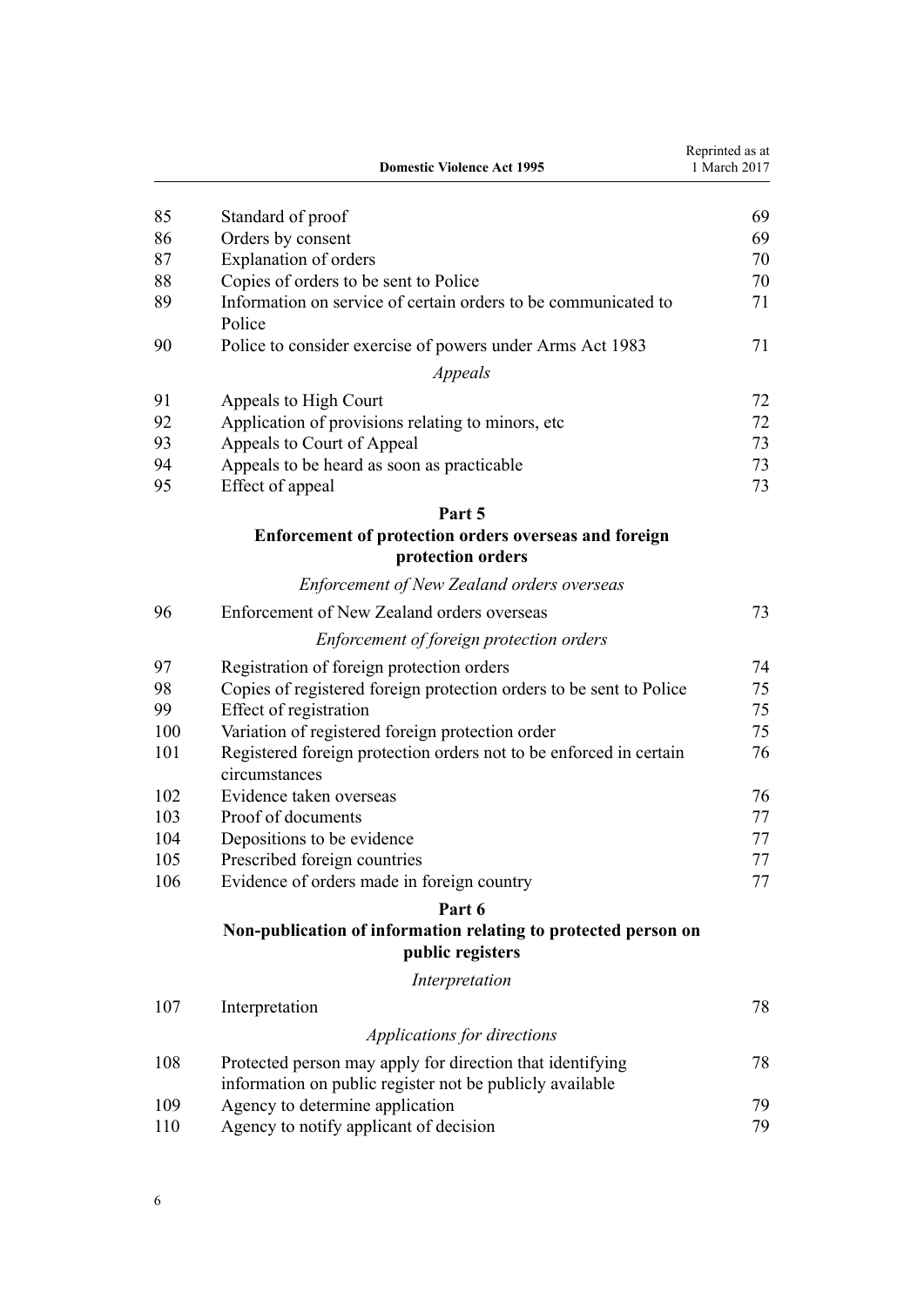| | | |
|---|---|---|
| 85 | Standard of proof | 69 |
| 86 | Orders by consent | 69 |
| 87 | Explanation of orders | 70 |
| 88 | Copies of orders to be sent to Police | 70 |
| 89 | Information on service of certain orders to be communicated to Police | 71 |
| 90 | Police to consider exercise of powers under Arms Act 1983 | 71 |
| | *Appeals* | |
| 91 | Appeals to High Court | 72 |
| 92 | Application of provisions relating to minors, etc | 72 |
| 93 | Appeals to Court of Appeal | 73 |
| 94 | Appeals to be heard as soon as practicable | 73 |
| 95 | Effect of appeal | 73 |

**Part 5**

**Enforcement of protection orders overseas and foreign protection orders**

*Enforcement of New Zealand orders overseas*

| | | |
|---|---|---|
| 96 | Enforcement of New Zealand orders overseas | 73 |
| | *Enforcement of foreign protection orders* | |
| 97 | Registration of foreign protection orders | 74 |
| 98 | Copies of registered foreign protection orders to be sent to Police | 75 |
| 99 | Effect of registration | 75 |
| 100 | Variation of registered foreign protection order | 75 |
| 101 | Registered foreign protection orders not to be enforced in certain circumstances | 76 |
| 102 | Evidence taken overseas | 76 |
| 103 | Proof of documents | 77 |
| 104 | Depositions to be evidence | 77 |
| 105 | Prescribed foreign countries | 77 |
| 106 | Evidence of orders made in foreign country | 77 |

**Part 6**

**Non-publication of information relating to protected person on public registers**

*Interpretation*

| | | |
|---|---|---|
| 107 | Interpretation | 78 |
| | *Applications for directions* | |
| 108 | Protected person may apply for direction that identifying information on public register not be publicly available | 78 |
| 109 | Agency to determine application | 79 |
| 110 | Agency to notify applicant of decision | 79 |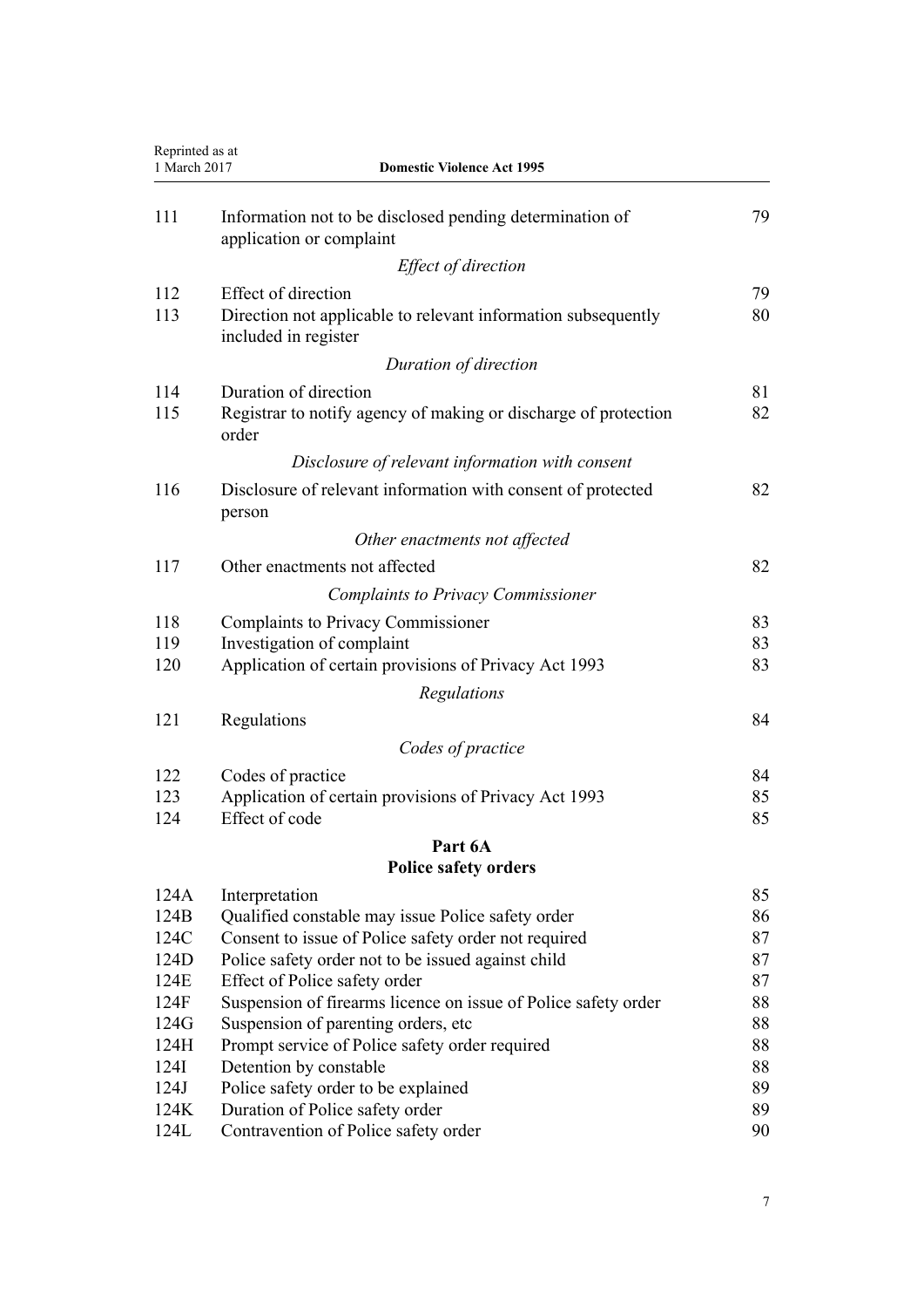| | | |
|---|---|---|
| 111 | Information not to be disclosed pending determination of application or complaint | 79 |
| | *Effect of direction* | |
| 112 | Effect of direction | 79 |
| 113 | Direction not applicable to relevant information subsequently included in register | 80 |
| | *Duration of direction* | |
| 114 | Duration of direction | 81 |
| 115 | Registrar to notify agency of making or discharge of protection order | 82 |
| | *Disclosure of relevant information with consent* | |
| 116 | Disclosure of relevant information with consent of protected person | 82 |
| | *Other enactments not affected* | |
| 117 | Other enactments not affected | 82 |
| | *Complaints to Privacy Commissioner* | |
| 118 | Complaints to Privacy Commissioner | 83 |
| 119 | Investigation of complaint | 83 |
| 120 | Application of certain provisions of Privacy Act 1993 | 83 |
| | *Regulations* | |
| 121 | Regulations | 84 |
| | *Codes of practice* | |
| 122 | Codes of practice | 84 |
| 123 | Application of certain provisions of Privacy Act 1993 | 85 |
| 124 | Effect of code | 85 |

## Part 6A
## Police safety orders

| | | |
|---|---|---|
| 124A | Interpretation | 85 |
| 124B | Qualified constable may issue Police safety order | 86 |
| 124C | Consent to issue of Police safety order not required | 87 |
| 124D | Police safety order not to be issued against child | 87 |
| 124E | Effect of Police safety order | 87 |
| 124F | Suspension of firearms licence on issue of Police safety order | 88 |
| 124G | Suspension of parenting orders, etc | 88 |
| 124H | Prompt service of Police safety order required | 88 |
| 124I | Detention by constable | 88 |
| 124J | Police safety order to be explained | 89 |
| 124K | Duration of Police safety order | 89 |
| 124L | Contravention of Police safety order | 90 |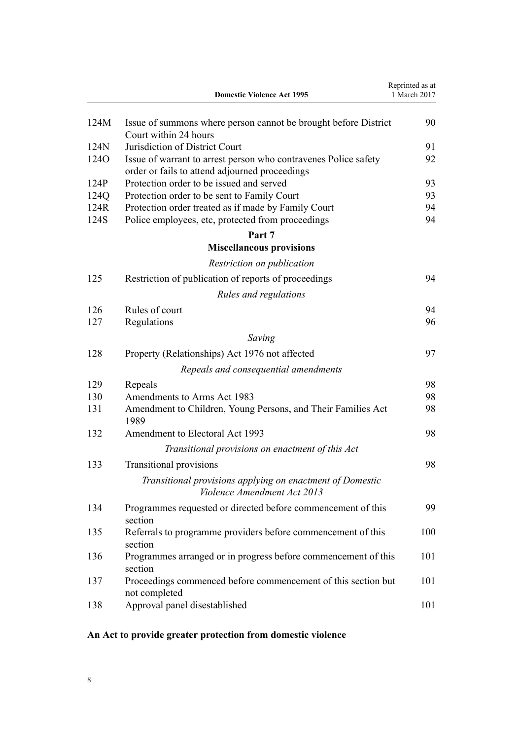| | | |
|---|---|---|
| 124M | Issue of summons where person cannot be brought before District Court within 24 hours | 90 |
| 124N | Jurisdiction of District Court | 91 |
| 124O | Issue of warrant to arrest person who contravenes Police safety order or fails to attend adjourned proceedings | 92 |
| 124P | Protection order to be issued and served | 93 |
| 124Q | Protection order to be sent to Family Court | 93 |
| 124R | Protection order treated as if made by Family Court | 94 |
| 124S | Police employees, etc, protected from proceedings | 94 |

**Part 7**
**Miscellaneous provisions**

*Restriction on publication*

| | | |
|---|---|---|
| 125 | Restriction of publication of reports of proceedings | 94 |

*Rules and regulations*

| | | |
|---|---|---|
| 126 | Rules of court | 94 |
| 127 | Regulations | 96 |

*Saving*

| | | |
|---|---|---|
| 128 | Property (Relationships) Act 1976 not affected | 97 |

*Repeals and consequential amendments*

| | | |
|---|---|---|
| 129 | Repeals | 98 |
| 130 | Amendments to Arms Act 1983 | 98 |
| 131 | Amendment to Children, Young Persons, and Their Families Act 1989 | 98 |
| 132 | Amendment to Electoral Act 1993 | 98 |

*Transitional provisions on enactment of this Act*

| | | |
|---|---|---|
| 133 | Transitional provisions | 98 |

*Transitional provisions applying on enactment of Domestic Violence Amendment Act 2013*

| | | |
|---|---|---|
| 134 | Programmes requested or directed before commencement of this section | 99 |
| 135 | Referrals to programme providers before commencement of this section | 100 |
| 136 | Programmes arranged or in progress before commencement of this section | 101 |
| 137 | Proceedings commenced before commencement of this section but not completed | 101 |
| 138 | Approval panel disestablished | 101 |

**An Act to provide greater protection from domestic violence**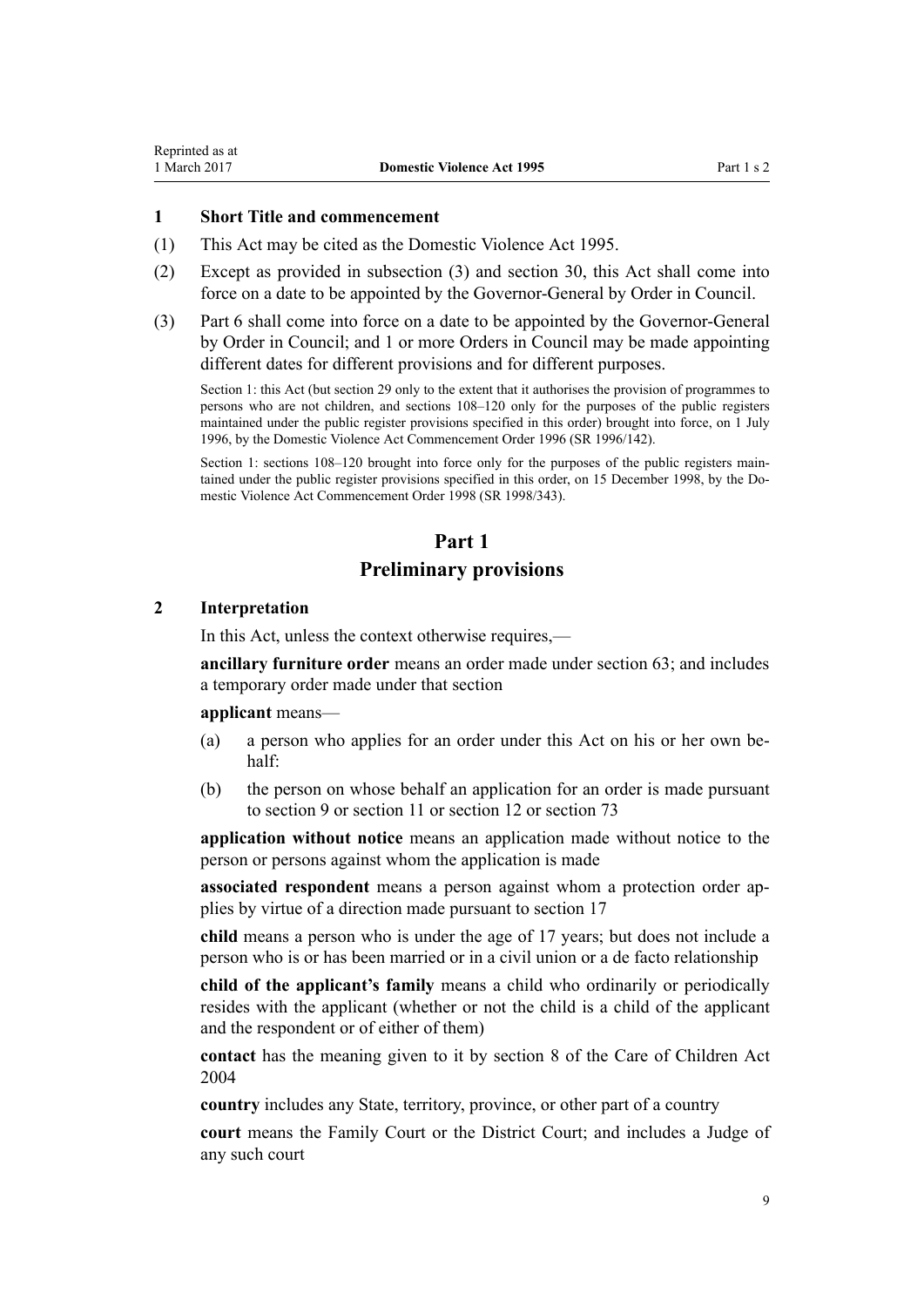### 1 Short Title and commencement

(1) This Act may be cited as the Domestic Violence Act 1995.

(2) Except as provided in subsection (3) and section 30, this Act shall come into force on a date to be appointed by the Governor-General by Order in Council.

(3) Part 6 shall come into force on a date to be appointed by the Governor-General by Order in Council; and 1 or more Orders in Council may be made appointing different dates for different provisions and for different purposes.

Section 1: this Act (but section 29 only to the extent that it authorises the provision of programmes to persons who are not children, and sections 108–120 only for the purposes of the public registers maintained under the public register provisions specified in this order) brought into force, on 1 July 1996, by the Domestic Violence Act Commencement Order 1996 (SR 1996/142).

Section 1: sections 108–120 brought into force only for the purposes of the public registers maintained under the public register provisions specified in this order, on 15 December 1998, by the Domestic Violence Act Commencement Order 1998 (SR 1998/343).

# Part 1
## Preliminary provisions

### 2 Interpretation

In this Act, unless the context otherwise requires,—

**ancillary furniture order** means an order made under section 63; and includes a temporary order made under that section

**applicant** means—

(a) a person who applies for an order under this Act on his or her own behalf:

(b) the person on whose behalf an application for an order is made pursuant to section 9 or section 11 or section 12 or section 73

**application without notice** means an application made without notice to the person or persons against whom the application is made

**associated respondent** means a person against whom a protection order applies by virtue of a direction made pursuant to section 17

**child** means a person who is under the age of 17 years; but does not include a person who is or has been married or in a civil union or a de facto relationship

**child of the applicant's family** means a child who ordinarily or periodically resides with the applicant (whether or not the child is a child of the applicant and the respondent or of either of them)

**contact** has the meaning given to it by section 8 of the Care of Children Act 2004

**country** includes any State, territory, province, or other part of a country

**court** means the Family Court or the District Court; and includes a Judge of any such court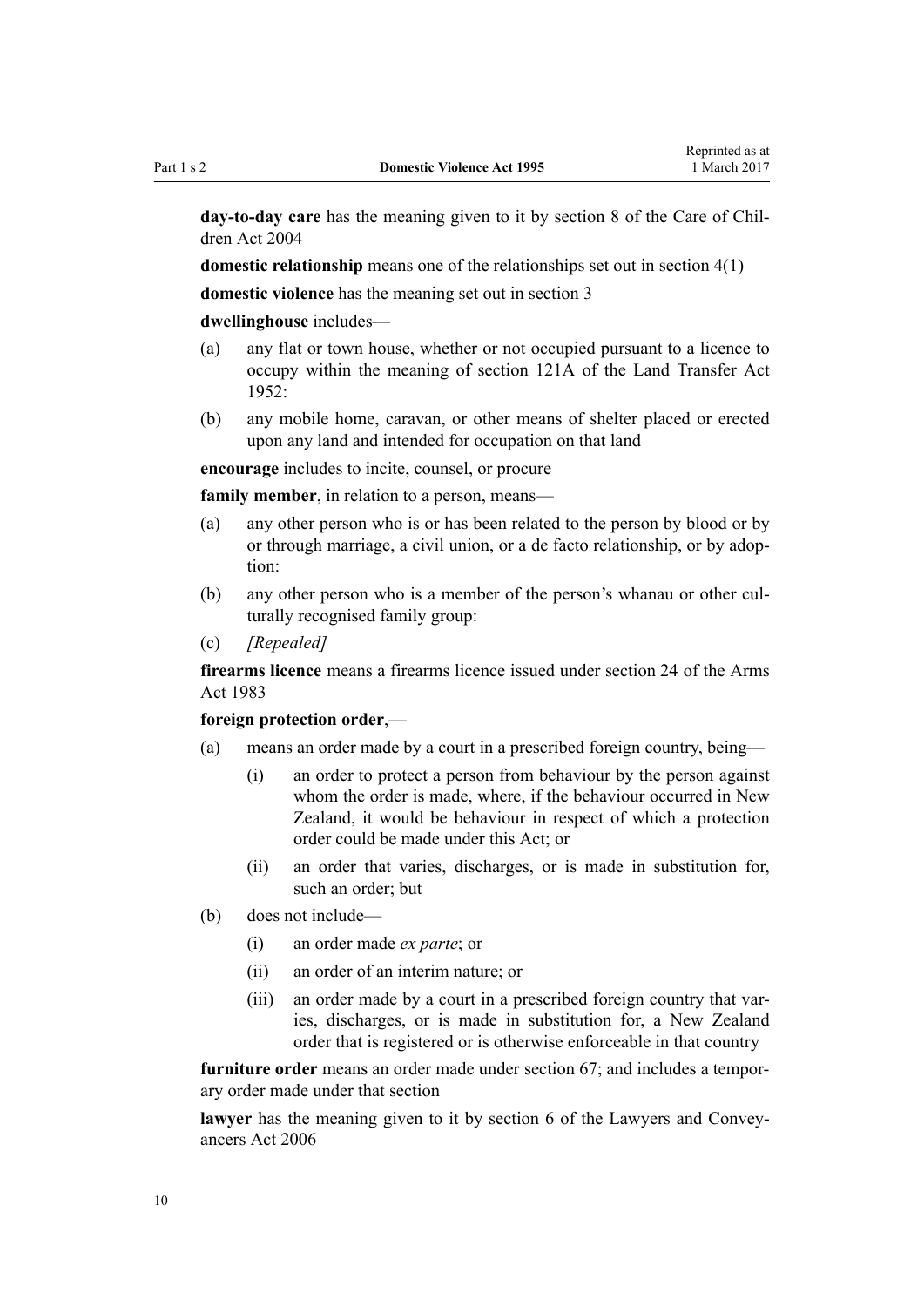**day-to-day care** has the meaning given to it by section 8 of the Care of Children Act 2004

**domestic relationship** means one of the relationships set out in section 4(1)

**domestic violence** has the meaning set out in section 3

**dwellinghouse** includes—

(a) any flat or town house, whether or not occupied pursuant to a licence to occupy within the meaning of section 121A of the Land Transfer Act 1952:

(b) any mobile home, caravan, or other means of shelter placed or erected upon any land and intended for occupation on that land

**encourage** includes to incite, counsel, or procure

**family member**, in relation to a person, means—

(a) any other person who is or has been related to the person by blood or by or through marriage, a civil union, or a de facto relationship, or by adoption:

(b) any other person who is a member of the person's whanau or other culturally recognised family group:

(c) *[Repealed]*

**firearms licence** means a firearms licence issued under section 24 of the Arms Act 1983

**foreign protection order**,—

(a) means an order made by a court in a prescribed foreign country, being—

  (i) an order to protect a person from behaviour by the person against whom the order is made, where, if the behaviour occurred in New Zealand, it would be behaviour in respect of which a protection order could be made under this Act; or

  (ii) an order that varies, discharges, or is made in substitution for, such an order; but

(b) does not include—

  (i) an order made *ex parte*; or

  (ii) an order of an interim nature; or

  (iii) an order made by a court in a prescribed foreign country that varies, discharges, or is made in substitution for, a New Zealand order that is registered or is otherwise enforceable in that country

**furniture order** means an order made under section 67; and includes a temporary order made under that section

**lawyer** has the meaning given to it by section 6 of the Lawyers and Conveyancers Act 2006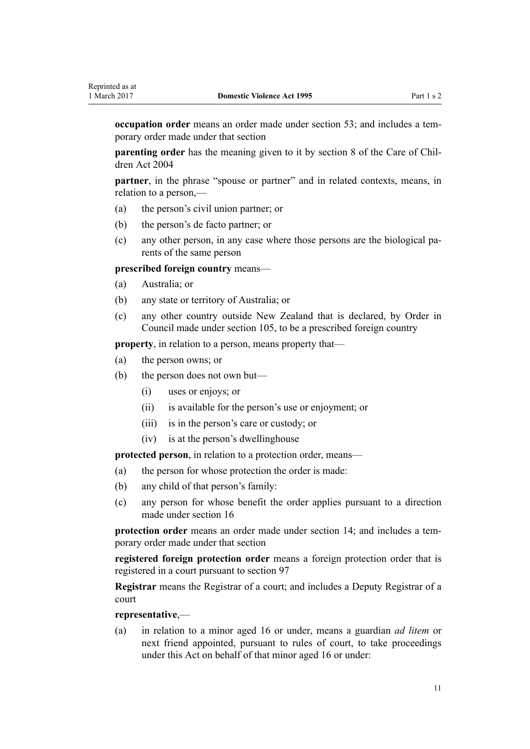**occupation order** means an order made under section 53; and includes a temporary order made under that section

**parenting order** has the meaning given to it by section 8 of the Care of Children Act 2004

**partner**, in the phrase "spouse or partner" and in related contexts, means, in relation to a person,—

- (a) the person's civil union partner; or
- (b) the person's de facto partner; or
- (c) any other person, in any case where those persons are the biological parents of the same person

**prescribed foreign country** means—

- (a) Australia; or
- (b) any state or territory of Australia; or
- (c) any other country outside New Zealand that is declared, by Order in Council made under section 105, to be a prescribed foreign country

**property**, in relation to a person, means property that—

- (a) the person owns; or
- (b) the person does not own but—
  - (i) uses or enjoys; or
  - (ii) is available for the person's use or enjoyment; or
  - (iii) is in the person's care or custody; or
  - (iv) is at the person's dwellinghouse

**protected person**, in relation to a protection order, means—

- (a) the person for whose protection the order is made:
- (b) any child of that person's family:
- (c) any person for whose benefit the order applies pursuant to a direction made under section 16

**protection order** means an order made under section 14; and includes a temporary order made under that section

**registered foreign protection order** means a foreign protection order that is registered in a court pursuant to section 97

**Registrar** means the Registrar of a court; and includes a Deputy Registrar of a court

**representative**,—

- (a) in relation to a minor aged 16 or under, means a guardian *ad litem* or next friend appointed, pursuant to rules of court, to take proceedings under this Act on behalf of that minor aged 16 or under: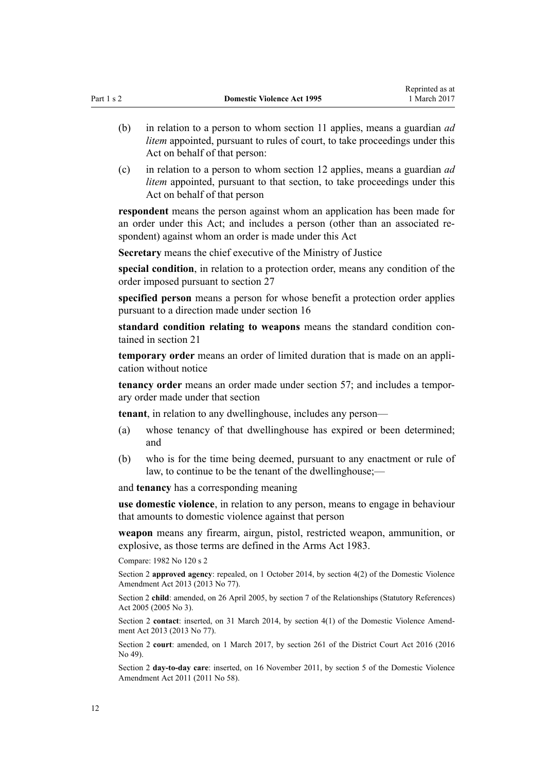(b) in relation to a person to whom section 11 applies, means a guardian *ad litem* appointed, pursuant to rules of court, to take proceedings under this Act on behalf of that person:

(c) in relation to a person to whom section 12 applies, means a guardian *ad litem* appointed, pursuant to that section, to take proceedings under this Act on behalf of that person

**respondent** means the person against whom an application has been made for an order under this Act; and includes a person (other than an associated respondent) against whom an order is made under this Act

**Secretary** means the chief executive of the Ministry of Justice

**special condition**, in relation to a protection order, means any condition of the order imposed pursuant to section 27

**specified person** means a person for whose benefit a protection order applies pursuant to a direction made under section 16

**standard condition relating to weapons** means the standard condition contained in section 21

**temporary order** means an order of limited duration that is made on an application without notice

**tenancy order** means an order made under section 57; and includes a temporary order made under that section

**tenant**, in relation to any dwellinghouse, includes any person—

(a) whose tenancy of that dwellinghouse has expired or been determined; and

(b) who is for the time being deemed, pursuant to any enactment or rule of law, to continue to be the tenant of the dwellinghouse;—

and **tenancy** has a corresponding meaning

**use domestic violence**, in relation to any person, means to engage in behaviour that amounts to domestic violence against that person

**weapon** means any firearm, airgun, pistol, restricted weapon, ammunition, or explosive, as those terms are defined in the Arms Act 1983.

Compare: 1982 No 120 s 2

Section 2 **approved agency**: repealed, on 1 October 2014, by section 4(2) of the Domestic Violence Amendment Act 2013 (2013 No 77).

Section 2 **child**: amended, on 26 April 2005, by section 7 of the Relationships (Statutory References) Act 2005 (2005 No 3).

Section 2 **contact**: inserted, on 31 March 2014, by section 4(1) of the Domestic Violence Amendment Act 2013 (2013 No 77).

Section 2 **court**: amended, on 1 March 2017, by section 261 of the District Court Act 2016 (2016 No 49).

Section 2 **day-to-day care**: inserted, on 16 November 2011, by section 5 of the Domestic Violence Amendment Act 2011 (2011 No 58).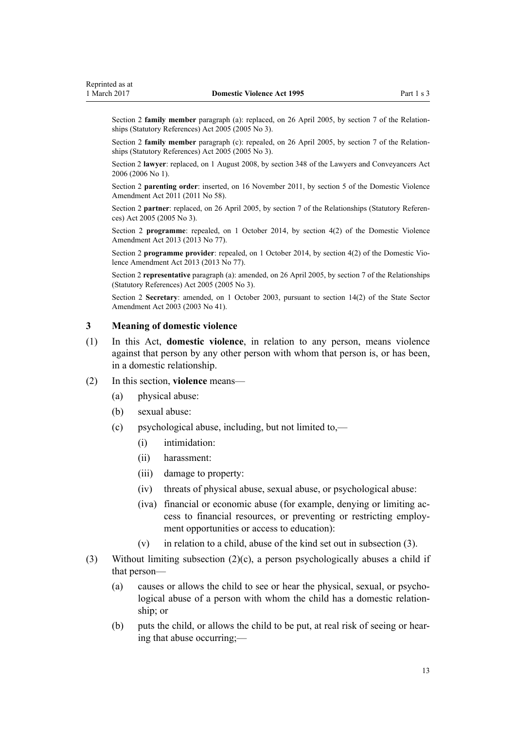Section 2 **family member** paragraph (a): replaced, on 26 April 2005, by section 7 of the Relationships (Statutory References) Act 2005 (2005 No 3).

Section 2 **family member** paragraph (c): repealed, on 26 April 2005, by section 7 of the Relationships (Statutory References) Act 2005 (2005 No 3).

Section 2 **lawyer**: replaced, on 1 August 2008, by section 348 of the Lawyers and Conveyancers Act 2006 (2006 No 1).

Section 2 **parenting order**: inserted, on 16 November 2011, by section 5 of the Domestic Violence Amendment Act 2011 (2011 No 58).

Section 2 **partner**: replaced, on 26 April 2005, by section 7 of the Relationships (Statutory References) Act 2005 (2005 No 3).

Section 2 **programme**: repealed, on 1 October 2014, by section 4(2) of the Domestic Violence Amendment Act 2013 (2013 No 77).

Section 2 **programme provider**: repealed, on 1 October 2014, by section 4(2) of the Domestic Violence Amendment Act 2013 (2013 No 77).

Section 2 **representative** paragraph (a): amended, on 26 April 2005, by section 7 of the Relationships (Statutory References) Act 2005 (2005 No 3).

Section 2 **Secretary**: amended, on 1 October 2003, pursuant to section 14(2) of the State Sector Amendment Act 2003 (2003 No 41).

### 3 Meaning of domestic violence

(1) In this Act, **domestic violence**, in relation to any person, means violence against that person by any other person with whom that person is, or has been, in a domestic relationship.

(2) In this section, **violence** means—

- (a) physical abuse:
- (b) sexual abuse:
- (c) psychological abuse, including, but not limited to,—
  - (i) intimidation:
  - (ii) harassment:
  - (iii) damage to property:
  - (iv) threats of physical abuse, sexual abuse, or psychological abuse:
  - (iva) financial or economic abuse (for example, denying or limiting access to financial resources, or preventing or restricting employment opportunities or access to education):
  - (v) in relation to a child, abuse of the kind set out in subsection (3).

(3) Without limiting subsection (2)(c), a person psychologically abuses a child if that person—

- (a) causes or allows the child to see or hear the physical, sexual, or psychological abuse of a person with whom the child has a domestic relationship; or
- (b) puts the child, or allows the child to be put, at real risk of seeing or hearing that abuse occurring;—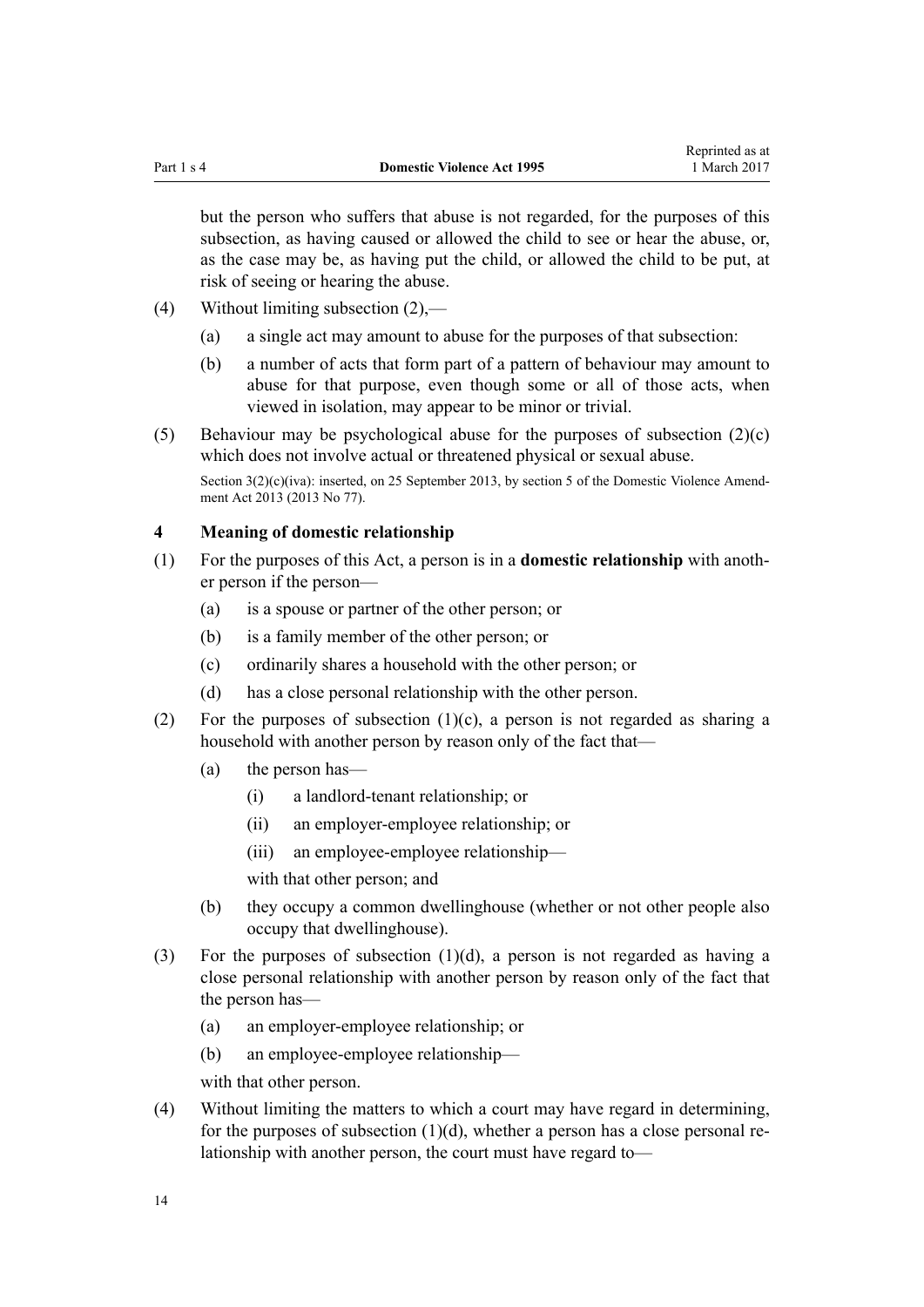but the person who suffers that abuse is not regarded, for the purposes of this subsection, as having caused or allowed the child to see or hear the abuse, or, as the case may be, as having put the child, or allowed the child to be put, at risk of seeing or hearing the abuse.

(4) Without limiting subsection (2),—

(a) a single act may amount to abuse for the purposes of that subsection:

(b) a number of acts that form part of a pattern of behaviour may amount to abuse for that purpose, even though some or all of those acts, when viewed in isolation, may appear to be minor or trivial.

(5) Behaviour may be psychological abuse for the purposes of subsection (2)(c) which does not involve actual or threatened physical or sexual abuse.

Section 3(2)(c)(iva): inserted, on 25 September 2013, by section 5 of the Domestic Violence Amendment Act 2013 (2013 No 77).

### 4 Meaning of domestic relationship

(1) For the purposes of this Act, a person is in a **domestic relationship** with another person if the person—

(a) is a spouse or partner of the other person; or

(b) is a family member of the other person; or

(c) ordinarily shares a household with the other person; or

(d) has a close personal relationship with the other person.

(2) For the purposes of subsection (1)(c), a person is not regarded as sharing a household with another person by reason only of the fact that—

(a) the person has—

(i) a landlord-tenant relationship; or

(ii) an employer-employee relationship; or

(iii) an employee-employee relationship—

with that other person; and

(b) they occupy a common dwellinghouse (whether or not other people also occupy that dwellinghouse).

(3) For the purposes of subsection (1)(d), a person is not regarded as having a close personal relationship with another person by reason only of the fact that the person has—

(a) an employer-employee relationship; or

(b) an employee-employee relationship—

with that other person.

(4) Without limiting the matters to which a court may have regard in determining, for the purposes of subsection (1)(d), whether a person has a close personal relationship with another person, the court must have regard to—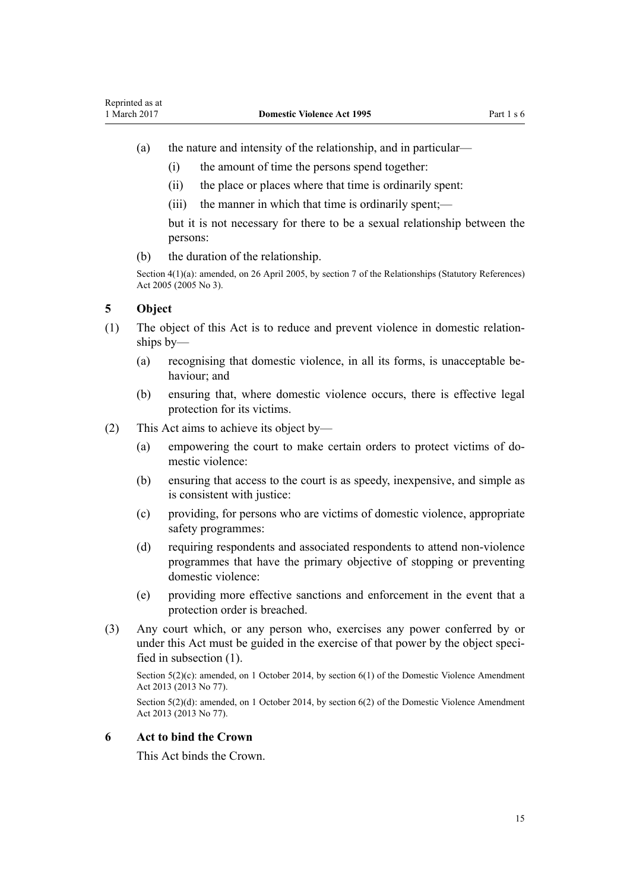(a) the nature and intensity of the relationship, and in particular—

(i) the amount of time the persons spend together:

(ii) the place or places where that time is ordinarily spent:

(iii) the manner in which that time is ordinarily spent;—

but it is not necessary for there to be a sexual relationship between the persons:

(b) the duration of the relationship.

Section 4(1)(a): amended, on 26 April 2005, by section 7 of the Relationships (Statutory References) Act 2005 (2005 No 3).

## 5 Object

(1) The object of this Act is to reduce and prevent violence in domestic relationships by—

(a) recognising that domestic violence, in all its forms, is unacceptable behaviour; and

(b) ensuring that, where domestic violence occurs, there is effective legal protection for its victims.

(2) This Act aims to achieve its object by—

(a) empowering the court to make certain orders to protect victims of domestic violence:

(b) ensuring that access to the court is as speedy, inexpensive, and simple as is consistent with justice:

(c) providing, for persons who are victims of domestic violence, appropriate safety programmes:

(d) requiring respondents and associated respondents to attend non-violence programmes that have the primary objective of stopping or preventing domestic violence:

(e) providing more effective sanctions and enforcement in the event that a protection order is breached.

(3) Any court which, or any person who, exercises any power conferred by or under this Act must be guided in the exercise of that power by the object specified in subsection (1).

Section 5(2)(c): amended, on 1 October 2014, by section 6(1) of the Domestic Violence Amendment Act 2013 (2013 No 77).

Section 5(2)(d): amended, on 1 October 2014, by section 6(2) of the Domestic Violence Amendment Act 2013 (2013 No 77).

## 6 Act to bind the Crown

This Act binds the Crown.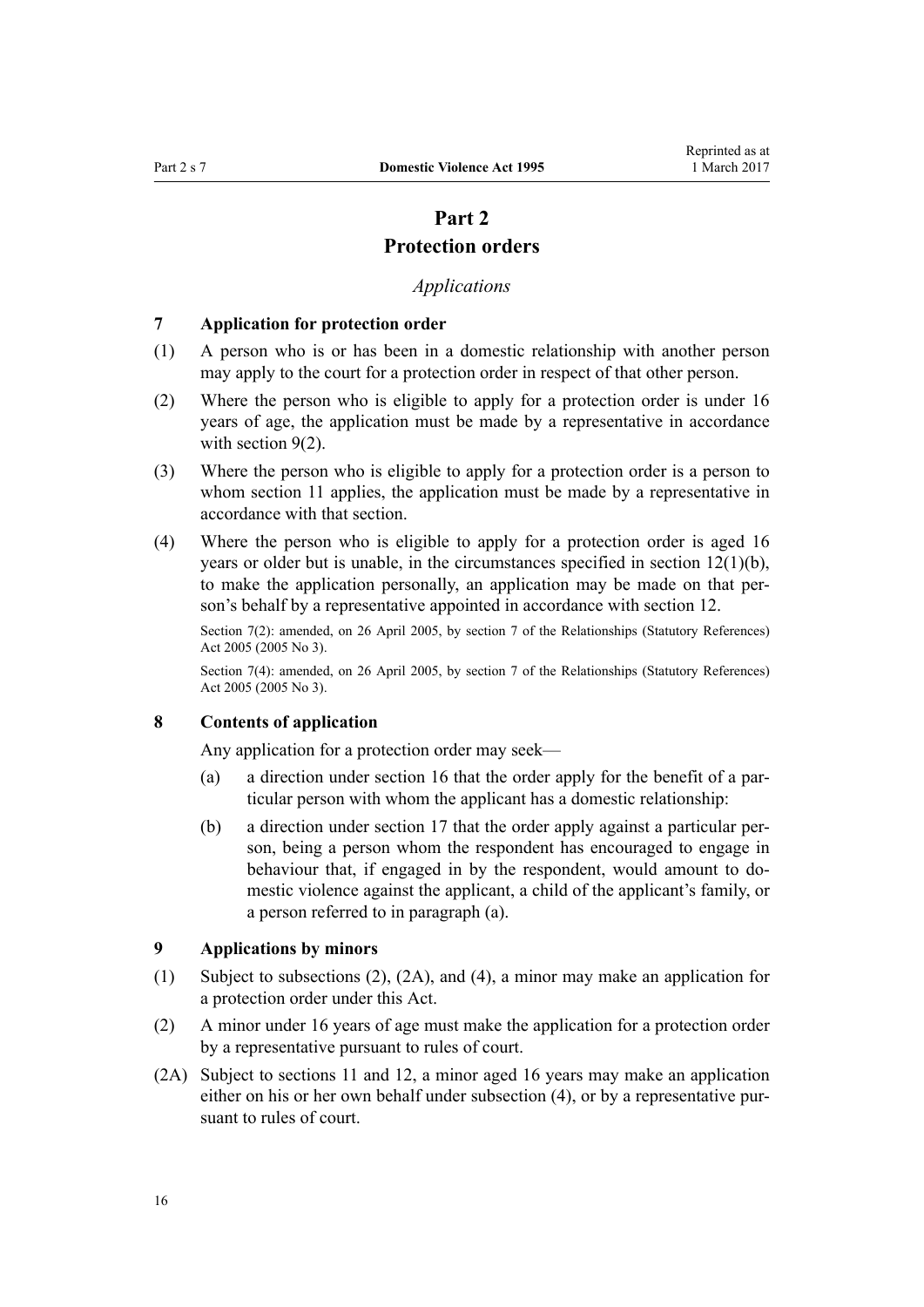# Part 2
## Protection orders

*Applications*

### 7 Application for protection order

(1) A person who is or has been in a domestic relationship with another person may apply to the court for a protection order in respect of that other person.

(2) Where the person who is eligible to apply for a protection order is under 16 years of age, the application must be made by a representative in accordance with section 9(2).

(3) Where the person who is eligible to apply for a protection order is a person to whom section 11 applies, the application must be made by a representative in accordance with that section.

(4) Where the person who is eligible to apply for a protection order is aged 16 years or older but is unable, in the circumstances specified in section 12(1)(b), to make the application personally, an application may be made on that person's behalf by a representative appointed in accordance with section 12.

Section 7(2): amended, on 26 April 2005, by section 7 of the Relationships (Statutory References) Act 2005 (2005 No 3).

Section 7(4): amended, on 26 April 2005, by section 7 of the Relationships (Statutory References) Act 2005 (2005 No 3).

### 8 Contents of application

Any application for a protection order may seek—

(a) a direction under section 16 that the order apply for the benefit of a particular person with whom the applicant has a domestic relationship:

(b) a direction under section 17 that the order apply against a particular person, being a person whom the respondent has encouraged to engage in behaviour that, if engaged in by the respondent, would amount to domestic violence against the applicant, a child of the applicant's family, or a person referred to in paragraph (a).

### 9 Applications by minors

(1) Subject to subsections (2), (2A), and (4), a minor may make an application for a protection order under this Act.

(2) A minor under 16 years of age must make the application for a protection order by a representative pursuant to rules of court.

(2A) Subject to sections 11 and 12, a minor aged 16 years may make an application either on his or her own behalf under subsection (4), or by a representative pursuant to rules of court.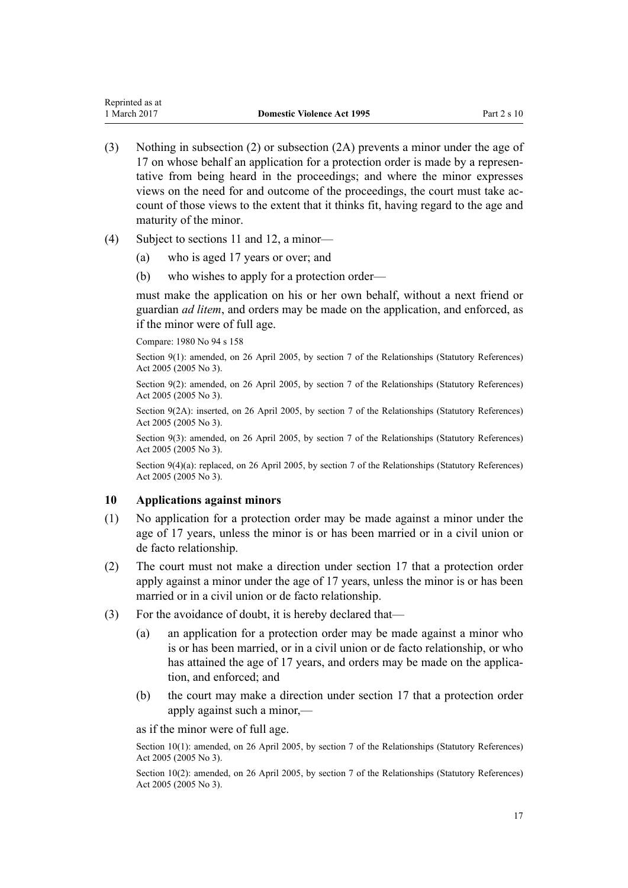(3) Nothing in subsection (2) or subsection (2A) prevents a minor under the age of 17 on whose behalf an application for a protection order is made by a representative from being heard in the proceedings; and where the minor expresses views on the need for and outcome of the proceedings, the court must take account of those views to the extent that it thinks fit, having regard to the age and maturity of the minor.

(4) Subject to sections 11 and 12, a minor—

- (a) who is aged 17 years or over; and
- (b) who wishes to apply for a protection order—

must make the application on his or her own behalf, without a next friend or guardian *ad litem*, and orders may be made on the application, and enforced, as if the minor were of full age.

Compare: 1980 No 94 s 158

Section 9(1): amended, on 26 April 2005, by section 7 of the Relationships (Statutory References) Act 2005 (2005 No 3).

Section 9(2): amended, on 26 April 2005, by section 7 of the Relationships (Statutory References) Act 2005 (2005 No 3).

Section 9(2A): inserted, on 26 April 2005, by section 7 of the Relationships (Statutory References) Act 2005 (2005 No 3).

Section 9(3): amended, on 26 April 2005, by section 7 of the Relationships (Statutory References) Act 2005 (2005 No 3).

Section 9(4)(a): replaced, on 26 April 2005, by section 7 of the Relationships (Statutory References) Act 2005 (2005 No 3).

### 10 Applications against minors

(1) No application for a protection order may be made against a minor under the age of 17 years, unless the minor is or has been married or in a civil union or de facto relationship.

(2) The court must not make a direction under section 17 that a protection order apply against a minor under the age of 17 years, unless the minor is or has been married or in a civil union or de facto relationship.

(3) For the avoidance of doubt, it is hereby declared that—

- (a) an application for a protection order may be made against a minor who is or has been married, or in a civil union or de facto relationship, or who has attained the age of 17 years, and orders may be made on the application, and enforced; and
- (b) the court may make a direction under section 17 that a protection order apply against such a minor,—

as if the minor were of full age.

Section 10(1): amended, on 26 April 2005, by section 7 of the Relationships (Statutory References) Act 2005 (2005 No 3).

Section 10(2): amended, on 26 April 2005, by section 7 of the Relationships (Statutory References) Act 2005 (2005 No 3).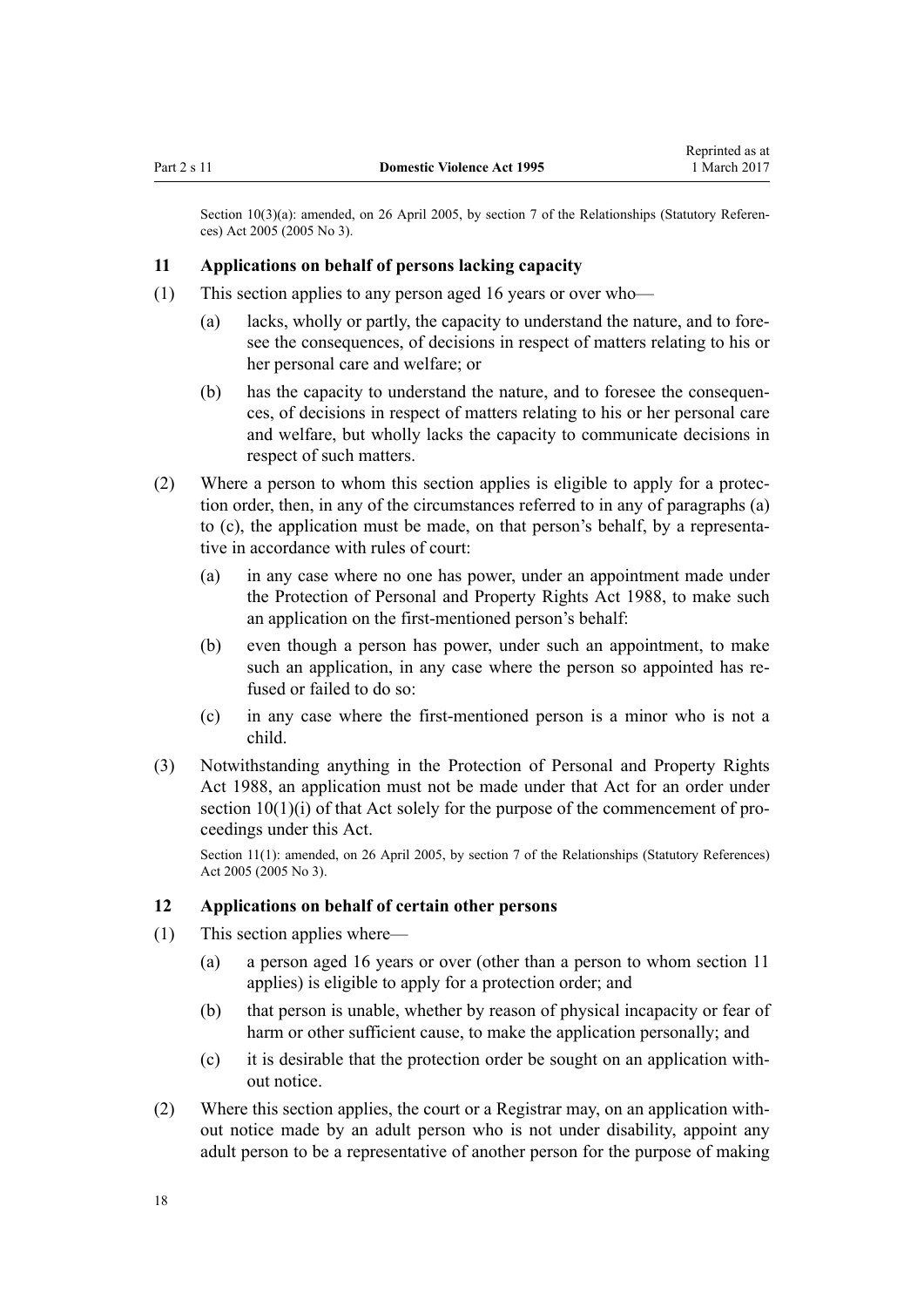Section 10(3)(a): amended, on 26 April 2005, by section 7 of the Relationships (Statutory References) Act 2005 (2005 No 3).

### 11 Applications on behalf of persons lacking capacity

(1) This section applies to any person aged 16 years or over who—

- (a) lacks, wholly or partly, the capacity to understand the nature, and to foresee the consequences, of decisions in respect of matters relating to his or her personal care and welfare; or
- (b) has the capacity to understand the nature, and to foresee the consequences, of decisions in respect of matters relating to his or her personal care and welfare, but wholly lacks the capacity to communicate decisions in respect of such matters.

(2) Where a person to whom this section applies is eligible to apply for a protection order, then, in any of the circumstances referred to in any of paragraphs (a) to (c), the application must be made, on that person's behalf, by a representative in accordance with rules of court:

- (a) in any case where no one has power, under an appointment made under the Protection of Personal and Property Rights Act 1988, to make such an application on the first-mentioned person's behalf:
- (b) even though a person has power, under such an appointment, to make such an application, in any case where the person so appointed has refused or failed to do so:
- (c) in any case where the first-mentioned person is a minor who is not a child.

(3) Notwithstanding anything in the Protection of Personal and Property Rights Act 1988, an application must not be made under that Act for an order under section 10(1)(i) of that Act solely for the purpose of the commencement of proceedings under this Act.

Section 11(1): amended, on 26 April 2005, by section 7 of the Relationships (Statutory References) Act 2005 (2005 No 3).

### 12 Applications on behalf of certain other persons

(1) This section applies where—

- (a) a person aged 16 years or over (other than a person to whom section 11 applies) is eligible to apply for a protection order; and
- (b) that person is unable, whether by reason of physical incapacity or fear of harm or other sufficient cause, to make the application personally; and
- (c) it is desirable that the protection order be sought on an application without notice.

(2) Where this section applies, the court or a Registrar may, on an application without notice made by an adult person who is not under disability, appoint any adult person to be a representative of another person for the purpose of making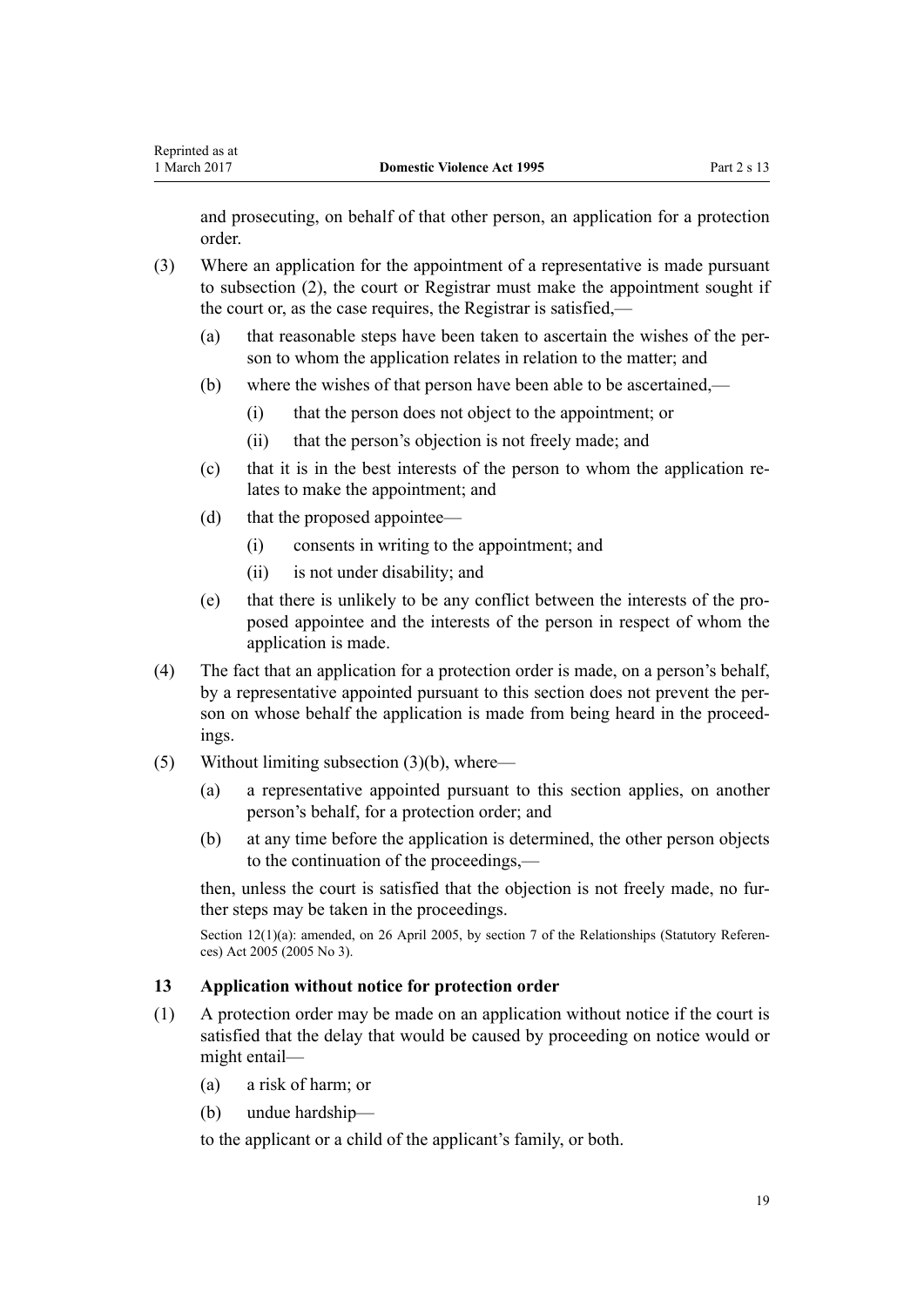and prosecuting, on behalf of that other person, an application for a protection order.

(3) Where an application for the appointment of a representative is made pursuant to subsection (2), the court or Registrar must make the appointment sought if the court or, as the case requires, the Registrar is satisfied,—

   (a) that reasonable steps have been taken to ascertain the wishes of the person to whom the application relates in relation to the matter; and

   (b) where the wishes of that person have been able to be ascertained,—

      (i) that the person does not object to the appointment; or

      (ii) that the person's objection is not freely made; and

   (c) that it is in the best interests of the person to whom the application relates to make the appointment; and

   (d) that the proposed appointee—

      (i) consents in writing to the appointment; and

      (ii) is not under disability; and

   (e) that there is unlikely to be any conflict between the interests of the proposed appointee and the interests of the person in respect of whom the application is made.

(4) The fact that an application for a protection order is made, on a person's behalf, by a representative appointed pursuant to this section does not prevent the person on whose behalf the application is made from being heard in the proceedings.

(5) Without limiting subsection (3)(b), where—

   (a) a representative appointed pursuant to this section applies, on another person's behalf, for a protection order; and

   (b) at any time before the application is determined, the other person objects to the continuation of the proceedings,—

   then, unless the court is satisfied that the objection is not freely made, no further steps may be taken in the proceedings.

Section 12(1)(a): amended, on 26 April 2005, by section 7 of the Relationships (Statutory References) Act 2005 (2005 No 3).

### 13 Application without notice for protection order

(1) A protection order may be made on an application without notice if the court is satisfied that the delay that would be caused by proceeding on notice would or might entail—

   (a) a risk of harm; or

   (b) undue hardship—

   to the applicant or a child of the applicant's family, or both.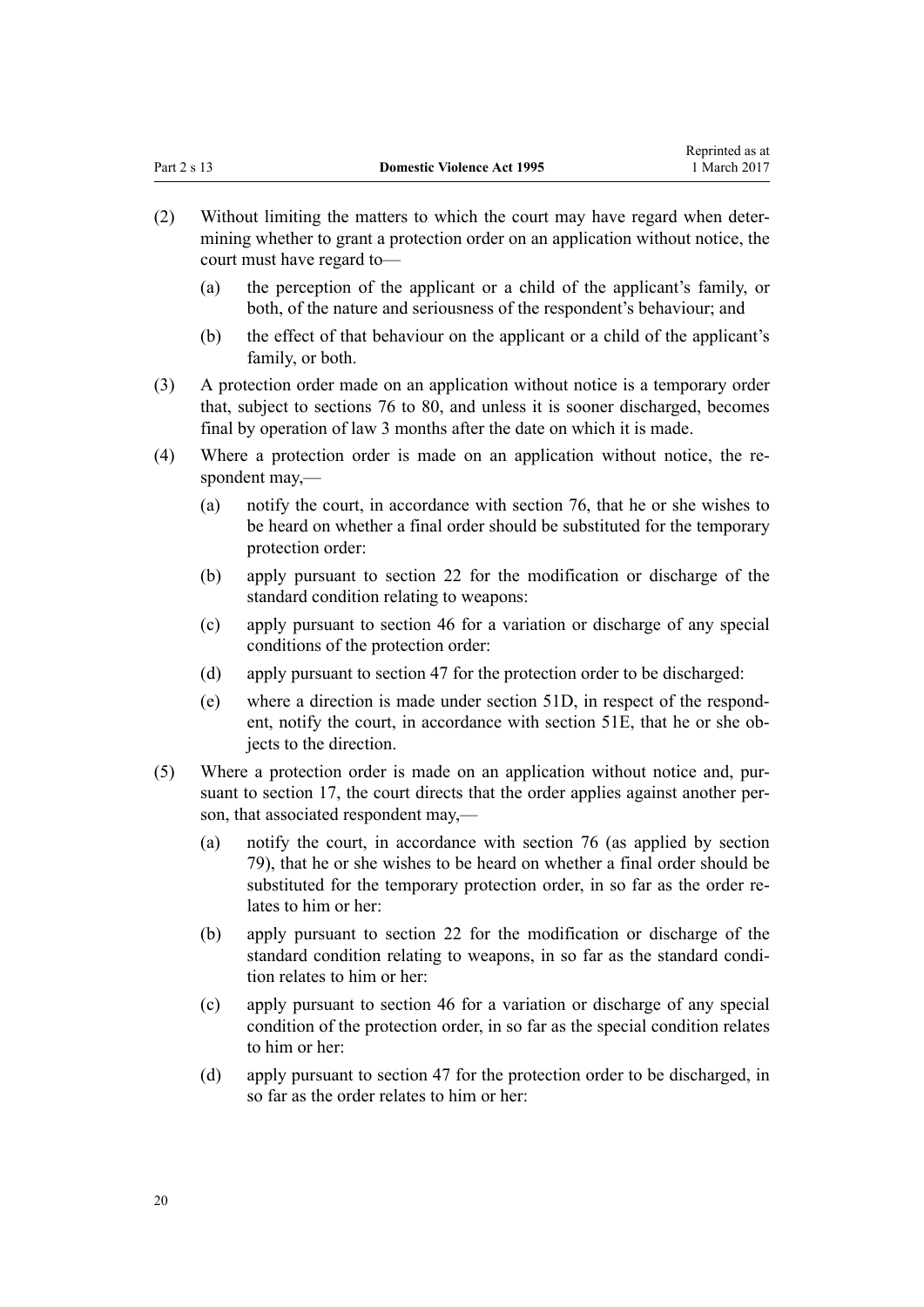(2) Without limiting the matters to which the court may have regard when determining whether to grant a protection order on an application without notice, the court must have regard to—

  (a) the perception of the applicant or a child of the applicant's family, or both, of the nature and seriousness of the respondent's behaviour; and

  (b) the effect of that behaviour on the applicant or a child of the applicant's family, or both.

(3) A protection order made on an application without notice is a temporary order that, subject to sections 76 to 80, and unless it is sooner discharged, becomes final by operation of law 3 months after the date on which it is made.

(4) Where a protection order is made on an application without notice, the respondent may,—

  (a) notify the court, in accordance with section 76, that he or she wishes to be heard on whether a final order should be substituted for the temporary protection order:

  (b) apply pursuant to section 22 for the modification or discharge of the standard condition relating to weapons:

  (c) apply pursuant to section 46 for a variation or discharge of any special conditions of the protection order:

  (d) apply pursuant to section 47 for the protection order to be discharged:

  (e) where a direction is made under section 51D, in respect of the respondent, notify the court, in accordance with section 51E, that he or she objects to the direction.

(5) Where a protection order is made on an application without notice and, pursuant to section 17, the court directs that the order applies against another person, that associated respondent may,—

  (a) notify the court, in accordance with section 76 (as applied by section 79), that he or she wishes to be heard on whether a final order should be substituted for the temporary protection order, in so far as the order relates to him or her:

  (b) apply pursuant to section 22 for the modification or discharge of the standard condition relating to weapons, in so far as the standard condition relates to him or her:

  (c) apply pursuant to section 46 for a variation or discharge of any special condition of the protection order, in so far as the special condition relates to him or her:

  (d) apply pursuant to section 47 for the protection order to be discharged, in so far as the order relates to him or her: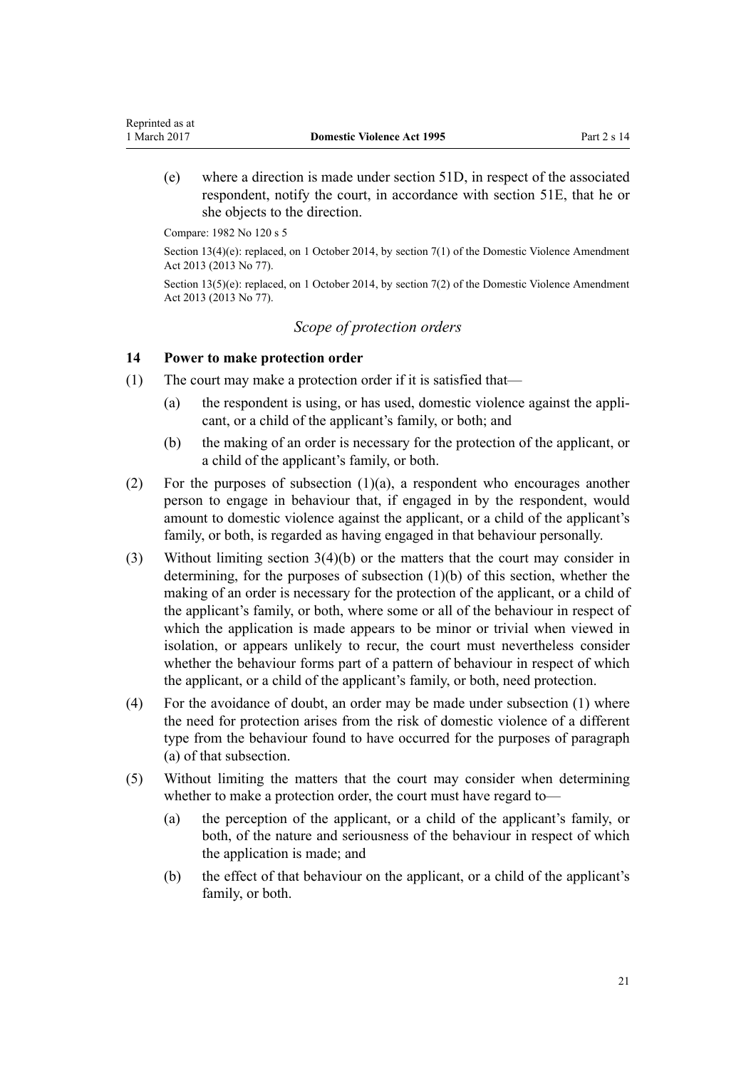(e) where a direction is made under section 51D, in respect of the associated respondent, notify the court, in accordance with section 51E, that he or she objects to the direction.

Compare: 1982 No 120 s 5

Section 13(4)(e): replaced, on 1 October 2014, by section 7(1) of the Domestic Violence Amendment Act 2013 (2013 No 77).

Section 13(5)(e): replaced, on 1 October 2014, by section 7(2) of the Domestic Violence Amendment Act 2013 (2013 No 77).

*Scope of protection orders*

### 14 Power to make protection order

(1) The court may make a protection order if it is satisfied that—

(a) the respondent is using, or has used, domestic violence against the applicant, or a child of the applicant's family, or both; and

(b) the making of an order is necessary for the protection of the applicant, or a child of the applicant's family, or both.

(2) For the purposes of subsection (1)(a), a respondent who encourages another person to engage in behaviour that, if engaged in by the respondent, would amount to domestic violence against the applicant, or a child of the applicant's family, or both, is regarded as having engaged in that behaviour personally.

(3) Without limiting section 3(4)(b) or the matters that the court may consider in determining, for the purposes of subsection (1)(b) of this section, whether the making of an order is necessary for the protection of the applicant, or a child of the applicant's family, or both, where some or all of the behaviour in respect of which the application is made appears to be minor or trivial when viewed in isolation, or appears unlikely to recur, the court must nevertheless consider whether the behaviour forms part of a pattern of behaviour in respect of which the applicant, or a child of the applicant's family, or both, need protection.

(4) For the avoidance of doubt, an order may be made under subsection (1) where the need for protection arises from the risk of domestic violence of a different type from the behaviour found to have occurred for the purposes of paragraph (a) of that subsection.

(5) Without limiting the matters that the court may consider when determining whether to make a protection order, the court must have regard to—

(a) the perception of the applicant, or a child of the applicant's family, or both, of the nature and seriousness of the behaviour in respect of which the application is made; and

(b) the effect of that behaviour on the applicant, or a child of the applicant's family, or both.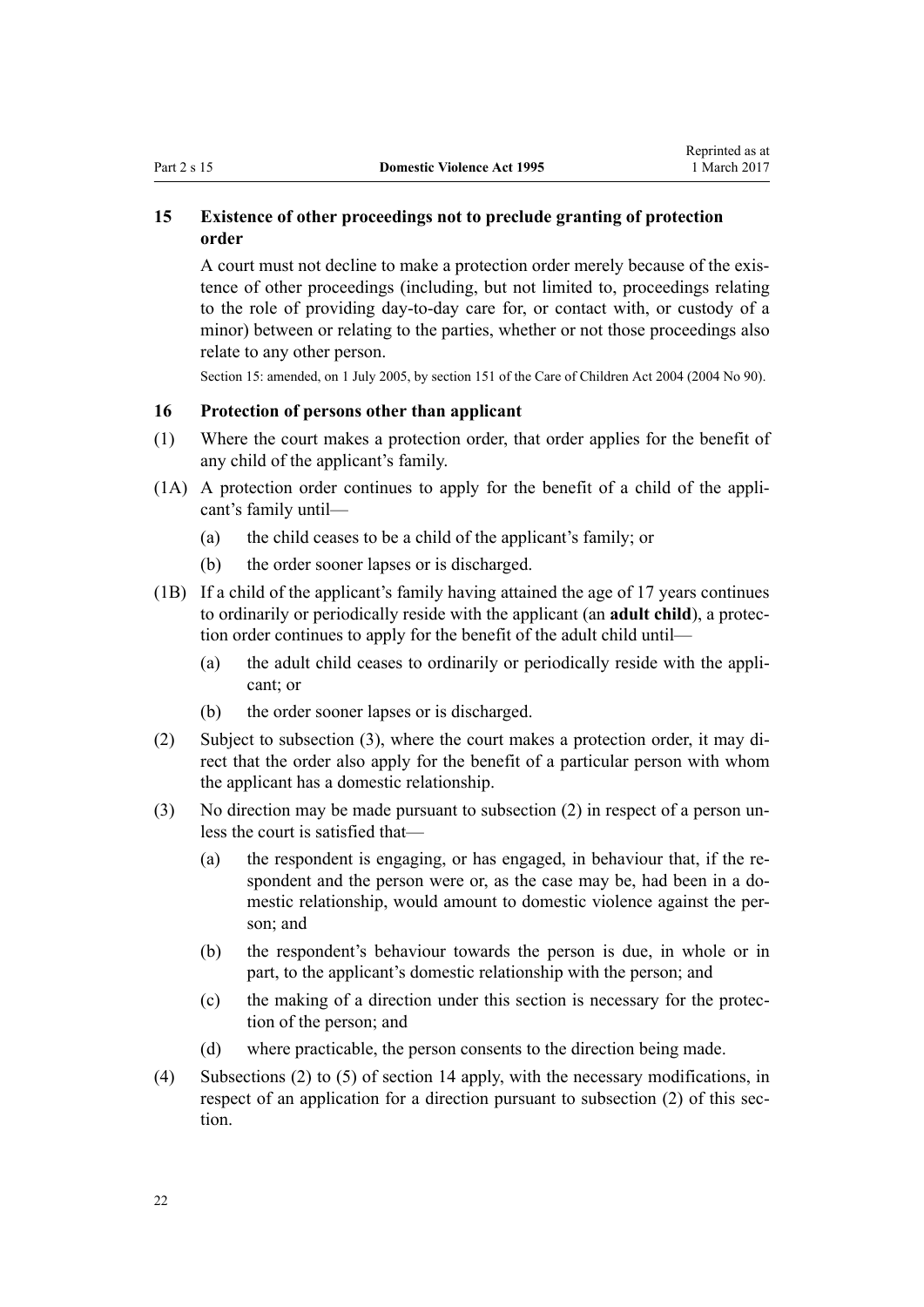### 15 Existence of other proceedings not to preclude granting of protection order

A court must not decline to make a protection order merely because of the existence of other proceedings (including, but not limited to, proceedings relating to the role of providing day-to-day care for, or contact with, or custody of a minor) between or relating to the parties, whether or not those proceedings also relate to any other person.

Section 15: amended, on 1 July 2005, by section 151 of the Care of Children Act 2004 (2004 No 90).

### 16 Protection of persons other than applicant

(1) Where the court makes a protection order, that order applies for the benefit of any child of the applicant's family.

(1A) A protection order continues to apply for the benefit of a child of the applicant's family until—

- (a) the child ceases to be a child of the applicant's family; or
- (b) the order sooner lapses or is discharged.

(1B) If a child of the applicant's family having attained the age of 17 years continues to ordinarily or periodically reside with the applicant (an **adult child**), a protection order continues to apply for the benefit of the adult child until—

- (a) the adult child ceases to ordinarily or periodically reside with the applicant; or
- (b) the order sooner lapses or is discharged.

(2) Subject to subsection (3), where the court makes a protection order, it may direct that the order also apply for the benefit of a particular person with whom the applicant has a domestic relationship.

(3) No direction may be made pursuant to subsection (2) in respect of a person unless the court is satisfied that—

- (a) the respondent is engaging, or has engaged, in behaviour that, if the respondent and the person were or, as the case may be, had been in a domestic relationship, would amount to domestic violence against the person; and
- (b) the respondent's behaviour towards the person is due, in whole or in part, to the applicant's domestic relationship with the person; and
- (c) the making of a direction under this section is necessary for the protection of the person; and
- (d) where practicable, the person consents to the direction being made.

(4) Subsections (2) to (5) of section 14 apply, with the necessary modifications, in respect of an application for a direction pursuant to subsection (2) of this section.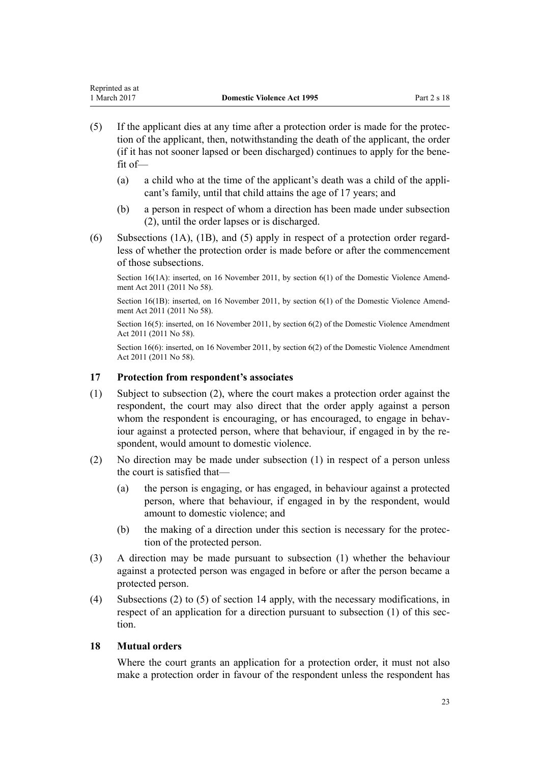(5) If the applicant dies at any time after a protection order is made for the protection of the applicant, then, notwithstanding the death of the applicant, the order (if it has not sooner lapsed or been discharged) continues to apply for the benefit of—

   (a) a child who at the time of the applicant's death was a child of the applicant's family, until that child attains the age of 17 years; and

   (b) a person in respect of whom a direction has been made under subsection (2), until the order lapses or is discharged.

(6) Subsections (1A), (1B), and (5) apply in respect of a protection order regardless of whether the protection order is made before or after the commencement of those subsections.

Section 16(1A): inserted, on 16 November 2011, by section 6(1) of the Domestic Violence Amendment Act 2011 (2011 No 58).

Section 16(1B): inserted, on 16 November 2011, by section 6(1) of the Domestic Violence Amendment Act 2011 (2011 No 58).

Section 16(5): inserted, on 16 November 2011, by section 6(2) of the Domestic Violence Amendment Act 2011 (2011 No 58).

Section 16(6): inserted, on 16 November 2011, by section 6(2) of the Domestic Violence Amendment Act 2011 (2011 No 58).

### 17 Protection from respondent's associates

(1) Subject to subsection (2), where the court makes a protection order against the respondent, the court may also direct that the order apply against a person whom the respondent is encouraging, or has encouraged, to engage in behaviour against a protected person, where that behaviour, if engaged in by the respondent, would amount to domestic violence.

(2) No direction may be made under subsection (1) in respect of a person unless the court is satisfied that—

   (a) the person is engaging, or has engaged, in behaviour against a protected person, where that behaviour, if engaged in by the respondent, would amount to domestic violence; and

   (b) the making of a direction under this section is necessary for the protection of the protected person.

(3) A direction may be made pursuant to subsection (1) whether the behaviour against a protected person was engaged in before or after the person became a protected person.

(4) Subsections (2) to (5) of section 14 apply, with the necessary modifications, in respect of an application for a direction pursuant to subsection (1) of this section.

### 18 Mutual orders

Where the court grants an application for a protection order, it must not also make a protection order in favour of the respondent unless the respondent has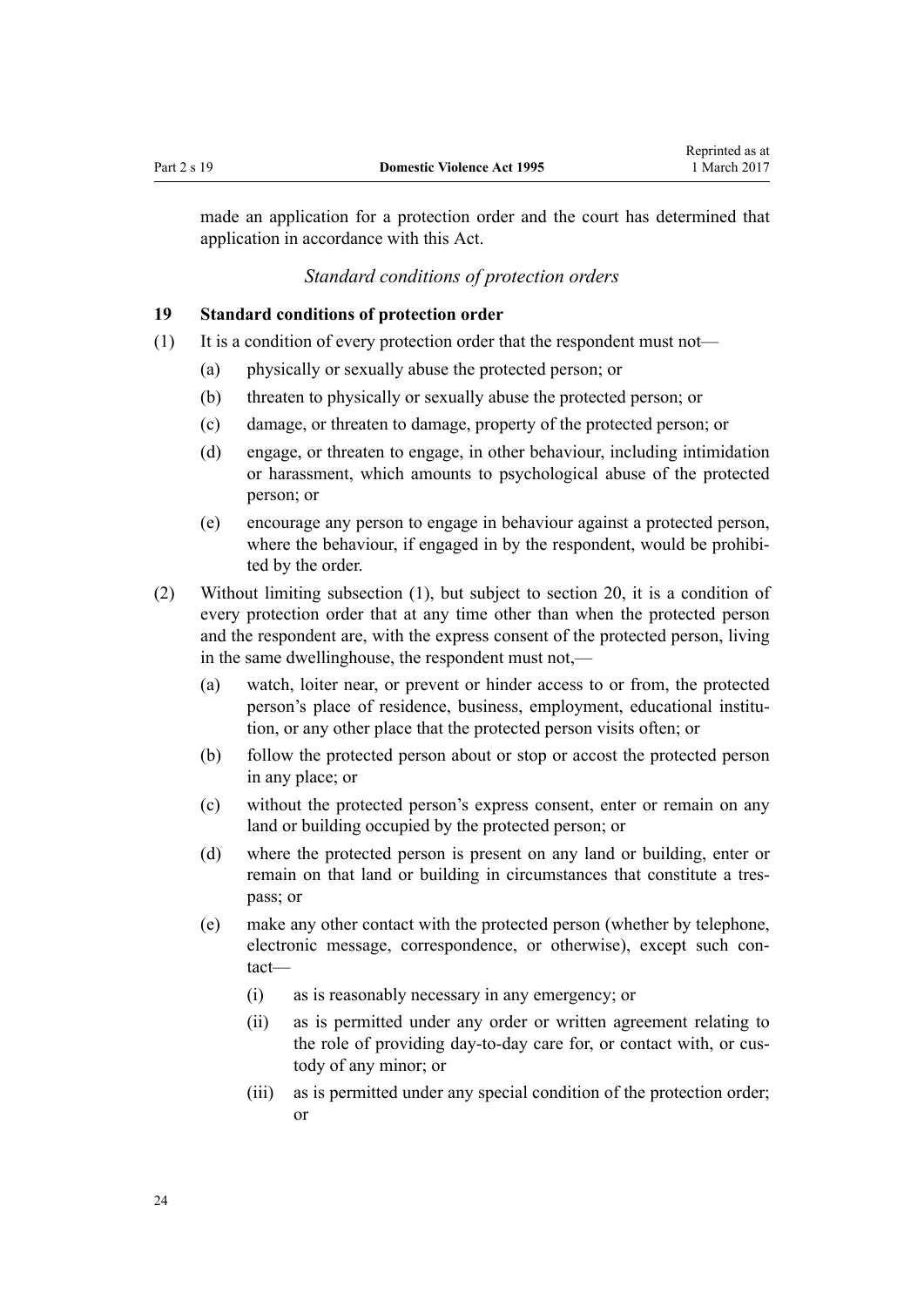made an application for a protection order and the court has determined that application in accordance with this Act.

*Standard conditions of protection orders*

### 19 Standard conditions of protection order

(1) It is a condition of every protection order that the respondent must not—

  (a) physically or sexually abuse the protected person; or

  (b) threaten to physically or sexually abuse the protected person; or

  (c) damage, or threaten to damage, property of the protected person; or

  (d) engage, or threaten to engage, in other behaviour, including intimidation or harassment, which amounts to psychological abuse of the protected person; or

  (e) encourage any person to engage in behaviour against a protected person, where the behaviour, if engaged in by the respondent, would be prohibited by the order.

(2) Without limiting subsection (1), but subject to section 20, it is a condition of every protection order that at any time other than when the protected person and the respondent are, with the express consent of the protected person, living in the same dwellinghouse, the respondent must not,—

  (a) watch, loiter near, or prevent or hinder access to or from, the protected person's place of residence, business, employment, educational institution, or any other place that the protected person visits often; or

  (b) follow the protected person about or stop or accost the protected person in any place; or

  (c) without the protected person's express consent, enter or remain on any land or building occupied by the protected person; or

  (d) where the protected person is present on any land or building, enter or remain on that land or building in circumstances that constitute a trespass; or

  (e) make any other contact with the protected person (whether by telephone, electronic message, correspondence, or otherwise), except such contact—

    (i) as is reasonably necessary in any emergency; or

    (ii) as is permitted under any order or written agreement relating to the role of providing day-to-day care for, or contact with, or custody of any minor; or

    (iii) as is permitted under any special condition of the protection order; or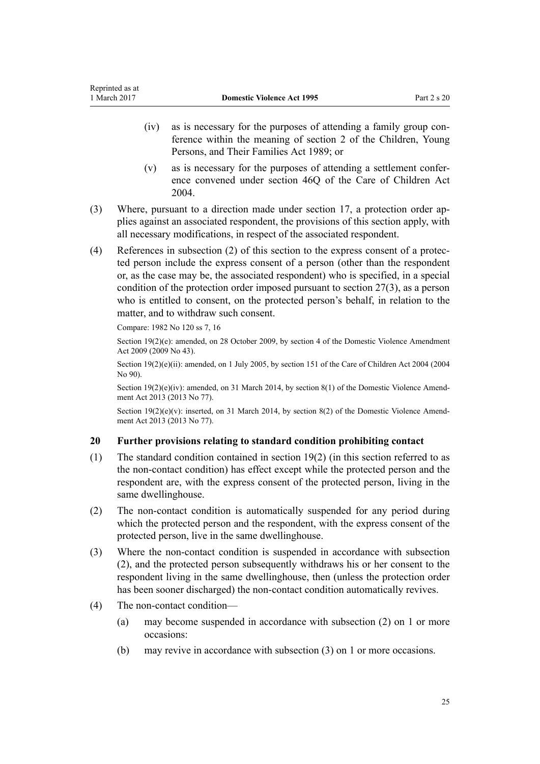(iv) as is necessary for the purposes of attending a family group conference within the meaning of section 2 of the Children, Young Persons, and Their Families Act 1989; or

(v) as is necessary for the purposes of attending a settlement conference convened under section 46Q of the Care of Children Act 2004.

(3) Where, pursuant to a direction made under section 17, a protection order applies against an associated respondent, the provisions of this section apply, with all necessary modifications, in respect of the associated respondent.

(4) References in subsection (2) of this section to the express consent of a protected person include the express consent of a person (other than the respondent or, as the case may be, the associated respondent) who is specified, in a special condition of the protection order imposed pursuant to section 27(3), as a person who is entitled to consent, on the protected person's behalf, in relation to the matter, and to withdraw such consent.

Compare: 1982 No 120 ss 7, 16

Section 19(2)(e): amended, on 28 October 2009, by section 4 of the Domestic Violence Amendment Act 2009 (2009 No 43).

Section 19(2)(e)(ii): amended, on 1 July 2005, by section 151 of the Care of Children Act 2004 (2004 No 90).

Section 19(2)(e)(iv): amended, on 31 March 2014, by section 8(1) of the Domestic Violence Amendment Act 2013 (2013 No 77).

Section 19(2)(e)(v): inserted, on 31 March 2014, by section 8(2) of the Domestic Violence Amendment Act 2013 (2013 No 77).

### 20 Further provisions relating to standard condition prohibiting contact

(1) The standard condition contained in section 19(2) (in this section referred to as the non-contact condition) has effect except while the protected person and the respondent are, with the express consent of the protected person, living in the same dwellinghouse.

(2) The non-contact condition is automatically suspended for any period during which the protected person and the respondent, with the express consent of the protected person, live in the same dwellinghouse.

(3) Where the non-contact condition is suspended in accordance with subsection (2), and the protected person subsequently withdraws his or her consent to the respondent living in the same dwellinghouse, then (unless the protection order has been sooner discharged) the non-contact condition automatically revives.

(4) The non-contact condition—

(a) may become suspended in accordance with subsection (2) on 1 or more occasions:

(b) may revive in accordance with subsection (3) on 1 or more occasions.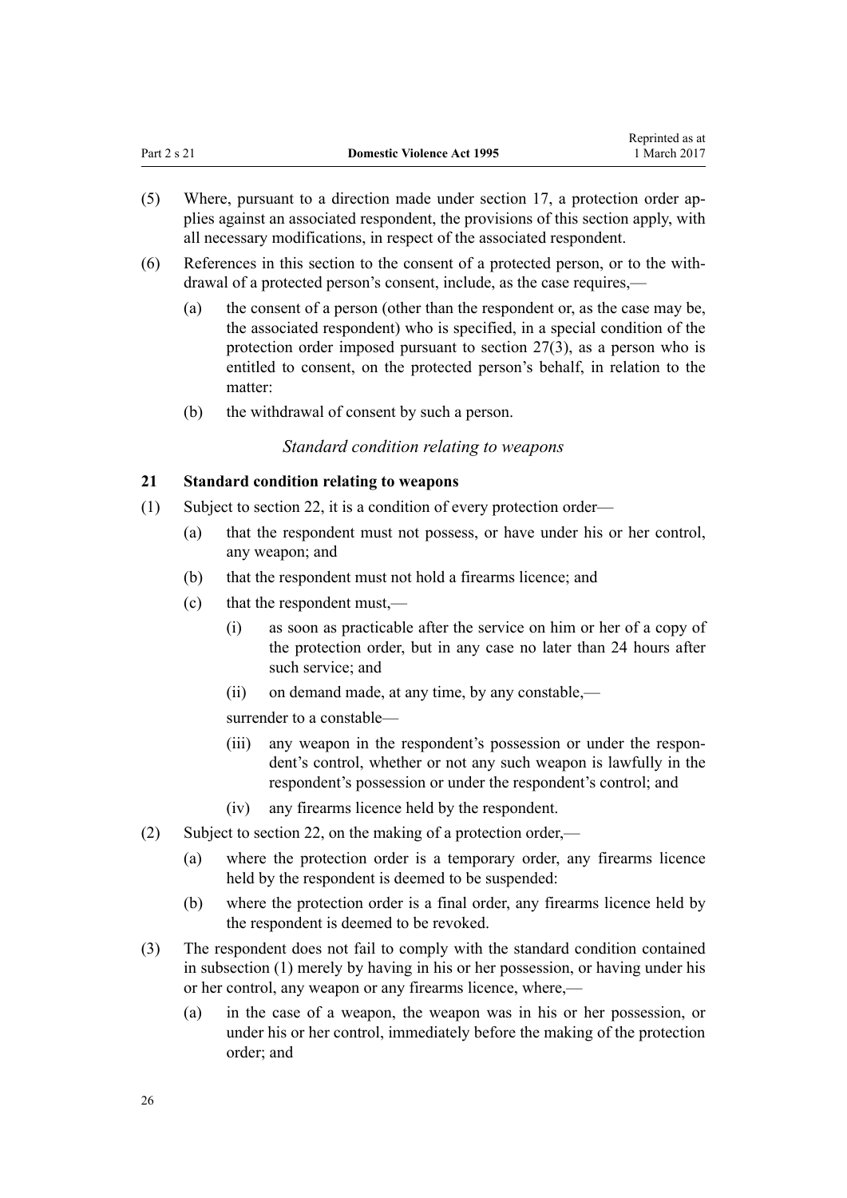(5) Where, pursuant to a direction made under section 17, a protection order applies against an associated respondent, the provisions of this section apply, with all necessary modifications, in respect of the associated respondent.

(6) References in this section to the consent of a protected person, or to the withdrawal of a protected person's consent, include, as the case requires,—

  (a) the consent of a person (other than the respondent or, as the case may be, the associated respondent) who is specified, in a special condition of the protection order imposed pursuant to section 27(3), as a person who is entitled to consent, on the protected person's behalf, in relation to the matter:

  (b) the withdrawal of consent by such a person.

*Standard condition relating to weapons*

### 21 Standard condition relating to weapons

(1) Subject to section 22, it is a condition of every protection order—

  (a) that the respondent must not possess, or have under his or her control, any weapon; and

  (b) that the respondent must not hold a firearms licence; and

  (c) that the respondent must,—

    (i) as soon as practicable after the service on him or her of a copy of the protection order, but in any case no later than 24 hours after such service; and

    (ii) on demand made, at any time, by any constable,—

  surrender to a constable—

    (iii) any weapon in the respondent's possession or under the respondent's control, whether or not any such weapon is lawfully in the respondent's possession or under the respondent's control; and

    (iv) any firearms licence held by the respondent.

(2) Subject to section 22, on the making of a protection order,—

  (a) where the protection order is a temporary order, any firearms licence held by the respondent is deemed to be suspended:

  (b) where the protection order is a final order, any firearms licence held by the respondent is deemed to be revoked.

(3) The respondent does not fail to comply with the standard condition contained in subsection (1) merely by having in his or her possession, or having under his or her control, any weapon or any firearms licence, where,—

  (a) in the case of a weapon, the weapon was in his or her possession, or under his or her control, immediately before the making of the protection order; and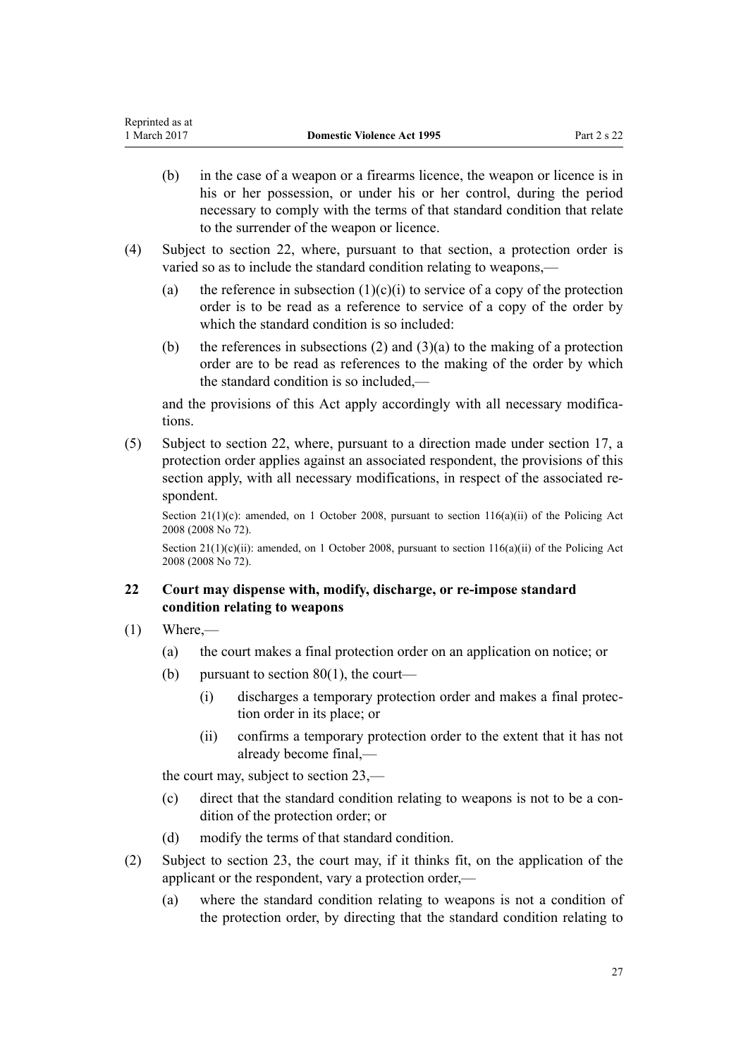(b) in the case of a weapon or a firearms licence, the weapon or licence is in his or her possession, or under his or her control, during the period necessary to comply with the terms of that standard condition that relate to the surrender of the weapon or licence.

(4) Subject to section 22, where, pursuant to that section, a protection order is varied so as to include the standard condition relating to weapons,—

(a) the reference in subsection (1)(c)(i) to service of a copy of the protection order is to be read as a reference to service of a copy of the order by which the standard condition is so included:

(b) the references in subsections (2) and (3)(a) to the making of a protection order are to be read as references to the making of the order by which the standard condition is so included,—

and the provisions of this Act apply accordingly with all necessary modifications.

(5) Subject to section 22, where, pursuant to a direction made under section 17, a protection order applies against an associated respondent, the provisions of this section apply, with all necessary modifications, in respect of the associated respondent.

Section 21(1)(c): amended, on 1 October 2008, pursuant to section 116(a)(ii) of the Policing Act 2008 (2008 No 72).

Section 21(1)(c)(ii): amended, on 1 October 2008, pursuant to section 116(a)(ii) of the Policing Act 2008 (2008 No 72).

### 22 Court may dispense with, modify, discharge, or re-impose standard condition relating to weapons

(1) Where,—

(a) the court makes a final protection order on an application on notice; or

(b) pursuant to section 80(1), the court—

(i) discharges a temporary protection order and makes a final protection order in its place; or

(ii) confirms a temporary protection order to the extent that it has not already become final,—

the court may, subject to section 23,—

(c) direct that the standard condition relating to weapons is not to be a condition of the protection order; or

(d) modify the terms of that standard condition.

(2) Subject to section 23, the court may, if it thinks fit, on the application of the applicant or the respondent, vary a protection order,—

(a) where the standard condition relating to weapons is not a condition of the protection order, by directing that the standard condition relating to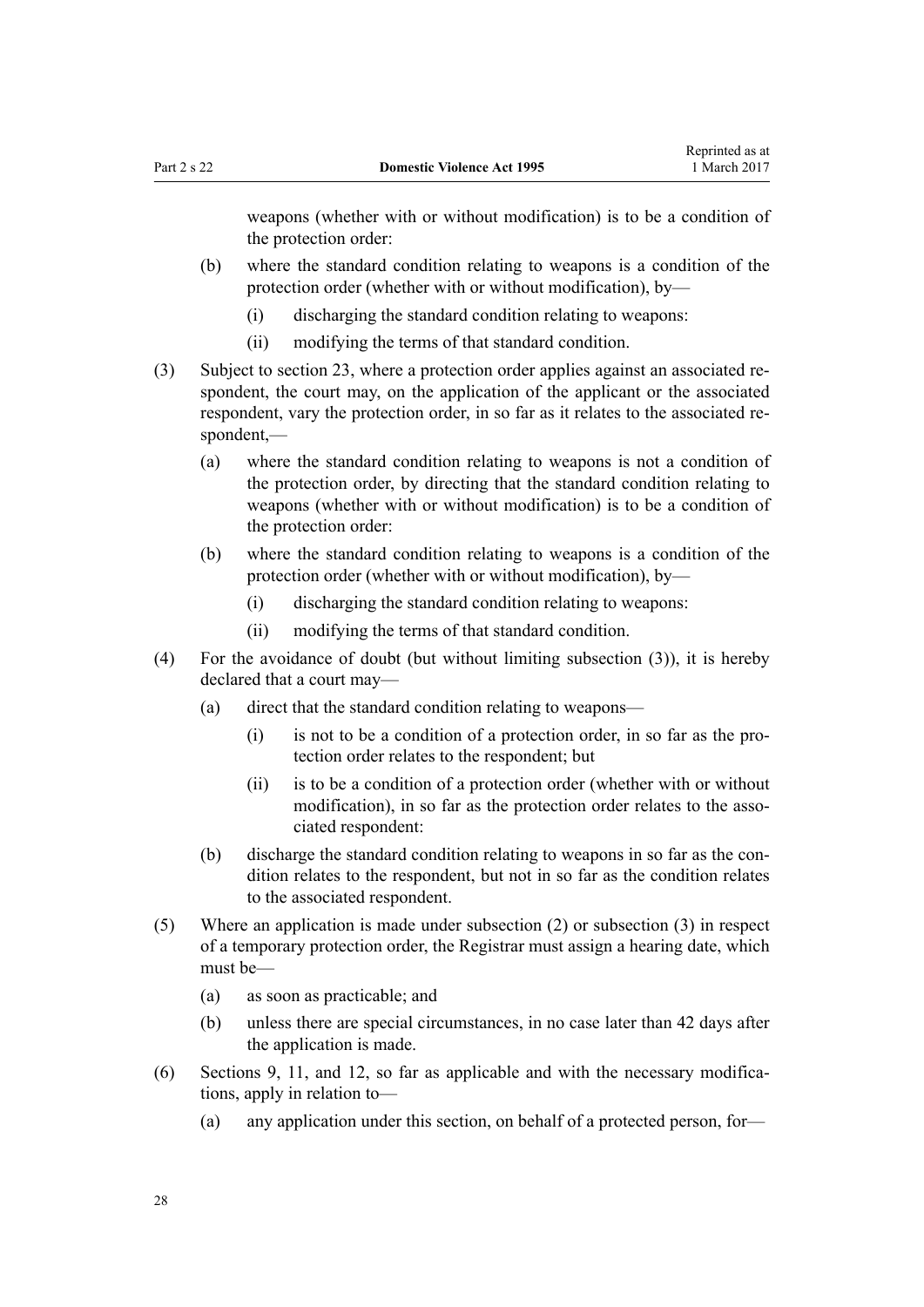weapons (whether with or without modification) is to be a condition of the protection order:

(b) where the standard condition relating to weapons is a condition of the protection order (whether with or without modification), by—

  (i) discharging the standard condition relating to weapons:

  (ii) modifying the terms of that standard condition.

(3) Subject to section 23, where a protection order applies against an associated respondent, the court may, on the application of the applicant or the associated respondent, vary the protection order, in so far as it relates to the associated respondent,—

(a) where the standard condition relating to weapons is not a condition of the protection order, by directing that the standard condition relating to weapons (whether with or without modification) is to be a condition of the protection order:

(b) where the standard condition relating to weapons is a condition of the protection order (whether with or without modification), by—

  (i) discharging the standard condition relating to weapons:

  (ii) modifying the terms of that standard condition.

(4) For the avoidance of doubt (but without limiting subsection (3)), it is hereby declared that a court may—

(a) direct that the standard condition relating to weapons—

  (i) is not to be a condition of a protection order, in so far as the protection order relates to the respondent; but

  (ii) is to be a condition of a protection order (whether with or without modification), in so far as the protection order relates to the associated respondent:

(b) discharge the standard condition relating to weapons in so far as the condition relates to the respondent, but not in so far as the condition relates to the associated respondent.

(5) Where an application is made under subsection (2) or subsection (3) in respect of a temporary protection order, the Registrar must assign a hearing date, which must be—

(a) as soon as practicable; and

(b) unless there are special circumstances, in no case later than 42 days after the application is made.

(6) Sections 9, 11, and 12, so far as applicable and with the necessary modifications, apply in relation to—

(a) any application under this section, on behalf of a protected person, for—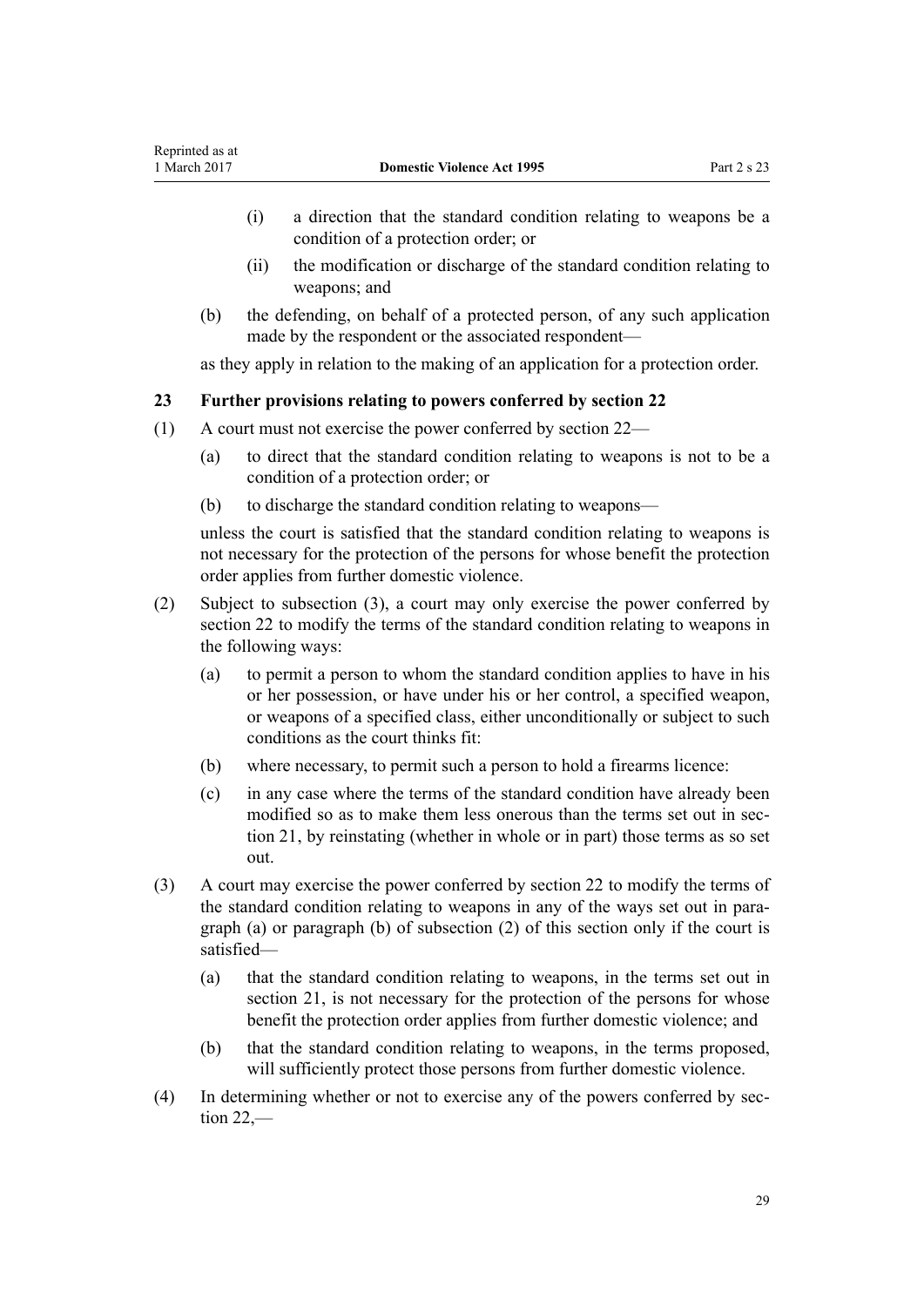- (i) a direction that the standard condition relating to weapons be a condition of a protection order; or
- (ii) the modification or discharge of the standard condition relating to weapons; and

(b) the defending, on behalf of a protected person, of any such application made by the respondent or the associated respondent—

as they apply in relation to the making of an application for a protection order.

### 23 Further provisions relating to powers conferred by section 22

(1) A court must not exercise the power conferred by section 22—

- (a) to direct that the standard condition relating to weapons is not to be a condition of a protection order; or
- (b) to discharge the standard condition relating to weapons—

unless the court is satisfied that the standard condition relating to weapons is not necessary for the protection of the persons for whose benefit the protection order applies from further domestic violence.

(2) Subject to subsection (3), a court may only exercise the power conferred by section 22 to modify the terms of the standard condition relating to weapons in the following ways:

- (a) to permit a person to whom the standard condition applies to have in his or her possession, or have under his or her control, a specified weapon, or weapons of a specified class, either unconditionally or subject to such conditions as the court thinks fit:
- (b) where necessary, to permit such a person to hold a firearms licence:
- (c) in any case where the terms of the standard condition have already been modified so as to make them less onerous than the terms set out in section 21, by reinstating (whether in whole or in part) those terms as so set out.

(3) A court may exercise the power conferred by section 22 to modify the terms of the standard condition relating to weapons in any of the ways set out in paragraph (a) or paragraph (b) of subsection (2) of this section only if the court is satisfied—

- (a) that the standard condition relating to weapons, in the terms set out in section 21, is not necessary for the protection of the persons for whose benefit the protection order applies from further domestic violence; and
- (b) that the standard condition relating to weapons, in the terms proposed, will sufficiently protect those persons from further domestic violence.

(4) In determining whether or not to exercise any of the powers conferred by section 22,—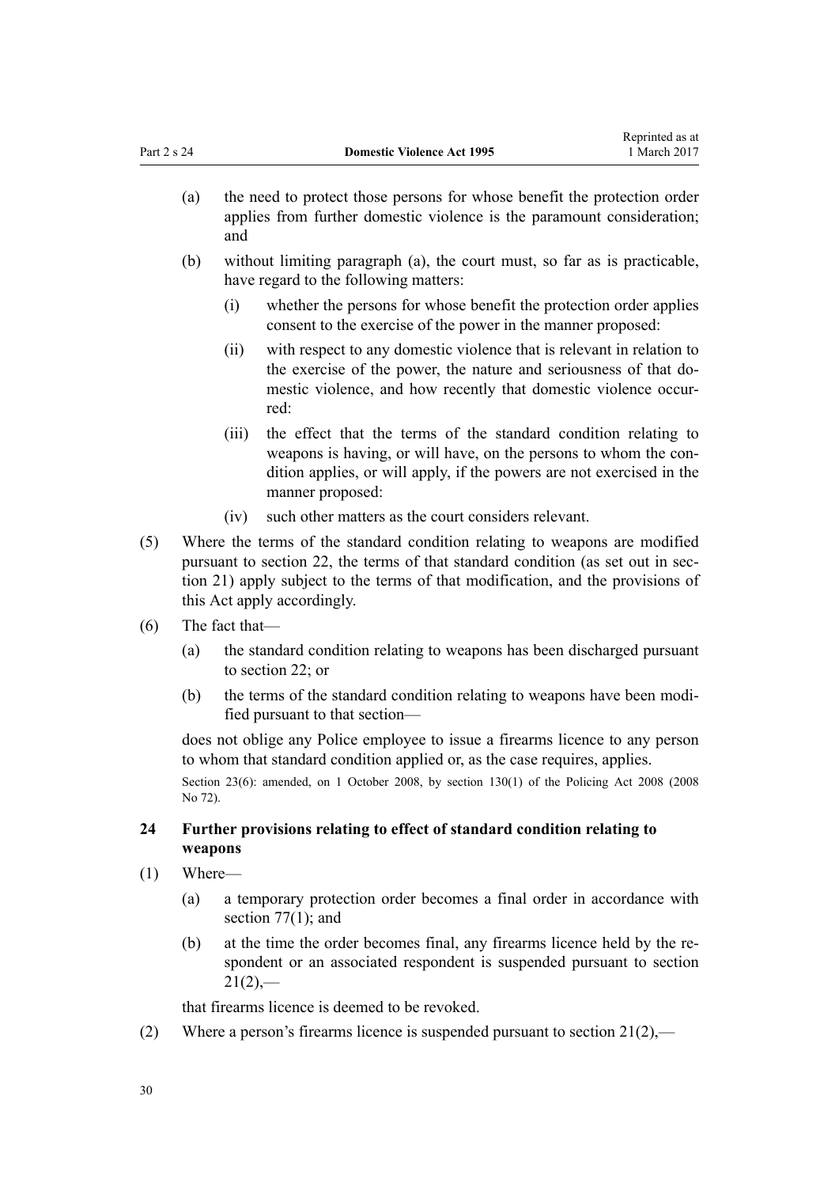(a) the need to protect those persons for whose benefit the protection order applies from further domestic violence is the paramount consideration; and

(b) without limiting paragraph (a), the court must, so far as is practicable, have regard to the following matters:

(i) whether the persons for whose benefit the protection order applies consent to the exercise of the power in the manner proposed:

(ii) with respect to any domestic violence that is relevant in relation to the exercise of the power, the nature and seriousness of that domestic violence, and how recently that domestic violence occurred:

(iii) the effect that the terms of the standard condition relating to weapons is having, or will have, on the persons to whom the condition applies, or will apply, if the powers are not exercised in the manner proposed:

(iv) such other matters as the court considers relevant.

(5) Where the terms of the standard condition relating to weapons are modified pursuant to section 22, the terms of that standard condition (as set out in section 21) apply subject to the terms of that modification, and the provisions of this Act apply accordingly.

(6) The fact that—

(a) the standard condition relating to weapons has been discharged pursuant to section 22; or

(b) the terms of the standard condition relating to weapons have been modified pursuant to that section—

does not oblige any Police employee to issue a firearms licence to any person to whom that standard condition applied or, as the case requires, applies.

Section 23(6): amended, on 1 October 2008, by section 130(1) of the Policing Act 2008 (2008 No 72).

### 24 Further provisions relating to effect of standard condition relating to weapons

(1) Where—

(a) a temporary protection order becomes a final order in accordance with section 77(1); and

(b) at the time the order becomes final, any firearms licence held by the respondent or an associated respondent is suspended pursuant to section 21(2),—

that firearms licence is deemed to be revoked.

(2) Where a person's firearms licence is suspended pursuant to section 21(2),—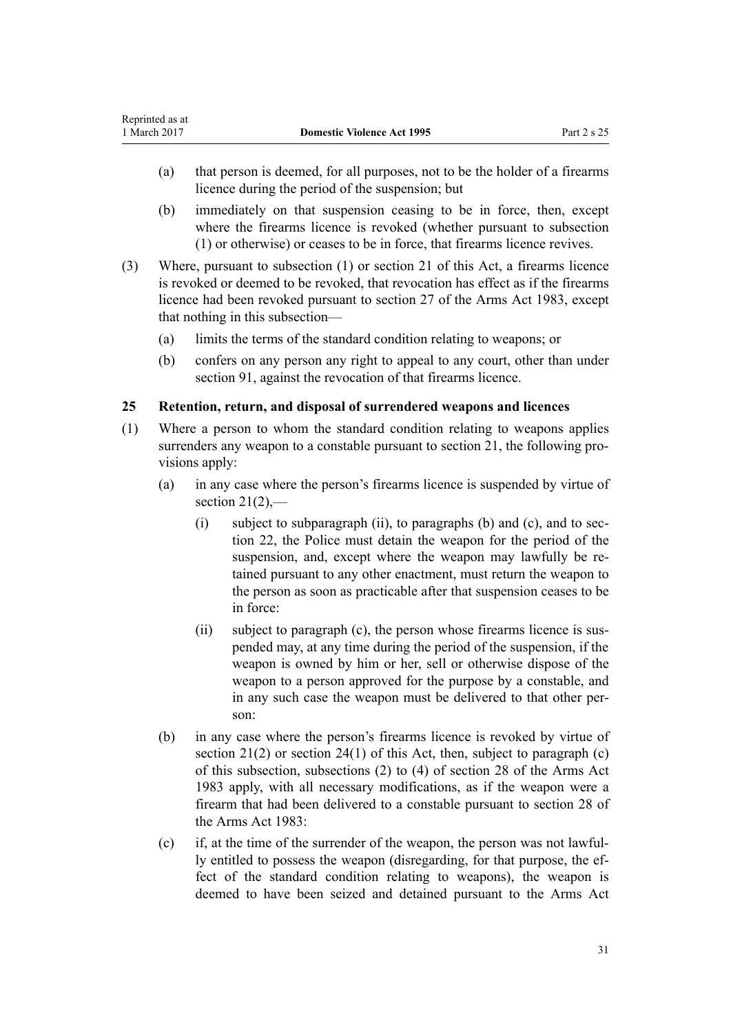(a) that person is deemed, for all purposes, not to be the holder of a firearms licence during the period of the suspension; but

(b) immediately on that suspension ceasing to be in force, then, except where the firearms licence is revoked (whether pursuant to subsection (1) or otherwise) or ceases to be in force, that firearms licence revives.

(3) Where, pursuant to subsection (1) or section 21 of this Act, a firearms licence is revoked or deemed to be revoked, that revocation has effect as if the firearms licence had been revoked pursuant to section 27 of the Arms Act 1983, except that nothing in this subsection—

(a) limits the terms of the standard condition relating to weapons; or

(b) confers on any person any right to appeal to any court, other than under section 91, against the revocation of that firearms licence.

### 25 Retention, return, and disposal of surrendered weapons and licences

(1) Where a person to whom the standard condition relating to weapons applies surrenders any weapon to a constable pursuant to section 21, the following provisions apply:

(a) in any case where the person's firearms licence is suspended by virtue of section 21(2),—

(i) subject to subparagraph (ii), to paragraphs (b) and (c), and to section 22, the Police must detain the weapon for the period of the suspension, and, except where the weapon may lawfully be retained pursuant to any other enactment, must return the weapon to the person as soon as practicable after that suspension ceases to be in force:

(ii) subject to paragraph (c), the person whose firearms licence is suspended may, at any time during the period of the suspension, if the weapon is owned by him or her, sell or otherwise dispose of the weapon to a person approved for the purpose by a constable, and in any such case the weapon must be delivered to that other person:

(b) in any case where the person's firearms licence is revoked by virtue of section 21(2) or section 24(1) of this Act, then, subject to paragraph (c) of this subsection, subsections (2) to (4) of section 28 of the Arms Act 1983 apply, with all necessary modifications, as if the weapon were a firearm that had been delivered to a constable pursuant to section 28 of the Arms Act 1983:

(c) if, at the time of the surrender of the weapon, the person was not lawfully entitled to possess the weapon (disregarding, for that purpose, the effect of the standard condition relating to weapons), the weapon is deemed to have been seized and detained pursuant to the Arms Act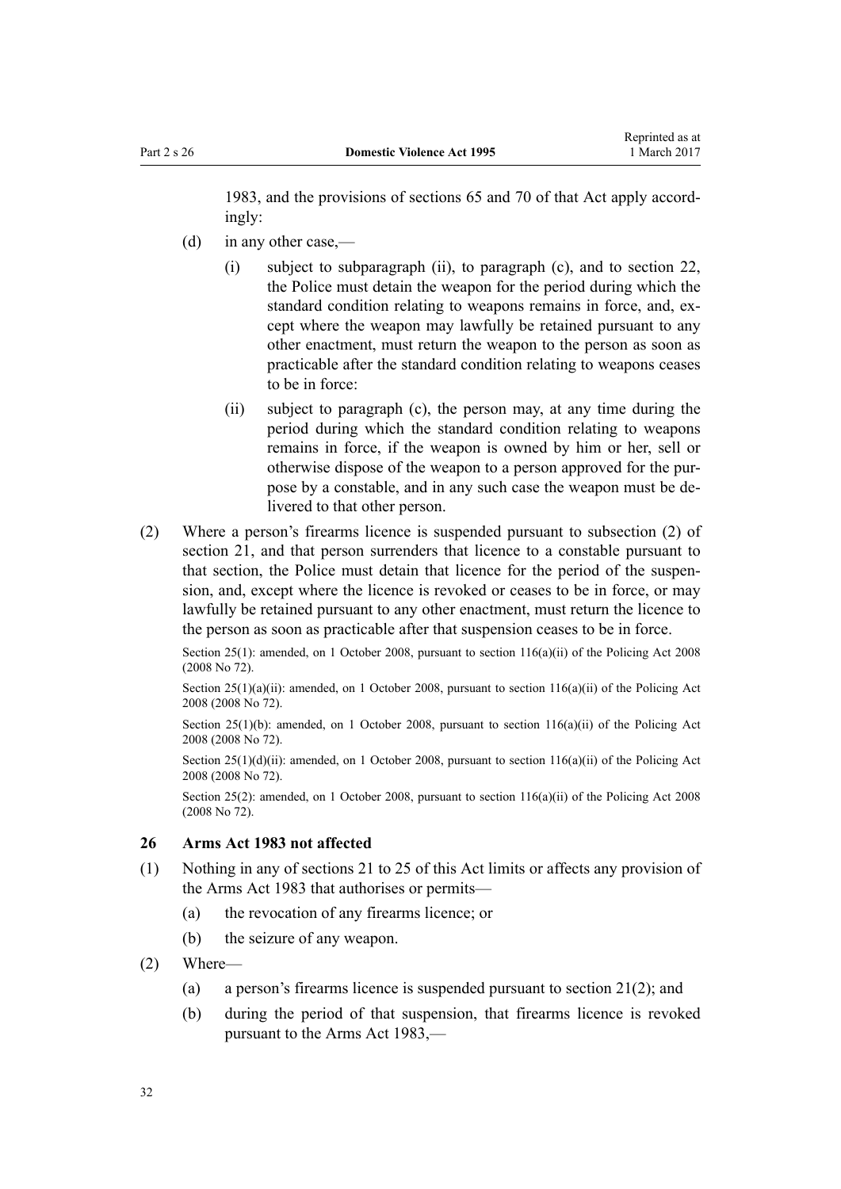1983, and the provisions of sections 65 and 70 of that Act apply accordingly:

(d) in any other case,—

(i) subject to subparagraph (ii), to paragraph (c), and to section 22, the Police must detain the weapon for the period during which the standard condition relating to weapons remains in force, and, except where the weapon may lawfully be retained pursuant to any other enactment, must return the weapon to the person as soon as practicable after the standard condition relating to weapons ceases to be in force:

(ii) subject to paragraph (c), the person may, at any time during the period during which the standard condition relating to weapons remains in force, if the weapon is owned by him or her, sell or otherwise dispose of the weapon to a person approved for the purpose by a constable, and in any such case the weapon must be delivered to that other person.

(2) Where a person's firearms licence is suspended pursuant to subsection (2) of section 21, and that person surrenders that licence to a constable pursuant to that section, the Police must detain that licence for the period of the suspension, and, except where the licence is revoked or ceases to be in force, or may lawfully be retained pursuant to any other enactment, must return the licence to the person as soon as practicable after that suspension ceases to be in force.

Section 25(1): amended, on 1 October 2008, pursuant to section 116(a)(ii) of the Policing Act 2008 (2008 No 72).

Section 25(1)(a)(ii): amended, on 1 October 2008, pursuant to section 116(a)(ii) of the Policing Act 2008 (2008 No 72).

Section 25(1)(b): amended, on 1 October 2008, pursuant to section 116(a)(ii) of the Policing Act 2008 (2008 No 72).

Section 25(1)(d)(ii): amended, on 1 October 2008, pursuant to section 116(a)(ii) of the Policing Act 2008 (2008 No 72).

Section 25(2): amended, on 1 October 2008, pursuant to section 116(a)(ii) of the Policing Act 2008 (2008 No 72).

### 26 Arms Act 1983 not affected

(1) Nothing in any of sections 21 to 25 of this Act limits or affects any provision of the Arms Act 1983 that authorises or permits—

(a) the revocation of any firearms licence; or

(b) the seizure of any weapon.

(2) Where—

(a) a person's firearms licence is suspended pursuant to section 21(2); and

(b) during the period of that suspension, that firearms licence is revoked pursuant to the Arms Act 1983,—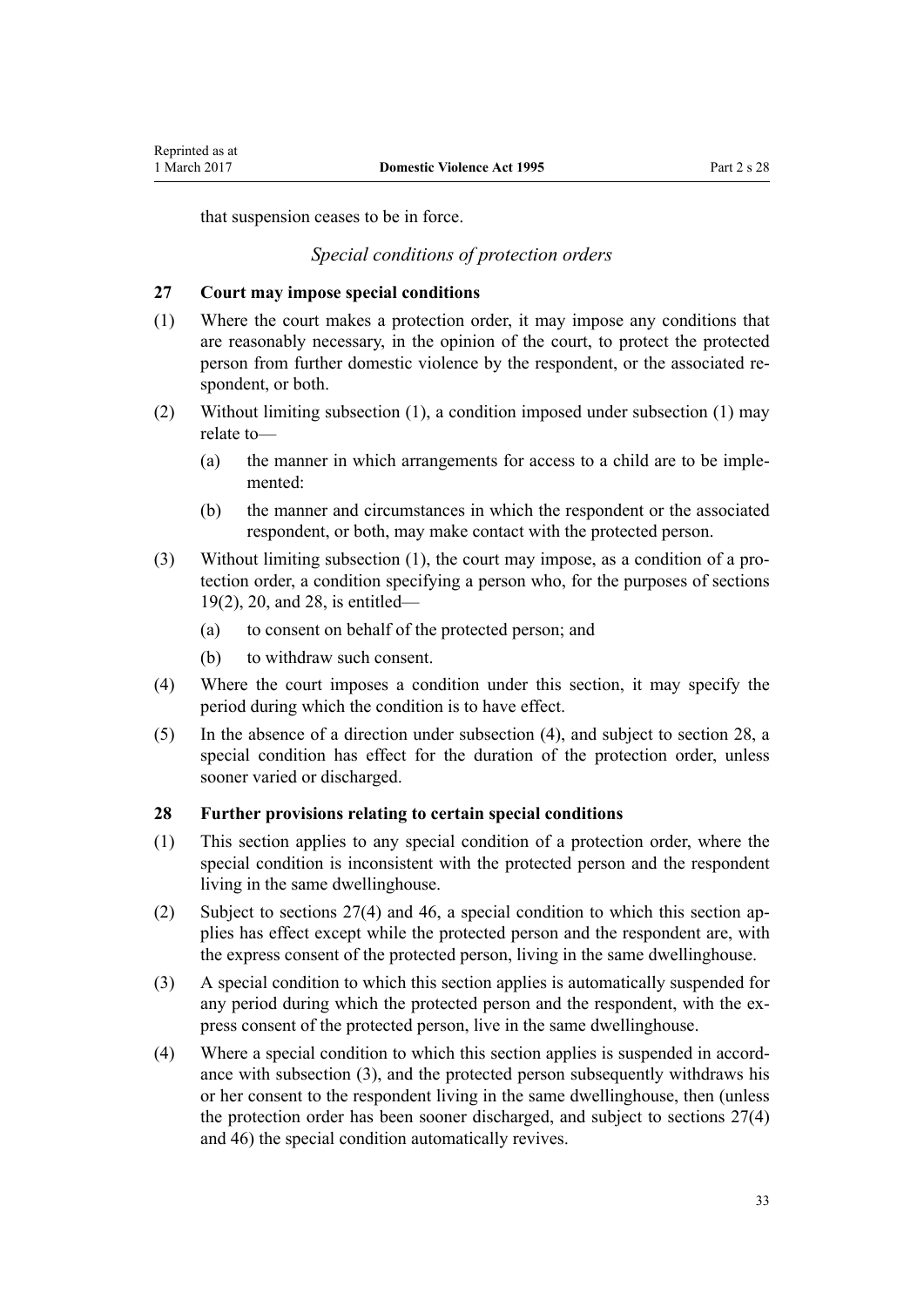that suspension ceases to be in force.

*Special conditions of protection orders*

### 27 Court may impose special conditions

(1) Where the court makes a protection order, it may impose any conditions that are reasonably necessary, in the opinion of the court, to protect the protected person from further domestic violence by the respondent, or the associated respondent, or both.

(2) Without limiting subsection (1), a condition imposed under subsection (1) may relate to—

(a) the manner in which arrangements for access to a child are to be implemented:

(b) the manner and circumstances in which the respondent or the associated respondent, or both, may make contact with the protected person.

(3) Without limiting subsection (1), the court may impose, as a condition of a protection order, a condition specifying a person who, for the purposes of sections 19(2), 20, and 28, is entitled—

(a) to consent on behalf of the protected person; and

(b) to withdraw such consent.

(4) Where the court imposes a condition under this section, it may specify the period during which the condition is to have effect.

(5) In the absence of a direction under subsection (4), and subject to section 28, a special condition has effect for the duration of the protection order, unless sooner varied or discharged.

### 28 Further provisions relating to certain special conditions

(1) This section applies to any special condition of a protection order, where the special condition is inconsistent with the protected person and the respondent living in the same dwellinghouse.

(2) Subject to sections 27(4) and 46, a special condition to which this section applies has effect except while the protected person and the respondent are, with the express consent of the protected person, living in the same dwellinghouse.

(3) A special condition to which this section applies is automatically suspended for any period during which the protected person and the respondent, with the express consent of the protected person, live in the same dwellinghouse.

(4) Where a special condition to which this section applies is suspended in accordance with subsection (3), and the protected person subsequently withdraws his or her consent to the respondent living in the same dwellinghouse, then (unless the protection order has been sooner discharged, and subject to sections 27(4) and 46) the special condition automatically revives.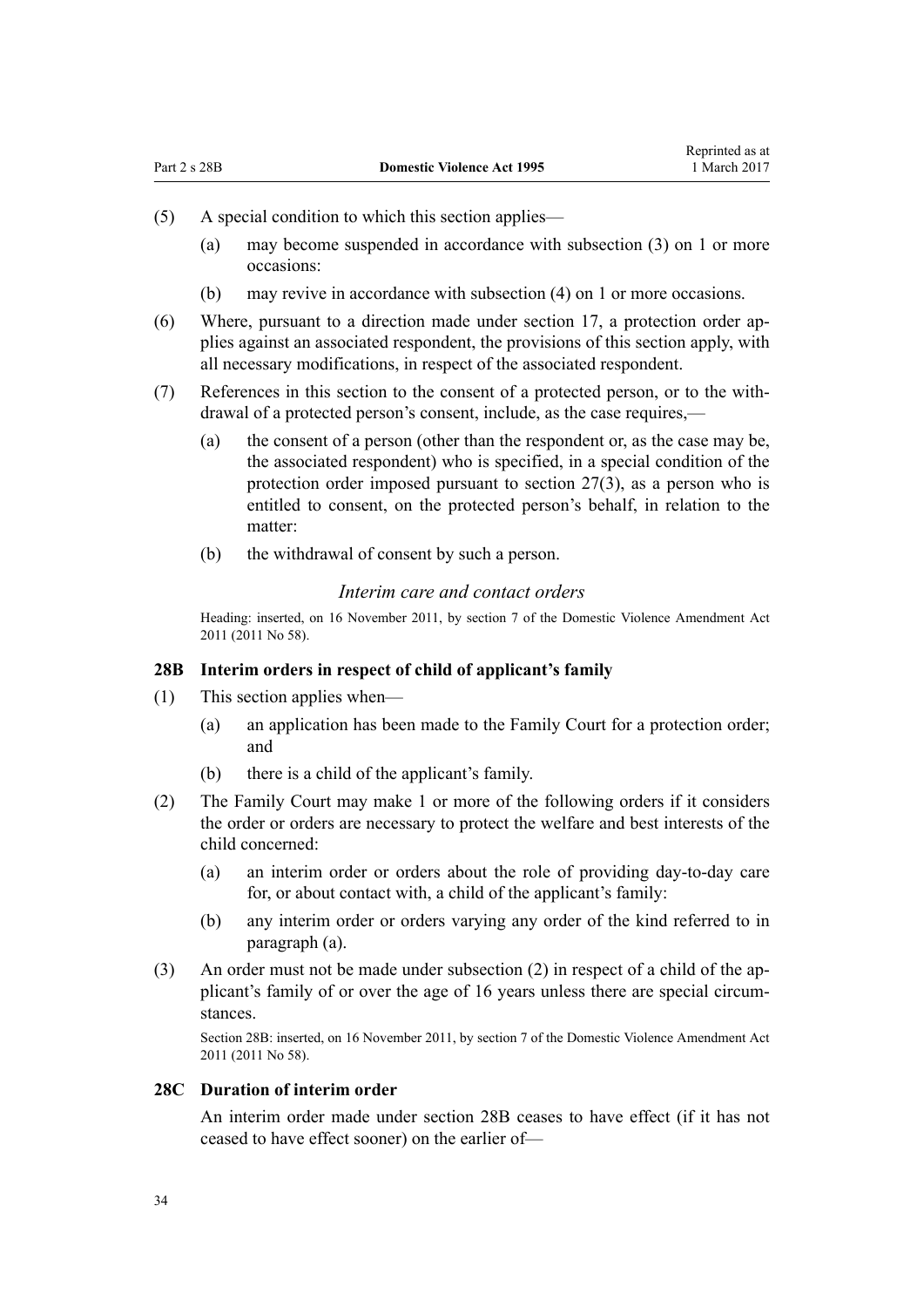(5) A special condition to which this section applies—

  (a) may become suspended in accordance with subsection (3) on 1 or more occasions:

  (b) may revive in accordance with subsection (4) on 1 or more occasions.

(6) Where, pursuant to a direction made under section 17, a protection order applies against an associated respondent, the provisions of this section apply, with all necessary modifications, in respect of the associated respondent.

(7) References in this section to the consent of a protected person, or to the withdrawal of a protected person's consent, include, as the case requires,—

  (a) the consent of a person (other than the respondent or, as the case may be, the associated respondent) who is specified, in a special condition of the protection order imposed pursuant to section 27(3), as a person who is entitled to consent, on the protected person's behalf, in relation to the matter:

  (b) the withdrawal of consent by such a person.

### *Interim care and contact orders*

Heading: inserted, on 16 November 2011, by section 7 of the Domestic Violence Amendment Act 2011 (2011 No 58).

### 28B Interim orders in respect of child of applicant's family

(1) This section applies when—

  (a) an application has been made to the Family Court for a protection order; and

  (b) there is a child of the applicant's family.

(2) The Family Court may make 1 or more of the following orders if it considers the order or orders are necessary to protect the welfare and best interests of the child concerned:

  (a) an interim order or orders about the role of providing day-to-day care for, or about contact with, a child of the applicant's family:

  (b) any interim order or orders varying any order of the kind referred to in paragraph (a).

(3) An order must not be made under subsection (2) in respect of a child of the applicant's family of or over the age of 16 years unless there are special circumstances.

Section 28B: inserted, on 16 November 2011, by section 7 of the Domestic Violence Amendment Act 2011 (2011 No 58).

### 28C Duration of interim order

An interim order made under section 28B ceases to have effect (if it has not ceased to have effect sooner) on the earlier of—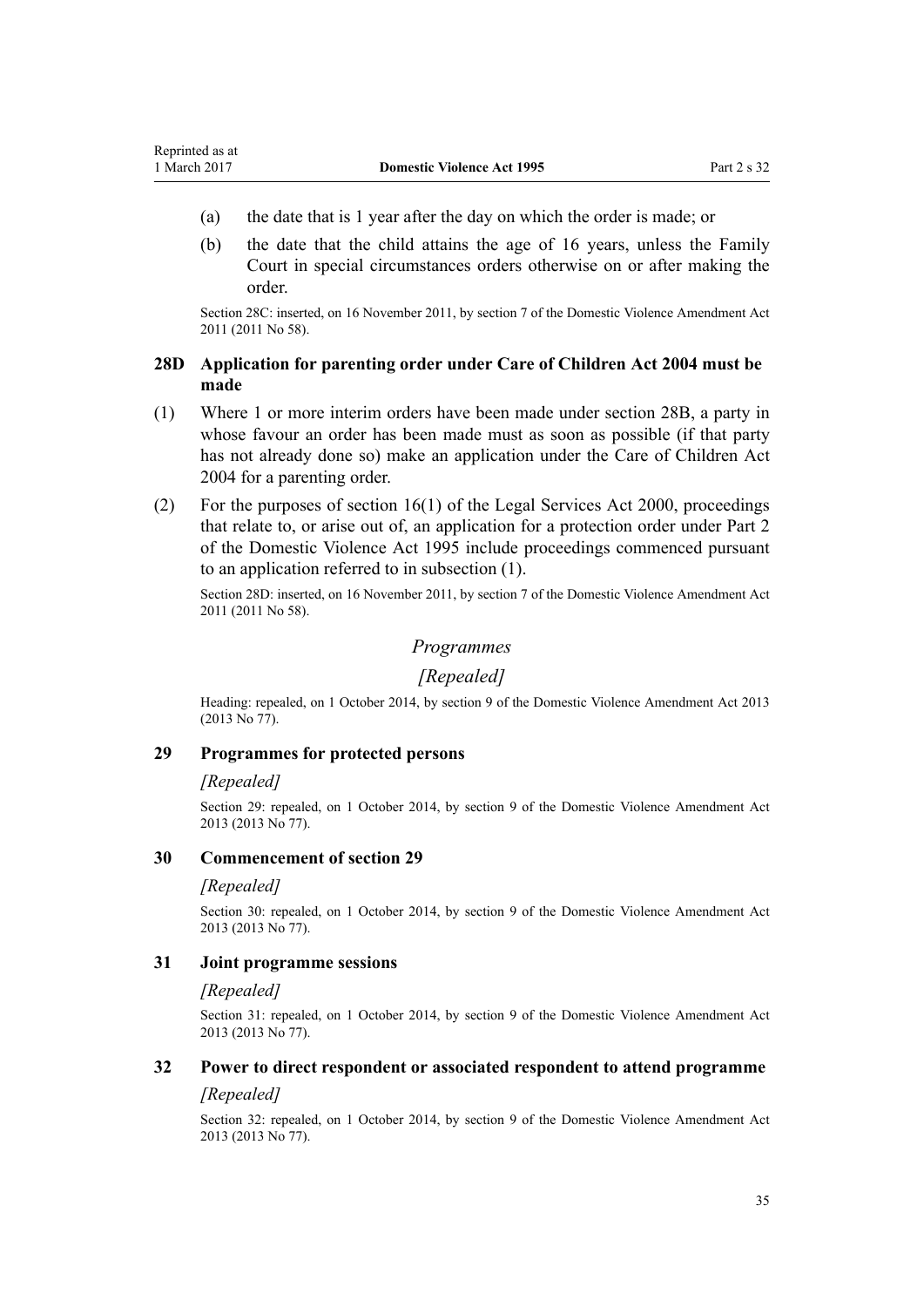(a) the date that is 1 year after the day on which the order is made; or

(b) the date that the child attains the age of 16 years, unless the Family Court in special circumstances orders otherwise on or after making the order.

Section 28C: inserted, on 16 November 2011, by section 7 of the Domestic Violence Amendment Act 2011 (2011 No 58).

### 28D Application for parenting order under Care of Children Act 2004 must be made

(1) Where 1 or more interim orders have been made under section 28B, a party in whose favour an order has been made must as soon as possible (if that party has not already done so) make an application under the Care of Children Act 2004 for a parenting order.

(2) For the purposes of section 16(1) of the Legal Services Act 2000, proceedings that relate to, or arise out of, an application for a protection order under Part 2 of the Domestic Violence Act 1995 include proceedings commenced pursuant to an application referred to in subsection (1).

Section 28D: inserted, on 16 November 2011, by section 7 of the Domestic Violence Amendment Act 2011 (2011 No 58).

## *Programmes*

## *[Repealed]*

Heading: repealed, on 1 October 2014, by section 9 of the Domestic Violence Amendment Act 2013 (2013 No 77).

### 29 Programmes for protected persons

*[Repealed]*

Section 29: repealed, on 1 October 2014, by section 9 of the Domestic Violence Amendment Act 2013 (2013 No 77).

### 30 Commencement of section 29

*[Repealed]*

Section 30: repealed, on 1 October 2014, by section 9 of the Domestic Violence Amendment Act 2013 (2013 No 77).

### 31 Joint programme sessions

*[Repealed]*

Section 31: repealed, on 1 October 2014, by section 9 of the Domestic Violence Amendment Act 2013 (2013 No 77).

### 32 Power to direct respondent or associated respondent to attend programme

*[Repealed]*

Section 32: repealed, on 1 October 2014, by section 9 of the Domestic Violence Amendment Act 2013 (2013 No 77).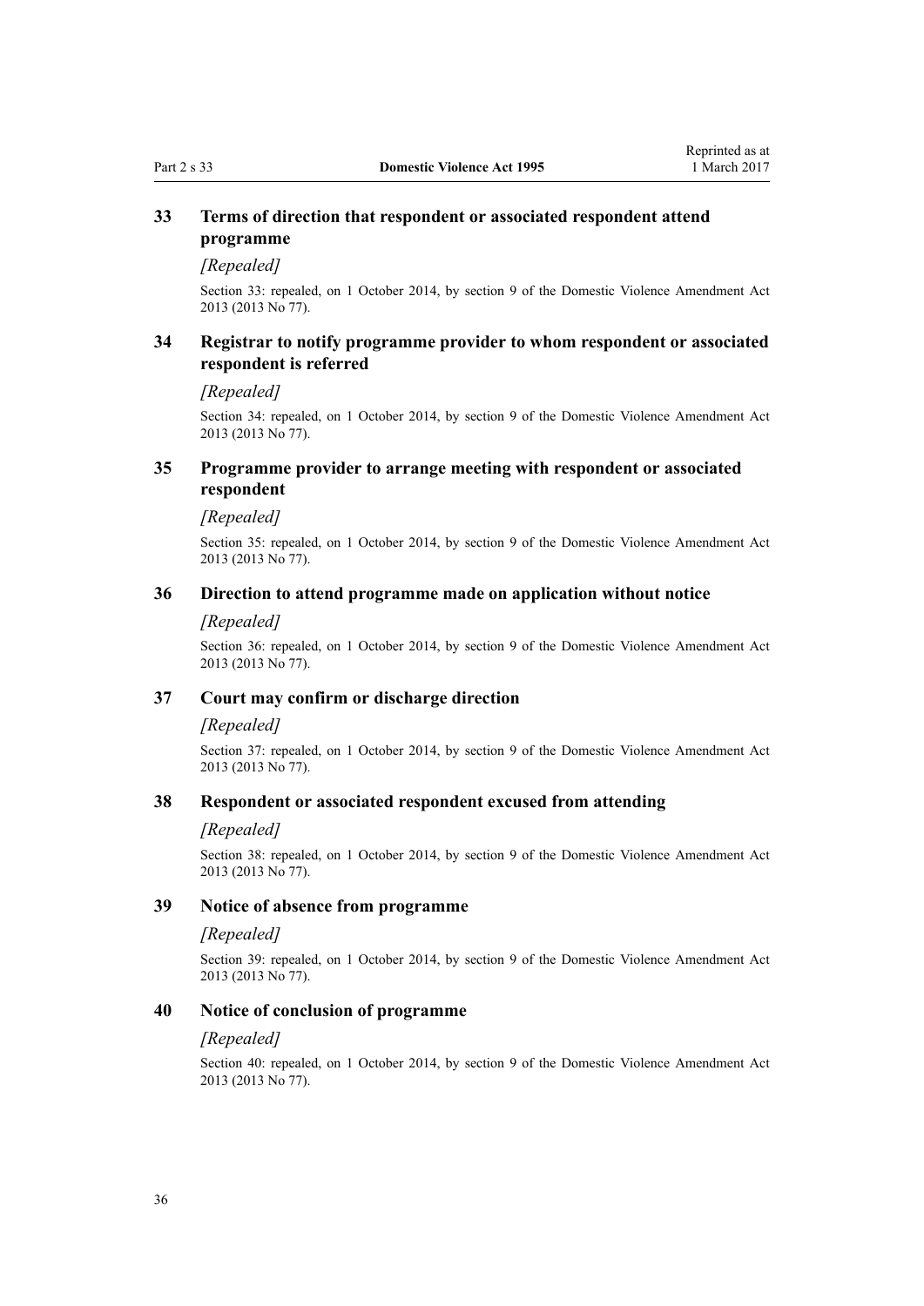### 33 Terms of direction that respondent or associated respondent attend programme

*[Repealed]*

Section 33: repealed, on 1 October 2014, by section 9 of the Domestic Violence Amendment Act 2013 (2013 No 77).

### 34 Registrar to notify programme provider to whom respondent or associated respondent is referred

*[Repealed]*

Section 34: repealed, on 1 October 2014, by section 9 of the Domestic Violence Amendment Act 2013 (2013 No 77).

### 35 Programme provider to arrange meeting with respondent or associated respondent

*[Repealed]*

Section 35: repealed, on 1 October 2014, by section 9 of the Domestic Violence Amendment Act 2013 (2013 No 77).

### 36 Direction to attend programme made on application without notice

*[Repealed]*

Section 36: repealed, on 1 October 2014, by section 9 of the Domestic Violence Amendment Act 2013 (2013 No 77).

### 37 Court may confirm or discharge direction

*[Repealed]*

Section 37: repealed, on 1 October 2014, by section 9 of the Domestic Violence Amendment Act 2013 (2013 No 77).

### 38 Respondent or associated respondent excused from attending

*[Repealed]*

Section 38: repealed, on 1 October 2014, by section 9 of the Domestic Violence Amendment Act 2013 (2013 No 77).

### 39 Notice of absence from programme

*[Repealed]*

Section 39: repealed, on 1 October 2014, by section 9 of the Domestic Violence Amendment Act 2013 (2013 No 77).

### 40 Notice of conclusion of programme

*[Repealed]*

Section 40: repealed, on 1 October 2014, by section 9 of the Domestic Violence Amendment Act 2013 (2013 No 77).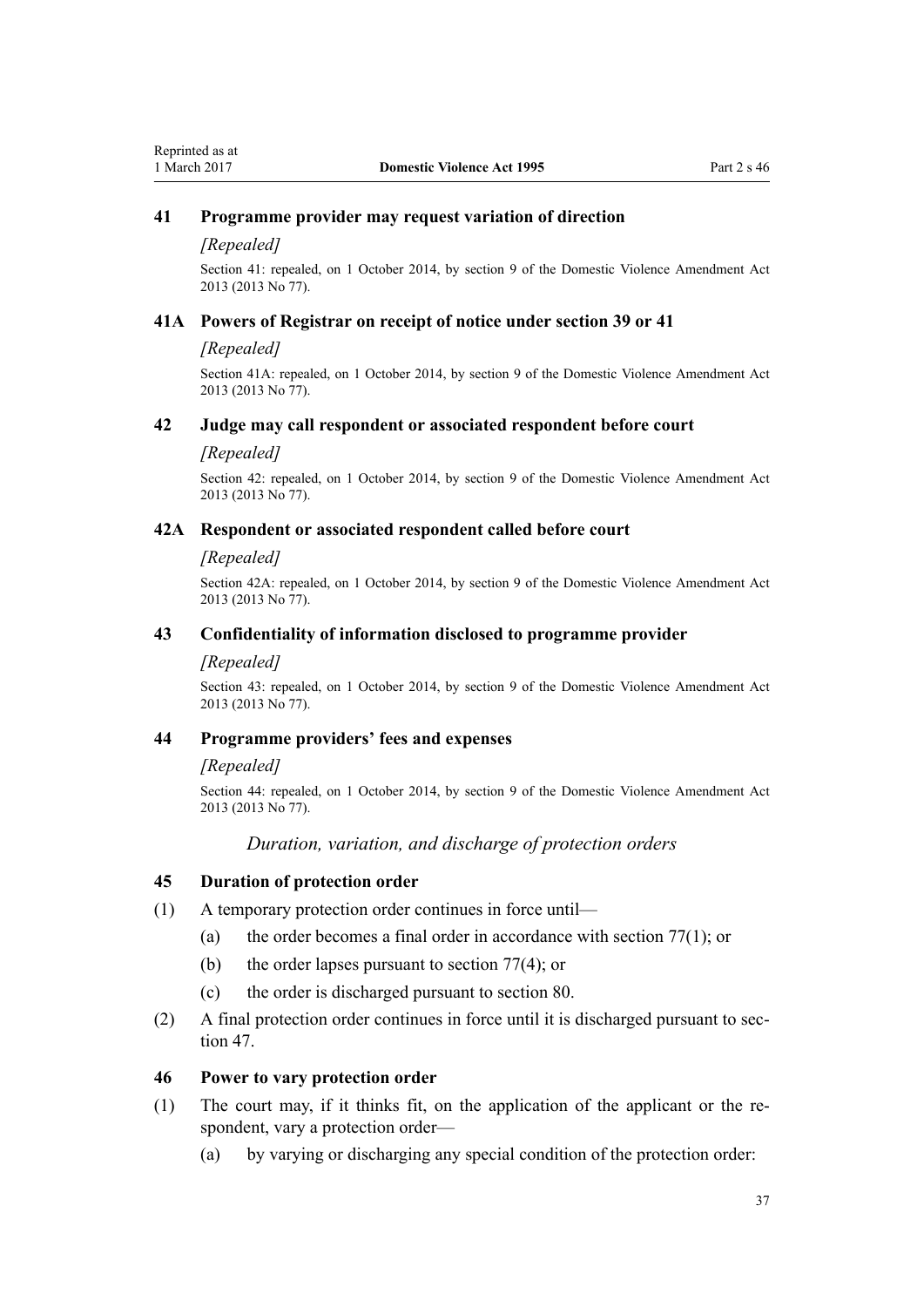### 41 Programme provider may request variation of direction

*[Repealed]*

Section 41: repealed, on 1 October 2014, by section 9 of the Domestic Violence Amendment Act 2013 (2013 No 77).

### 41A Powers of Registrar on receipt of notice under section 39 or 41

*[Repealed]*

Section 41A: repealed, on 1 October 2014, by section 9 of the Domestic Violence Amendment Act 2013 (2013 No 77).

### 42 Judge may call respondent or associated respondent before court

*[Repealed]*

Section 42: repealed, on 1 October 2014, by section 9 of the Domestic Violence Amendment Act 2013 (2013 No 77).

### 42A Respondent or associated respondent called before court

*[Repealed]*

Section 42A: repealed, on 1 October 2014, by section 9 of the Domestic Violence Amendment Act 2013 (2013 No 77).

### 43 Confidentiality of information disclosed to programme provider

*[Repealed]*

Section 43: repealed, on 1 October 2014, by section 9 of the Domestic Violence Amendment Act 2013 (2013 No 77).

### 44 Programme providers' fees and expenses

*[Repealed]*

Section 44: repealed, on 1 October 2014, by section 9 of the Domestic Violence Amendment Act 2013 (2013 No 77).

## *Duration, variation, and discharge of protection orders*

### 45 Duration of protection order

(1) A temporary protection order continues in force until—

- (a) the order becomes a final order in accordance with section 77(1); or
- (b) the order lapses pursuant to section 77(4); or
- (c) the order is discharged pursuant to section 80.

(2) A final protection order continues in force until it is discharged pursuant to section 47.

### 46 Power to vary protection order

(1) The court may, if it thinks fit, on the application of the applicant or the respondent, vary a protection order—

- (a) by varying or discharging any special condition of the protection order: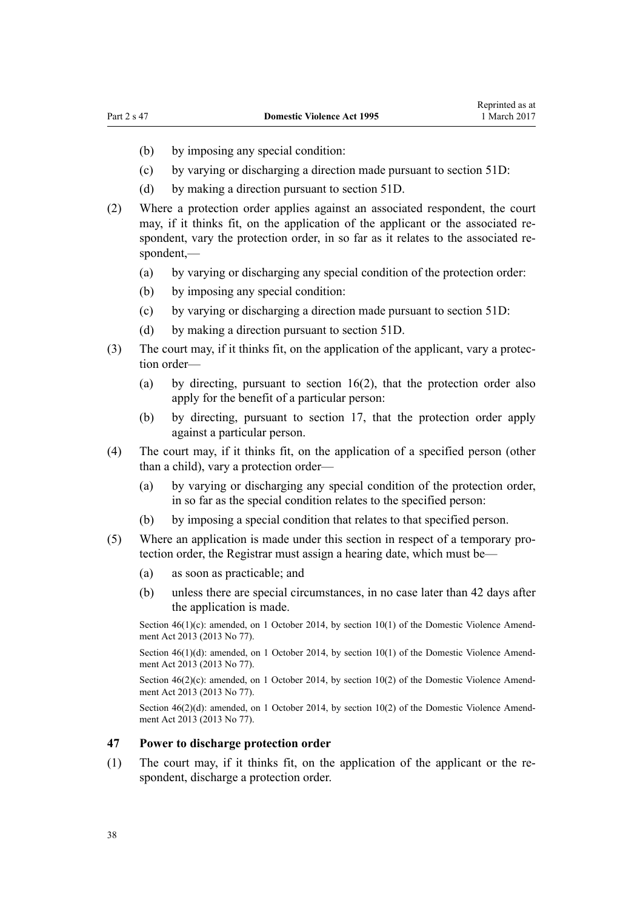(b) by imposing any special condition:

(c) by varying or discharging a direction made pursuant to section 51D:

(d) by making a direction pursuant to section 51D.

(2) Where a protection order applies against an associated respondent, the court may, if it thinks fit, on the application of the applicant or the associated respondent, vary the protection order, in so far as it relates to the associated respondent,—

(a) by varying or discharging any special condition of the protection order:

(b) by imposing any special condition:

(c) by varying or discharging a direction made pursuant to section 51D:

(d) by making a direction pursuant to section 51D.

(3) The court may, if it thinks fit, on the application of the applicant, vary a protection order—

(a) by directing, pursuant to section 16(2), that the protection order also apply for the benefit of a particular person:

(b) by directing, pursuant to section 17, that the protection order apply against a particular person.

(4) The court may, if it thinks fit, on the application of a specified person (other than a child), vary a protection order—

(a) by varying or discharging any special condition of the protection order, in so far as the special condition relates to the specified person:

(b) by imposing a special condition that relates to that specified person.

(5) Where an application is made under this section in respect of a temporary protection order, the Registrar must assign a hearing date, which must be—

(a) as soon as practicable; and

(b) unless there are special circumstances, in no case later than 42 days after the application is made.

Section 46(1)(c): amended, on 1 October 2014, by section 10(1) of the Domestic Violence Amendment Act 2013 (2013 No 77).

Section 46(1)(d): amended, on 1 October 2014, by section 10(1) of the Domestic Violence Amendment Act 2013 (2013 No 77).

Section 46(2)(c): amended, on 1 October 2014, by section 10(2) of the Domestic Violence Amendment Act 2013 (2013 No 77).

Section 46(2)(d): amended, on 1 October 2014, by section 10(2) of the Domestic Violence Amendment Act 2013 (2013 No 77).

### 47 Power to discharge protection order

(1) The court may, if it thinks fit, on the application of the applicant or the respondent, discharge a protection order.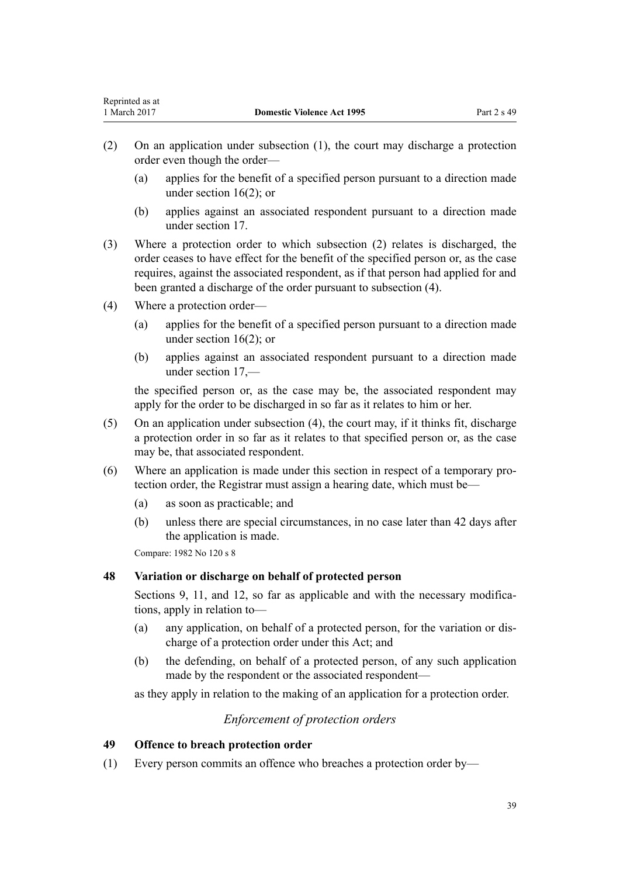(2) On an application under subsection (1), the court may discharge a protection order even though the order—

(a) applies for the benefit of a specified person pursuant to a direction made under section 16(2); or

(b) applies against an associated respondent pursuant to a direction made under section 17.

(3) Where a protection order to which subsection (2) relates is discharged, the order ceases to have effect for the benefit of the specified person or, as the case requires, against the associated respondent, as if that person had applied for and been granted a discharge of the order pursuant to subsection (4).

(4) Where a protection order—

(a) applies for the benefit of a specified person pursuant to a direction made under section 16(2); or

(b) applies against an associated respondent pursuant to a direction made under section 17,—

the specified person or, as the case may be, the associated respondent may apply for the order to be discharged in so far as it relates to him or her.

(5) On an application under subsection (4), the court may, if it thinks fit, discharge a protection order in so far as it relates to that specified person or, as the case may be, that associated respondent.

(6) Where an application is made under this section in respect of a temporary protection order, the Registrar must assign a hearing date, which must be—

(a) as soon as practicable; and

(b) unless there are special circumstances, in no case later than 42 days after the application is made.

Compare: 1982 No 120 s 8

### 48 Variation or discharge on behalf of protected person

Sections 9, 11, and 12, so far as applicable and with the necessary modifications, apply in relation to—

(a) any application, on behalf of a protected person, for the variation or discharge of a protection order under this Act; and

(b) the defending, on behalf of a protected person, of any such application made by the respondent or the associated respondent—

as they apply in relation to the making of an application for a protection order.

## *Enforcement of protection orders*

### 49 Offence to breach protection order

(1) Every person commits an offence who breaches a protection order by—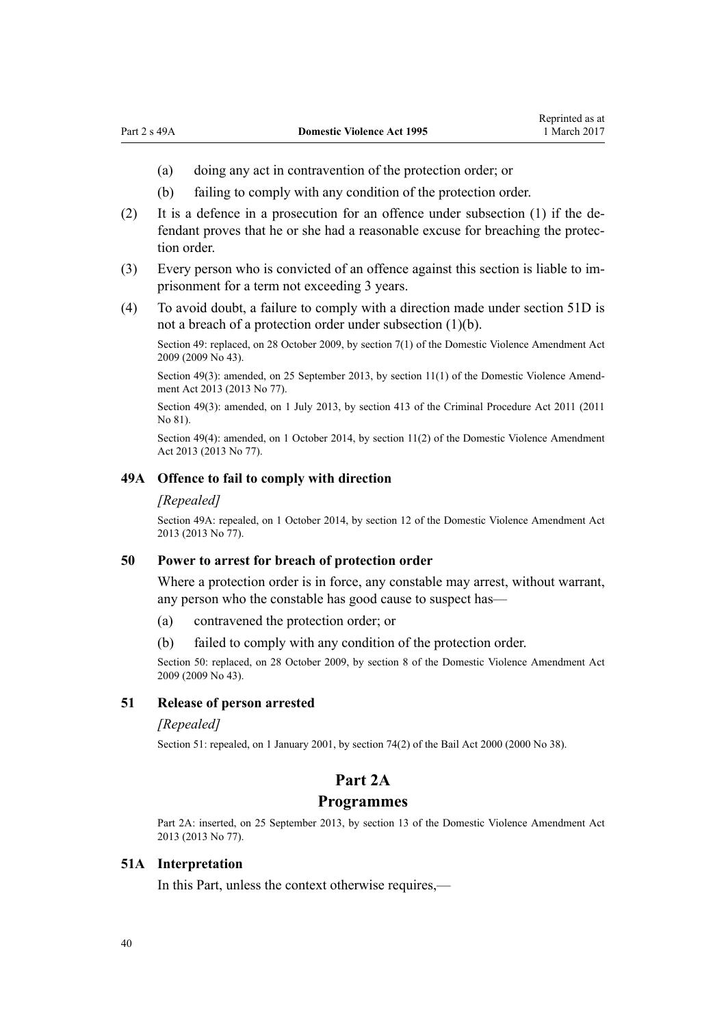(a) doing any act in contravention of the protection order; or

(b) failing to comply with any condition of the protection order.

(2) It is a defence in a prosecution for an offence under subsection (1) if the defendant proves that he or she had a reasonable excuse for breaching the protection order.

(3) Every person who is convicted of an offence against this section is liable to imprisonment for a term not exceeding 3 years.

(4) To avoid doubt, a failure to comply with a direction made under section 51D is not a breach of a protection order under subsection (1)(b).

Section 49: replaced, on 28 October 2009, by section 7(1) of the Domestic Violence Amendment Act 2009 (2009 No 43).

Section 49(3): amended, on 25 September 2013, by section 11(1) of the Domestic Violence Amendment Act 2013 (2013 No 77).

Section 49(3): amended, on 1 July 2013, by section 413 of the Criminal Procedure Act 2011 (2011 No 81).

Section 49(4): amended, on 1 October 2014, by section 11(2) of the Domestic Violence Amendment Act 2013 (2013 No 77).

### 49A Offence to fail to comply with direction

*[Repealed]*

Section 49A: repealed, on 1 October 2014, by section 12 of the Domestic Violence Amendment Act 2013 (2013 No 77).

### 50 Power to arrest for breach of protection order

Where a protection order is in force, any constable may arrest, without warrant, any person who the constable has good cause to suspect has—

(a) contravened the protection order; or

(b) failed to comply with any condition of the protection order.

Section 50: replaced, on 28 October 2009, by section 8 of the Domestic Violence Amendment Act 2009 (2009 No 43).

### 51 Release of person arrested

*[Repealed]*

Section 51: repealed, on 1 January 2001, by section 74(2) of the Bail Act 2000 (2000 No 38).

## Part 2A
## Programmes

Part 2A: inserted, on 25 September 2013, by section 13 of the Domestic Violence Amendment Act 2013 (2013 No 77).

### 51A Interpretation

In this Part, unless the context otherwise requires,—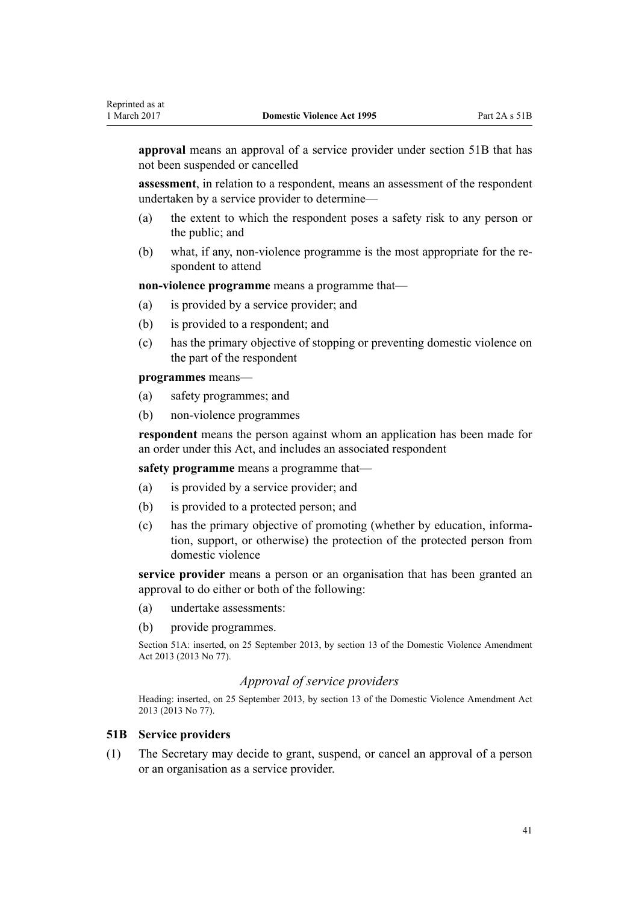**approval** means an approval of a service provider under section 51B that has not been suspended or cancelled

**assessment**, in relation to a respondent, means an assessment of the respondent undertaken by a service provider to determine—

(a) the extent to which the respondent poses a safety risk to any person or the public; and

(b) what, if any, non-violence programme is the most appropriate for the respondent to attend

**non-violence programme** means a programme that—

(a) is provided by a service provider; and

(b) is provided to a respondent; and

(c) has the primary objective of stopping or preventing domestic violence on the part of the respondent

**programmes** means—

(a) safety programmes; and

(b) non-violence programmes

**respondent** means the person against whom an application has been made for an order under this Act, and includes an associated respondent

**safety programme** means a programme that—

(a) is provided by a service provider; and

(b) is provided to a protected person; and

(c) has the primary objective of promoting (whether by education, information, support, or otherwise) the protection of the protected person from domestic violence

**service provider** means a person or an organisation that has been granted an approval to do either or both of the following:

(a) undertake assessments:

(b) provide programmes.

Section 51A: inserted, on 25 September 2013, by section 13 of the Domestic Violence Amendment Act 2013 (2013 No 77).

### *Approval of service providers*

Heading: inserted, on 25 September 2013, by section 13 of the Domestic Violence Amendment Act 2013 (2013 No 77).

### 51B Service providers

(1) The Secretary may decide to grant, suspend, or cancel an approval of a person or an organisation as a service provider.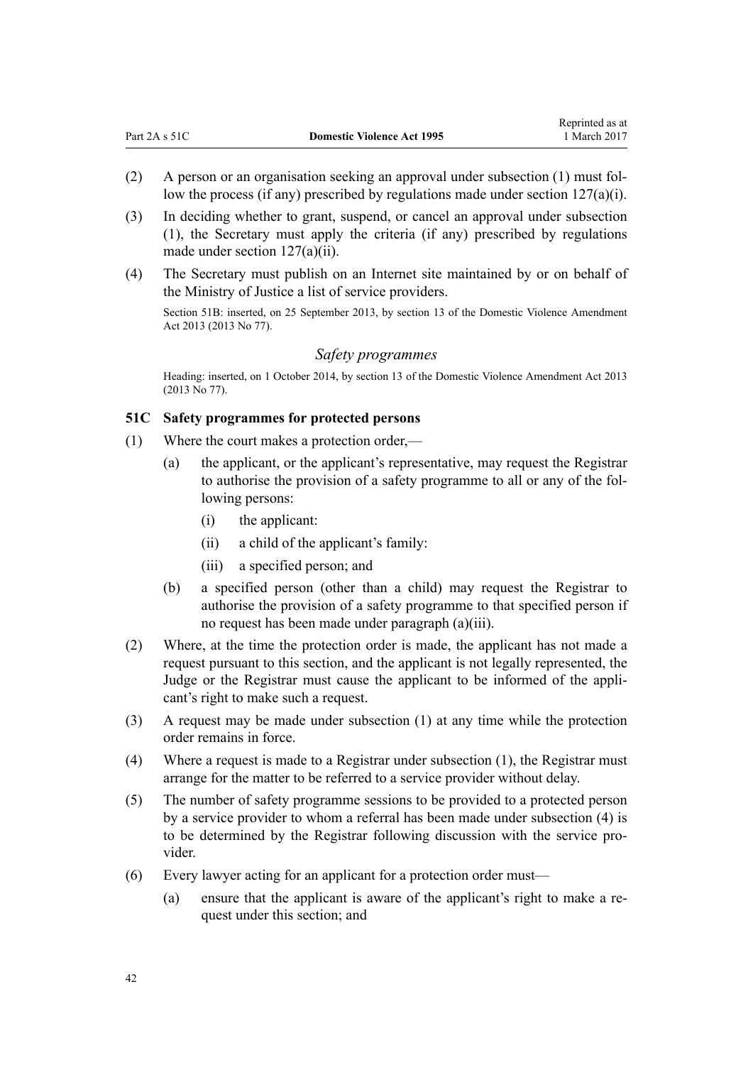(2) A person or an organisation seeking an approval under subsection (1) must follow the process (if any) prescribed by regulations made under section 127(a)(i).

(3) In deciding whether to grant, suspend, or cancel an approval under subsection (1), the Secretary must apply the criteria (if any) prescribed by regulations made under section 127(a)(ii).

(4) The Secretary must publish on an Internet site maintained by or on behalf of the Ministry of Justice a list of service providers.

Section 51B: inserted, on 25 September 2013, by section 13 of the Domestic Violence Amendment Act 2013 (2013 No 77).

### *Safety programmes*

Heading: inserted, on 1 October 2014, by section 13 of the Domestic Violence Amendment Act 2013 (2013 No 77).

### 51C Safety programmes for protected persons

(1) Where the court makes a protection order,—

  (a) the applicant, or the applicant's representative, may request the Registrar to authorise the provision of a safety programme to all or any of the following persons:

    (i) the applicant:

    (ii) a child of the applicant's family:

    (iii) a specified person; and

  (b) a specified person (other than a child) may request the Registrar to authorise the provision of a safety programme to that specified person if no request has been made under paragraph (a)(iii).

(2) Where, at the time the protection order is made, the applicant has not made a request pursuant to this section, and the applicant is not legally represented, the Judge or the Registrar must cause the applicant to be informed of the applicant's right to make such a request.

(3) A request may be made under subsection (1) at any time while the protection order remains in force.

(4) Where a request is made to a Registrar under subsection (1), the Registrar must arrange for the matter to be referred to a service provider without delay.

(5) The number of safety programme sessions to be provided to a protected person by a service provider to whom a referral has been made under subsection (4) is to be determined by the Registrar following discussion with the service provider.

(6) Every lawyer acting for an applicant for a protection order must—

  (a) ensure that the applicant is aware of the applicant's right to make a request under this section; and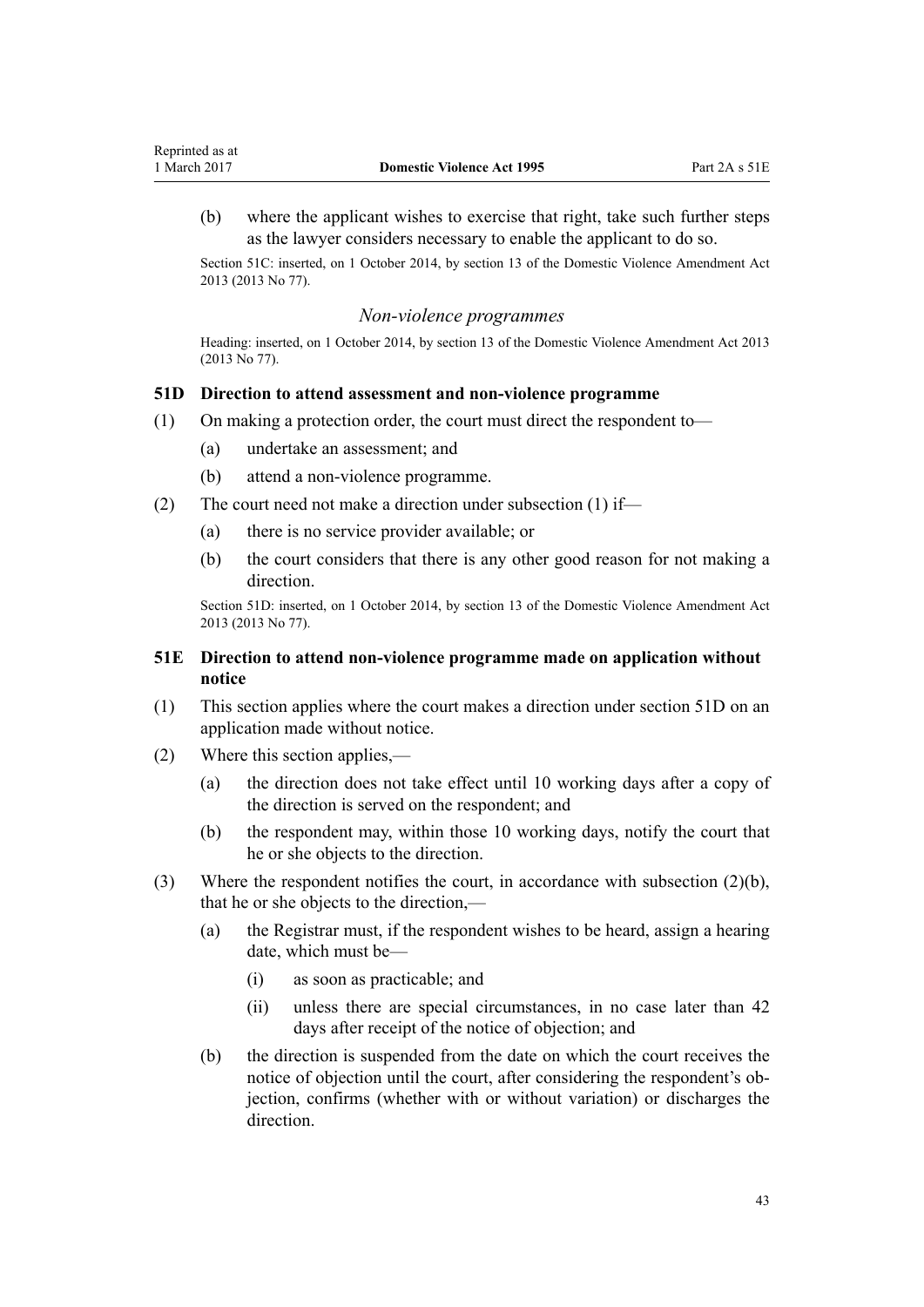(b) where the applicant wishes to exercise that right, take such further steps as the lawyer considers necessary to enable the applicant to do so.

Section 51C: inserted, on 1 October 2014, by section 13 of the Domestic Violence Amendment Act 2013 (2013 No 77).

### *Non-violence programmes*

Heading: inserted, on 1 October 2014, by section 13 of the Domestic Violence Amendment Act 2013 (2013 No 77).

### 51D Direction to attend assessment and non-violence programme

(1) On making a protection order, the court must direct the respondent to—

- (a) undertake an assessment; and
- (b) attend a non-violence programme.

(2) The court need not make a direction under subsection (1) if—

- (a) there is no service provider available; or
- (b) the court considers that there is any other good reason for not making a direction.

Section 51D: inserted, on 1 October 2014, by section 13 of the Domestic Violence Amendment Act 2013 (2013 No 77).

### 51E Direction to attend non-violence programme made on application without notice

(1) This section applies where the court makes a direction under section 51D on an application made without notice.

(2) Where this section applies,—

- (a) the direction does not take effect until 10 working days after a copy of the direction is served on the respondent; and
- (b) the respondent may, within those 10 working days, notify the court that he or she objects to the direction.

(3) Where the respondent notifies the court, in accordance with subsection (2)(b), that he or she objects to the direction,—

- (a) the Registrar must, if the respondent wishes to be heard, assign a hearing date, which must be—
  - (i) as soon as practicable; and
  - (ii) unless there are special circumstances, in no case later than 42 days after receipt of the notice of objection; and
- (b) the direction is suspended from the date on which the court receives the notice of objection until the court, after considering the respondent's objection, confirms (whether with or without variation) or discharges the direction.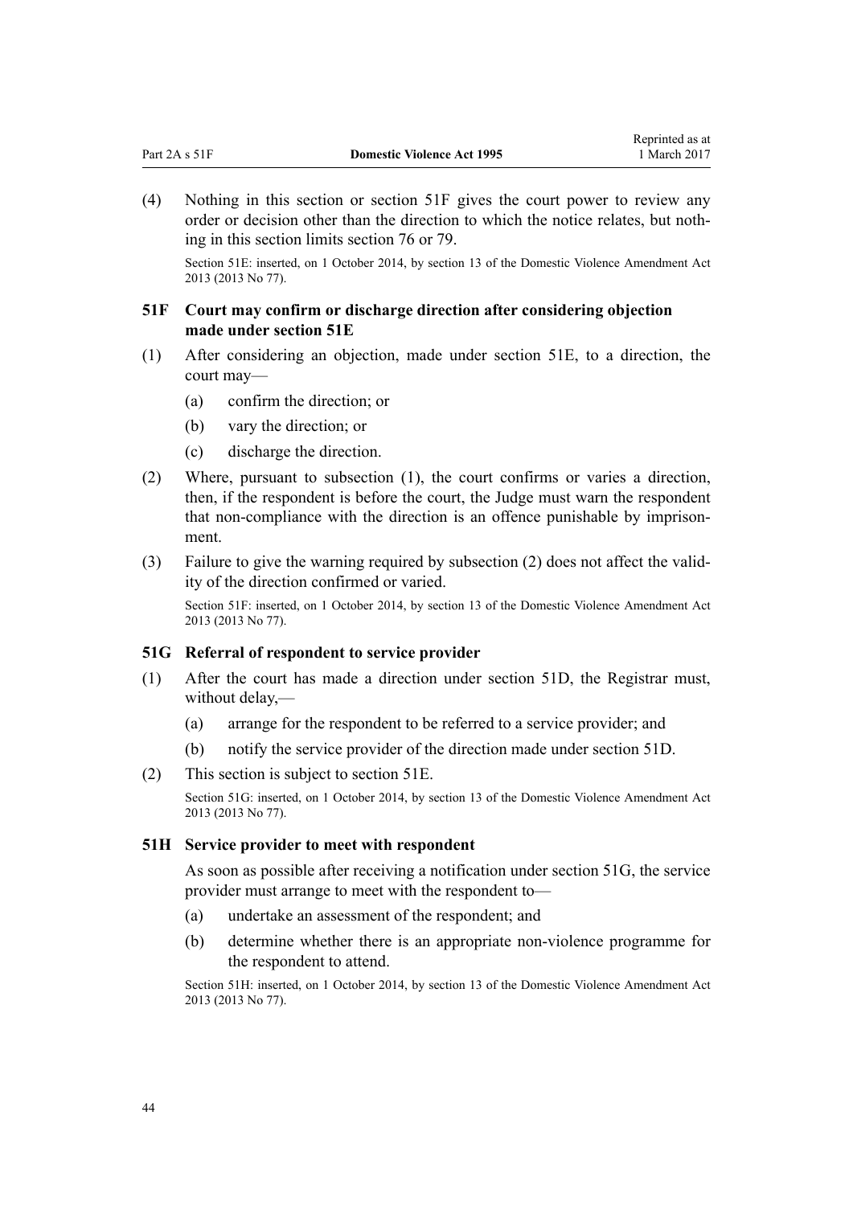(4) Nothing in this section or section 51F gives the court power to review any order or decision other than the direction to which the notice relates, but nothing in this section limits section 76 or 79.

Section 51E: inserted, on 1 October 2014, by section 13 of the Domestic Violence Amendment Act 2013 (2013 No 77).

### 51F Court may confirm or discharge direction after considering objection made under section 51E

(1) After considering an objection, made under section 51E, to a direction, the court may—

(a) confirm the direction; or

(b) vary the direction; or

(c) discharge the direction.

(2) Where, pursuant to subsection (1), the court confirms or varies a direction, then, if the respondent is before the court, the Judge must warn the respondent that non-compliance with the direction is an offence punishable by imprisonment.

(3) Failure to give the warning required by subsection (2) does not affect the validity of the direction confirmed or varied.

Section 51F: inserted, on 1 October 2014, by section 13 of the Domestic Violence Amendment Act 2013 (2013 No 77).

### 51G Referral of respondent to service provider

(1) After the court has made a direction under section 51D, the Registrar must, without delay,—

(a) arrange for the respondent to be referred to a service provider; and

(b) notify the service provider of the direction made under section 51D.

(2) This section is subject to section 51E.

Section 51G: inserted, on 1 October 2014, by section 13 of the Domestic Violence Amendment Act 2013 (2013 No 77).

### 51H Service provider to meet with respondent

As soon as possible after receiving a notification under section 51G, the service provider must arrange to meet with the respondent to—

(a) undertake an assessment of the respondent; and

(b) determine whether there is an appropriate non-violence programme for the respondent to attend.

Section 51H: inserted, on 1 October 2014, by section 13 of the Domestic Violence Amendment Act 2013 (2013 No 77).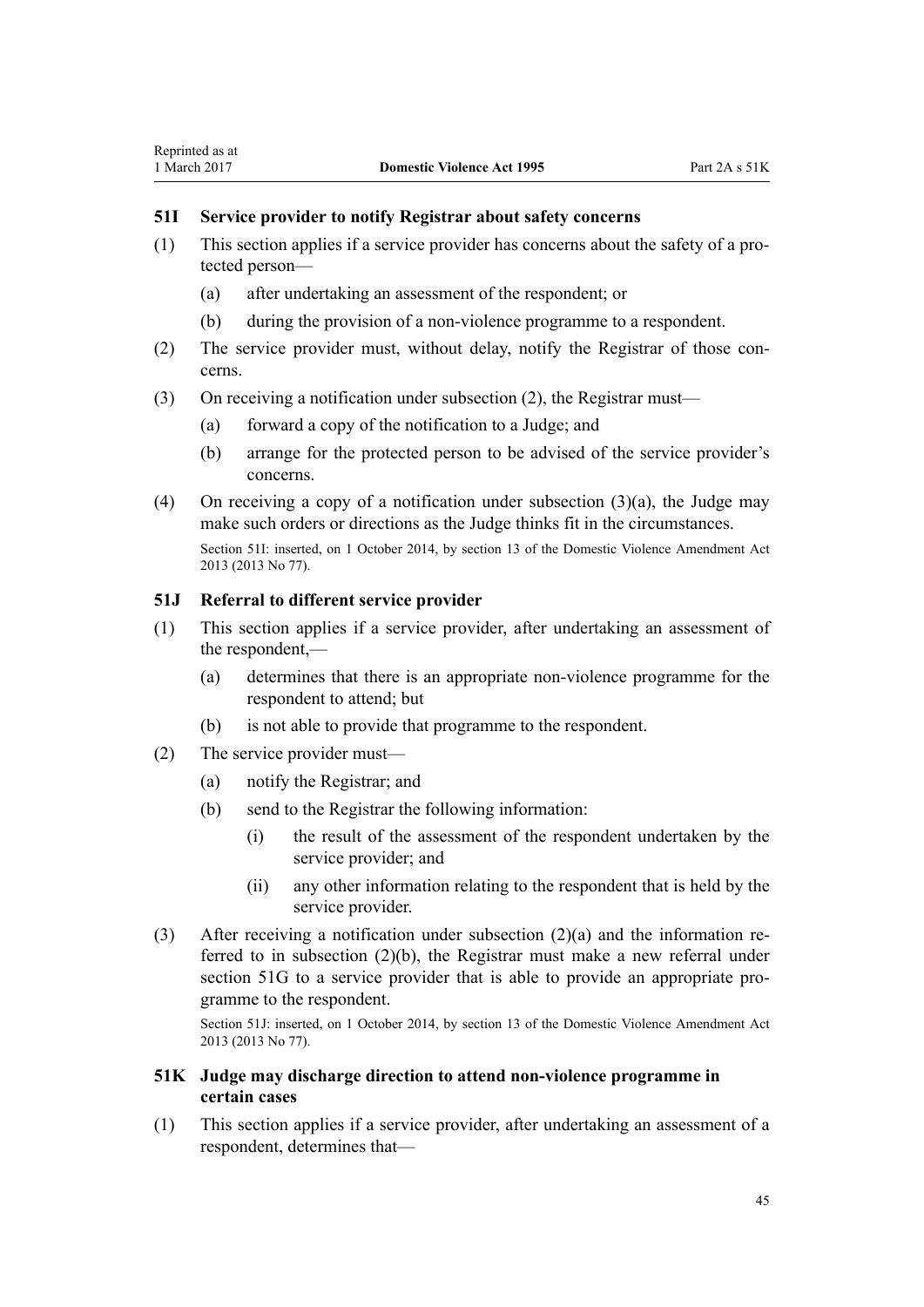## 51I Service provider to notify Registrar about safety concerns

(1) This section applies if a service provider has concerns about the safety of a protected person—

(a) after undertaking an assessment of the respondent; or

(b) during the provision of a non-violence programme to a respondent.

(2) The service provider must, without delay, notify the Registrar of those concerns.

(3) On receiving a notification under subsection (2), the Registrar must—

(a) forward a copy of the notification to a Judge; and

(b) arrange for the protected person to be advised of the service provider's concerns.

(4) On receiving a copy of a notification under subsection (3)(a), the Judge may make such orders or directions as the Judge thinks fit in the circumstances.

Section 51I: inserted, on 1 October 2014, by section 13 of the Domestic Violence Amendment Act 2013 (2013 No 77).

## 51J Referral to different service provider

(1) This section applies if a service provider, after undertaking an assessment of the respondent,—

(a) determines that there is an appropriate non-violence programme for the respondent to attend; but

(b) is not able to provide that programme to the respondent.

(2) The service provider must—

(a) notify the Registrar; and

(b) send to the Registrar the following information:

(i) the result of the assessment of the respondent undertaken by the service provider; and

(ii) any other information relating to the respondent that is held by the service provider.

(3) After receiving a notification under subsection (2)(a) and the information referred to in subsection (2)(b), the Registrar must make a new referral under section 51G to a service provider that is able to provide an appropriate programme to the respondent.

Section 51J: inserted, on 1 October 2014, by section 13 of the Domestic Violence Amendment Act 2013 (2013 No 77).

## 51K Judge may discharge direction to attend non-violence programme in certain cases

(1) This section applies if a service provider, after undertaking an assessment of a respondent, determines that—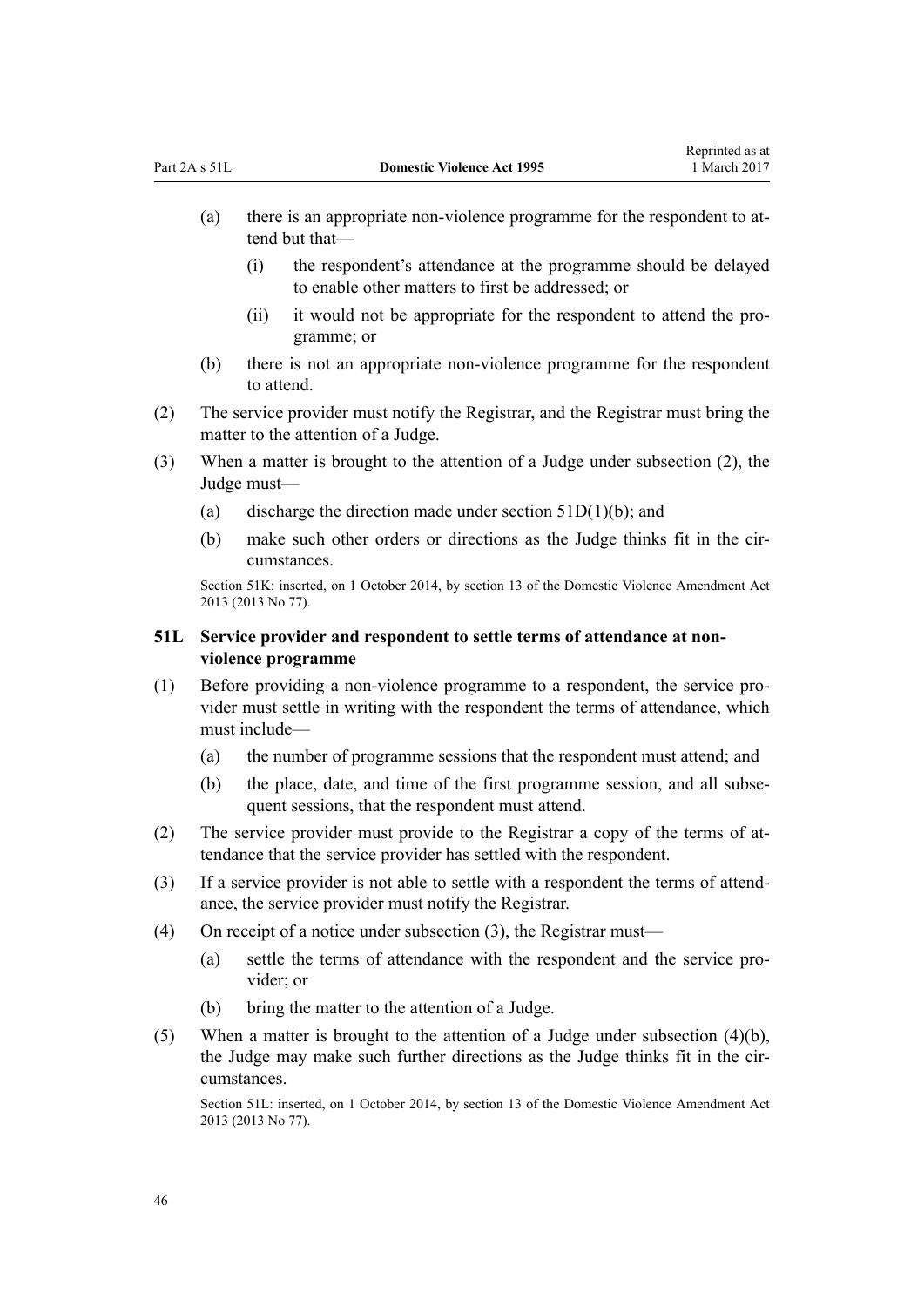(a) there is an appropriate non-violence programme for the respondent to attend but that—

    (i) the respondent's attendance at the programme should be delayed to enable other matters to first be addressed; or

    (ii) it would not be appropriate for the respondent to attend the programme; or

(b) there is not an appropriate non-violence programme for the respondent to attend.

(2) The service provider must notify the Registrar, and the Registrar must bring the matter to the attention of a Judge.

(3) When a matter is brought to the attention of a Judge under subsection (2), the Judge must—

(a) discharge the direction made under section 51D(1)(b); and

(b) make such other orders or directions as the Judge thinks fit in the circumstances.

Section 51K: inserted, on 1 October 2014, by section 13 of the Domestic Violence Amendment Act 2013 (2013 No 77).

### 51L Service provider and respondent to settle terms of attendance at non-violence programme

(1) Before providing a non-violence programme to a respondent, the service provider must settle in writing with the respondent the terms of attendance, which must include—

(a) the number of programme sessions that the respondent must attend; and

(b) the place, date, and time of the first programme session, and all subsequent sessions, that the respondent must attend.

(2) The service provider must provide to the Registrar a copy of the terms of attendance that the service provider has settled with the respondent.

(3) If a service provider is not able to settle with a respondent the terms of attendance, the service provider must notify the Registrar.

(4) On receipt of a notice under subsection (3), the Registrar must—

(a) settle the terms of attendance with the respondent and the service provider; or

(b) bring the matter to the attention of a Judge.

(5) When a matter is brought to the attention of a Judge under subsection (4)(b), the Judge may make such further directions as the Judge thinks fit in the circumstances.

Section 51L: inserted, on 1 October 2014, by section 13 of the Domestic Violence Amendment Act 2013 (2013 No 77).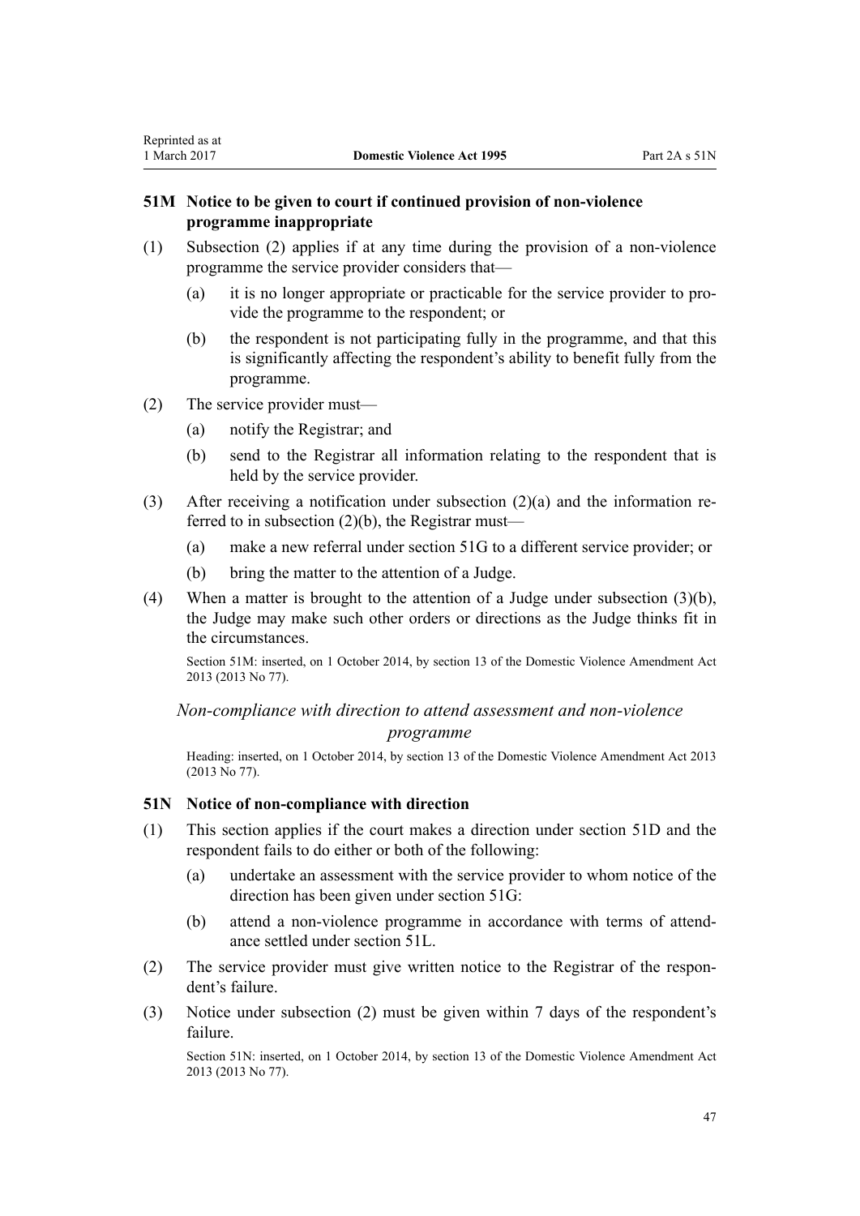### 51M Notice to be given to court if continued provision of non-violence programme inappropriate

(1) Subsection (2) applies if at any time during the provision of a non-violence programme the service provider considers that—

   (a) it is no longer appropriate or practicable for the service provider to provide the programme to the respondent; or

   (b) the respondent is not participating fully in the programme, and that this is significantly affecting the respondent's ability to benefit fully from the programme.

(2) The service provider must—

   (a) notify the Registrar; and

   (b) send to the Registrar all information relating to the respondent that is held by the service provider.

(3) After receiving a notification under subsection (2)(a) and the information referred to in subsection (2)(b), the Registrar must—

   (a) make a new referral under section 51G to a different service provider; or

   (b) bring the matter to the attention of a Judge.

(4) When a matter is brought to the attention of a Judge under subsection (3)(b), the Judge may make such other orders or directions as the Judge thinks fit in the circumstances.

Section 51M: inserted, on 1 October 2014, by section 13 of the Domestic Violence Amendment Act 2013 (2013 No 77).

*Non-compliance with direction to attend assessment and non-violence programme*

Heading: inserted, on 1 October 2014, by section 13 of the Domestic Violence Amendment Act 2013 (2013 No 77).

### 51N Notice of non-compliance with direction

(1) This section applies if the court makes a direction under section 51D and the respondent fails to do either or both of the following:

   (a) undertake an assessment with the service provider to whom notice of the direction has been given under section 51G:

   (b) attend a non-violence programme in accordance with terms of attendance settled under section 51L.

(2) The service provider must give written notice to the Registrar of the respondent's failure.

(3) Notice under subsection (2) must be given within 7 days of the respondent's failure.

Section 51N: inserted, on 1 October 2014, by section 13 of the Domestic Violence Amendment Act 2013 (2013 No 77).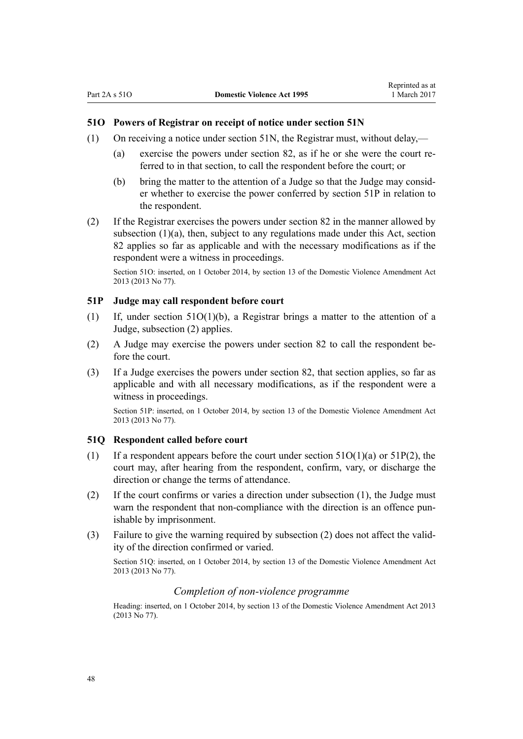### 51O Powers of Registrar on receipt of notice under section 51N

(1) On receiving a notice under section 51N, the Registrar must, without delay,—

(a) exercise the powers under section 82, as if he or she were the court referred to in that section, to call the respondent before the court; or

(b) bring the matter to the attention of a Judge so that the Judge may consider whether to exercise the power conferred by section 51P in relation to the respondent.

(2) If the Registrar exercises the powers under section 82 in the manner allowed by subsection (1)(a), then, subject to any regulations made under this Act, section 82 applies so far as applicable and with the necessary modifications as if the respondent were a witness in proceedings.

Section 51O: inserted, on 1 October 2014, by section 13 of the Domestic Violence Amendment Act 2013 (2013 No 77).

### 51P Judge may call respondent before court

(1) If, under section 51O(1)(b), a Registrar brings a matter to the attention of a Judge, subsection (2) applies.

(2) A Judge may exercise the powers under section 82 to call the respondent before the court.

(3) If a Judge exercises the powers under section 82, that section applies, so far as applicable and with all necessary modifications, as if the respondent were a witness in proceedings.

Section 51P: inserted, on 1 October 2014, by section 13 of the Domestic Violence Amendment Act 2013 (2013 No 77).

### 51Q Respondent called before court

(1) If a respondent appears before the court under section 51O(1)(a) or 51P(2), the court may, after hearing from the respondent, confirm, vary, or discharge the direction or change the terms of attendance.

(2) If the court confirms or varies a direction under subsection (1), the Judge must warn the respondent that non-compliance with the direction is an offence punishable by imprisonment.

(3) Failure to give the warning required by subsection (2) does not affect the validity of the direction confirmed or varied.

Section 51Q: inserted, on 1 October 2014, by section 13 of the Domestic Violence Amendment Act 2013 (2013 No 77).

*Completion of non-violence programme*

Heading: inserted, on 1 October 2014, by section 13 of the Domestic Violence Amendment Act 2013 (2013 No 77).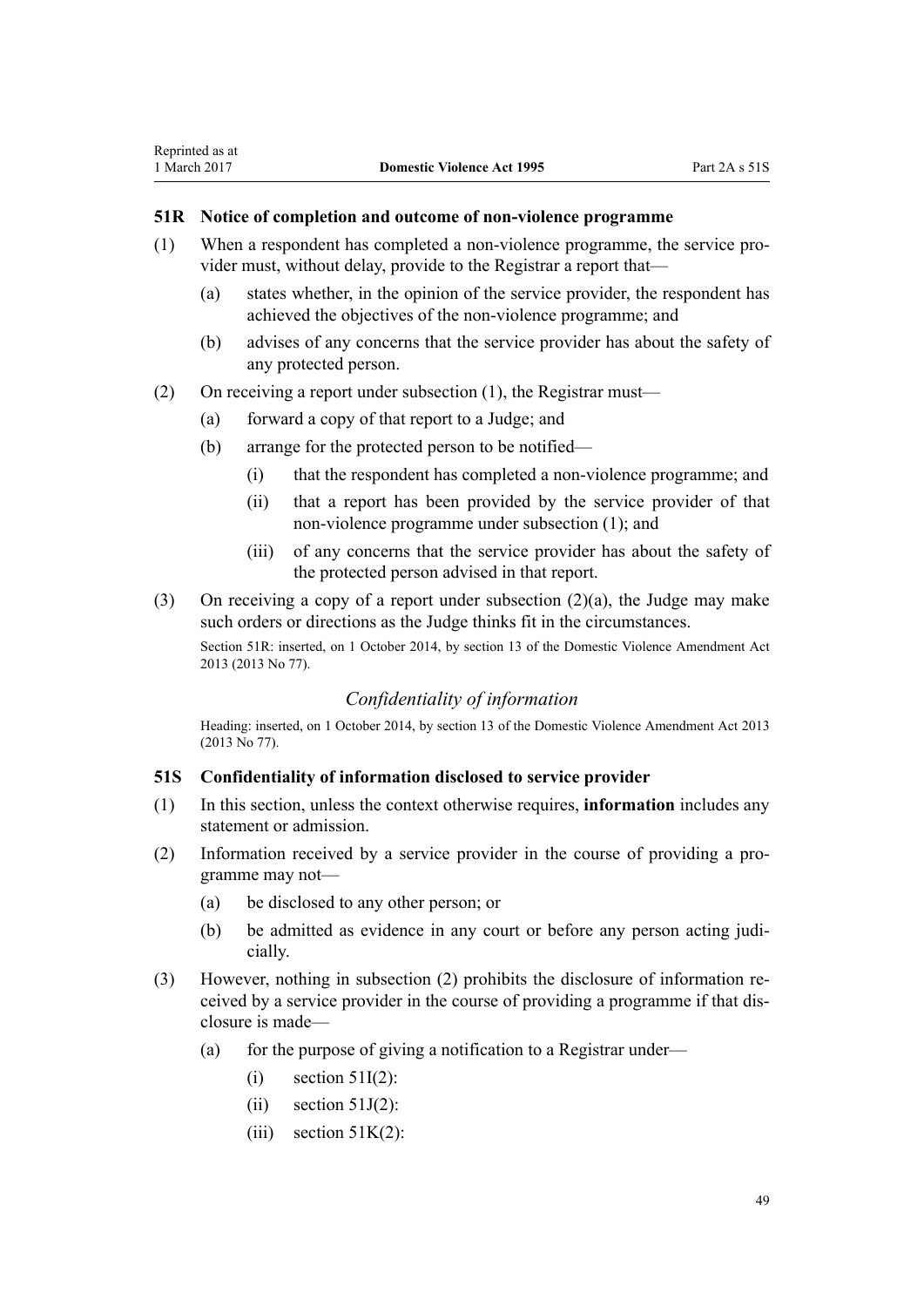### 51R Notice of completion and outcome of non-violence programme

(1) When a respondent has completed a non-violence programme, the service provider must, without delay, provide to the Registrar a report that—

(a) states whether, in the opinion of the service provider, the respondent has achieved the objectives of the non-violence programme; and

(b) advises of any concerns that the service provider has about the safety of any protected person.

(2) On receiving a report under subsection (1), the Registrar must—

(a) forward a copy of that report to a Judge; and

(b) arrange for the protected person to be notified—

(i) that the respondent has completed a non-violence programme; and

(ii) that a report has been provided by the service provider of that non-violence programme under subsection (1); and

(iii) of any concerns that the service provider has about the safety of the protected person advised in that report.

(3) On receiving a copy of a report under subsection (2)(a), the Judge may make such orders or directions as the Judge thinks fit in the circumstances.

Section 51R: inserted, on 1 October 2014, by section 13 of the Domestic Violence Amendment Act 2013 (2013 No 77).

## *Confidentiality of information*

Heading: inserted, on 1 October 2014, by section 13 of the Domestic Violence Amendment Act 2013 (2013 No 77).

### 51S Confidentiality of information disclosed to service provider

(1) In this section, unless the context otherwise requires, **information** includes any statement or admission.

(2) Information received by a service provider in the course of providing a programme may not—

(a) be disclosed to any other person; or

(b) be admitted as evidence in any court or before any person acting judicially.

(3) However, nothing in subsection (2) prohibits the disclosure of information received by a service provider in the course of providing a programme if that disclosure is made—

(a) for the purpose of giving a notification to a Registrar under—

(i) section 51I(2):

(ii) section 51J(2):

(iii) section 51K(2):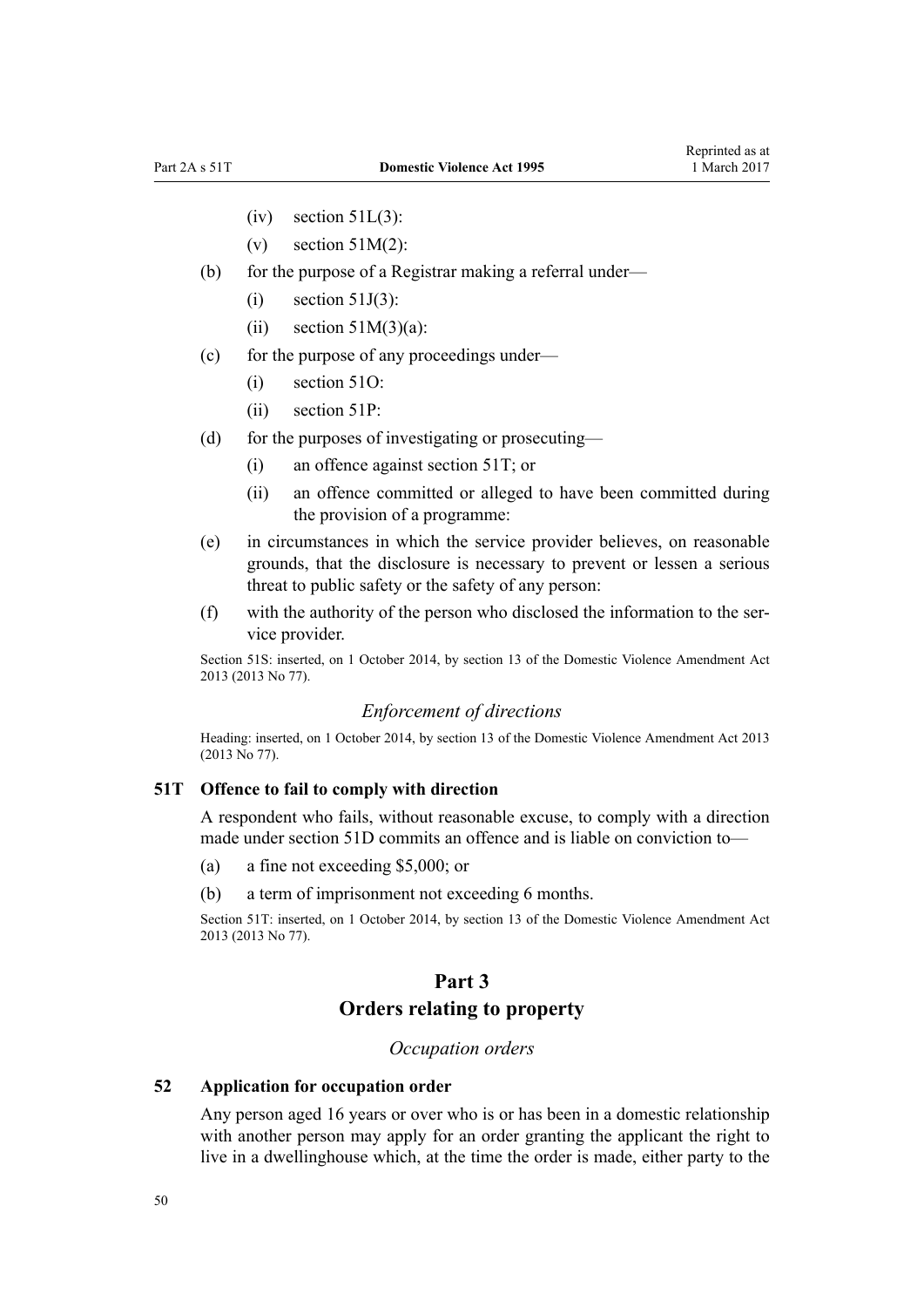(iv) section 51L(3):

(v) section 51M(2):

(b) for the purpose of a Registrar making a referral under—

(i) section 51J(3):

(ii) section 51M(3)(a):

(c) for the purpose of any proceedings under—

(i) section 51O:

(ii) section 51P:

(d) for the purposes of investigating or prosecuting—

(i) an offence against section 51T; or

(ii) an offence committed or alleged to have been committed during the provision of a programme:

(e) in circumstances in which the service provider believes, on reasonable grounds, that the disclosure is necessary to prevent or lessen a serious threat to public safety or the safety of any person:

(f) with the authority of the person who disclosed the information to the service provider.

Section 51S: inserted, on 1 October 2014, by section 13 of the Domestic Violence Amendment Act 2013 (2013 No 77).

### *Enforcement of directions*

Heading: inserted, on 1 October 2014, by section 13 of the Domestic Violence Amendment Act 2013 (2013 No 77).

### 51T Offence to fail to comply with direction

A respondent who fails, without reasonable excuse, to comply with a direction made under section 51D commits an offence and is liable on conviction to—

(a) a fine not exceeding $5,000; or

(b) a term of imprisonment not exceeding 6 months.

Section 51T: inserted, on 1 October 2014, by section 13 of the Domestic Violence Amendment Act 2013 (2013 No 77).

## Part 3
## Orders relating to property

### *Occupation orders*

### 52 Application for occupation order

Any person aged 16 years or over who is or has been in a domestic relationship with another person may apply for an order granting the applicant the right to live in a dwellinghouse which, at the time the order is made, either party to the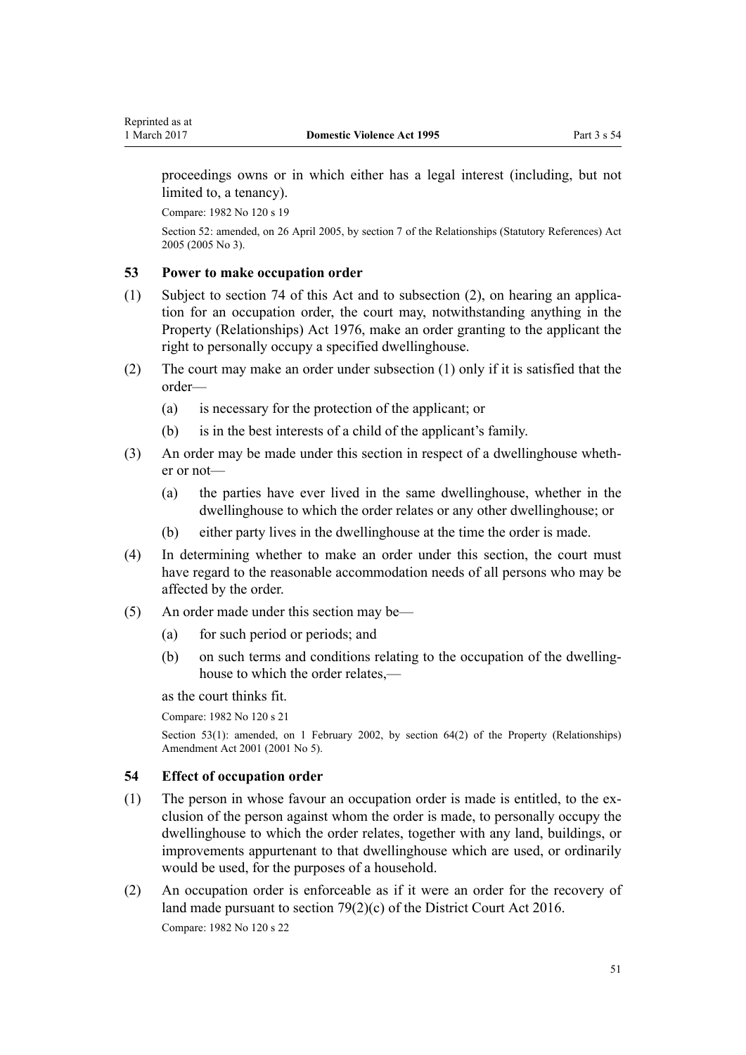proceedings owns or in which either has a legal interest (including, but not limited to, a tenancy).

Compare: 1982 No 120 s 19

Section 52: amended, on 26 April 2005, by section 7 of the Relationships (Statutory References) Act 2005 (2005 No 3).

### 53 Power to make occupation order

(1) Subject to section 74 of this Act and to subsection (2), on hearing an application for an occupation order, the court may, notwithstanding anything in the Property (Relationships) Act 1976, make an order granting to the applicant the right to personally occupy a specified dwellinghouse.

(2) The court may make an order under subsection (1) only if it is satisfied that the order—

- (a) is necessary for the protection of the applicant; or
- (b) is in the best interests of a child of the applicant's family.

(3) An order may be made under this section in respect of a dwellinghouse whether or not—

- (a) the parties have ever lived in the same dwellinghouse, whether in the dwellinghouse to which the order relates or any other dwellinghouse; or
- (b) either party lives in the dwellinghouse at the time the order is made.

(4) In determining whether to make an order under this section, the court must have regard to the reasonable accommodation needs of all persons who may be affected by the order.

(5) An order made under this section may be—

- (a) for such period or periods; and
- (b) on such terms and conditions relating to the occupation of the dwellinghouse to which the order relates,—

as the court thinks fit.

Compare: 1982 No 120 s 21

Section 53(1): amended, on 1 February 2002, by section 64(2) of the Property (Relationships) Amendment Act 2001 (2001 No 5).

### 54 Effect of occupation order

(1) The person in whose favour an occupation order is made is entitled, to the exclusion of the person against whom the order is made, to personally occupy the dwellinghouse to which the order relates, together with any land, buildings, or improvements appurtenant to that dwellinghouse which are used, or ordinarily would be used, for the purposes of a household.

(2) An occupation order is enforceable as if it were an order for the recovery of land made pursuant to section 79(2)(c) of the District Court Act 2016.

Compare: 1982 No 120 s 22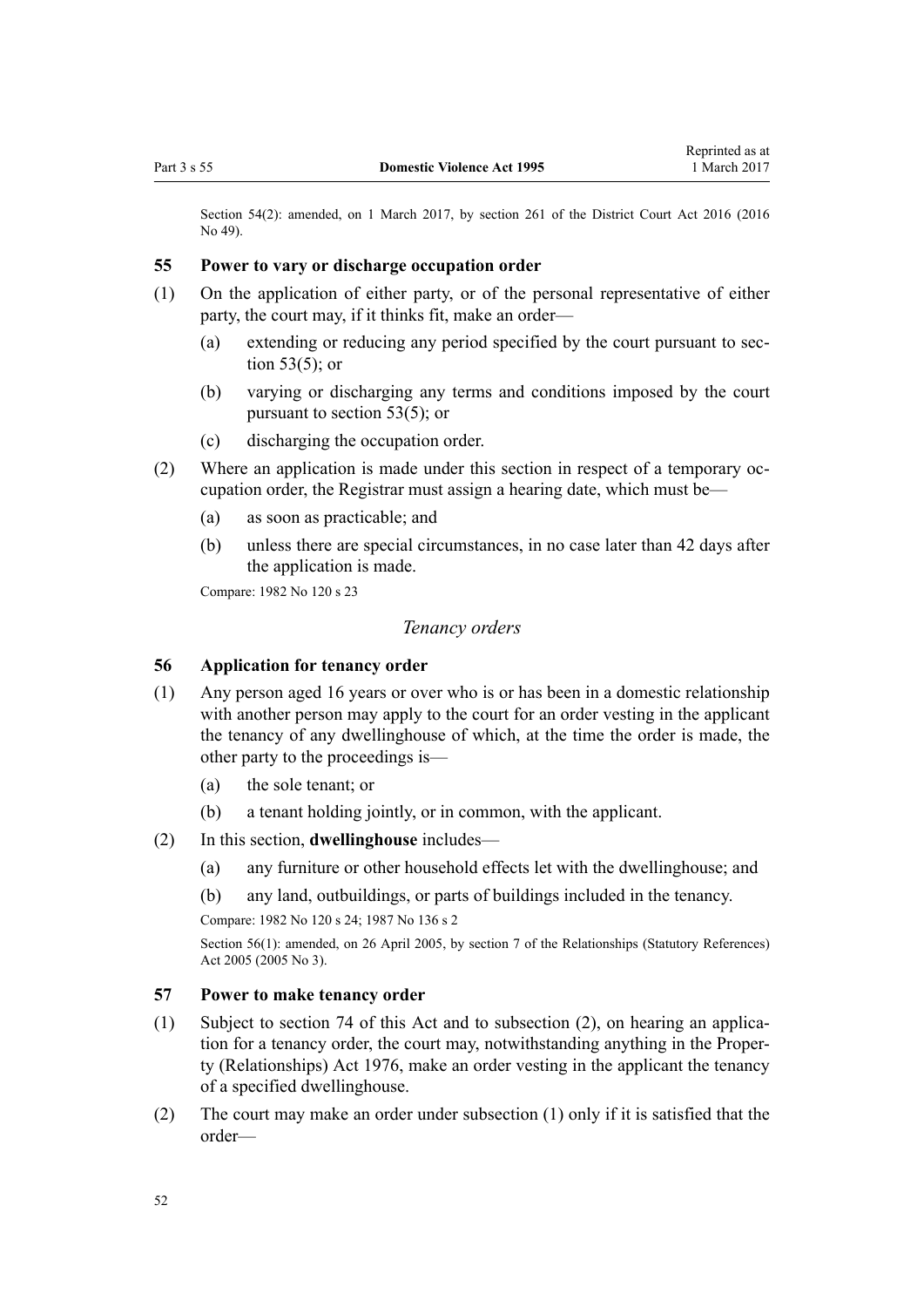Section 54(2): amended, on 1 March 2017, by section 261 of the District Court Act 2016 (2016 No 49).

### 55 Power to vary or discharge occupation order

(1) On the application of either party, or of the personal representative of either party, the court may, if it thinks fit, make an order—

  (a) extending or reducing any period specified by the court pursuant to section 53(5); or

  (b) varying or discharging any terms and conditions imposed by the court pursuant to section 53(5); or

  (c) discharging the occupation order.

(2) Where an application is made under this section in respect of a temporary occupation order, the Registrar must assign a hearing date, which must be—

  (a) as soon as practicable; and

  (b) unless there are special circumstances, in no case later than 42 days after the application is made.

Compare: 1982 No 120 s 23

## *Tenancy orders*

### 56 Application for tenancy order

(1) Any person aged 16 years or over who is or has been in a domestic relationship with another person may apply to the court for an order vesting in the applicant the tenancy of any dwellinghouse of which, at the time the order is made, the other party to the proceedings is—

  (a) the sole tenant; or

  (b) a tenant holding jointly, or in common, with the applicant.

(2) In this section, **dwellinghouse** includes—

  (a) any furniture or other household effects let with the dwellinghouse; and

  (b) any land, outbuildings, or parts of buildings included in the tenancy.

Compare: 1982 No 120 s 24; 1987 No 136 s 2

Section 56(1): amended, on 26 April 2005, by section 7 of the Relationships (Statutory References) Act 2005 (2005 No 3).

### 57 Power to make tenancy order

(1) Subject to section 74 of this Act and to subsection (2), on hearing an application for a tenancy order, the court may, notwithstanding anything in the Property (Relationships) Act 1976, make an order vesting in the applicant the tenancy of a specified dwellinghouse.

(2) The court may make an order under subsection (1) only if it is satisfied that the order—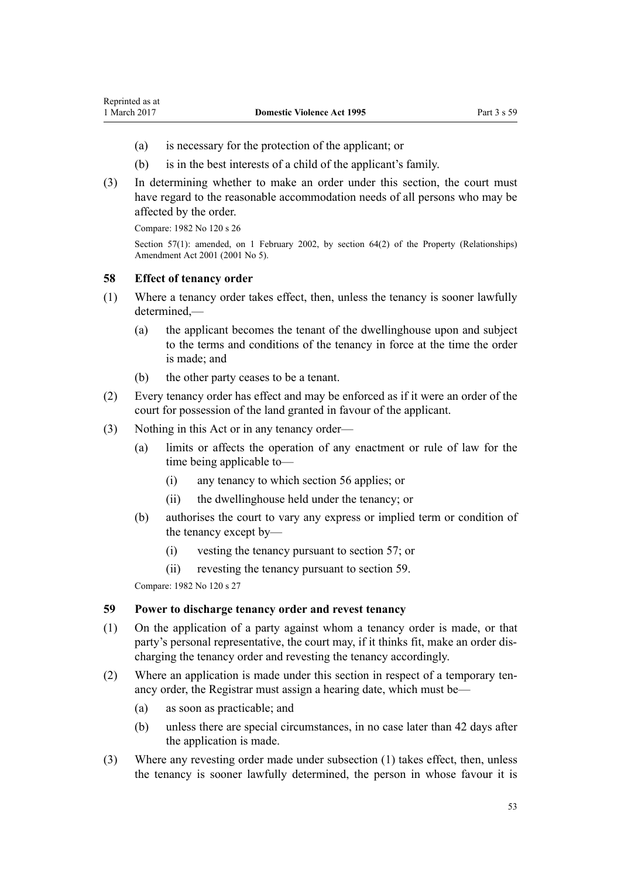(a) is necessary for the protection of the applicant; or

(b) is in the best interests of a child of the applicant's family.

(3) In determining whether to make an order under this section, the court must have regard to the reasonable accommodation needs of all persons who may be affected by the order.

Compare: 1982 No 120 s 26

Section 57(1): amended, on 1 February 2002, by section 64(2) of the Property (Relationships) Amendment Act 2001 (2001 No 5).

### 58 Effect of tenancy order

(1) Where a tenancy order takes effect, then, unless the tenancy is sooner lawfully determined,—

(a) the applicant becomes the tenant of the dwellinghouse upon and subject to the terms and conditions of the tenancy in force at the time the order is made; and

(b) the other party ceases to be a tenant.

(2) Every tenancy order has effect and may be enforced as if it were an order of the court for possession of the land granted in favour of the applicant.

(3) Nothing in this Act or in any tenancy order—

(a) limits or affects the operation of any enactment or rule of law for the time being applicable to—

(i) any tenancy to which section 56 applies; or

(ii) the dwellinghouse held under the tenancy; or

(b) authorises the court to vary any express or implied term or condition of the tenancy except by—

(i) vesting the tenancy pursuant to section 57; or

(ii) revesting the tenancy pursuant to section 59.

Compare: 1982 No 120 s 27

### 59 Power to discharge tenancy order and revest tenancy

(1) On the application of a party against whom a tenancy order is made, or that party's personal representative, the court may, if it thinks fit, make an order discharging the tenancy order and revesting the tenancy accordingly.

(2) Where an application is made under this section in respect of a temporary tenancy order, the Registrar must assign a hearing date, which must be—

(a) as soon as practicable; and

(b) unless there are special circumstances, in no case later than 42 days after the application is made.

(3) Where any revesting order made under subsection (1) takes effect, then, unless the tenancy is sooner lawfully determined, the person in whose favour it is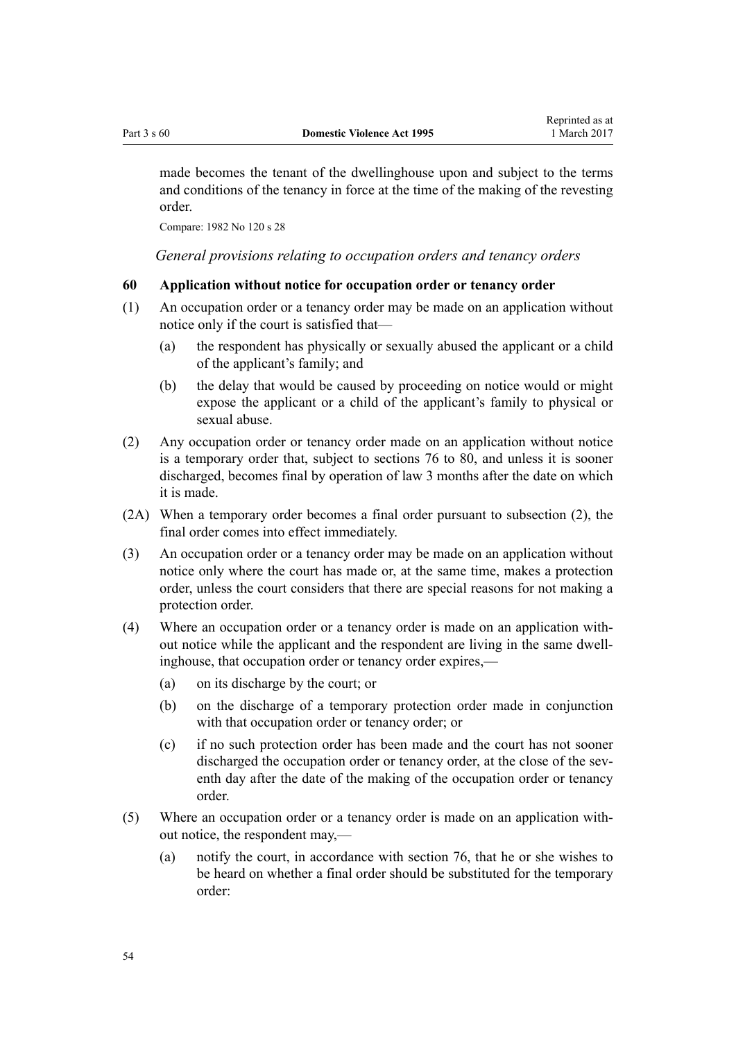made becomes the tenant of the dwellinghouse upon and subject to the terms and conditions of the tenancy in force at the time of the making of the revesting order.

Compare: 1982 No 120 s 28

*General provisions relating to occupation orders and tenancy orders*

### 60 Application without notice for occupation order or tenancy order

(1) An occupation order or a tenancy order may be made on an application without notice only if the court is satisfied that—

(a) the respondent has physically or sexually abused the applicant or a child of the applicant's family; and

(b) the delay that would be caused by proceeding on notice would or might expose the applicant or a child of the applicant's family to physical or sexual abuse.

(2) Any occupation order or tenancy order made on an application without notice is a temporary order that, subject to sections 76 to 80, and unless it is sooner discharged, becomes final by operation of law 3 months after the date on which it is made.

(2A) When a temporary order becomes a final order pursuant to subsection (2), the final order comes into effect immediately.

(3) An occupation order or a tenancy order may be made on an application without notice only where the court has made or, at the same time, makes a protection order, unless the court considers that there are special reasons for not making a protection order.

(4) Where an occupation order or a tenancy order is made on an application without notice while the applicant and the respondent are living in the same dwellinghouse, that occupation order or tenancy order expires,—

(a) on its discharge by the court; or

(b) on the discharge of a temporary protection order made in conjunction with that occupation order or tenancy order; or

(c) if no such protection order has been made and the court has not sooner discharged the occupation order or tenancy order, at the close of the seventh day after the date of the making of the occupation order or tenancy order.

(5) Where an occupation order or a tenancy order is made on an application without notice, the respondent may,—

(a) notify the court, in accordance with section 76, that he or she wishes to be heard on whether a final order should be substituted for the temporary order: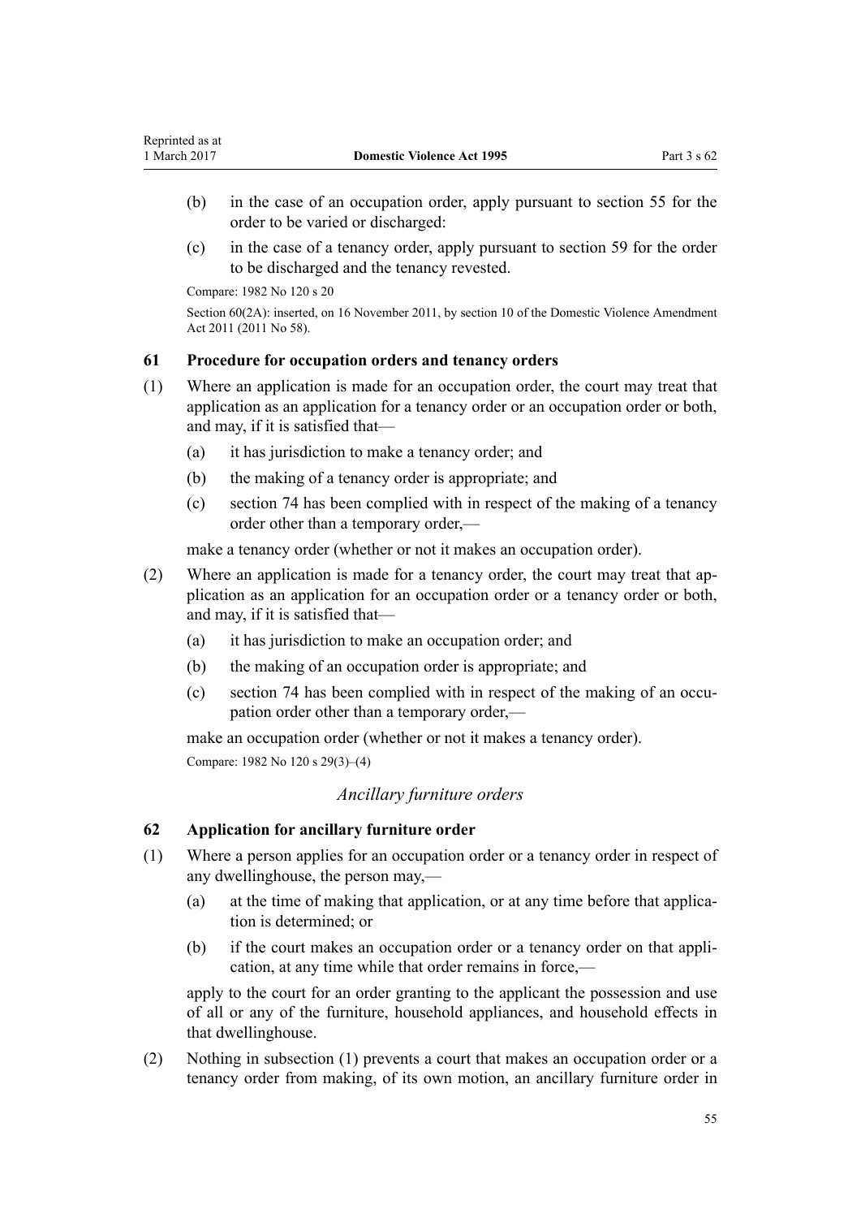(b) in the case of an occupation order, apply pursuant to section 55 for the order to be varied or discharged:

(c) in the case of a tenancy order, apply pursuant to section 59 for the order to be discharged and the tenancy revested.

Compare: 1982 No 120 s 20

Section 60(2A): inserted, on 16 November 2011, by section 10 of the Domestic Violence Amendment Act 2011 (2011 No 58).

### 61 Procedure for occupation orders and tenancy orders

(1) Where an application is made for an occupation order, the court may treat that application as an application for a tenancy order or an occupation order or both, and may, if it is satisfied that—

(a) it has jurisdiction to make a tenancy order; and

(b) the making of a tenancy order is appropriate; and

(c) section 74 has been complied with in respect of the making of a tenancy order other than a temporary order,—

make a tenancy order (whether or not it makes an occupation order).

(2) Where an application is made for a tenancy order, the court may treat that application as an application for an occupation order or a tenancy order or both, and may, if it is satisfied that—

(a) it has jurisdiction to make an occupation order; and

(b) the making of an occupation order is appropriate; and

(c) section 74 has been complied with in respect of the making of an occupation order other than a temporary order,—

make an occupation order (whether or not it makes a tenancy order).

Compare: 1982 No 120 s 29(3)–(4)

*Ancillary furniture orders*

### 62 Application for ancillary furniture order

(1) Where a person applies for an occupation order or a tenancy order in respect of any dwellinghouse, the person may,—

(a) at the time of making that application, or at any time before that application is determined; or

(b) if the court makes an occupation order or a tenancy order on that application, at any time while that order remains in force,—

apply to the court for an order granting to the applicant the possession and use of all or any of the furniture, household appliances, and household effects in that dwellinghouse.

(2) Nothing in subsection (1) prevents a court that makes an occupation order or a tenancy order from making, of its own motion, an ancillary furniture order in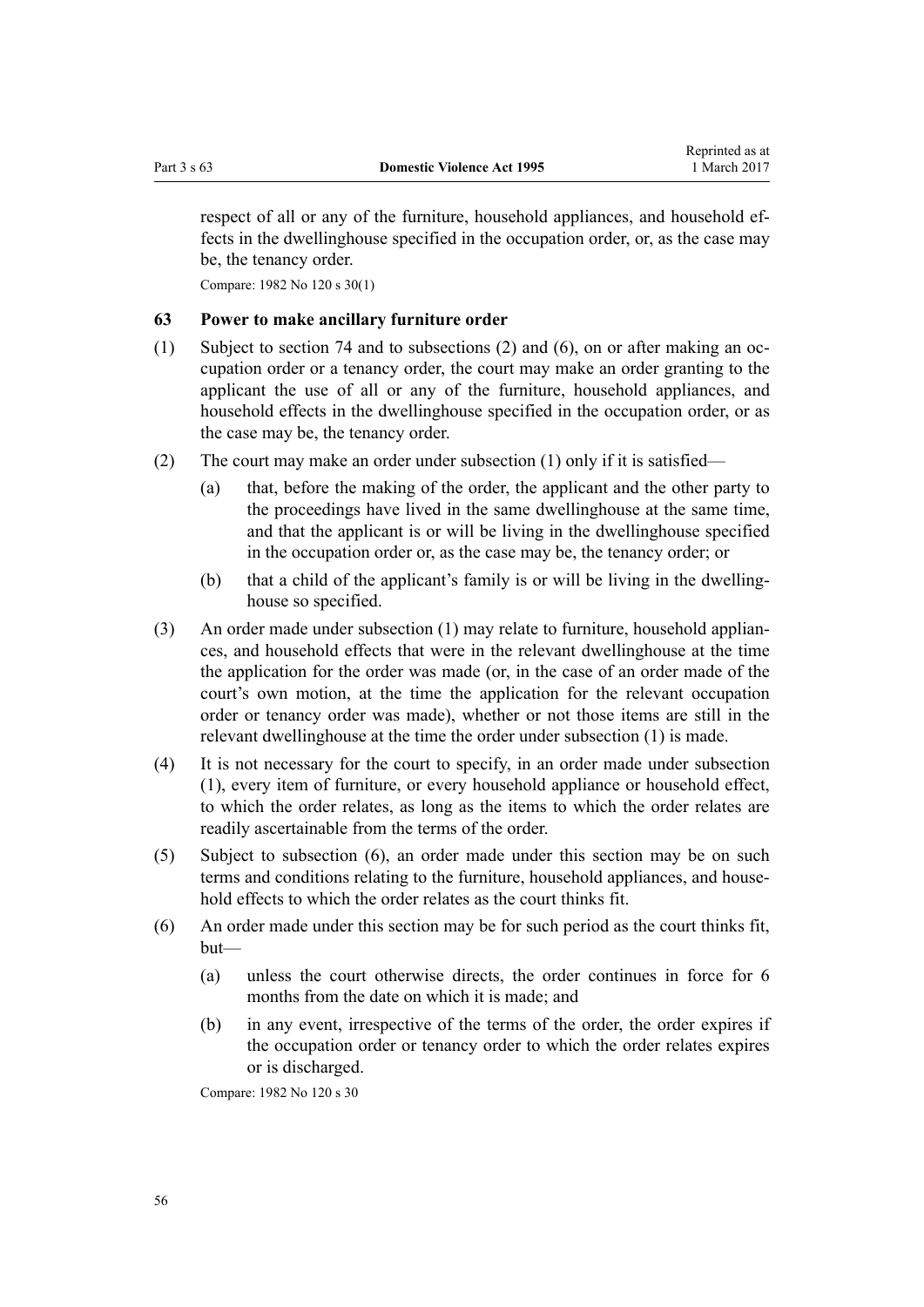respect of all or any of the furniture, household appliances, and household effects in the dwellinghouse specified in the occupation order, or, as the case may be, the tenancy order.

Compare: 1982 No 120 s 30(1)

### 63 Power to make ancillary furniture order

(1) Subject to section 74 and to subsections (2) and (6), on or after making an occupation order or a tenancy order, the court may make an order granting to the applicant the use of all or any of the furniture, household appliances, and household effects in the dwellinghouse specified in the occupation order, or as the case may be, the tenancy order.

(2) The court may make an order under subsection (1) only if it is satisfied—

   (a) that, before the making of the order, the applicant and the other party to the proceedings have lived in the same dwellinghouse at the same time, and that the applicant is or will be living in the dwellinghouse specified in the occupation order or, as the case may be, the tenancy order; or

   (b) that a child of the applicant's family is or will be living in the dwellinghouse so specified.

(3) An order made under subsection (1) may relate to furniture, household appliances, and household effects that were in the relevant dwellinghouse at the time the application for the order was made (or, in the case of an order made of the court's own motion, at the time the application for the relevant occupation order or tenancy order was made), whether or not those items are still in the relevant dwellinghouse at the time the order under subsection (1) is made.

(4) It is not necessary for the court to specify, in an order made under subsection (1), every item of furniture, or every household appliance or household effect, to which the order relates, as long as the items to which the order relates are readily ascertainable from the terms of the order.

(5) Subject to subsection (6), an order made under this section may be on such terms and conditions relating to the furniture, household appliances, and household effects to which the order relates as the court thinks fit.

(6) An order made under this section may be for such period as the court thinks fit, but—

   (a) unless the court otherwise directs, the order continues in force for 6 months from the date on which it is made; and

   (b) in any event, irrespective of the terms of the order, the order expires if the occupation order or tenancy order to which the order relates expires or is discharged.

Compare: 1982 No 120 s 30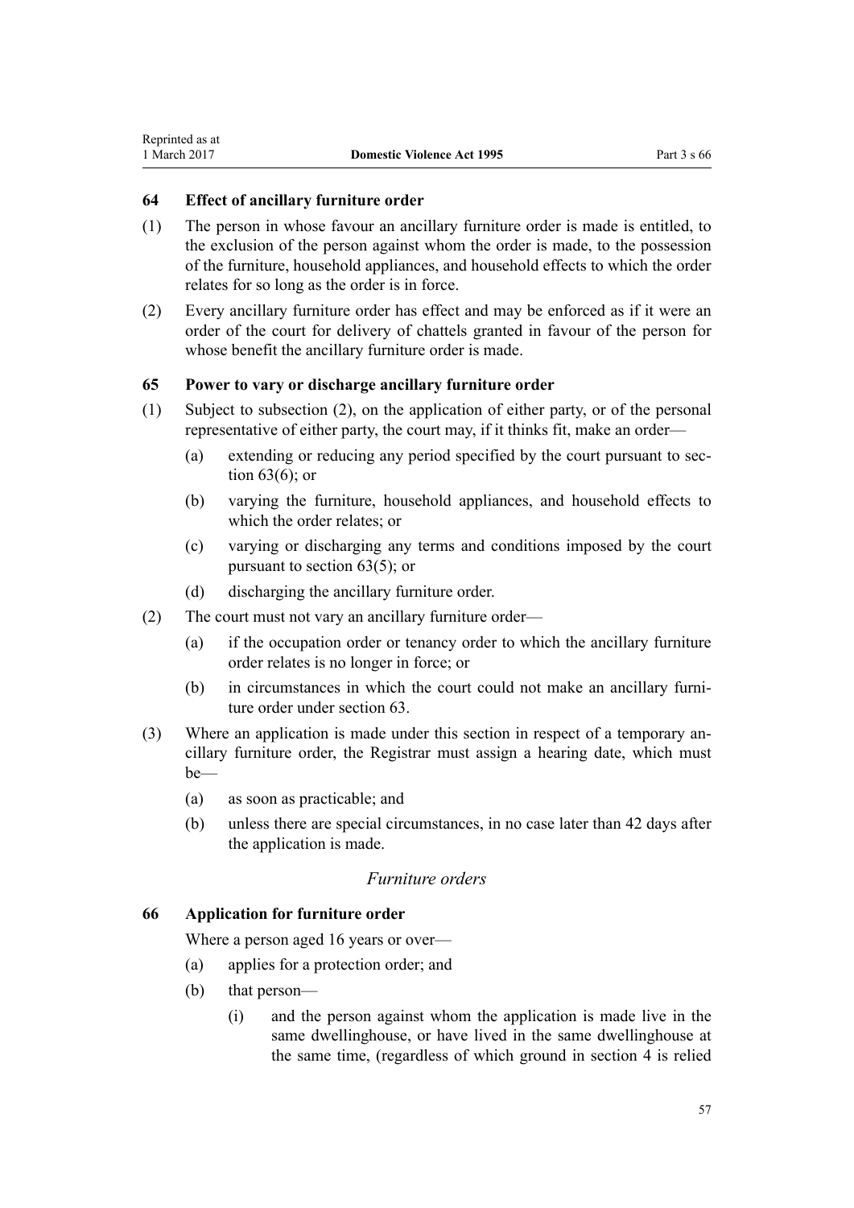### 64 Effect of ancillary furniture order

(1) The person in whose favour an ancillary furniture order is made is entitled, to the exclusion of the person against whom the order is made, to the possession of the furniture, household appliances, and household effects to which the order relates for so long as the order is in force.

(2) Every ancillary furniture order has effect and may be enforced as if it were an order of the court for delivery of chattels granted in favour of the person for whose benefit the ancillary furniture order is made.

### 65 Power to vary or discharge ancillary furniture order

(1) Subject to subsection (2), on the application of either party, or of the personal representative of either party, the court may, if it thinks fit, make an order—

- (a) extending or reducing any period specified by the court pursuant to section 63(6); or
- (b) varying the furniture, household appliances, and household effects to which the order relates; or
- (c) varying or discharging any terms and conditions imposed by the court pursuant to section 63(5); or
- (d) discharging the ancillary furniture order.

(2) The court must not vary an ancillary furniture order—

- (a) if the occupation order or tenancy order to which the ancillary furniture order relates is no longer in force; or
- (b) in circumstances in which the court could not make an ancillary furniture order under section 63.

(3) Where an application is made under this section in respect of a temporary ancillary furniture order, the Registrar must assign a hearing date, which must be—

- (a) as soon as practicable; and
- (b) unless there are special circumstances, in no case later than 42 days after the application is made.

*Furniture orders*

### 66 Application for furniture order

Where a person aged 16 years or over—

- (a) applies for a protection order; and
- (b) that person—
  - (i) and the person against whom the application is made live in the same dwellinghouse, or have lived in the same dwellinghouse at the same time, (regardless of which ground in section 4 is relied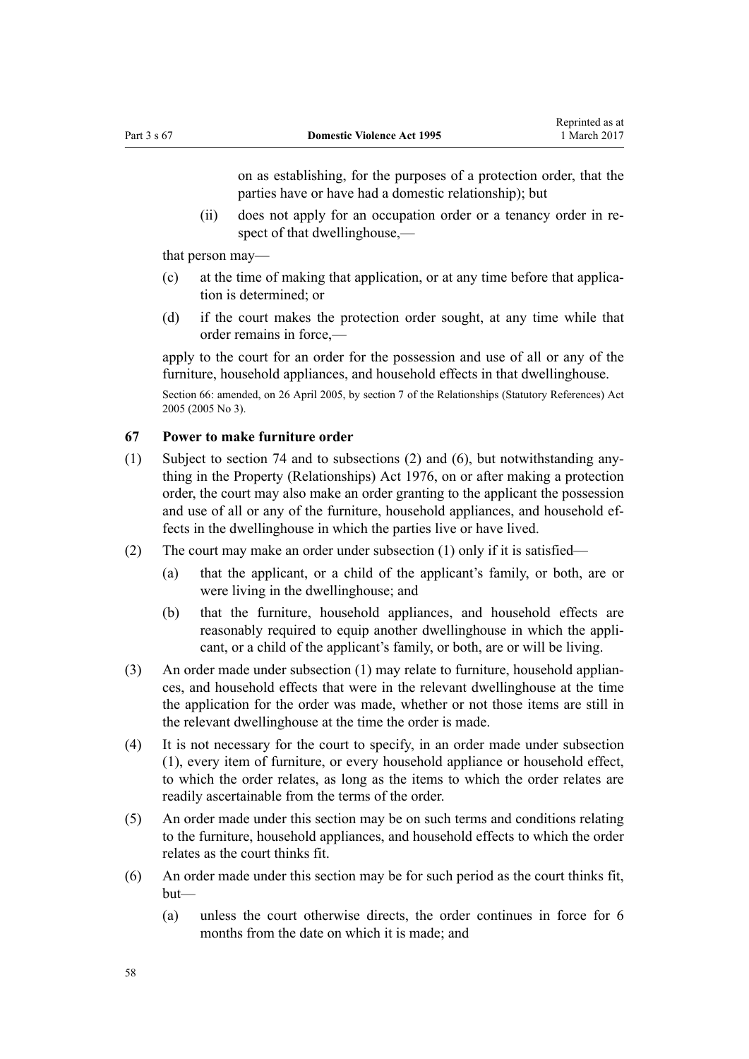on as establishing, for the purposes of a protection order, that the parties have or have had a domestic relationship); but

(ii) does not apply for an occupation order or a tenancy order in respect of that dwellinghouse,—

that person may—

(c) at the time of making that application, or at any time before that application is determined; or

(d) if the court makes the protection order sought, at any time while that order remains in force,—

apply to the court for an order for the possession and use of all or any of the furniture, household appliances, and household effects in that dwellinghouse.

Section 66: amended, on 26 April 2005, by section 7 of the Relationships (Statutory References) Act 2005 (2005 No 3).

### 67 Power to make furniture order

(1) Subject to section 74 and to subsections (2) and (6), but notwithstanding anything in the Property (Relationships) Act 1976, on or after making a protection order, the court may also make an order granting to the applicant the possession and use of all or any of the furniture, household appliances, and household effects in the dwellinghouse in which the parties live or have lived.

(2) The court may make an order under subsection (1) only if it is satisfied—

(a) that the applicant, or a child of the applicant's family, or both, are or were living in the dwellinghouse; and

(b) that the furniture, household appliances, and household effects are reasonably required to equip another dwellinghouse in which the applicant, or a child of the applicant's family, or both, are or will be living.

(3) An order made under subsection (1) may relate to furniture, household appliances, and household effects that were in the relevant dwellinghouse at the time the application for the order was made, whether or not those items are still in the relevant dwellinghouse at the time the order is made.

(4) It is not necessary for the court to specify, in an order made under subsection (1), every item of furniture, or every household appliance or household effect, to which the order relates, as long as the items to which the order relates are readily ascertainable from the terms of the order.

(5) An order made under this section may be on such terms and conditions relating to the furniture, household appliances, and household effects to which the order relates as the court thinks fit.

(6) An order made under this section may be for such period as the court thinks fit, but—

(a) unless the court otherwise directs, the order continues in force for 6 months from the date on which it is made; and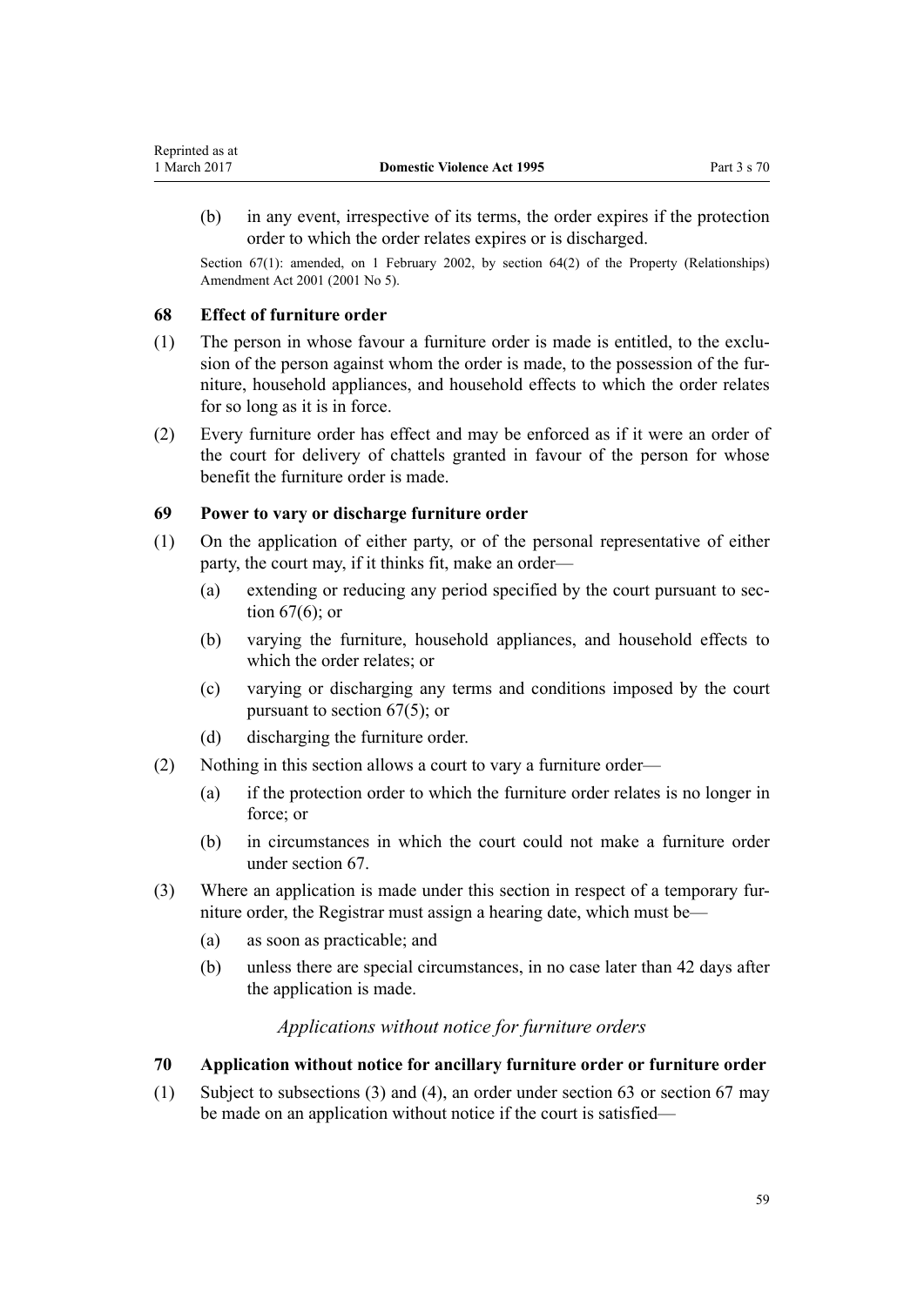(b) in any event, irrespective of its terms, the order expires if the protection order to which the order relates expires or is discharged.

Section 67(1): amended, on 1 February 2002, by section 64(2) of the Property (Relationships) Amendment Act 2001 (2001 No 5).

### 68 Effect of furniture order

(1) The person in whose favour a furniture order is made is entitled, to the exclusion of the person against whom the order is made, to the possession of the furniture, household appliances, and household effects to which the order relates for so long as it is in force.

(2) Every furniture order has effect and may be enforced as if it were an order of the court for delivery of chattels granted in favour of the person for whose benefit the furniture order is made.

### 69 Power to vary or discharge furniture order

(1) On the application of either party, or of the personal representative of either party, the court may, if it thinks fit, make an order—

(a) extending or reducing any period specified by the court pursuant to section 67(6); or

(b) varying the furniture, household appliances, and household effects to which the order relates; or

(c) varying or discharging any terms and conditions imposed by the court pursuant to section 67(5); or

(d) discharging the furniture order.

(2) Nothing in this section allows a court to vary a furniture order—

(a) if the protection order to which the furniture order relates is no longer in force; or

(b) in circumstances in which the court could not make a furniture order under section 67.

(3) Where an application is made under this section in respect of a temporary furniture order, the Registrar must assign a hearing date, which must be—

(a) as soon as practicable; and

(b) unless there are special circumstances, in no case later than 42 days after the application is made.

*Applications without notice for furniture orders*

### 70 Application without notice for ancillary furniture order or furniture order

(1) Subject to subsections (3) and (4), an order under section 63 or section 67 may be made on an application without notice if the court is satisfied—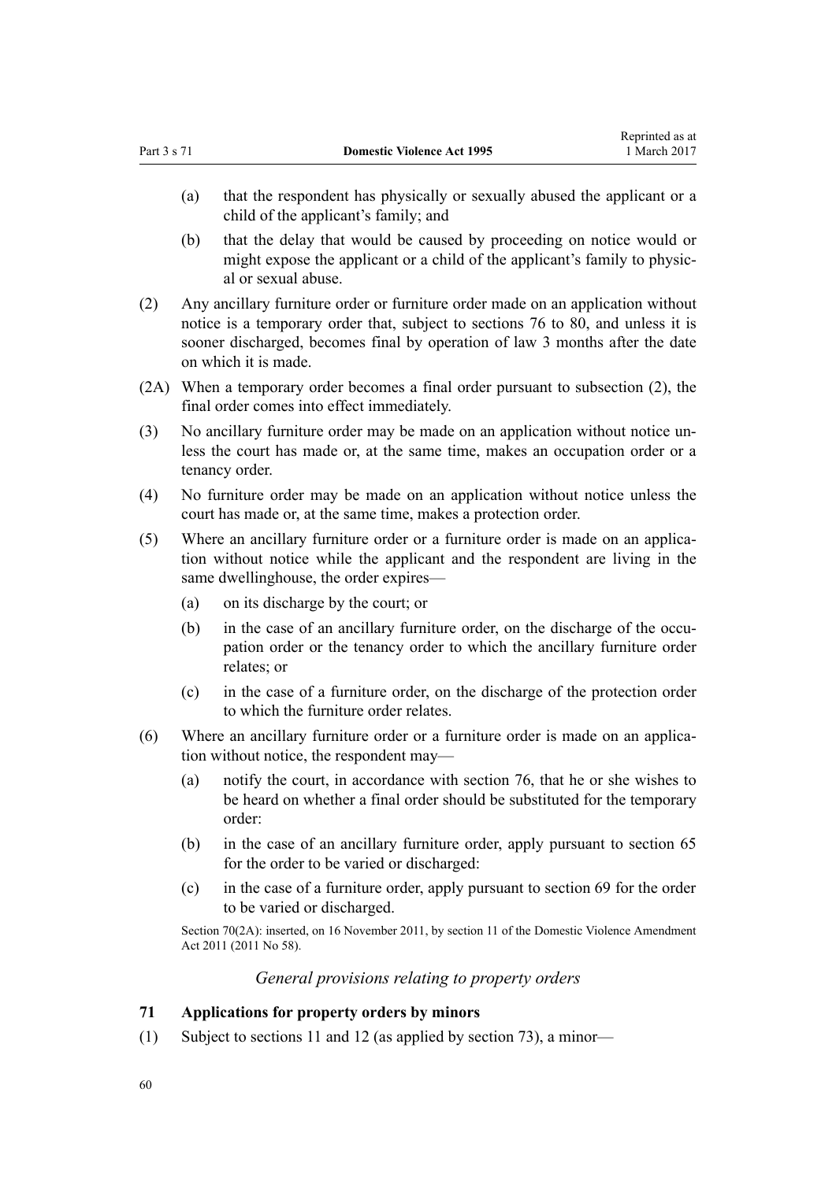(a) that the respondent has physically or sexually abused the applicant or a child of the applicant's family; and

(b) that the delay that would be caused by proceeding on notice would or might expose the applicant or a child of the applicant's family to physical or sexual abuse.

(2) Any ancillary furniture order or furniture order made on an application without notice is a temporary order that, subject to sections 76 to 80, and unless it is sooner discharged, becomes final by operation of law 3 months after the date on which it is made.

(2A) When a temporary order becomes a final order pursuant to subsection (2), the final order comes into effect immediately.

(3) No ancillary furniture order may be made on an application without notice unless the court has made or, at the same time, makes an occupation order or a tenancy order.

(4) No furniture order may be made on an application without notice unless the court has made or, at the same time, makes a protection order.

(5) Where an ancillary furniture order or a furniture order is made on an application without notice while the applicant and the respondent are living in the same dwellinghouse, the order expires—

(a) on its discharge by the court; or

(b) in the case of an ancillary furniture order, on the discharge of the occupation order or the tenancy order to which the ancillary furniture order relates; or

(c) in the case of a furniture order, on the discharge of the protection order to which the furniture order relates.

(6) Where an ancillary furniture order or a furniture order is made on an application without notice, the respondent may—

(a) notify the court, in accordance with section 76, that he or she wishes to be heard on whether a final order should be substituted for the temporary order:

(b) in the case of an ancillary furniture order, apply pursuant to section 65 for the order to be varied or discharged:

(c) in the case of a furniture order, apply pursuant to section 69 for the order to be varied or discharged.

Section 70(2A): inserted, on 16 November 2011, by section 11 of the Domestic Violence Amendment Act 2011 (2011 No 58).

*General provisions relating to property orders*

### 71 Applications for property orders by minors

(1) Subject to sections 11 and 12 (as applied by section 73), a minor—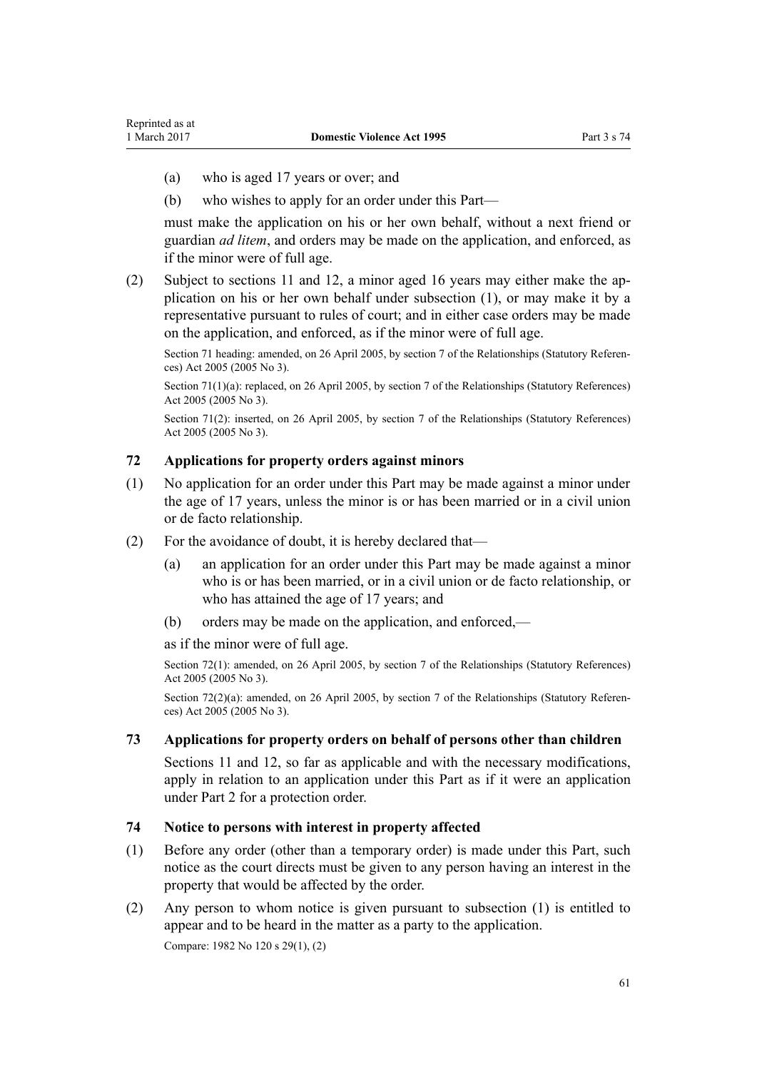(a) who is aged 17 years or over; and

(b) who wishes to apply for an order under this Part—

must make the application on his or her own behalf, without a next friend or guardian *ad litem*, and orders may be made on the application, and enforced, as if the minor were of full age.

(2) Subject to sections 11 and 12, a minor aged 16 years may either make the application on his or her own behalf under subsection (1), or may make it by a representative pursuant to rules of court; and in either case orders may be made on the application, and enforced, as if the minor were of full age.

Section 71 heading: amended, on 26 April 2005, by section 7 of the Relationships (Statutory References) Act 2005 (2005 No 3).

Section 71(1)(a): replaced, on 26 April 2005, by section 7 of the Relationships (Statutory References) Act 2005 (2005 No 3).

Section 71(2): inserted, on 26 April 2005, by section 7 of the Relationships (Statutory References) Act 2005 (2005 No 3).

### 72 Applications for property orders against minors

(1) No application for an order under this Part may be made against a minor under the age of 17 years, unless the minor is or has been married or in a civil union or de facto relationship.

(2) For the avoidance of doubt, it is hereby declared that—

(a) an application for an order under this Part may be made against a minor who is or has been married, or in a civil union or de facto relationship, or who has attained the age of 17 years; and

(b) orders may be made on the application, and enforced,—

as if the minor were of full age.

Section 72(1): amended, on 26 April 2005, by section 7 of the Relationships (Statutory References) Act 2005 (2005 No 3).

Section 72(2)(a): amended, on 26 April 2005, by section 7 of the Relationships (Statutory References) Act 2005 (2005 No 3).

### 73 Applications for property orders on behalf of persons other than children

Sections 11 and 12, so far as applicable and with the necessary modifications, apply in relation to an application under this Part as if it were an application under Part 2 for a protection order.

### 74 Notice to persons with interest in property affected

(1) Before any order (other than a temporary order) is made under this Part, such notice as the court directs must be given to any person having an interest in the property that would be affected by the order.

(2) Any person to whom notice is given pursuant to subsection (1) is entitled to appear and to be heard in the matter as a party to the application.

Compare: 1982 No 120 s 29(1), (2)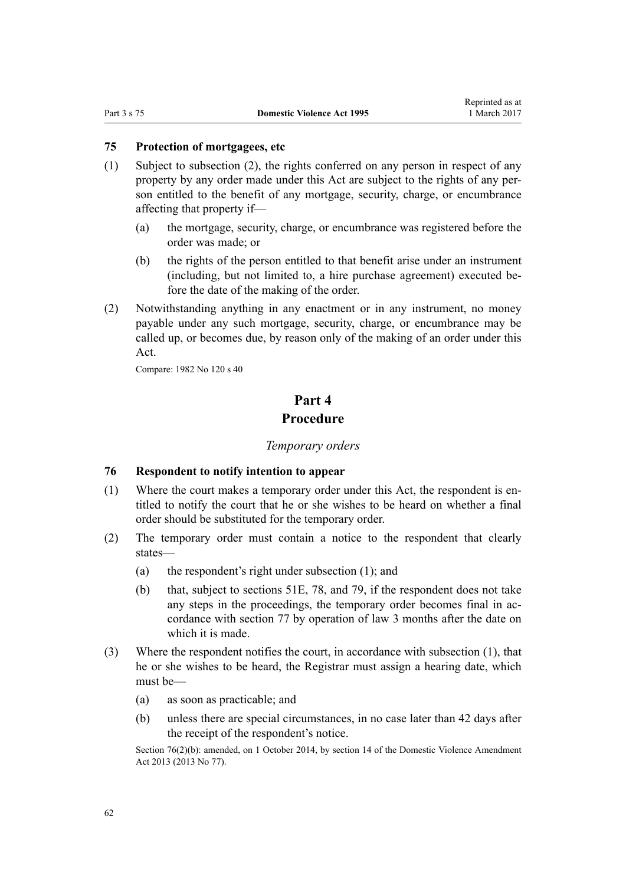### 75 Protection of mortgagees, etc

(1) Subject to subsection (2), the rights conferred on any person in respect of any property by any order made under this Act are subject to the rights of any person entitled to the benefit of any mortgage, security, charge, or encumbrance affecting that property if—

(a) the mortgage, security, charge, or encumbrance was registered before the order was made; or

(b) the rights of the person entitled to that benefit arise under an instrument (including, but not limited to, a hire purchase agreement) executed before the date of the making of the order.

(2) Notwithstanding anything in any enactment or in any instrument, no money payable under any such mortgage, security, charge, or encumbrance may be called up, or becomes due, by reason only of the making of an order under this Act.

Compare: 1982 No 120 s 40

## Part 4
## Procedure

*Temporary orders*

### 76 Respondent to notify intention to appear

(1) Where the court makes a temporary order under this Act, the respondent is entitled to notify the court that he or she wishes to be heard on whether a final order should be substituted for the temporary order.

(2) The temporary order must contain a notice to the respondent that clearly states—

(a) the respondent's right under subsection (1); and

(b) that, subject to sections 51E, 78, and 79, if the respondent does not take any steps in the proceedings, the temporary order becomes final in accordance with section 77 by operation of law 3 months after the date on which it is made.

(3) Where the respondent notifies the court, in accordance with subsection (1), that he or she wishes to be heard, the Registrar must assign a hearing date, which must be—

(a) as soon as practicable; and

(b) unless there are special circumstances, in no case later than 42 days after the receipt of the respondent's notice.

Section 76(2)(b): amended, on 1 October 2014, by section 14 of the Domestic Violence Amendment Act 2013 (2013 No 77).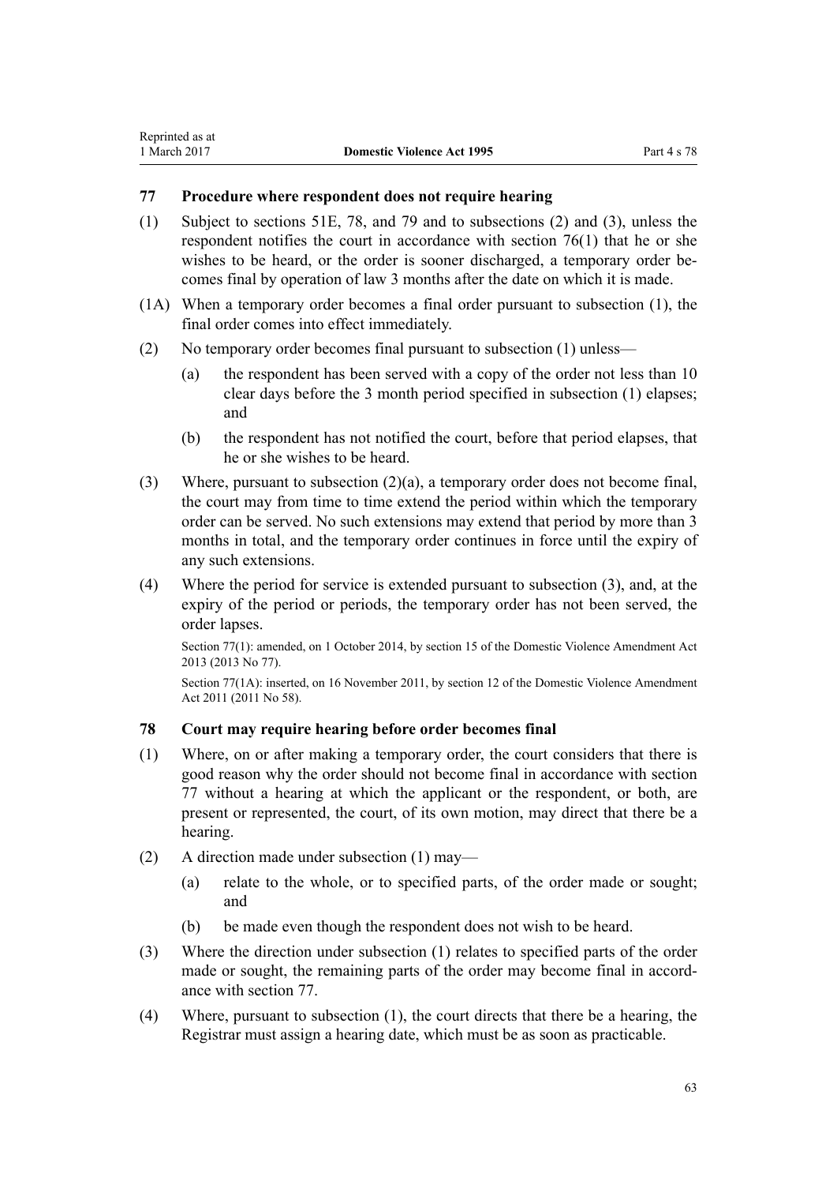## 77 Procedure where respondent does not require hearing

(1) Subject to sections 51E, 78, and 79 and to subsections (2) and (3), unless the respondent notifies the court in accordance with section 76(1) that he or she wishes to be heard, or the order is sooner discharged, a temporary order becomes final by operation of law 3 months after the date on which it is made.

(1A) When a temporary order becomes a final order pursuant to subsection (1), the final order comes into effect immediately.

(2) No temporary order becomes final pursuant to subsection (1) unless—

- (a) the respondent has been served with a copy of the order not less than 10 clear days before the 3 month period specified in subsection (1) elapses; and
- (b) the respondent has not notified the court, before that period elapses, that he or she wishes to be heard.

(3) Where, pursuant to subsection (2)(a), a temporary order does not become final, the court may from time to time extend the period within which the temporary order can be served. No such extensions may extend that period by more than 3 months in total, and the temporary order continues in force until the expiry of any such extensions.

(4) Where the period for service is extended pursuant to subsection (3), and, at the expiry of the period or periods, the temporary order has not been served, the order lapses.

Section 77(1): amended, on 1 October 2014, by section 15 of the Domestic Violence Amendment Act 2013 (2013 No 77).

Section 77(1A): inserted, on 16 November 2011, by section 12 of the Domestic Violence Amendment Act 2011 (2011 No 58).

## 78 Court may require hearing before order becomes final

(1) Where, on or after making a temporary order, the court considers that there is good reason why the order should not become final in accordance with section 77 without a hearing at which the applicant or the respondent, or both, are present or represented, the court, of its own motion, may direct that there be a hearing.

(2) A direction made under subsection (1) may—

- (a) relate to the whole, or to specified parts, of the order made or sought; and
- (b) be made even though the respondent does not wish to be heard.

(3) Where the direction under subsection (1) relates to specified parts of the order made or sought, the remaining parts of the order may become final in accordance with section 77.

(4) Where, pursuant to subsection (1), the court directs that there be a hearing, the Registrar must assign a hearing date, which must be as soon as practicable.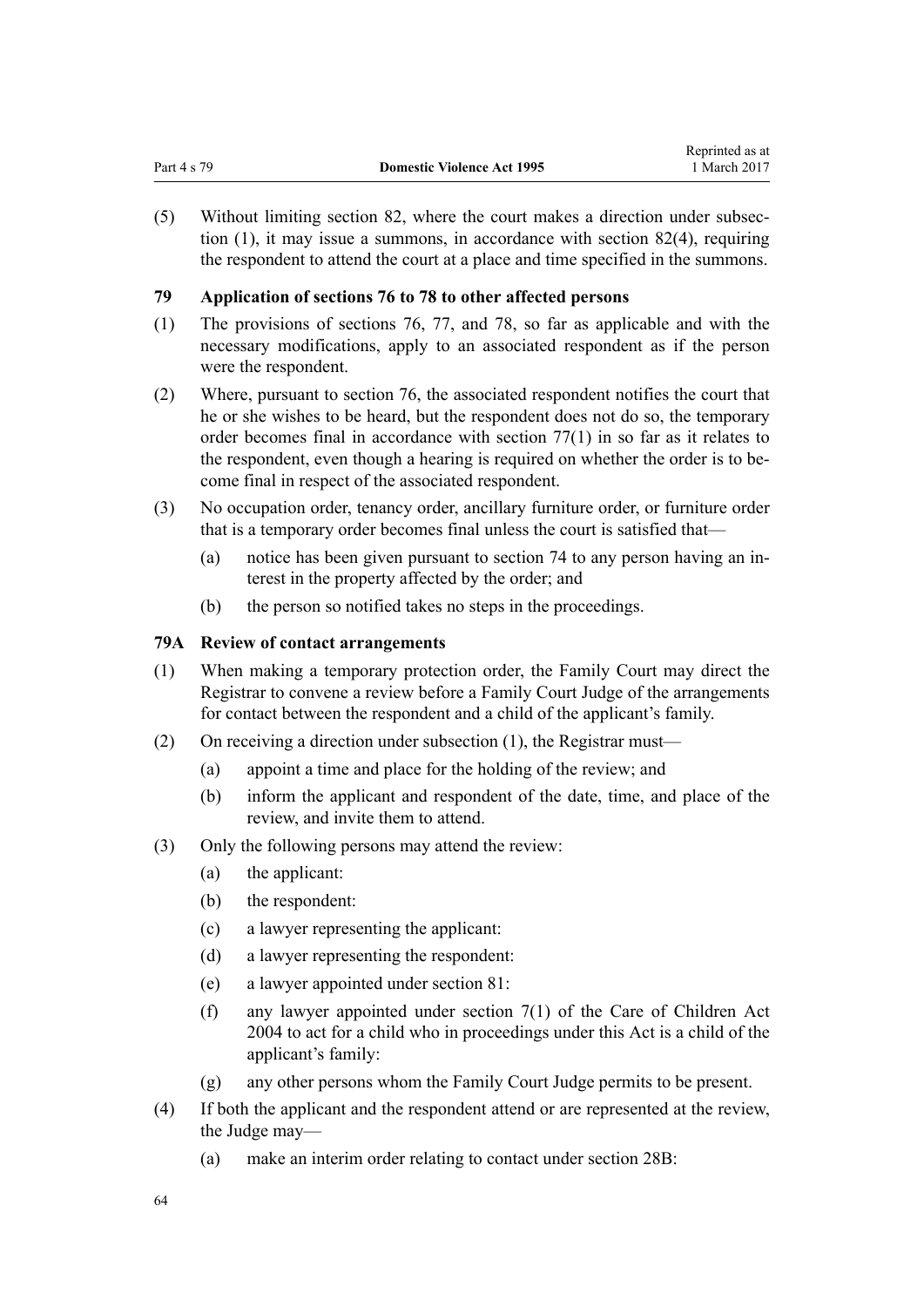(5) Without limiting section 82, where the court makes a direction under subsection (1), it may issue a summons, in accordance with section 82(4), requiring the respondent to attend the court at a place and time specified in the summons.

### 79 Application of sections 76 to 78 to other affected persons

(1) The provisions of sections 76, 77, and 78, so far as applicable and with the necessary modifications, apply to an associated respondent as if the person were the respondent.

(2) Where, pursuant to section 76, the associated respondent notifies the court that he or she wishes to be heard, but the respondent does not do so, the temporary order becomes final in accordance with section 77(1) in so far as it relates to the respondent, even though a hearing is required on whether the order is to become final in respect of the associated respondent.

(3) No occupation order, tenancy order, ancillary furniture order, or furniture order that is a temporary order becomes final unless the court is satisfied that—

- (a) notice has been given pursuant to section 74 to any person having an interest in the property affected by the order; and
- (b) the person so notified takes no steps in the proceedings.

### 79A Review of contact arrangements

(1) When making a temporary protection order, the Family Court may direct the Registrar to convene a review before a Family Court Judge of the arrangements for contact between the respondent and a child of the applicant's family.

(2) On receiving a direction under subsection (1), the Registrar must—

- (a) appoint a time and place for the holding of the review; and
- (b) inform the applicant and respondent of the date, time, and place of the review, and invite them to attend.

(3) Only the following persons may attend the review:

- (a) the applicant:
- (b) the respondent:
- (c) a lawyer representing the applicant:
- (d) a lawyer representing the respondent:
- (e) a lawyer appointed under section 81:
- (f) any lawyer appointed under section 7(1) of the Care of Children Act 2004 to act for a child who in proceedings under this Act is a child of the applicant's family:
- (g) any other persons whom the Family Court Judge permits to be present.

(4) If both the applicant and the respondent attend or are represented at the review, the Judge may—

- (a) make an interim order relating to contact under section 28B: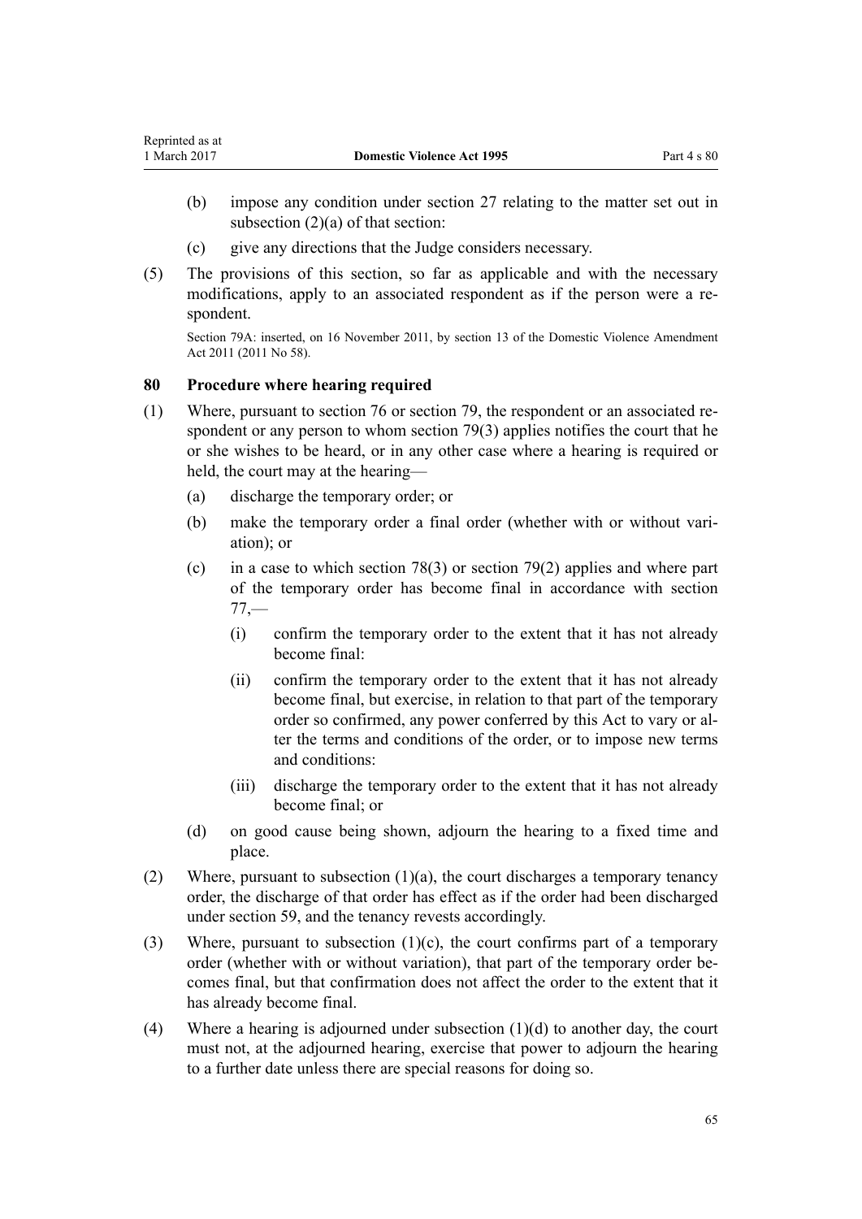(b) impose any condition under section 27 relating to the matter set out in subsection (2)(a) of that section:

(c) give any directions that the Judge considers necessary.

(5) The provisions of this section, so far as applicable and with the necessary modifications, apply to an associated respondent as if the person were a respondent.

Section 79A: inserted, on 16 November 2011, by section 13 of the Domestic Violence Amendment Act 2011 (2011 No 58).

### 80 Procedure where hearing required

(1) Where, pursuant to section 76 or section 79, the respondent or an associated respondent or any person to whom section 79(3) applies notifies the court that he or she wishes to be heard, or in any other case where a hearing is required or held, the court may at the hearing—

(a) discharge the temporary order; or

(b) make the temporary order a final order (whether with or without variation); or

(c) in a case to which section 78(3) or section 79(2) applies and where part of the temporary order has become final in accordance with section 77,—

(i) confirm the temporary order to the extent that it has not already become final:

(ii) confirm the temporary order to the extent that it has not already become final, but exercise, in relation to that part of the temporary order so confirmed, any power conferred by this Act to vary or alter the terms and conditions of the order, or to impose new terms and conditions:

(iii) discharge the temporary order to the extent that it has not already become final; or

(d) on good cause being shown, adjourn the hearing to a fixed time and place.

(2) Where, pursuant to subsection (1)(a), the court discharges a temporary tenancy order, the discharge of that order has effect as if the order had been discharged under section 59, and the tenancy revests accordingly.

(3) Where, pursuant to subsection (1)(c), the court confirms part of a temporary order (whether with or without variation), that part of the temporary order becomes final, but that confirmation does not affect the order to the extent that it has already become final.

(4) Where a hearing is adjourned under subsection (1)(d) to another day, the court must not, at the adjourned hearing, exercise that power to adjourn the hearing to a further date unless there are special reasons for doing so.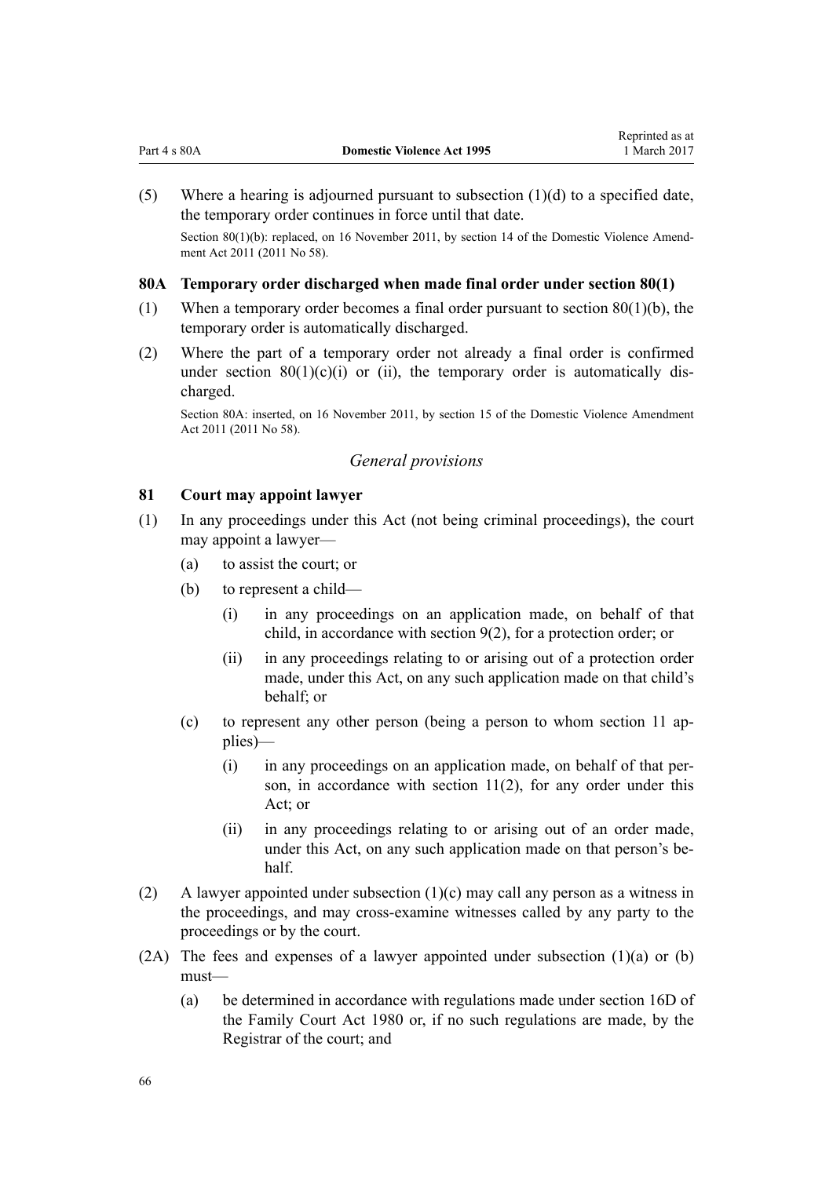(5) Where a hearing is adjourned pursuant to subsection (1)(d) to a specified date, the temporary order continues in force until that date.

Section 80(1)(b): replaced, on 16 November 2011, by section 14 of the Domestic Violence Amendment Act 2011 (2011 No 58).

### 80A Temporary order discharged when made final order under section 80(1)

(1) When a temporary order becomes a final order pursuant to section 80(1)(b), the temporary order is automatically discharged.

(2) Where the part of a temporary order not already a final order is confirmed under section 80(1)(c)(i) or (ii), the temporary order is automatically discharged.

Section 80A: inserted, on 16 November 2011, by section 15 of the Domestic Violence Amendment Act 2011 (2011 No 58).

## *General provisions*

### 81 Court may appoint lawyer

(1) In any proceedings under this Act (not being criminal proceedings), the court may appoint a lawyer—

- (a) to assist the court; or
- (b) to represent a child—
  - (i) in any proceedings on an application made, on behalf of that child, in accordance with section 9(2), for a protection order; or
  - (ii) in any proceedings relating to or arising out of a protection order made, under this Act, on any such application made on that child's behalf; or
- (c) to represent any other person (being a person to whom section 11 applies)—
  - (i) in any proceedings on an application made, on behalf of that person, in accordance with section 11(2), for any order under this Act; or
  - (ii) in any proceedings relating to or arising out of an order made, under this Act, on any such application made on that person's behalf.

(2) A lawyer appointed under subsection (1)(c) may call any person as a witness in the proceedings, and may cross-examine witnesses called by any party to the proceedings or by the court.

(2A) The fees and expenses of a lawyer appointed under subsection (1)(a) or (b) must—

- (a) be determined in accordance with regulations made under section 16D of the Family Court Act 1980 or, if no such regulations are made, by the Registrar of the court; and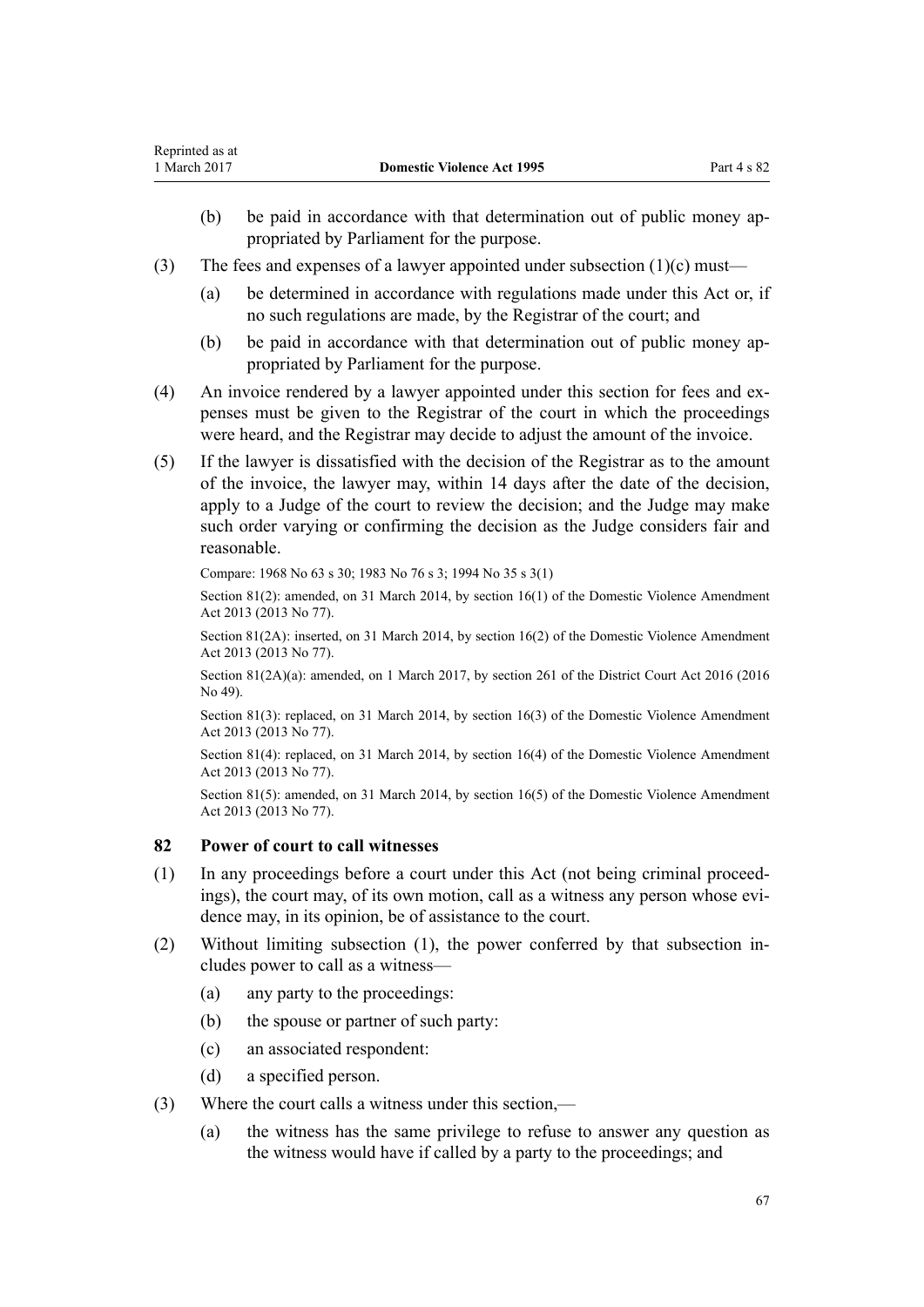(b) be paid in accordance with that determination out of public money appropriated by Parliament for the purpose.

(3) The fees and expenses of a lawyer appointed under subsection (1)(c) must—

(a) be determined in accordance with regulations made under this Act or, if no such regulations are made, by the Registrar of the court; and

(b) be paid in accordance with that determination out of public money appropriated by Parliament for the purpose.

(4) An invoice rendered by a lawyer appointed under this section for fees and expenses must be given to the Registrar of the court in which the proceedings were heard, and the Registrar may decide to adjust the amount of the invoice.

(5) If the lawyer is dissatisfied with the decision of the Registrar as to the amount of the invoice, the lawyer may, within 14 days after the date of the decision, apply to a Judge of the court to review the decision; and the Judge may make such order varying or confirming the decision as the Judge considers fair and reasonable.

Compare: 1968 No 63 s 30; 1983 No 76 s 3; 1994 No 35 s 3(1)

Section 81(2): amended, on 31 March 2014, by section 16(1) of the Domestic Violence Amendment Act 2013 (2013 No 77).

Section 81(2A): inserted, on 31 March 2014, by section 16(2) of the Domestic Violence Amendment Act 2013 (2013 No 77).

Section 81(2A)(a): amended, on 1 March 2017, by section 261 of the District Court Act 2016 (2016 No 49).

Section 81(3): replaced, on 31 March 2014, by section 16(3) of the Domestic Violence Amendment Act 2013 (2013 No 77).

Section 81(4): replaced, on 31 March 2014, by section 16(4) of the Domestic Violence Amendment Act 2013 (2013 No 77).

Section 81(5): amended, on 31 March 2014, by section 16(5) of the Domestic Violence Amendment Act 2013 (2013 No 77).

### 82 Power of court to call witnesses

(1) In any proceedings before a court under this Act (not being criminal proceedings), the court may, of its own motion, call as a witness any person whose evidence may, in its opinion, be of assistance to the court.

(2) Without limiting subsection (1), the power conferred by that subsection includes power to call as a witness—

(a) any party to the proceedings:

(b) the spouse or partner of such party:

(c) an associated respondent:

(d) a specified person.

(3) Where the court calls a witness under this section,—

(a) the witness has the same privilege to refuse to answer any question as the witness would have if called by a party to the proceedings; and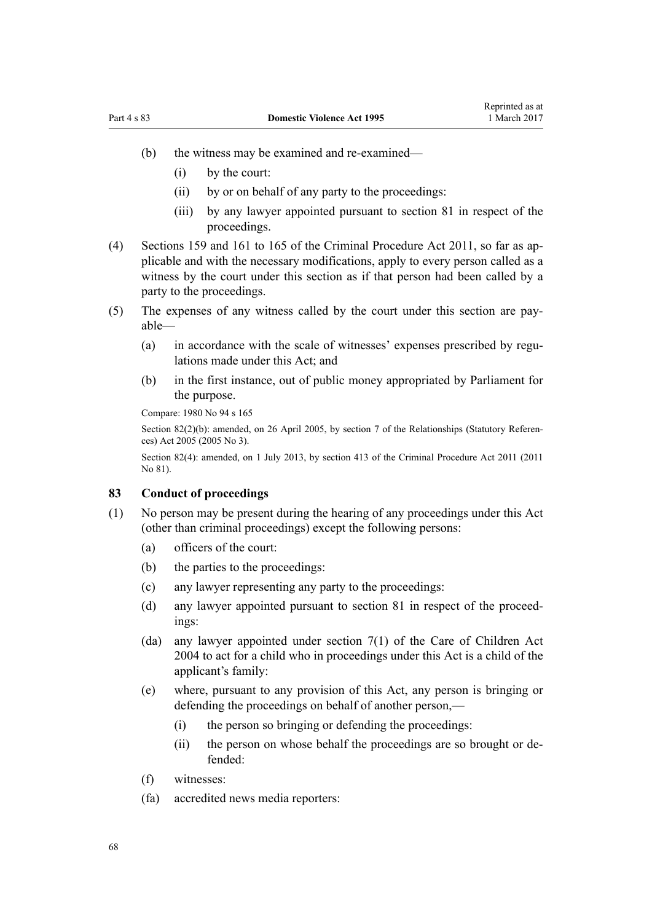(b) the witness may be examined and re-examined—

  (i) by the court:

  (ii) by or on behalf of any party to the proceedings:

  (iii) by any lawyer appointed pursuant to section 81 in respect of the proceedings.

(4) Sections 159 and 161 to 165 of the Criminal Procedure Act 2011, so far as applicable and with the necessary modifications, apply to every person called as a witness by the court under this section as if that person had been called by a party to the proceedings.

(5) The expenses of any witness called by the court under this section are payable—

(a) in accordance with the scale of witnesses' expenses prescribed by regulations made under this Act; and

(b) in the first instance, out of public money appropriated by Parliament for the purpose.

Compare: 1980 No 94 s 165

Section 82(2)(b): amended, on 26 April 2005, by section 7 of the Relationships (Statutory References) Act 2005 (2005 No 3).

Section 82(4): amended, on 1 July 2013, by section 413 of the Criminal Procedure Act 2011 (2011 No 81).

### 83 Conduct of proceedings

(1) No person may be present during the hearing of any proceedings under this Act (other than criminal proceedings) except the following persons:

(a) officers of the court:

(b) the parties to the proceedings:

(c) any lawyer representing any party to the proceedings:

(d) any lawyer appointed pursuant to section 81 in respect of the proceedings:

(da) any lawyer appointed under section 7(1) of the Care of Children Act 2004 to act for a child who in proceedings under this Act is a child of the applicant's family:

(e) where, pursuant to any provision of this Act, any person is bringing or defending the proceedings on behalf of another person,—

  (i) the person so bringing or defending the proceedings:

  (ii) the person on whose behalf the proceedings are so brought or defended:

(f) witnesses:

(fa) accredited news media reporters: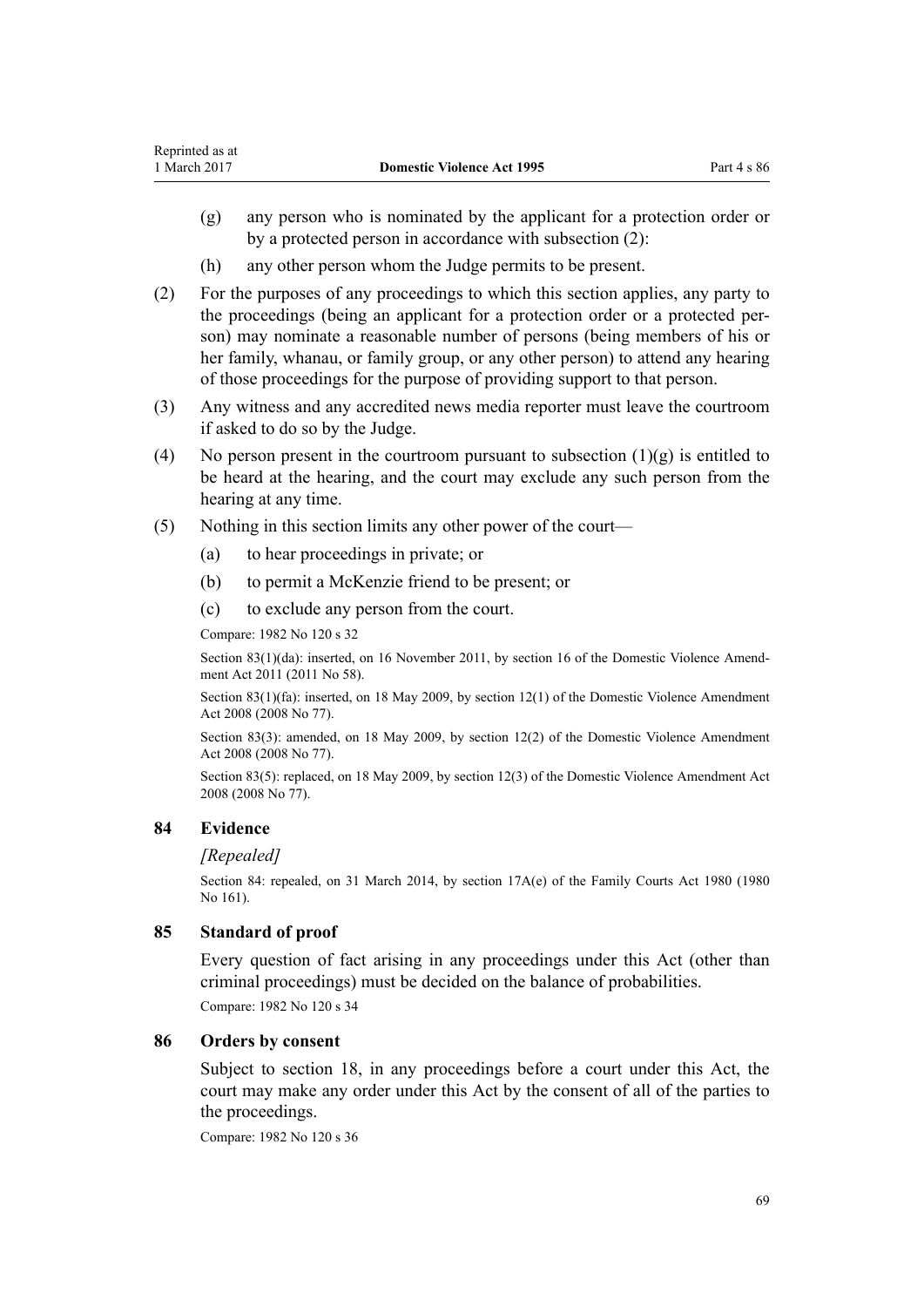(g) any person who is nominated by the applicant for a protection order or by a protected person in accordance with subsection (2):

(h) any other person whom the Judge permits to be present.

(2) For the purposes of any proceedings to which this section applies, any party to the proceedings (being an applicant for a protection order or a protected person) may nominate a reasonable number of persons (being members of his or her family, whanau, or family group, or any other person) to attend any hearing of those proceedings for the purpose of providing support to that person.

(3) Any witness and any accredited news media reporter must leave the courtroom if asked to do so by the Judge.

(4) No person present in the courtroom pursuant to subsection (1)(g) is entitled to be heard at the hearing, and the court may exclude any such person from the hearing at any time.

(5) Nothing in this section limits any other power of the court—

(a) to hear proceedings in private; or

(b) to permit a McKenzie friend to be present; or

(c) to exclude any person from the court.

Compare: 1982 No 120 s 32

Section 83(1)(da): inserted, on 16 November 2011, by section 16 of the Domestic Violence Amendment Act 2011 (2011 No 58).

Section 83(1)(fa): inserted, on 18 May 2009, by section 12(1) of the Domestic Violence Amendment Act 2008 (2008 No 77).

Section 83(3): amended, on 18 May 2009, by section 12(2) of the Domestic Violence Amendment Act 2008 (2008 No 77).

Section 83(5): replaced, on 18 May 2009, by section 12(3) of the Domestic Violence Amendment Act 2008 (2008 No 77).

### 84 Evidence

*[Repealed]*

Section 84: repealed, on 31 March 2014, by section 17A(e) of the Family Courts Act 1980 (1980 No 161).

### 85 Standard of proof

Every question of fact arising in any proceedings under this Act (other than criminal proceedings) must be decided on the balance of probabilities.

Compare: 1982 No 120 s 34

### 86 Orders by consent

Subject to section 18, in any proceedings before a court under this Act, the court may make any order under this Act by the consent of all of the parties to the proceedings.

Compare: 1982 No 120 s 36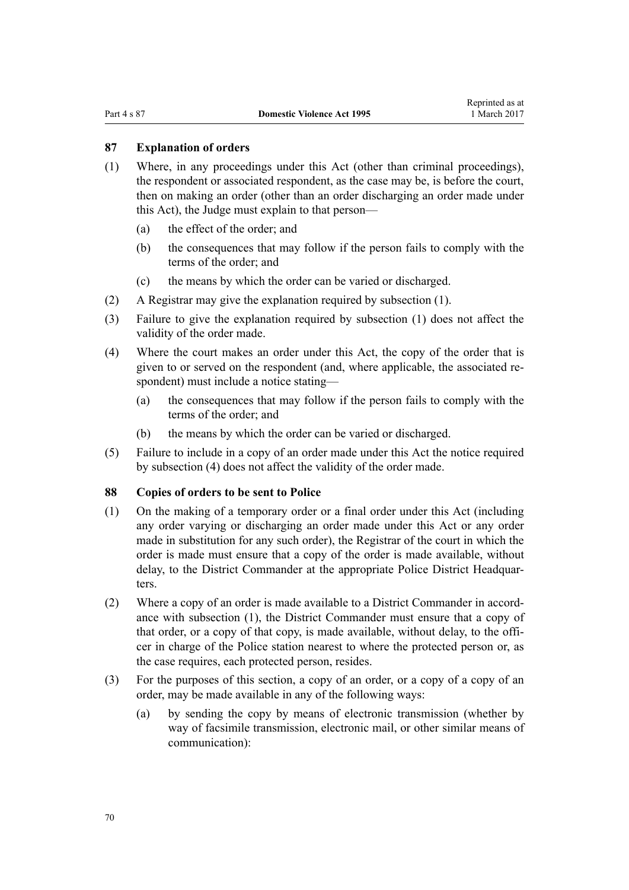### 87 Explanation of orders

(1) Where, in any proceedings under this Act (other than criminal proceedings), the respondent or associated respondent, as the case may be, is before the court, then on making an order (other than an order discharging an order made under this Act), the Judge must explain to that person—

- (a) the effect of the order; and
- (b) the consequences that may follow if the person fails to comply with the terms of the order; and
- (c) the means by which the order can be varied or discharged.

(2) A Registrar may give the explanation required by subsection (1).

(3) Failure to give the explanation required by subsection (1) does not affect the validity of the order made.

(4) Where the court makes an order under this Act, the copy of the order that is given to or served on the respondent (and, where applicable, the associated respondent) must include a notice stating—

- (a) the consequences that may follow if the person fails to comply with the terms of the order; and
- (b) the means by which the order can be varied or discharged.

(5) Failure to include in a copy of an order made under this Act the notice required by subsection (4) does not affect the validity of the order made.

### 88 Copies of orders to be sent to Police

(1) On the making of a temporary order or a final order under this Act (including any order varying or discharging an order made under this Act or any order made in substitution for any such order), the Registrar of the court in which the order is made must ensure that a copy of the order is made available, without delay, to the District Commander at the appropriate Police District Headquarters.

(2) Where a copy of an order is made available to a District Commander in accordance with subsection (1), the District Commander must ensure that a copy of that order, or a copy of that copy, is made available, without delay, to the officer in charge of the Police station nearest to where the protected person or, as the case requires, each protected person, resides.

(3) For the purposes of this section, a copy of an order, or a copy of a copy of an order, may be made available in any of the following ways:

- (a) by sending the copy by means of electronic transmission (whether by way of facsimile transmission, electronic mail, or other similar means of communication):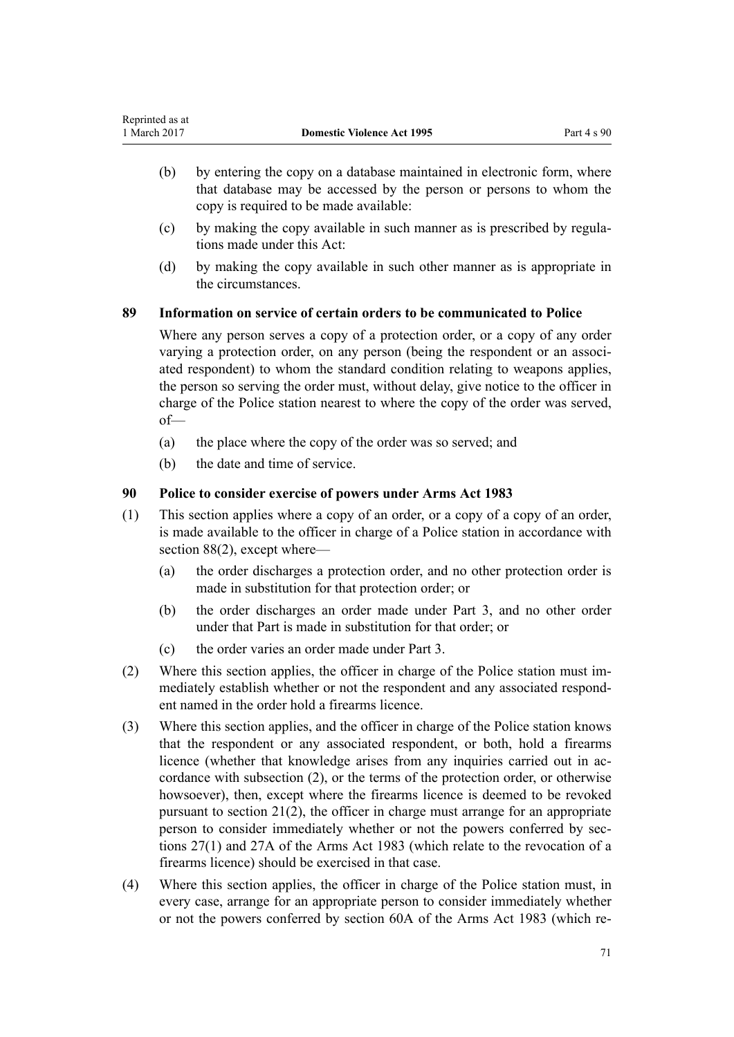(b) by entering the copy on a database maintained in electronic form, where that database may be accessed by the person or persons to whom the copy is required to be made available:

(c) by making the copy available in such manner as is prescribed by regulations made under this Act:

(d) by making the copy available in such other manner as is appropriate in the circumstances.

### 89 Information on service of certain orders to be communicated to Police

Where any person serves a copy of a protection order, or a copy of any order varying a protection order, on any person (being the respondent or an associated respondent) to whom the standard condition relating to weapons applies, the person so serving the order must, without delay, give notice to the officer in charge of the Police station nearest to where the copy of the order was served, of—

(a) the place where the copy of the order was so served; and

(b) the date and time of service.

### 90 Police to consider exercise of powers under Arms Act 1983

(1) This section applies where a copy of an order, or a copy of a copy of an order, is made available to the officer in charge of a Police station in accordance with section 88(2), except where—

(a) the order discharges a protection order, and no other protection order is made in substitution for that protection order; or

(b) the order discharges an order made under Part 3, and no other order under that Part is made in substitution for that order; or

(c) the order varies an order made under Part 3.

(2) Where this section applies, the officer in charge of the Police station must immediately establish whether or not the respondent and any associated respondent named in the order hold a firearms licence.

(3) Where this section applies, and the officer in charge of the Police station knows that the respondent or any associated respondent, or both, hold a firearms licence (whether that knowledge arises from any inquiries carried out in accordance with subsection (2), or the terms of the protection order, or otherwise howsoever), then, except where the firearms licence is deemed to be revoked pursuant to section 21(2), the officer in charge must arrange for an appropriate person to consider immediately whether or not the powers conferred by sections 27(1) and 27A of the Arms Act 1983 (which relate to the revocation of a firearms licence) should be exercised in that case.

(4) Where this section applies, the officer in charge of the Police station must, in every case, arrange for an appropriate person to consider immediately whether or not the powers conferred by section 60A of the Arms Act 1983 (which re-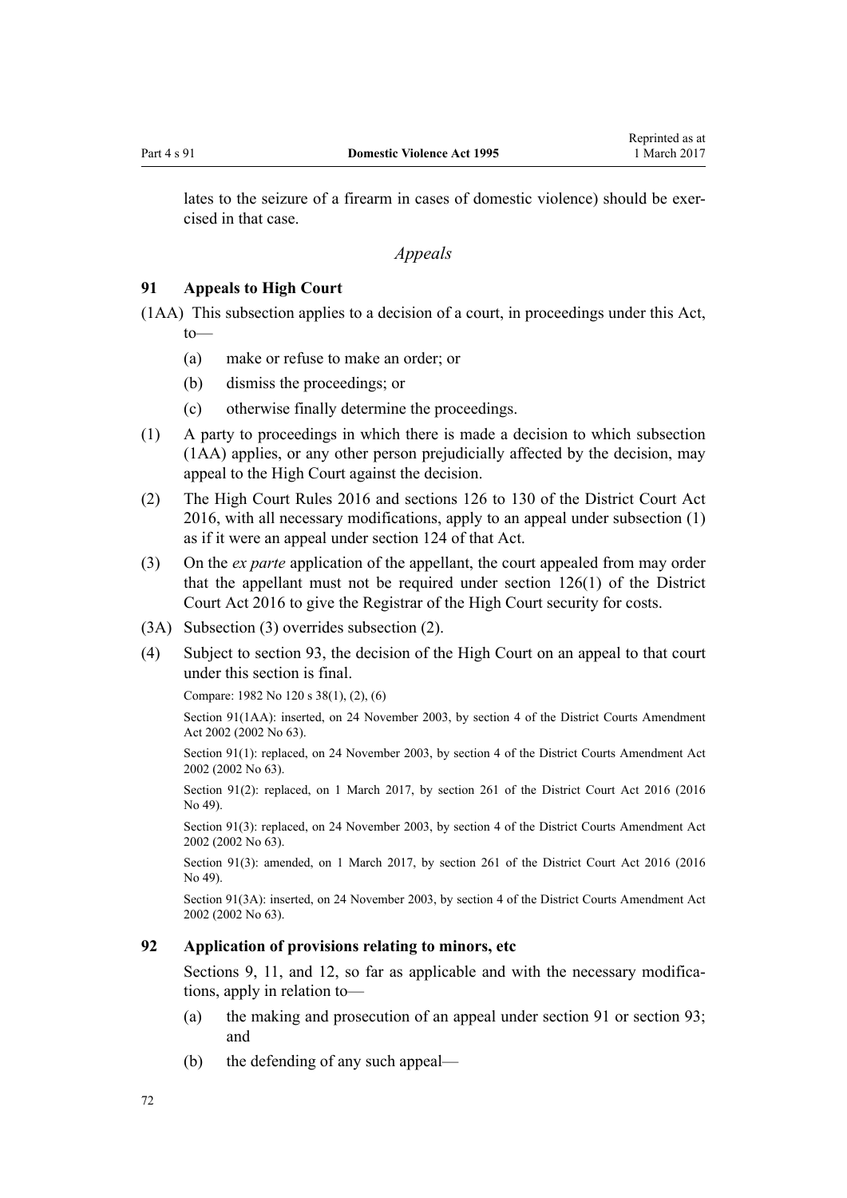lates to the seizure of a firearm in cases of domestic violence) should be exercised in that case.

### *Appeals*

### 91 Appeals to High Court

(1AA) This subsection applies to a decision of a court, in proceedings under this Act, to—

- (a) make or refuse to make an order; or
- (b) dismiss the proceedings; or
- (c) otherwise finally determine the proceedings.

(1) A party to proceedings in which there is made a decision to which subsection (1AA) applies, or any other person prejudicially affected by the decision, may appeal to the High Court against the decision.

(2) The High Court Rules 2016 and sections 126 to 130 of the District Court Act 2016, with all necessary modifications, apply to an appeal under subsection (1) as if it were an appeal under section 124 of that Act.

(3) On the *ex parte* application of the appellant, the court appealed from may order that the appellant must not be required under section 126(1) of the District Court Act 2016 to give the Registrar of the High Court security for costs.

(3A) Subsection (3) overrides subsection (2).

(4) Subject to section 93, the decision of the High Court on an appeal to that court under this section is final.

Compare: 1982 No 120 s 38(1), (2), (6)

Section 91(1AA): inserted, on 24 November 2003, by section 4 of the District Courts Amendment Act 2002 (2002 No 63).

Section 91(1): replaced, on 24 November 2003, by section 4 of the District Courts Amendment Act 2002 (2002 No 63).

Section 91(2): replaced, on 1 March 2017, by section 261 of the District Court Act 2016 (2016 No 49).

Section 91(3): replaced, on 24 November 2003, by section 4 of the District Courts Amendment Act 2002 (2002 No 63).

Section 91(3): amended, on 1 March 2017, by section 261 of the District Court Act 2016 (2016 No 49).

Section 91(3A): inserted, on 24 November 2003, by section 4 of the District Courts Amendment Act 2002 (2002 No 63).

### 92 Application of provisions relating to minors, etc

Sections 9, 11, and 12, so far as applicable and with the necessary modifications, apply in relation to—

- (a) the making and prosecution of an appeal under section 91 or section 93; and
- (b) the defending of any such appeal—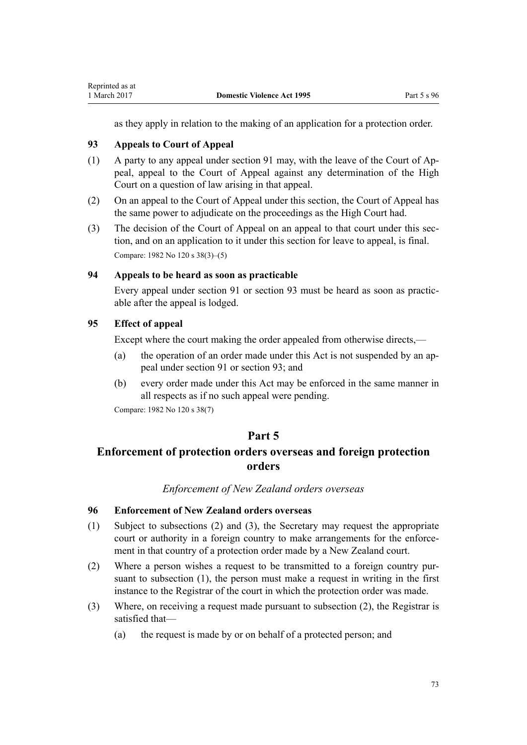as they apply in relation to the making of an application for a protection order.

### 93 Appeals to Court of Appeal

(1) A party to any appeal under section 91 may, with the leave of the Court of Appeal, appeal to the Court of Appeal against any determination of the High Court on a question of law arising in that appeal.

(2) On an appeal to the Court of Appeal under this section, the Court of Appeal has the same power to adjudicate on the proceedings as the High Court had.

(3) The decision of the Court of Appeal on an appeal to that court under this section, and on an application to it under this section for leave to appeal, is final.

Compare: 1982 No 120 s 38(3)–(5)

### 94 Appeals to be heard as soon as practicable

Every appeal under section 91 or section 93 must be heard as soon as practicable after the appeal is lodged.

### 95 Effect of appeal

Except where the court making the order appealed from otherwise directs,—

(a) the operation of an order made under this Act is not suspended by an appeal under section 91 or section 93; and

(b) every order made under this Act may be enforced in the same manner in all respects as if no such appeal were pending.

Compare: 1982 No 120 s 38(7)

# Part 5

# Enforcement of protection orders overseas and foreign protection orders

*Enforcement of New Zealand orders overseas*

### 96 Enforcement of New Zealand orders overseas

(1) Subject to subsections (2) and (3), the Secretary may request the appropriate court or authority in a foreign country to make arrangements for the enforcement in that country of a protection order made by a New Zealand court.

(2) Where a person wishes a request to be transmitted to a foreign country pursuant to subsection (1), the person must make a request in writing in the first instance to the Registrar of the court in which the protection order was made.

(3) Where, on receiving a request made pursuant to subsection (2), the Registrar is satisfied that—

(a) the request is made by or on behalf of a protected person; and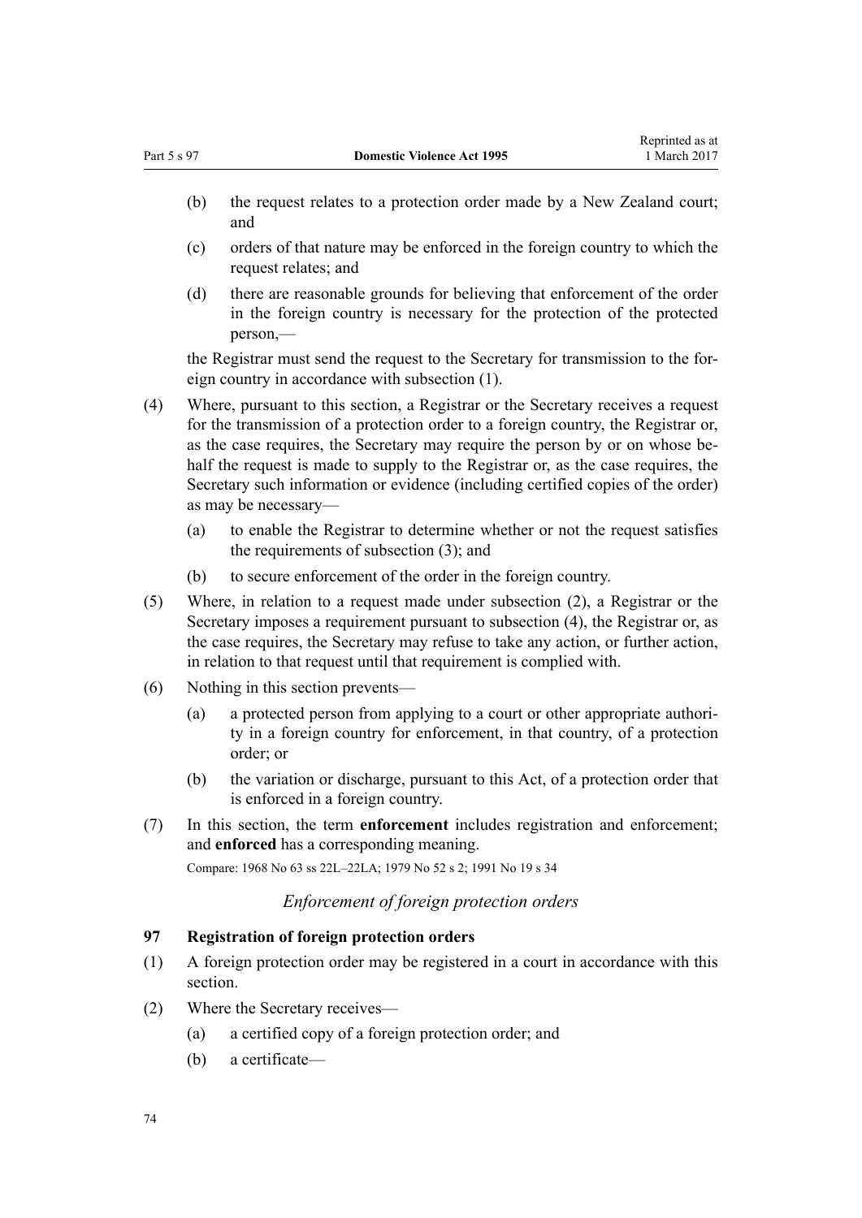- (b) the request relates to a protection order made by a New Zealand court; and
- (c) orders of that nature may be enforced in the foreign country to which the request relates; and
- (d) there are reasonable grounds for believing that enforcement of the order in the foreign country is necessary for the protection of the protected person,—

the Registrar must send the request to the Secretary for transmission to the foreign country in accordance with subsection (1).

(4) Where, pursuant to this section, a Registrar or the Secretary receives a request for the transmission of a protection order to a foreign country, the Registrar or, as the case requires, the Secretary may require the person by or on whose behalf the request is made to supply to the Registrar or, as the case requires, the Secretary such information or evidence (including certified copies of the order) as may be necessary—

- (a) to enable the Registrar to determine whether or not the request satisfies the requirements of subsection (3); and
- (b) to secure enforcement of the order in the foreign country.

(5) Where, in relation to a request made under subsection (2), a Registrar or the Secretary imposes a requirement pursuant to subsection (4), the Registrar or, as the case requires, the Secretary may refuse to take any action, or further action, in relation to that request until that requirement is complied with.

(6) Nothing in this section prevents—

- (a) a protected person from applying to a court or other appropriate authority in a foreign country for enforcement, in that country, of a protection order; or
- (b) the variation or discharge, pursuant to this Act, of a protection order that is enforced in a foreign country.

(7) In this section, the term **enforcement** includes registration and enforcement; and **enforced** has a corresponding meaning.

Compare: 1968 No 63 ss 22L–22LA; 1979 No 52 s 2; 1991 No 19 s 34

*Enforcement of foreign protection orders*

### 97 Registration of foreign protection orders

(1) A foreign protection order may be registered in a court in accordance with this section.

(2) Where the Secretary receives—

- (a) a certified copy of a foreign protection order; and
- (b) a certificate—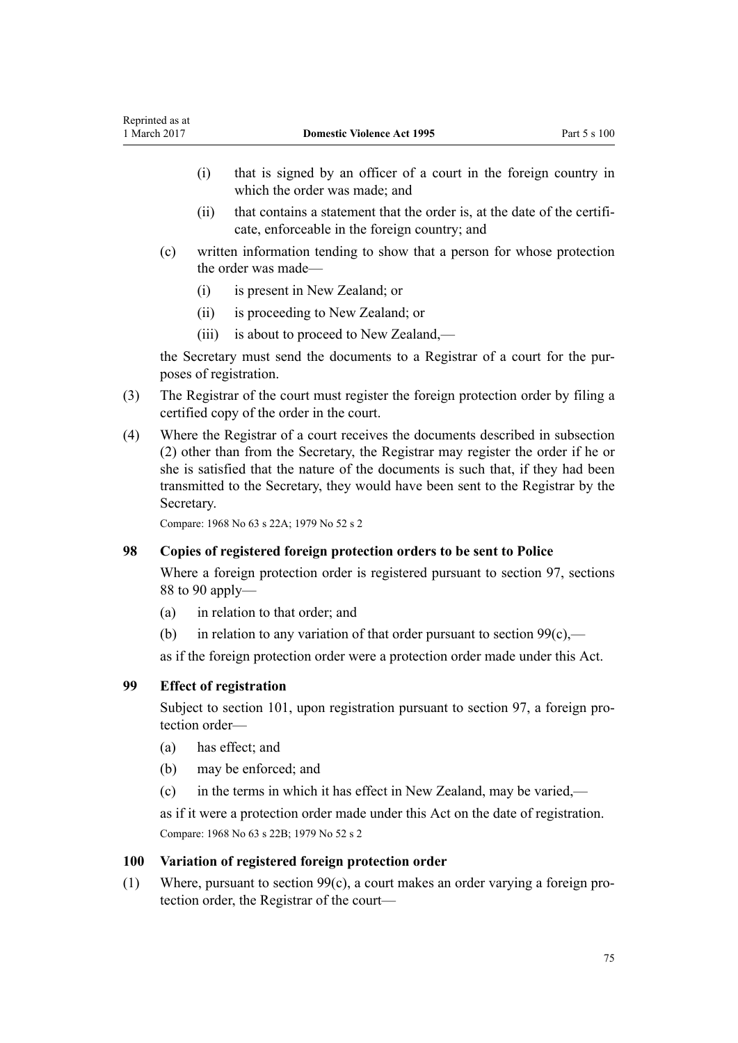(i) that is signed by an officer of a court in the foreign country in which the order was made; and

(ii) that contains a statement that the order is, at the date of the certificate, enforceable in the foreign country; and

(c) written information tending to show that a person for whose protection the order was made—

(i) is present in New Zealand; or

(ii) is proceeding to New Zealand; or

(iii) is about to proceed to New Zealand,—

the Secretary must send the documents to a Registrar of a court for the purposes of registration.

(3) The Registrar of the court must register the foreign protection order by filing a certified copy of the order in the court.

(4) Where the Registrar of a court receives the documents described in subsection (2) other than from the Secretary, the Registrar may register the order if he or she is satisfied that the nature of the documents is such that, if they had been transmitted to the Secretary, they would have been sent to the Registrar by the Secretary.

Compare: 1968 No 63 s 22A; 1979 No 52 s 2

### 98 Copies of registered foreign protection orders to be sent to Police

Where a foreign protection order is registered pursuant to section 97, sections 88 to 90 apply—

(a) in relation to that order; and

(b) in relation to any variation of that order pursuant to section 99(c),—

as if the foreign protection order were a protection order made under this Act.

### 99 Effect of registration

Subject to section 101, upon registration pursuant to section 97, a foreign protection order—

(a) has effect; and

(b) may be enforced; and

(c) in the terms in which it has effect in New Zealand, may be varied,—

as if it were a protection order made under this Act on the date of registration.

Compare: 1968 No 63 s 22B; 1979 No 52 s 2

### 100 Variation of registered foreign protection order

(1) Where, pursuant to section 99(c), a court makes an order varying a foreign protection order, the Registrar of the court—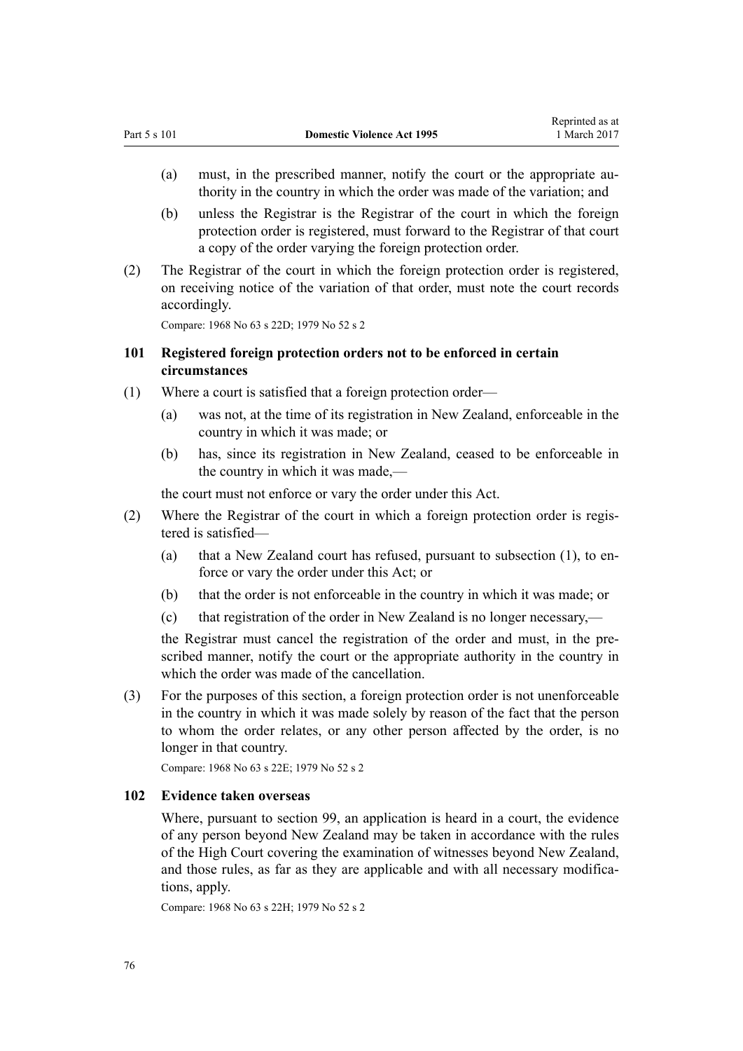(a) must, in the prescribed manner, notify the court or the appropriate authority in the country in which the order was made of the variation; and

(b) unless the Registrar is the Registrar of the court in which the foreign protection order is registered, must forward to the Registrar of that court a copy of the order varying the foreign protection order.

(2) The Registrar of the court in which the foreign protection order is registered, on receiving notice of the variation of that order, must note the court records accordingly.

Compare: 1968 No 63 s 22D; 1979 No 52 s 2

### 101 Registered foreign protection orders not to be enforced in certain circumstances

(1) Where a court is satisfied that a foreign protection order—

(a) was not, at the time of its registration in New Zealand, enforceable in the country in which it was made; or

(b) has, since its registration in New Zealand, ceased to be enforceable in the country in which it was made,—

the court must not enforce or vary the order under this Act.

(2) Where the Registrar of the court in which a foreign protection order is registered is satisfied—

(a) that a New Zealand court has refused, pursuant to subsection (1), to enforce or vary the order under this Act; or

(b) that the order is not enforceable in the country in which it was made; or

(c) that registration of the order in New Zealand is no longer necessary,—

the Registrar must cancel the registration of the order and must, in the prescribed manner, notify the court or the appropriate authority in the country in which the order was made of the cancellation.

(3) For the purposes of this section, a foreign protection order is not unenforceable in the country in which it was made solely by reason of the fact that the person to whom the order relates, or any other person affected by the order, is no longer in that country.

Compare: 1968 No 63 s 22E; 1979 No 52 s 2

### 102 Evidence taken overseas

Where, pursuant to section 99, an application is heard in a court, the evidence of any person beyond New Zealand may be taken in accordance with the rules of the High Court covering the examination of witnesses beyond New Zealand, and those rules, as far as they are applicable and with all necessary modifications, apply.

Compare: 1968 No 63 s 22H; 1979 No 52 s 2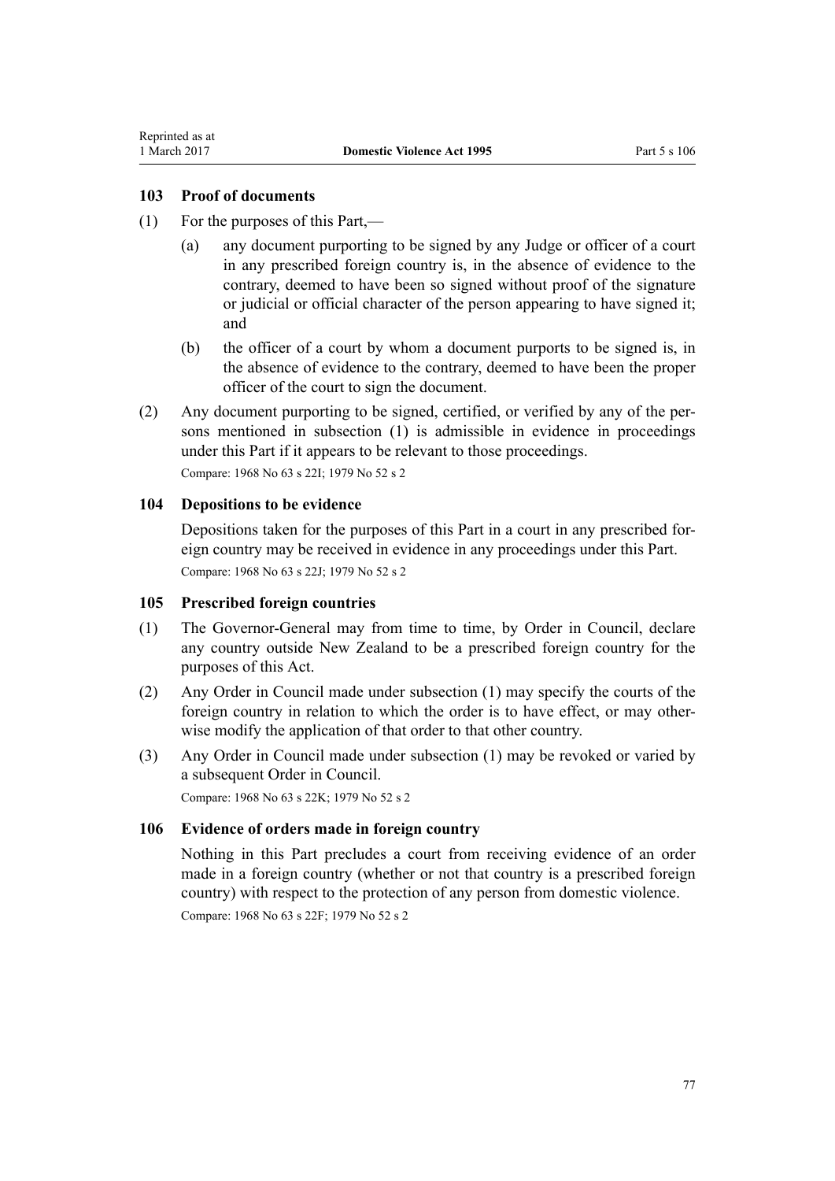### 103 Proof of documents

(1) For the purposes of this Part,—

(a) any document purporting to be signed by any Judge or officer of a court in any prescribed foreign country is, in the absence of evidence to the contrary, deemed to have been so signed without proof of the signature or judicial or official character of the person appearing to have signed it; and

(b) the officer of a court by whom a document purports to be signed is, in the absence of evidence to the contrary, deemed to have been the proper officer of the court to sign the document.

(2) Any document purporting to be signed, certified, or verified by any of the persons mentioned in subsection (1) is admissible in evidence in proceedings under this Part if it appears to be relevant to those proceedings.

Compare: 1968 No 63 s 22I; 1979 No 52 s 2

### 104 Depositions to be evidence

Depositions taken for the purposes of this Part in a court in any prescribed foreign country may be received in evidence in any proceedings under this Part.

Compare: 1968 No 63 s 22J; 1979 No 52 s 2

### 105 Prescribed foreign countries

(1) The Governor-General may from time to time, by Order in Council, declare any country outside New Zealand to be a prescribed foreign country for the purposes of this Act.

(2) Any Order in Council made under subsection (1) may specify the courts of the foreign country in relation to which the order is to have effect, or may otherwise modify the application of that order to that other country.

(3) Any Order in Council made under subsection (1) may be revoked or varied by a subsequent Order in Council.

Compare: 1968 No 63 s 22K; 1979 No 52 s 2

### 106 Evidence of orders made in foreign country

Nothing in this Part precludes a court from receiving evidence of an order made in a foreign country (whether or not that country is a prescribed foreign country) with respect to the protection of any person from domestic violence.

Compare: 1968 No 63 s 22F; 1979 No 52 s 2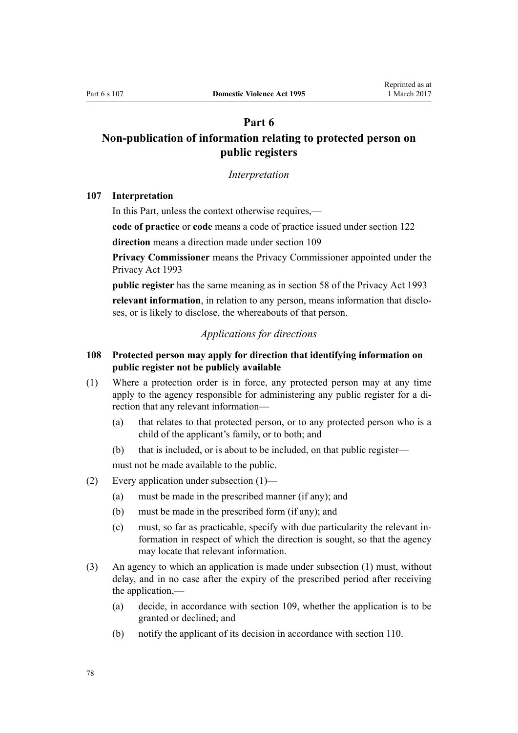# Part 6
# Non-publication of information relating to protected person on public registers

*Interpretation*

### 107 Interpretation

In this Part, unless the context otherwise requires,—

**code of practice** or **code** means a code of practice issued under section 122

**direction** means a direction made under section 109

**Privacy Commissioner** means the Privacy Commissioner appointed under the Privacy Act 1993

**public register** has the same meaning as in section 58 of the Privacy Act 1993

**relevant information**, in relation to any person, means information that discloses, or is likely to disclose, the whereabouts of that person.

*Applications for directions*

### 108 Protected person may apply for direction that identifying information on public register not be publicly available

(1) Where a protection order is in force, any protected person may at any time apply to the agency responsible for administering any public register for a direction that any relevant information—

- (a) that relates to that protected person, or to any protected person who is a child of the applicant's family, or to both; and
- (b) that is included, or is about to be included, on that public register—

must not be made available to the public.

(2) Every application under subsection (1)—

- (a) must be made in the prescribed manner (if any); and
- (b) must be made in the prescribed form (if any); and
- (c) must, so far as practicable, specify with due particularity the relevant information in respect of which the direction is sought, so that the agency may locate that relevant information.

(3) An agency to which an application is made under subsection (1) must, without delay, and in no case after the expiry of the prescribed period after receiving the application,—

- (a) decide, in accordance with section 109, whether the application is to be granted or declined; and
- (b) notify the applicant of its decision in accordance with section 110.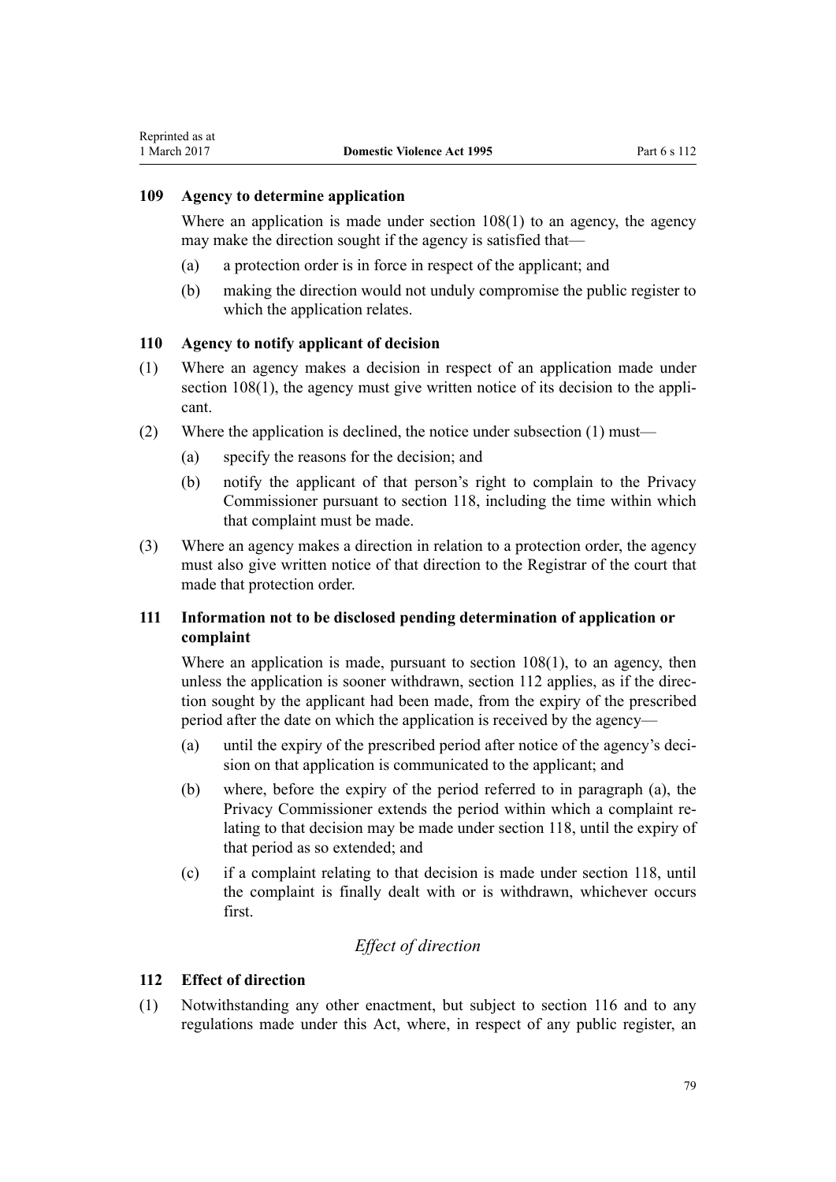### 109 Agency to determine application

Where an application is made under section 108(1) to an agency, the agency may make the direction sought if the agency is satisfied that—

(a) a protection order is in force in respect of the applicant; and

(b) making the direction would not unduly compromise the public register to which the application relates.

### 110 Agency to notify applicant of decision

(1) Where an agency makes a decision in respect of an application made under section 108(1), the agency must give written notice of its decision to the applicant.

(2) Where the application is declined, the notice under subsection (1) must—

(a) specify the reasons for the decision; and

(b) notify the applicant of that person's right to complain to the Privacy Commissioner pursuant to section 118, including the time within which that complaint must be made.

(3) Where an agency makes a direction in relation to a protection order, the agency must also give written notice of that direction to the Registrar of the court that made that protection order.

### 111 Information not to be disclosed pending determination of application or complaint

Where an application is made, pursuant to section 108(1), to an agency, then unless the application is sooner withdrawn, section 112 applies, as if the direction sought by the applicant had been made, from the expiry of the prescribed period after the date on which the application is received by the agency—

(a) until the expiry of the prescribed period after notice of the agency's decision on that application is communicated to the applicant; and

(b) where, before the expiry of the period referred to in paragraph (a), the Privacy Commissioner extends the period within which a complaint relating to that decision may be made under section 118, until the expiry of that period as so extended; and

(c) if a complaint relating to that decision is made under section 118, until the complaint is finally dealt with or is withdrawn, whichever occurs first.

*Effect of direction*

### 112 Effect of direction

(1) Notwithstanding any other enactment, but subject to section 116 and to any regulations made under this Act, where, in respect of any public register, an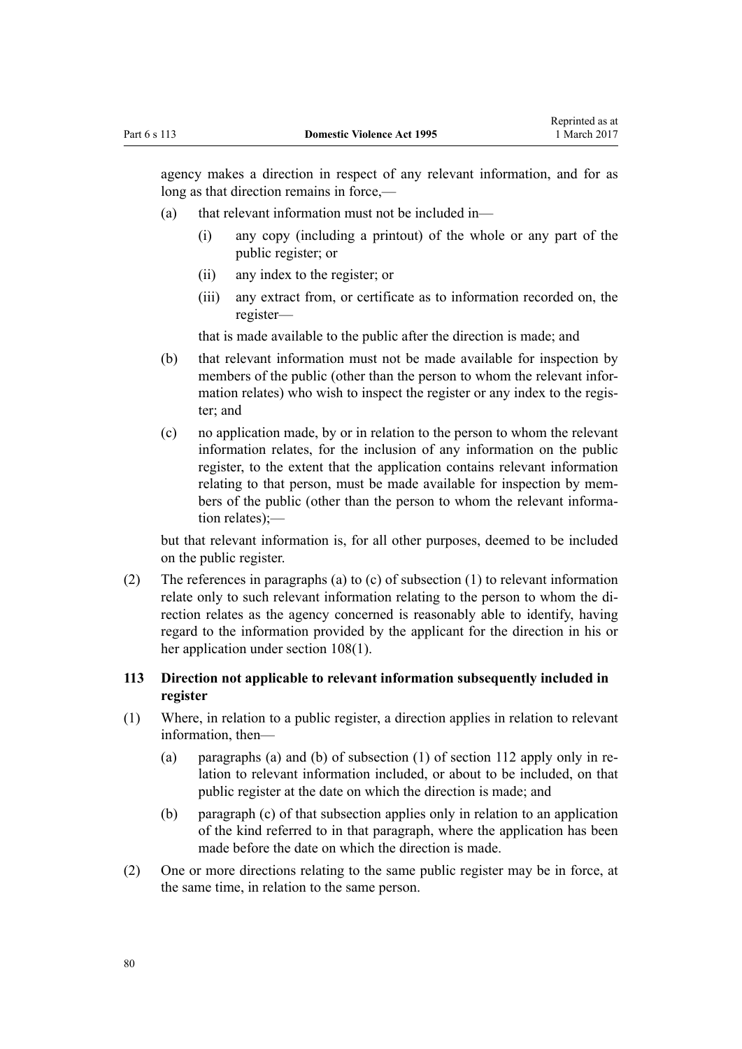agency makes a direction in respect of any relevant information, and for as long as that direction remains in force,—

(a) that relevant information must not be included in—

(i) any copy (including a printout) of the whole or any part of the public register; or

(ii) any index to the register; or

(iii) any extract from, or certificate as to information recorded on, the register—

that is made available to the public after the direction is made; and

(b) that relevant information must not be made available for inspection by members of the public (other than the person to whom the relevant information relates) who wish to inspect the register or any index to the register; and

(c) no application made, by or in relation to the person to whom the relevant information relates, for the inclusion of any information on the public register, to the extent that the application contains relevant information relating to that person, must be made available for inspection by members of the public (other than the person to whom the relevant information relates);—

but that relevant information is, for all other purposes, deemed to be included on the public register.

(2) The references in paragraphs (a) to (c) of subsection (1) to relevant information relate only to such relevant information relating to the person to whom the direction relates as the agency concerned is reasonably able to identify, having regard to the information provided by the applicant for the direction in his or her application under section 108(1).

### 113 Direction not applicable to relevant information subsequently included in register

(1) Where, in relation to a public register, a direction applies in relation to relevant information, then—

(a) paragraphs (a) and (b) of subsection (1) of section 112 apply only in relation to relevant information included, or about to be included, on that public register at the date on which the direction is made; and

(b) paragraph (c) of that subsection applies only in relation to an application of the kind referred to in that paragraph, where the application has been made before the date on which the direction is made.

(2) One or more directions relating to the same public register may be in force, at the same time, in relation to the same person.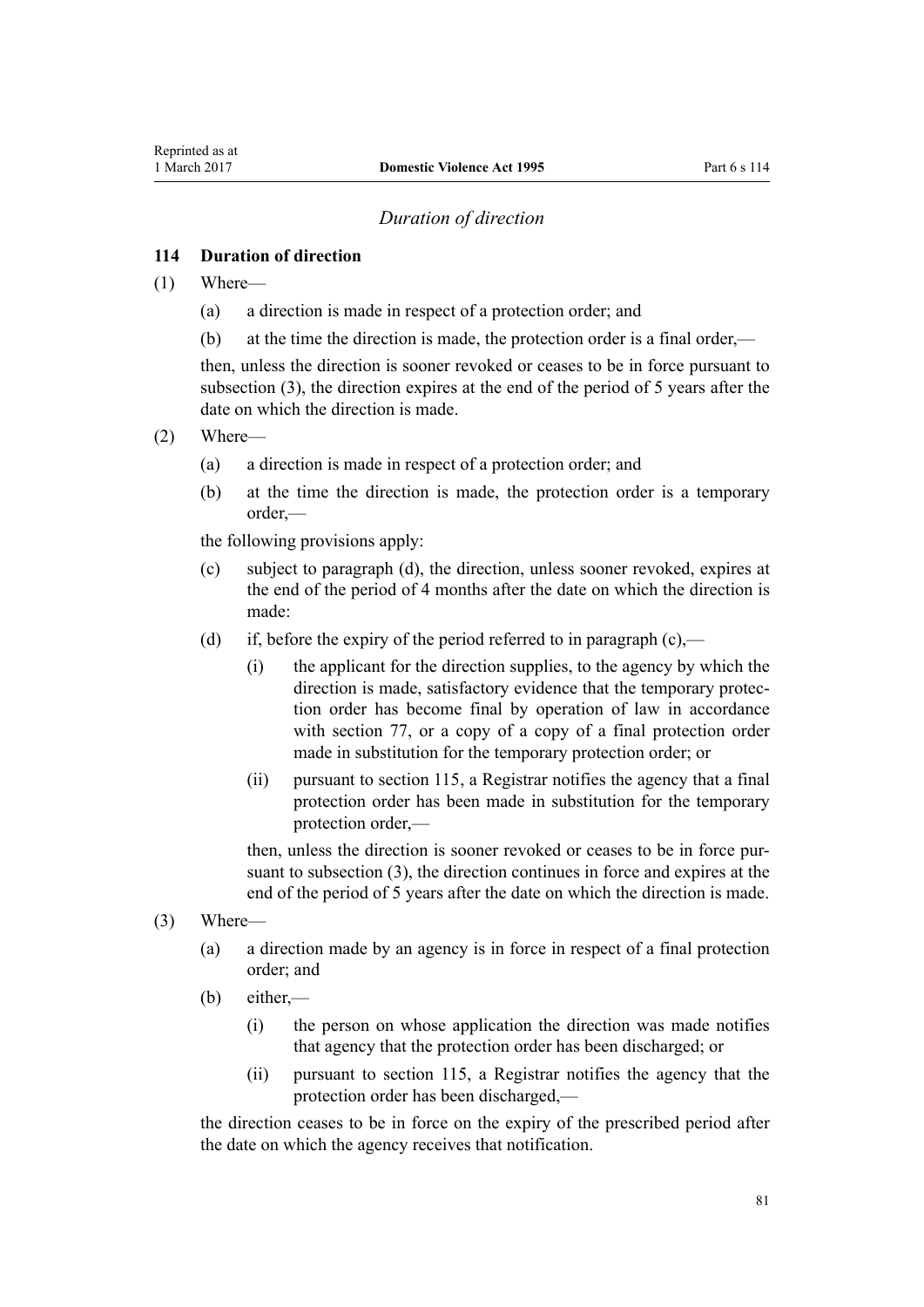*Duration of direction*

**114 Duration of direction**

(1) Where—

(a) a direction is made in respect of a protection order; and

(b) at the time the direction is made, the protection order is a final order,—

then, unless the direction is sooner revoked or ceases to be in force pursuant to subsection (3), the direction expires at the end of the period of 5 years after the date on which the direction is made.

(2) Where—

(a) a direction is made in respect of a protection order; and

(b) at the time the direction is made, the protection order is a temporary order,—

the following provisions apply:

(c) subject to paragraph (d), the direction, unless sooner revoked, expires at the end of the period of 4 months after the date on which the direction is made:

(d) if, before the expiry of the period referred to in paragraph (c),—

(i) the applicant for the direction supplies, to the agency by which the direction is made, satisfactory evidence that the temporary protection order has become final by operation of law in accordance with section 77, or a copy of a copy of a final protection order made in substitution for the temporary protection order; or

(ii) pursuant to section 115, a Registrar notifies the agency that a final protection order has been made in substitution for the temporary protection order,—

then, unless the direction is sooner revoked or ceases to be in force pursuant to subsection (3), the direction continues in force and expires at the end of the period of 5 years after the date on which the direction is made.

(3) Where—

(a) a direction made by an agency is in force in respect of a final protection order; and

(b) either,—

(i) the person on whose application the direction was made notifies that agency that the protection order has been discharged; or

(ii) pursuant to section 115, a Registrar notifies the agency that the protection order has been discharged,—

the direction ceases to be in force on the expiry of the prescribed period after the date on which the agency receives that notification.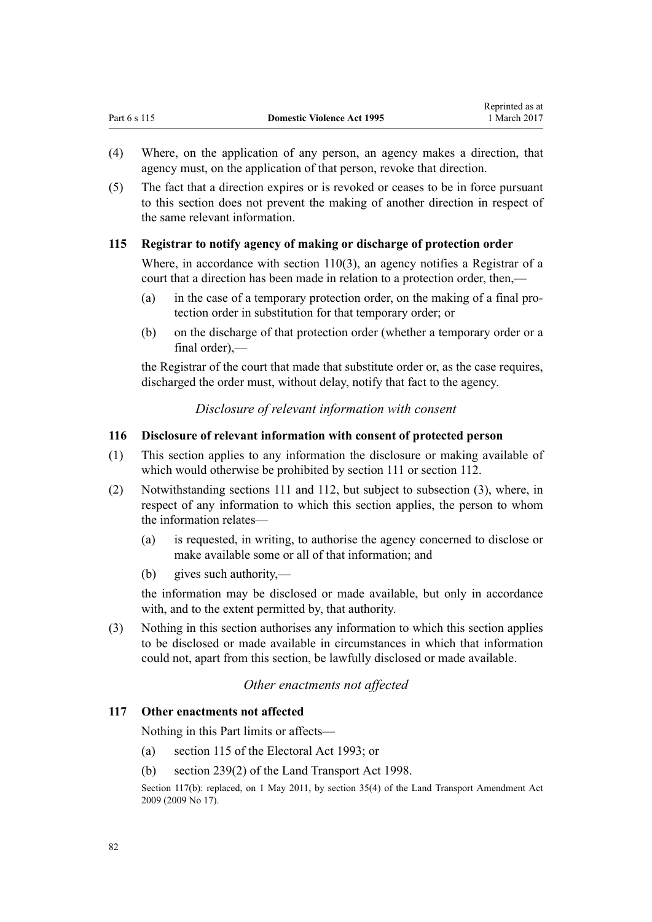(4) Where, on the application of any person, an agency makes a direction, that agency must, on the application of that person, revoke that direction.

(5) The fact that a direction expires or is revoked or ceases to be in force pursuant to this section does not prevent the making of another direction in respect of the same relevant information.

### 115 Registrar to notify agency of making or discharge of protection order

Where, in accordance with section 110(3), an agency notifies a Registrar of a court that a direction has been made in relation to a protection order, then,—

(a) in the case of a temporary protection order, on the making of a final protection order in substitution for that temporary order; or

(b) on the discharge of that protection order (whether a temporary order or a final order),—

the Registrar of the court that made that substitute order or, as the case requires, discharged the order must, without delay, notify that fact to the agency.

*Disclosure of relevant information with consent*

### 116 Disclosure of relevant information with consent of protected person

(1) This section applies to any information the disclosure or making available of which would otherwise be prohibited by section 111 or section 112.

(2) Notwithstanding sections 111 and 112, but subject to subsection (3), where, in respect of any information to which this section applies, the person to whom the information relates—

(a) is requested, in writing, to authorise the agency concerned to disclose or make available some or all of that information; and

(b) gives such authority,—

the information may be disclosed or made available, but only in accordance with, and to the extent permitted by, that authority.

(3) Nothing in this section authorises any information to which this section applies to be disclosed or made available in circumstances in which that information could not, apart from this section, be lawfully disclosed or made available.

*Other enactments not affected*

### 117 Other enactments not affected

Nothing in this Part limits or affects—

(a) section 115 of the Electoral Act 1993; or

(b) section 239(2) of the Land Transport Act 1998.

Section 117(b): replaced, on 1 May 2011, by section 35(4) of the Land Transport Amendment Act 2009 (2009 No 17).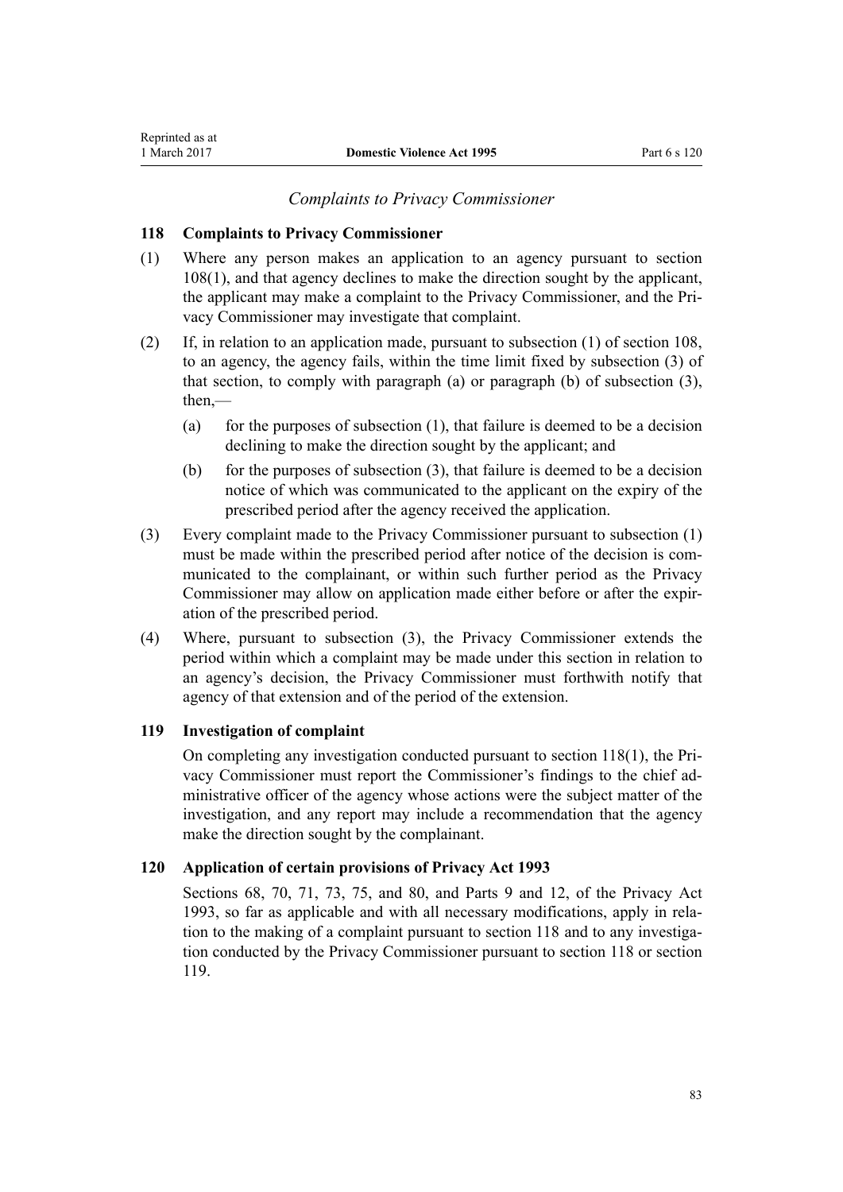*Complaints to Privacy Commissioner*

### 118 Complaints to Privacy Commissioner

(1) Where any person makes an application to an agency pursuant to section 108(1), and that agency declines to make the direction sought by the applicant, the applicant may make a complaint to the Privacy Commissioner, and the Privacy Commissioner may investigate that complaint.

(2) If, in relation to an application made, pursuant to subsection (1) of section 108, to an agency, the agency fails, within the time limit fixed by subsection (3) of that section, to comply with paragraph (a) or paragraph (b) of subsection (3), then,—

- (a) for the purposes of subsection (1), that failure is deemed to be a decision declining to make the direction sought by the applicant; and
- (b) for the purposes of subsection (3), that failure is deemed to be a decision notice of which was communicated to the applicant on the expiry of the prescribed period after the agency received the application.

(3) Every complaint made to the Privacy Commissioner pursuant to subsection (1) must be made within the prescribed period after notice of the decision is communicated to the complainant, or within such further period as the Privacy Commissioner may allow on application made either before or after the expiration of the prescribed period.

(4) Where, pursuant to subsection (3), the Privacy Commissioner extends the period within which a complaint may be made under this section in relation to an agency's decision, the Privacy Commissioner must forthwith notify that agency of that extension and of the period of the extension.

### 119 Investigation of complaint

On completing any investigation conducted pursuant to section 118(1), the Privacy Commissioner must report the Commissioner's findings to the chief administrative officer of the agency whose actions were the subject matter of the investigation, and any report may include a recommendation that the agency make the direction sought by the complainant.

### 120 Application of certain provisions of Privacy Act 1993

Sections 68, 70, 71, 73, 75, and 80, and Parts 9 and 12, of the Privacy Act 1993, so far as applicable and with all necessary modifications, apply in relation to the making of a complaint pursuant to section 118 and to any investigation conducted by the Privacy Commissioner pursuant to section 118 or section 119.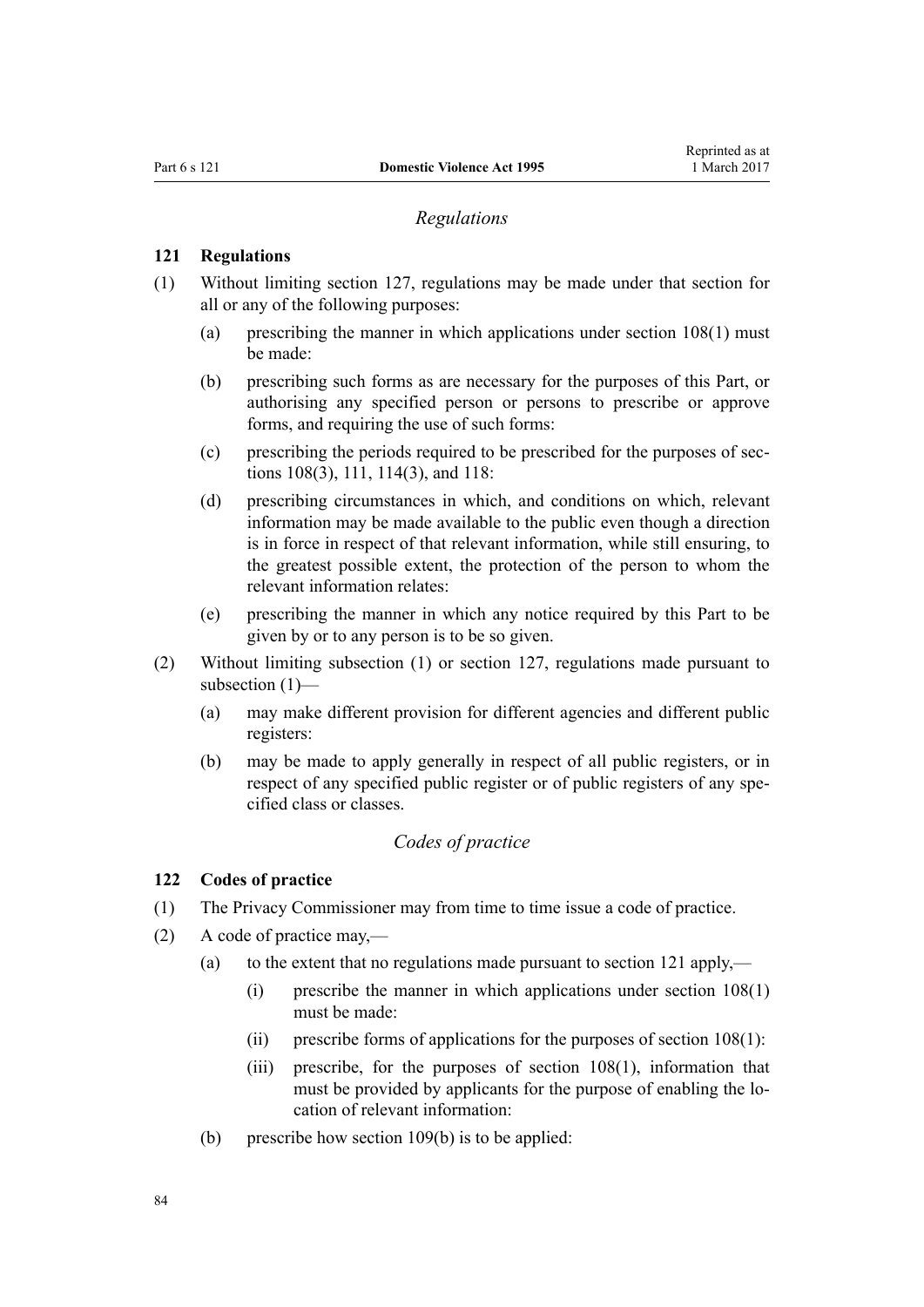*Regulations*

### 121 Regulations

(1) Without limiting section 127, regulations may be made under that section for all or any of the following purposes:

  (a) prescribing the manner in which applications under section 108(1) must be made:

  (b) prescribing such forms as are necessary for the purposes of this Part, or authorising any specified person or persons to prescribe or approve forms, and requiring the use of such forms:

  (c) prescribing the periods required to be prescribed for the purposes of sections 108(3), 111, 114(3), and 118:

  (d) prescribing circumstances in which, and conditions on which, relevant information may be made available to the public even though a direction is in force in respect of that relevant information, while still ensuring, to the greatest possible extent, the protection of the person to whom the relevant information relates:

  (e) prescribing the manner in which any notice required by this Part to be given by or to any person is to be so given.

(2) Without limiting subsection (1) or section 127, regulations made pursuant to subsection (1)—

  (a) may make different provision for different agencies and different public registers:

  (b) may be made to apply generally in respect of all public registers, or in respect of any specified public register or of public registers of any specified class or classes.

*Codes of practice*

### 122 Codes of practice

(1) The Privacy Commissioner may from time to time issue a code of practice.

(2) A code of practice may,—

  (a) to the extent that no regulations made pursuant to section 121 apply,—

    (i) prescribe the manner in which applications under section 108(1) must be made:

    (ii) prescribe forms of applications for the purposes of section 108(1):

    (iii) prescribe, for the purposes of section 108(1), information that must be provided by applicants for the purpose of enabling the location of relevant information:

  (b) prescribe how section 109(b) is to be applied: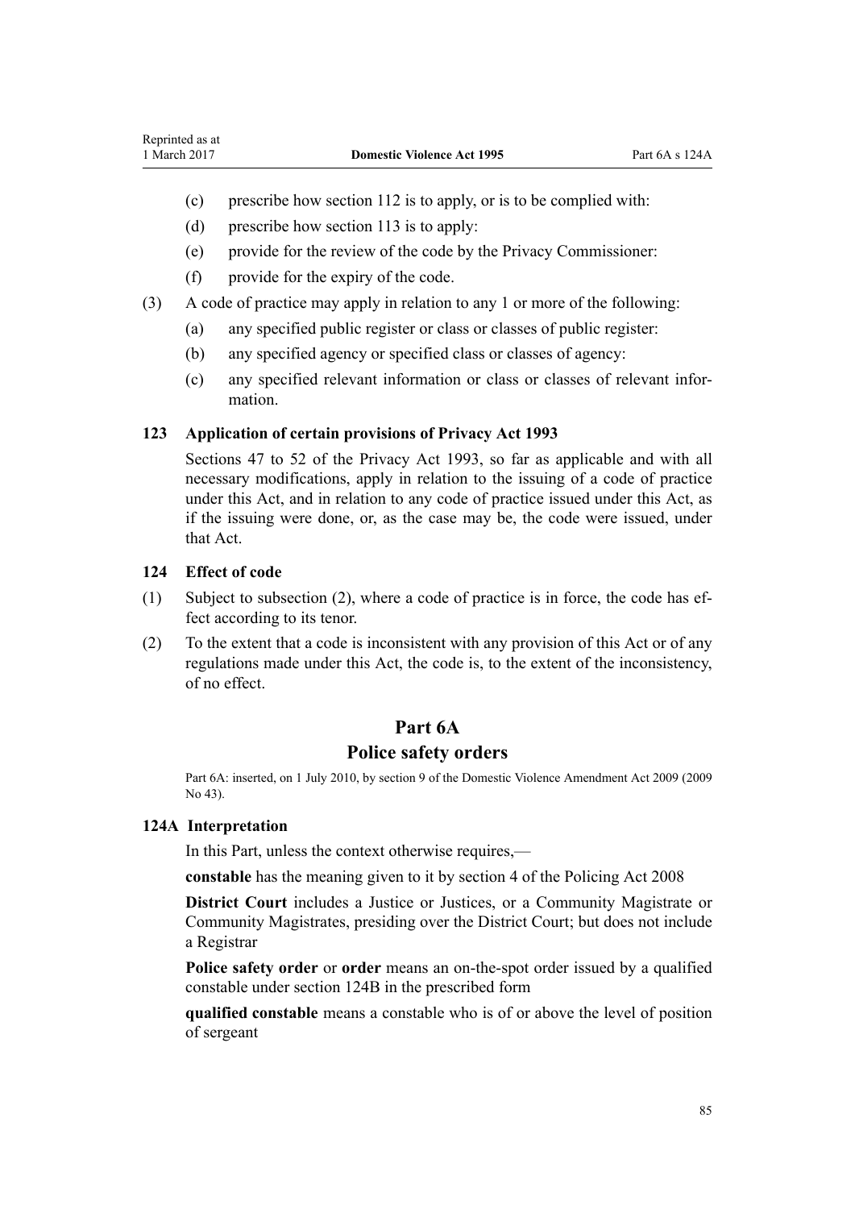(c) prescribe how section 112 is to apply, or is to be complied with:

(d) prescribe how section 113 is to apply:

(e) provide for the review of the code by the Privacy Commissioner:

(f) provide for the expiry of the code.

(3) A code of practice may apply in relation to any 1 or more of the following:

(a) any specified public register or class or classes of public register:

(b) any specified agency or specified class or classes of agency:

(c) any specified relevant information or class or classes of relevant information.

### 123 Application of certain provisions of Privacy Act 1993

Sections 47 to 52 of the Privacy Act 1993, so far as applicable and with all necessary modifications, apply in relation to the issuing of a code of practice under this Act, and in relation to any code of practice issued under this Act, as if the issuing were done, or, as the case may be, the code were issued, under that Act.

### 124 Effect of code

(1) Subject to subsection (2), where a code of practice is in force, the code has effect according to its tenor.

(2) To the extent that a code is inconsistent with any provision of this Act or of any regulations made under this Act, the code is, to the extent of the inconsistency, of no effect.

## Part 6A
## Police safety orders

Part 6A: inserted, on 1 July 2010, by section 9 of the Domestic Violence Amendment Act 2009 (2009 No 43).

### 124A Interpretation

In this Part, unless the context otherwise requires,—

**constable** has the meaning given to it by section 4 of the Policing Act 2008

**District Court** includes a Justice or Justices, or a Community Magistrate or Community Magistrates, presiding over the District Court; but does not include a Registrar

**Police safety order** or **order** means an on-the-spot order issued by a qualified constable under section 124B in the prescribed form

**qualified constable** means a constable who is of or above the level of position of sergeant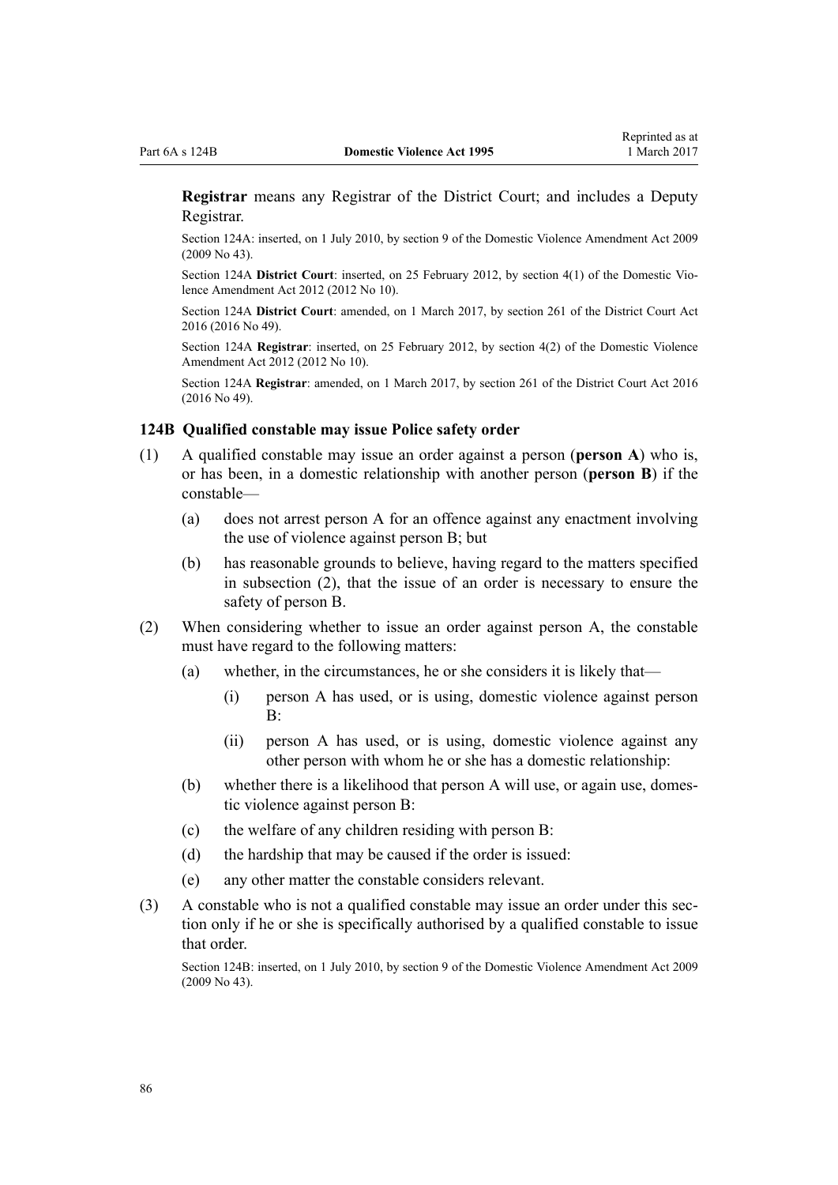**Registrar** means any Registrar of the District Court; and includes a Deputy Registrar.

Section 124A: inserted, on 1 July 2010, by section 9 of the Domestic Violence Amendment Act 2009 (2009 No 43).

Section 124A **District Court**: inserted, on 25 February 2012, by section 4(1) of the Domestic Violence Amendment Act 2012 (2012 No 10).

Section 124A **District Court**: amended, on 1 March 2017, by section 261 of the District Court Act 2016 (2016 No 49).

Section 124A **Registrar**: inserted, on 25 February 2012, by section 4(2) of the Domestic Violence Amendment Act 2012 (2012 No 10).

Section 124A **Registrar**: amended, on 1 March 2017, by section 261 of the District Court Act 2016 (2016 No 49).

### 124B Qualified constable may issue Police safety order

(1) A qualified constable may issue an order against a person (**person A**) who is, or has been, in a domestic relationship with another person (**person B**) if the constable—

- (a) does not arrest person A for an offence against any enactment involving the use of violence against person B; but
- (b) has reasonable grounds to believe, having regard to the matters specified in subsection (2), that the issue of an order is necessary to ensure the safety of person B.

(2) When considering whether to issue an order against person A, the constable must have regard to the following matters:

- (a) whether, in the circumstances, he or she considers it is likely that—
  - (i) person A has used, or is using, domestic violence against person B:
  - (ii) person A has used, or is using, domestic violence against any other person with whom he or she has a domestic relationship:
- (b) whether there is a likelihood that person A will use, or again use, domestic violence against person B:
- (c) the welfare of any children residing with person B:
- (d) the hardship that may be caused if the order is issued:
- (e) any other matter the constable considers relevant.

(3) A constable who is not a qualified constable may issue an order under this section only if he or she is specifically authorised by a qualified constable to issue that order.

Section 124B: inserted, on 1 July 2010, by section 9 of the Domestic Violence Amendment Act 2009 (2009 No 43).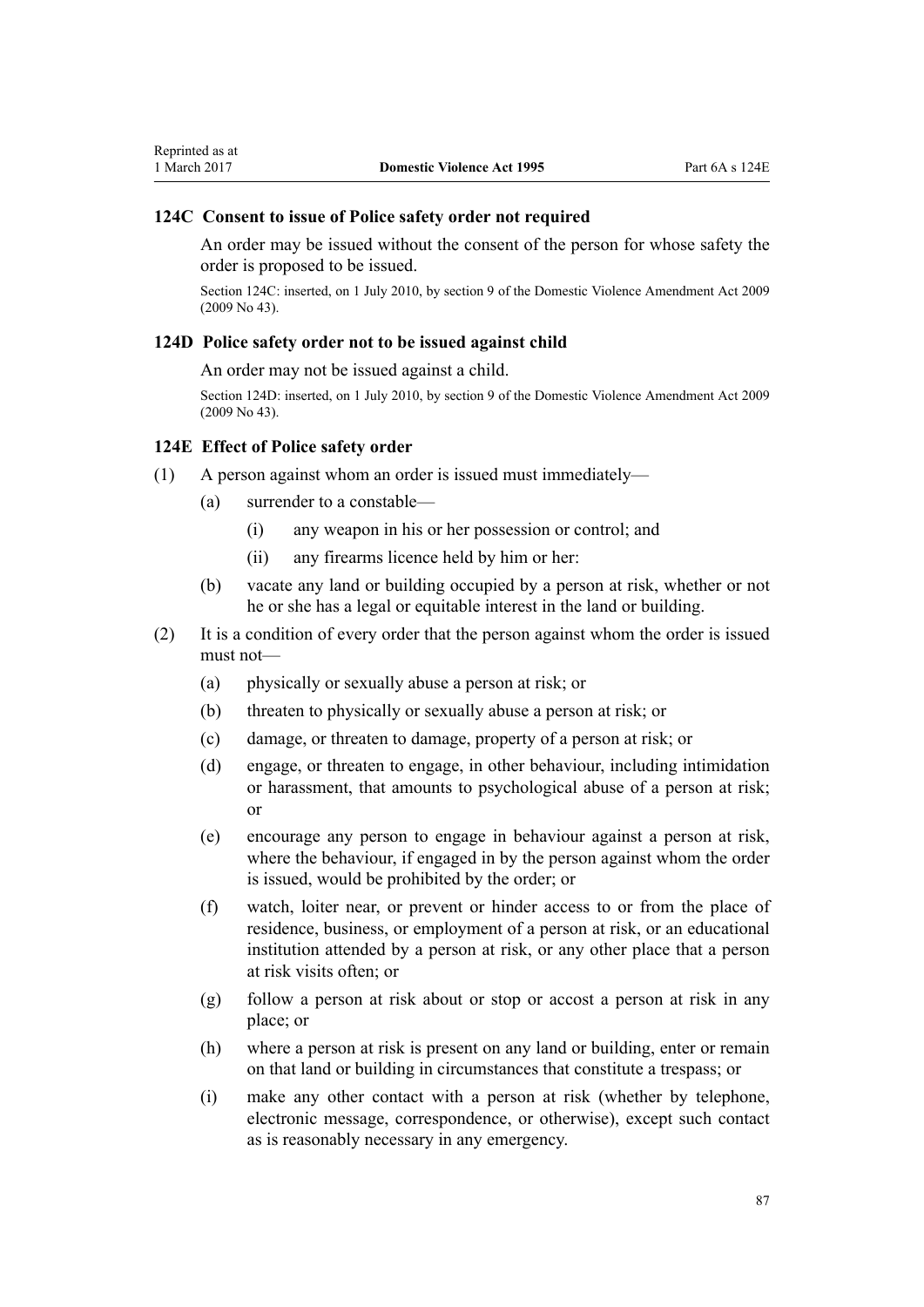### 124C Consent to issue of Police safety order not required

An order may be issued without the consent of the person for whose safety the order is proposed to be issued.

Section 124C: inserted, on 1 July 2010, by section 9 of the Domestic Violence Amendment Act 2009 (2009 No 43).

### 124D Police safety order not to be issued against child

An order may not be issued against a child.

Section 124D: inserted, on 1 July 2010, by section 9 of the Domestic Violence Amendment Act 2009 (2009 No 43).

### 124E Effect of Police safety order

(1) A person against whom an order is issued must immediately—

- (a) surrender to a constable—
  - (i) any weapon in his or her possession or control; and
  - (ii) any firearms licence held by him or her:
- (b) vacate any land or building occupied by a person at risk, whether or not he or she has a legal or equitable interest in the land or building.

(2) It is a condition of every order that the person against whom the order is issued must not—

- (a) physically or sexually abuse a person at risk; or
- (b) threaten to physically or sexually abuse a person at risk; or
- (c) damage, or threaten to damage, property of a person at risk; or
- (d) engage, or threaten to engage, in other behaviour, including intimidation or harassment, that amounts to psychological abuse of a person at risk; or
- (e) encourage any person to engage in behaviour against a person at risk, where the behaviour, if engaged in by the person against whom the order is issued, would be prohibited by the order; or
- (f) watch, loiter near, or prevent or hinder access to or from the place of residence, business, or employment of a person at risk, or an educational institution attended by a person at risk, or any other place that a person at risk visits often; or
- (g) follow a person at risk about or stop or accost a person at risk in any place; or
- (h) where a person at risk is present on any land or building, enter or remain on that land or building in circumstances that constitute a trespass; or
- (i) make any other contact with a person at risk (whether by telephone, electronic message, correspondence, or otherwise), except such contact as is reasonably necessary in any emergency.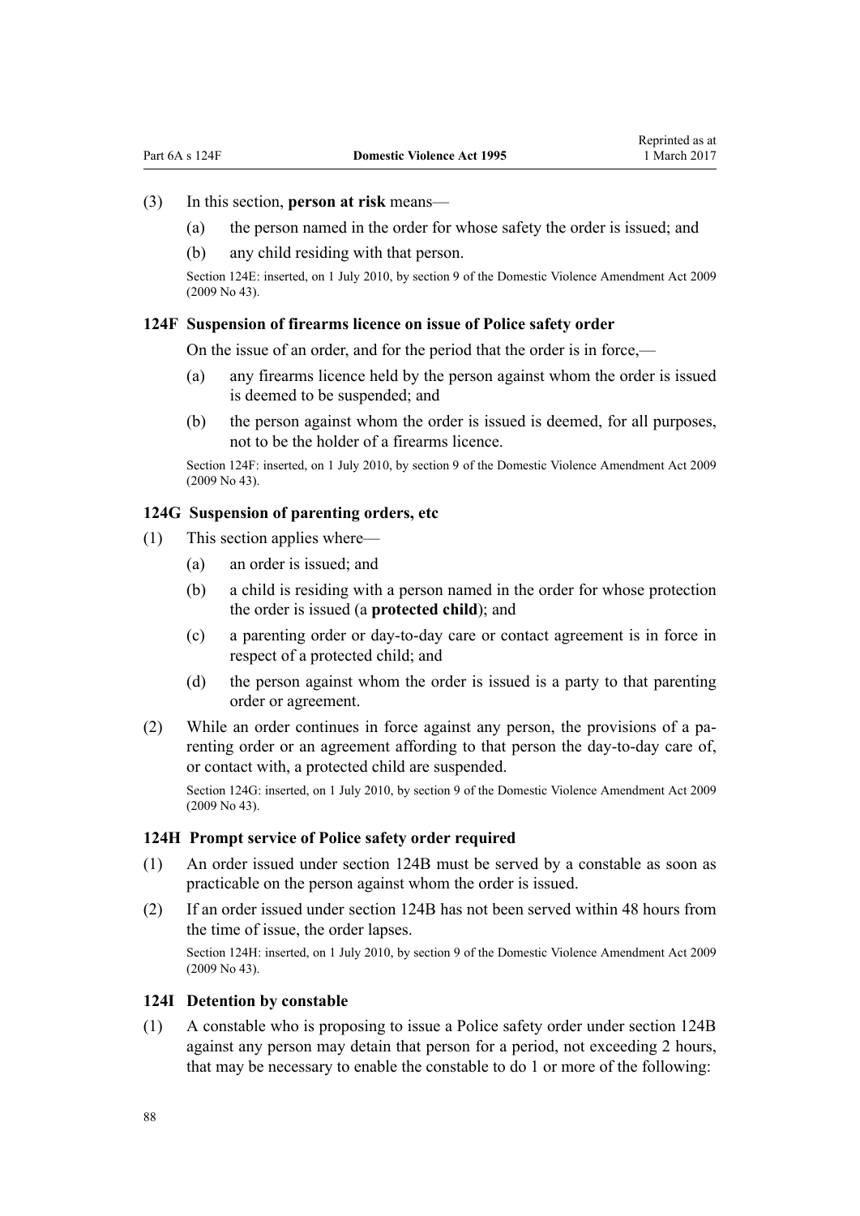(3) In this section, **person at risk** means—

(a) the person named in the order for whose safety the order is issued; and

(b) any child residing with that person.

Section 124E: inserted, on 1 July 2010, by section 9 of the Domestic Violence Amendment Act 2009 (2009 No 43).

### 124F Suspension of firearms licence on issue of Police safety order

On the issue of an order, and for the period that the order is in force,—

(a) any firearms licence held by the person against whom the order is issued is deemed to be suspended; and

(b) the person against whom the order is issued is deemed, for all purposes, not to be the holder of a firearms licence.

Section 124F: inserted, on 1 July 2010, by section 9 of the Domestic Violence Amendment Act 2009 (2009 No 43).

### 124G Suspension of parenting orders, etc

(1) This section applies where—

(a) an order is issued; and

(b) a child is residing with a person named in the order for whose protection the order is issued (a **protected child**); and

(c) a parenting order or day-to-day care or contact agreement is in force in respect of a protected child; and

(d) the person against whom the order is issued is a party to that parenting order or agreement.

(2) While an order continues in force against any person, the provisions of a parenting order or an agreement affording to that person the day-to-day care of, or contact with, a protected child are suspended.

Section 124G: inserted, on 1 July 2010, by section 9 of the Domestic Violence Amendment Act 2009 (2009 No 43).

### 124H Prompt service of Police safety order required

(1) An order issued under section 124B must be served by a constable as soon as practicable on the person against whom the order is issued.

(2) If an order issued under section 124B has not been served within 48 hours from the time of issue, the order lapses.

Section 124H: inserted, on 1 July 2010, by section 9 of the Domestic Violence Amendment Act 2009 (2009 No 43).

### 124I Detention by constable

(1) A constable who is proposing to issue a Police safety order under section 124B against any person may detain that person for a period, not exceeding 2 hours, that may be necessary to enable the constable to do 1 or more of the following: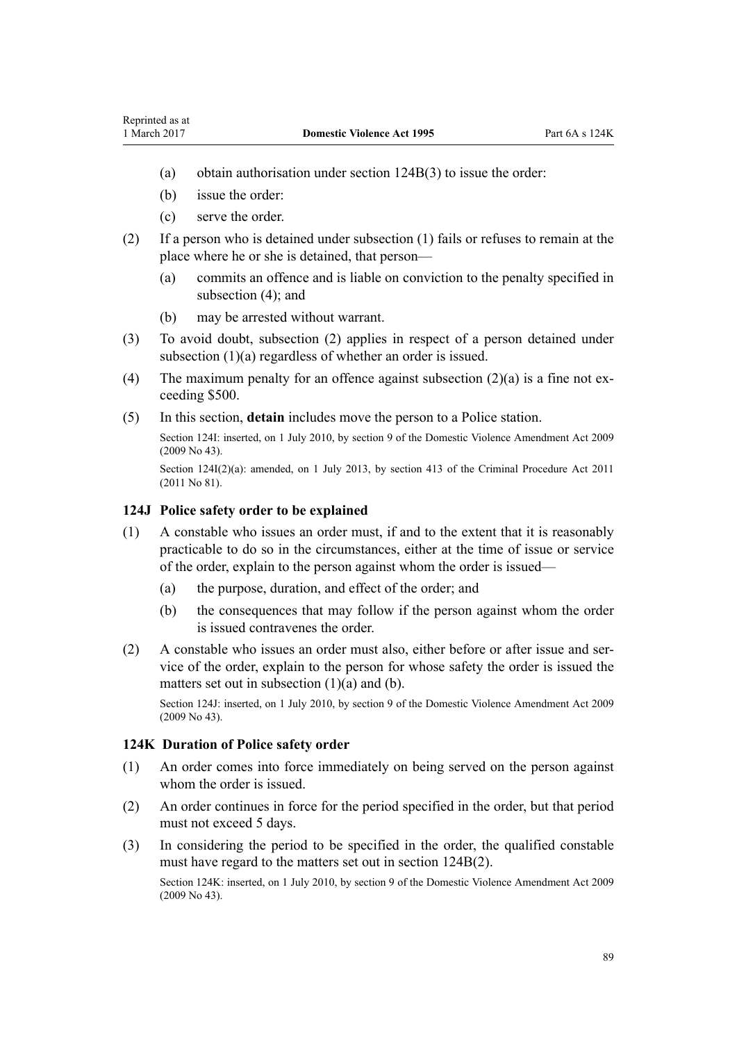(a) obtain authorisation under section 124B(3) to issue the order:

(b) issue the order:

(c) serve the order.

(2) If a person who is detained under subsection (1) fails or refuses to remain at the place where he or she is detained, that person—

(a) commits an offence and is liable on conviction to the penalty specified in subsection (4); and

(b) may be arrested without warrant.

(3) To avoid doubt, subsection (2) applies in respect of a person detained under subsection (1)(a) regardless of whether an order is issued.

(4) The maximum penalty for an offence against subsection (2)(a) is a fine not exceeding $500.

(5) In this section, **detain** includes move the person to a Police station.

Section 124I: inserted, on 1 July 2010, by section 9 of the Domestic Violence Amendment Act 2009 (2009 No 43).

Section 124I(2)(a): amended, on 1 July 2013, by section 413 of the Criminal Procedure Act 2011 (2011 No 81).

### 124J Police safety order to be explained

(1) A constable who issues an order must, if and to the extent that it is reasonably practicable to do so in the circumstances, either at the time of issue or service of the order, explain to the person against whom the order is issued—

(a) the purpose, duration, and effect of the order; and

(b) the consequences that may follow if the person against whom the order is issued contravenes the order.

(2) A constable who issues an order must also, either before or after issue and service of the order, explain to the person for whose safety the order is issued the matters set out in subsection (1)(a) and (b).

Section 124J: inserted, on 1 July 2010, by section 9 of the Domestic Violence Amendment Act 2009 (2009 No 43).

### 124K Duration of Police safety order

(1) An order comes into force immediately on being served on the person against whom the order is issued.

(2) An order continues in force for the period specified in the order, but that period must not exceed 5 days.

(3) In considering the period to be specified in the order, the qualified constable must have regard to the matters set out in section 124B(2).

Section 124K: inserted, on 1 July 2010, by section 9 of the Domestic Violence Amendment Act 2009 (2009 No 43).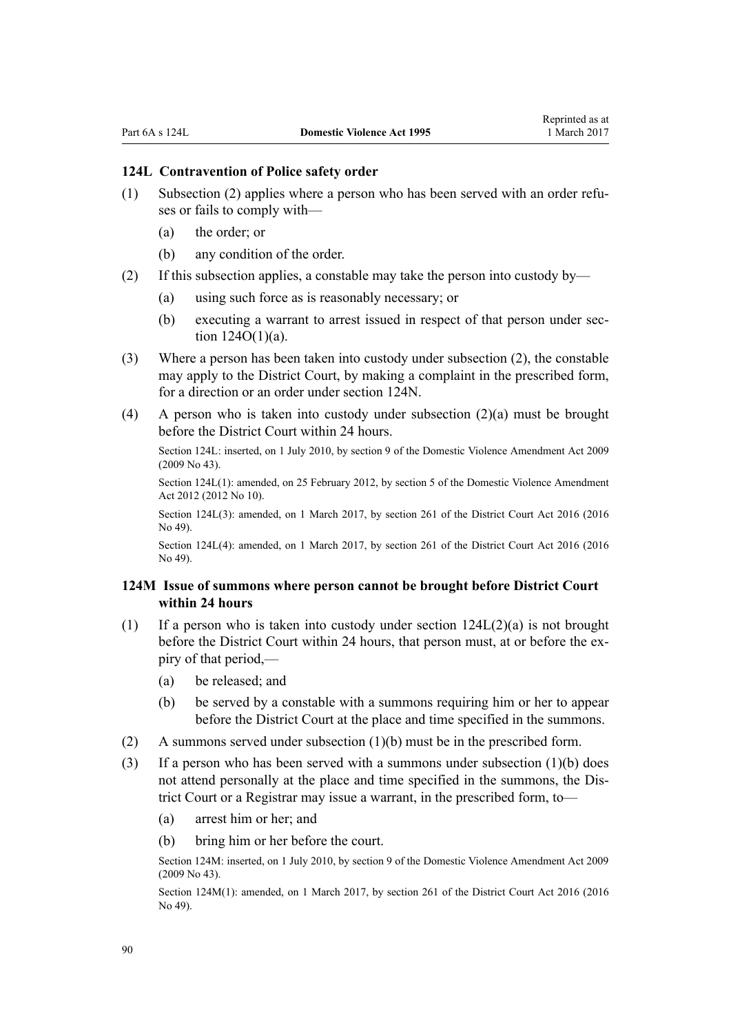### 124L Contravention of Police safety order

(1) Subsection (2) applies where a person who has been served with an order refuses or fails to comply with—

  (a) the order; or

  (b) any condition of the order.

(2) If this subsection applies, a constable may take the person into custody by—

  (a) using such force as is reasonably necessary; or

  (b) executing a warrant to arrest issued in respect of that person under section 124O(1)(a).

(3) Where a person has been taken into custody under subsection (2), the constable may apply to the District Court, by making a complaint in the prescribed form, for a direction or an order under section 124N.

(4) A person who is taken into custody under subsection (2)(a) must be brought before the District Court within 24 hours.

Section 124L: inserted, on 1 July 2010, by section 9 of the Domestic Violence Amendment Act 2009 (2009 No 43).

Section 124L(1): amended, on 25 February 2012, by section 5 of the Domestic Violence Amendment Act 2012 (2012 No 10).

Section 124L(3): amended, on 1 March 2017, by section 261 of the District Court Act 2016 (2016 No 49).

Section 124L(4): amended, on 1 March 2017, by section 261 of the District Court Act 2016 (2016 No 49).

### 124M Issue of summons where person cannot be brought before District Court within 24 hours

(1) If a person who is taken into custody under section 124L(2)(a) is not brought before the District Court within 24 hours, that person must, at or before the expiry of that period,—

  (a) be released; and

  (b) be served by a constable with a summons requiring him or her to appear before the District Court at the place and time specified in the summons.

(2) A summons served under subsection (1)(b) must be in the prescribed form.

(3) If a person who has been served with a summons under subsection (1)(b) does not attend personally at the place and time specified in the summons, the District Court or a Registrar may issue a warrant, in the prescribed form, to—

  (a) arrest him or her; and

  (b) bring him or her before the court.

Section 124M: inserted, on 1 July 2010, by section 9 of the Domestic Violence Amendment Act 2009 (2009 No 43).

Section 124M(1): amended, on 1 March 2017, by section 261 of the District Court Act 2016 (2016 No 49).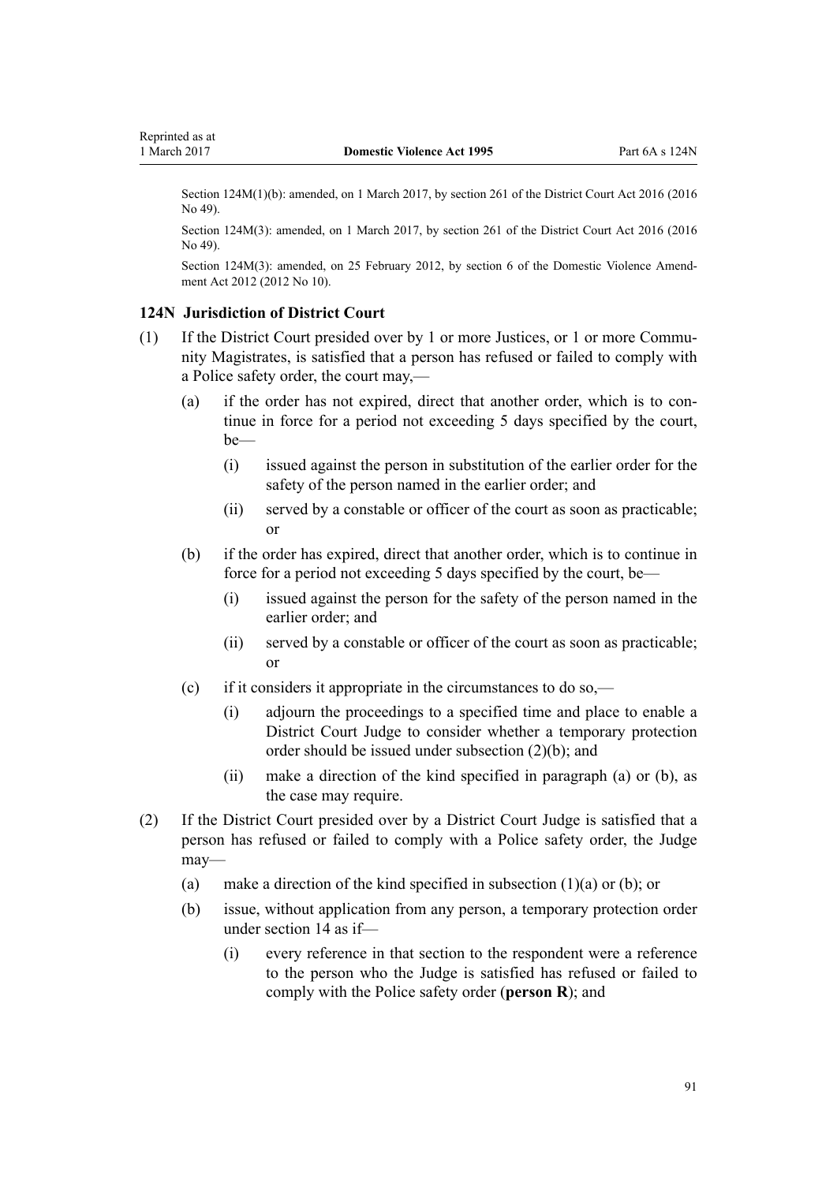Section 124M(1)(b): amended, on 1 March 2017, by section 261 of the District Court Act 2016 (2016 No 49).

Section 124M(3): amended, on 1 March 2017, by section 261 of the District Court Act 2016 (2016 No 49).

Section 124M(3): amended, on 25 February 2012, by section 6 of the Domestic Violence Amendment Act 2012 (2012 No 10).

### 124N Jurisdiction of District Court

(1) If the District Court presided over by 1 or more Justices, or 1 or more Community Magistrates, is satisfied that a person has refused or failed to comply with a Police safety order, the court may,—

   (a) if the order has not expired, direct that another order, which is to continue in force for a period not exceeding 5 days specified by the court, be—

      (i) issued against the person in substitution of the earlier order for the safety of the person named in the earlier order; and

      (ii) served by a constable or officer of the court as soon as practicable; or

   (b) if the order has expired, direct that another order, which is to continue in force for a period not exceeding 5 days specified by the court, be—

      (i) issued against the person for the safety of the person named in the earlier order; and

      (ii) served by a constable or officer of the court as soon as practicable; or

   (c) if it considers it appropriate in the circumstances to do so,—

      (i) adjourn the proceedings to a specified time and place to enable a District Court Judge to consider whether a temporary protection order should be issued under subsection (2)(b); and

      (ii) make a direction of the kind specified in paragraph (a) or (b), as the case may require.

(2) If the District Court presided over by a District Court Judge is satisfied that a person has refused or failed to comply with a Police safety order, the Judge may—

   (a) make a direction of the kind specified in subsection (1)(a) or (b); or

   (b) issue, without application from any person, a temporary protection order under section 14 as if—

      (i) every reference in that section to the respondent were a reference to the person who the Judge is satisfied has refused or failed to comply with the Police safety order (**person R**); and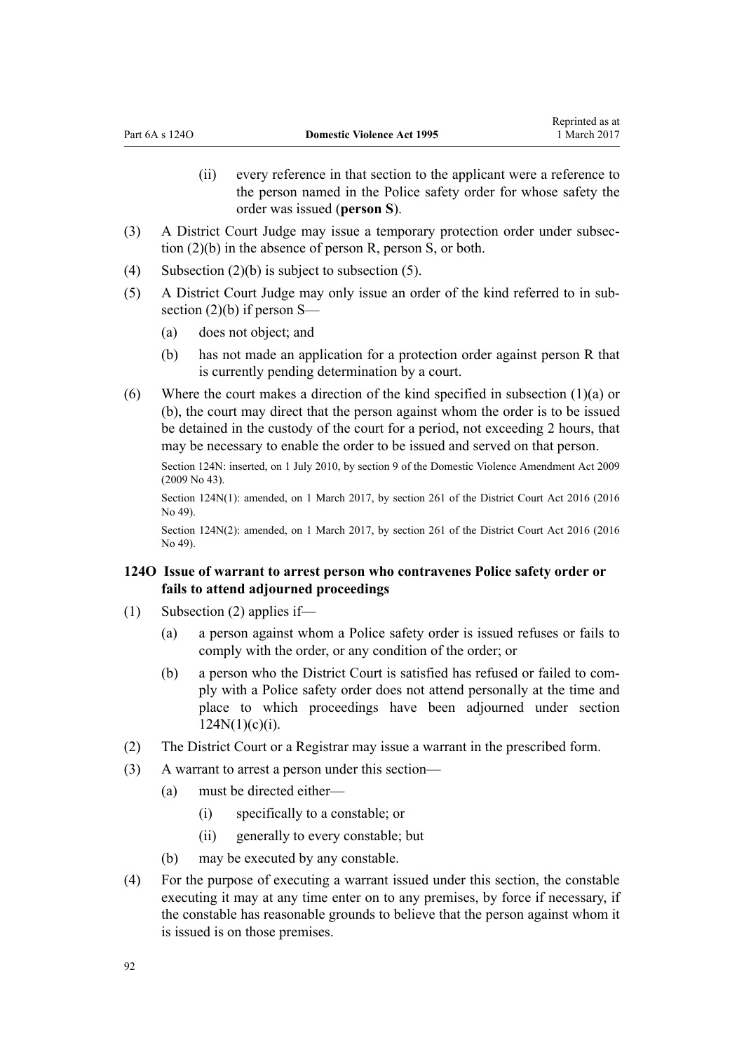(ii) every reference in that section to the applicant were a reference to the person named in the Police safety order for whose safety the order was issued (**person S**).

(3) A District Court Judge may issue a temporary protection order under subsection (2)(b) in the absence of person R, person S, or both.

(4) Subsection (2)(b) is subject to subsection (5).

(5) A District Court Judge may only issue an order of the kind referred to in subsection (2)(b) if person S—

(a) does not object; and

(b) has not made an application for a protection order against person R that is currently pending determination by a court.

(6) Where the court makes a direction of the kind specified in subsection (1)(a) or (b), the court may direct that the person against whom the order is to be issued be detained in the custody of the court for a period, not exceeding 2 hours, that may be necessary to enable the order to be issued and served on that person.

Section 124N: inserted, on 1 July 2010, by section 9 of the Domestic Violence Amendment Act 2009 (2009 No 43).

Section 124N(1): amended, on 1 March 2017, by section 261 of the District Court Act 2016 (2016 No 49).

Section 124N(2): amended, on 1 March 2017, by section 261 of the District Court Act 2016 (2016 No 49).

### 124O Issue of warrant to arrest person who contravenes Police safety order or fails to attend adjourned proceedings

(1) Subsection (2) applies if—

(a) a person against whom a Police safety order is issued refuses or fails to comply with the order, or any condition of the order; or

(b) a person who the District Court is satisfied has refused or failed to comply with a Police safety order does not attend personally at the time and place to which proceedings have been adjourned under section 124N(1)(c)(i).

(2) The District Court or a Registrar may issue a warrant in the prescribed form.

(3) A warrant to arrest a person under this section—

(a) must be directed either—

(i) specifically to a constable; or

(ii) generally to every constable; but

(b) may be executed by any constable.

(4) For the purpose of executing a warrant issued under this section, the constable executing it may at any time enter on to any premises, by force if necessary, if the constable has reasonable grounds to believe that the person against whom it is issued is on those premises.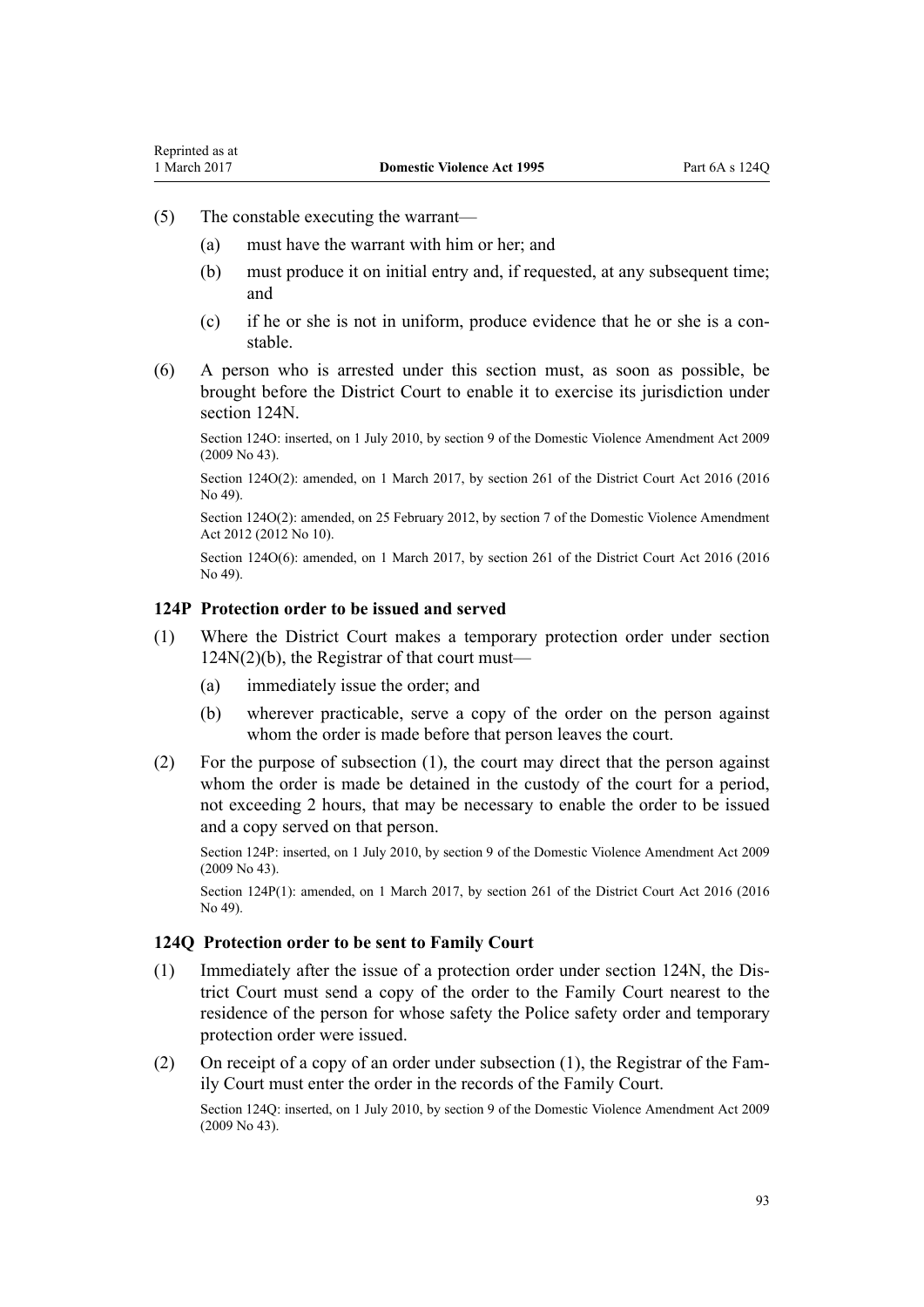(5) The constable executing the warrant—

  (a) must have the warrant with him or her; and

  (b) must produce it on initial entry and, if requested, at any subsequent time; and

  (c) if he or she is not in uniform, produce evidence that he or she is a constable.

(6) A person who is arrested under this section must, as soon as possible, be brought before the District Court to enable it to exercise its jurisdiction under section 124N.

Section 124O: inserted, on 1 July 2010, by section 9 of the Domestic Violence Amendment Act 2009 (2009 No 43).

Section 124O(2): amended, on 1 March 2017, by section 261 of the District Court Act 2016 (2016 No 49).

Section 124O(2): amended, on 25 February 2012, by section 7 of the Domestic Violence Amendment Act 2012 (2012 No 10).

Section 124O(6): amended, on 1 March 2017, by section 261 of the District Court Act 2016 (2016 No 49).

### 124P Protection order to be issued and served

(1) Where the District Court makes a temporary protection order under section 124N(2)(b), the Registrar of that court must—

  (a) immediately issue the order; and

  (b) wherever practicable, serve a copy of the order on the person against whom the order is made before that person leaves the court.

(2) For the purpose of subsection (1), the court may direct that the person against whom the order is made be detained in the custody of the court for a period, not exceeding 2 hours, that may be necessary to enable the order to be issued and a copy served on that person.

Section 124P: inserted, on 1 July 2010, by section 9 of the Domestic Violence Amendment Act 2009 (2009 No 43).

Section 124P(1): amended, on 1 March 2017, by section 261 of the District Court Act 2016 (2016 No 49).

### 124Q Protection order to be sent to Family Court

(1) Immediately after the issue of a protection order under section 124N, the District Court must send a copy of the order to the Family Court nearest to the residence of the person for whose safety the Police safety order and temporary protection order were issued.

(2) On receipt of a copy of an order under subsection (1), the Registrar of the Family Court must enter the order in the records of the Family Court.

Section 124Q: inserted, on 1 July 2010, by section 9 of the Domestic Violence Amendment Act 2009 (2009 No 43).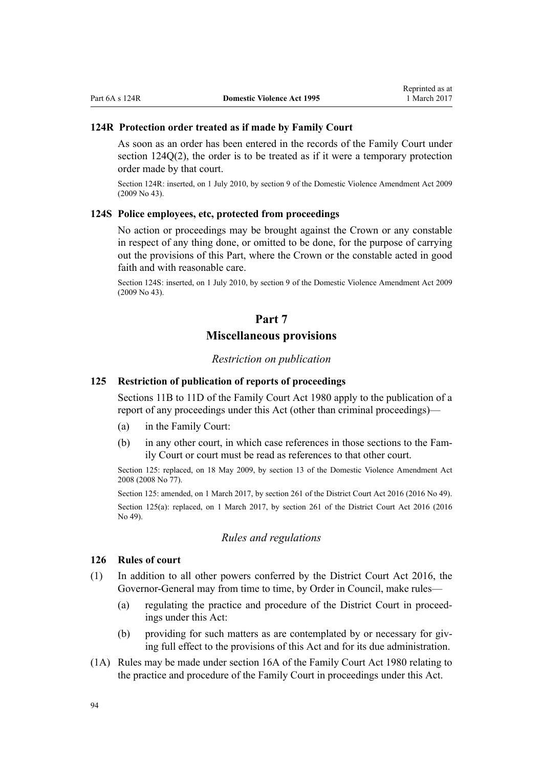### 124R Protection order treated as if made by Family Court

As soon as an order has been entered in the records of the Family Court under section 124Q(2), the order is to be treated as if it were a temporary protection order made by that court.

Section 124R: inserted, on 1 July 2010, by section 9 of the Domestic Violence Amendment Act 2009 (2009 No 43).

### 124S Police employees, etc, protected from proceedings

No action or proceedings may be brought against the Crown or any constable in respect of any thing done, or omitted to be done, for the purpose of carrying out the provisions of this Part, where the Crown or the constable acted in good faith and with reasonable care.

Section 124S: inserted, on 1 July 2010, by section 9 of the Domestic Violence Amendment Act 2009 (2009 No 43).

## Part 7
## Miscellaneous provisions

*Restriction on publication*

### 125 Restriction of publication of reports of proceedings

Sections 11B to 11D of the Family Court Act 1980 apply to the publication of a report of any proceedings under this Act (other than criminal proceedings)—

(a) in the Family Court:

(b) in any other court, in which case references in those sections to the Family Court or court must be read as references to that other court.

Section 125: replaced, on 18 May 2009, by section 13 of the Domestic Violence Amendment Act 2008 (2008 No 77).

Section 125: amended, on 1 March 2017, by section 261 of the District Court Act 2016 (2016 No 49).

Section 125(a): replaced, on 1 March 2017, by section 261 of the District Court Act 2016 (2016 No 49).

*Rules and regulations*

### 126 Rules of court

(1) In addition to all other powers conferred by the District Court Act 2016, the Governor-General may from time to time, by Order in Council, make rules—

(a) regulating the practice and procedure of the District Court in proceedings under this Act:

(b) providing for such matters as are contemplated by or necessary for giving full effect to the provisions of this Act and for its due administration.

(1A) Rules may be made under section 16A of the Family Court Act 1980 relating to the practice and procedure of the Family Court in proceedings under this Act.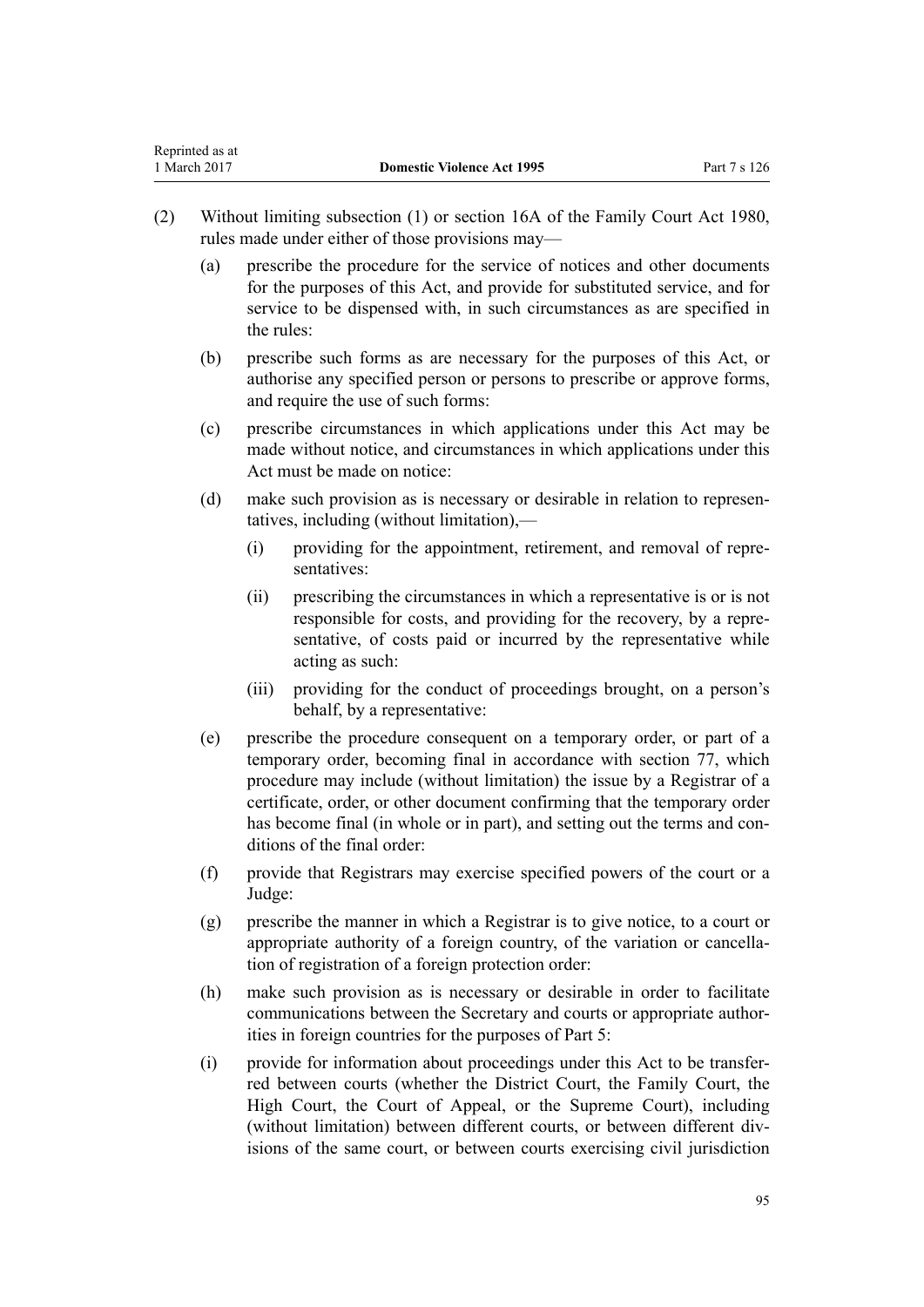(2) Without limiting subsection (1) or section 16A of the Family Court Act 1980, rules made under either of those provisions may—

  (a) prescribe the procedure for the service of notices and other documents for the purposes of this Act, and provide for substituted service, and for service to be dispensed with, in such circumstances as are specified in the rules:

  (b) prescribe such forms as are necessary for the purposes of this Act, or authorise any specified person or persons to prescribe or approve forms, and require the use of such forms:

  (c) prescribe circumstances in which applications under this Act may be made without notice, and circumstances in which applications under this Act must be made on notice:

  (d) make such provision as is necessary or desirable in relation to representatives, including (without limitation),—

    (i) providing for the appointment, retirement, and removal of representatives:

    (ii) prescribing the circumstances in which a representative is or is not responsible for costs, and providing for the recovery, by a representative, of costs paid or incurred by the representative while acting as such:

    (iii) providing for the conduct of proceedings brought, on a person's behalf, by a representative:

  (e) prescribe the procedure consequent on a temporary order, or part of a temporary order, becoming final in accordance with section 77, which procedure may include (without limitation) the issue by a Registrar of a certificate, order, or other document confirming that the temporary order has become final (in whole or in part), and setting out the terms and conditions of the final order:

  (f) provide that Registrars may exercise specified powers of the court or a Judge:

  (g) prescribe the manner in which a Registrar is to give notice, to a court or appropriate authority of a foreign country, of the variation or cancellation of registration of a foreign protection order:

  (h) make such provision as is necessary or desirable in order to facilitate communications between the Secretary and courts or appropriate authorities in foreign countries for the purposes of Part 5:

  (i) provide for information about proceedings under this Act to be transferred between courts (whether the District Court, the Family Court, the High Court, the Court of Appeal, or the Supreme Court), including (without limitation) between different courts, or between different divisions of the same court, or between courts exercising civil jurisdiction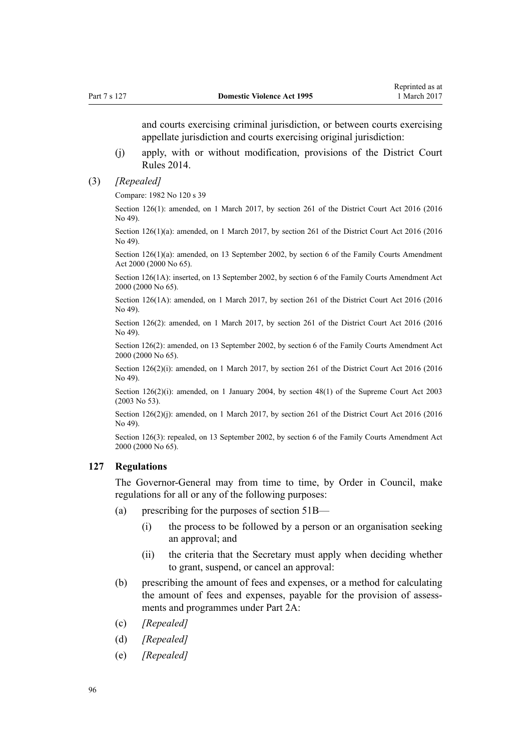and courts exercising criminal jurisdiction, or between courts exercising appellate jurisdiction and courts exercising original jurisdiction:

(j) apply, with or without modification, provisions of the District Court Rules 2014.

(3) *[Repealed]*

Compare: 1982 No 120 s 39

Section 126(1): amended, on 1 March 2017, by section 261 of the District Court Act 2016 (2016 No 49).

Section 126(1)(a): amended, on 1 March 2017, by section 261 of the District Court Act 2016 (2016 No 49).

Section 126(1)(a): amended, on 13 September 2002, by section 6 of the Family Courts Amendment Act 2000 (2000 No 65).

Section 126(1A): inserted, on 13 September 2002, by section 6 of the Family Courts Amendment Act 2000 (2000 No 65).

Section 126(1A): amended, on 1 March 2017, by section 261 of the District Court Act 2016 (2016 No 49).

Section 126(2): amended, on 1 March 2017, by section 261 of the District Court Act 2016 (2016 No 49).

Section 126(2): amended, on 13 September 2002, by section 6 of the Family Courts Amendment Act 2000 (2000 No 65).

Section 126(2)(i): amended, on 1 March 2017, by section 261 of the District Court Act 2016 (2016 No 49).

Section 126(2)(i): amended, on 1 January 2004, by section 48(1) of the Supreme Court Act 2003 (2003 No 53).

Section 126(2)(j): amended, on 1 March 2017, by section 261 of the District Court Act 2016 (2016 No 49).

Section 126(3): repealed, on 13 September 2002, by section 6 of the Family Courts Amendment Act 2000 (2000 No 65).

### 127 Regulations

The Governor-General may from time to time, by Order in Council, make regulations for all or any of the following purposes:

(a) prescribing for the purposes of section 51B—

 (i) the process to be followed by a person or an organisation seeking an approval; and

 (ii) the criteria that the Secretary must apply when deciding whether to grant, suspend, or cancel an approval:

(b) prescribing the amount of fees and expenses, or a method for calculating the amount of fees and expenses, payable for the provision of assessments and programmes under Part 2A:

(c) *[Repealed]*

(d) *[Repealed]*

(e) *[Repealed]*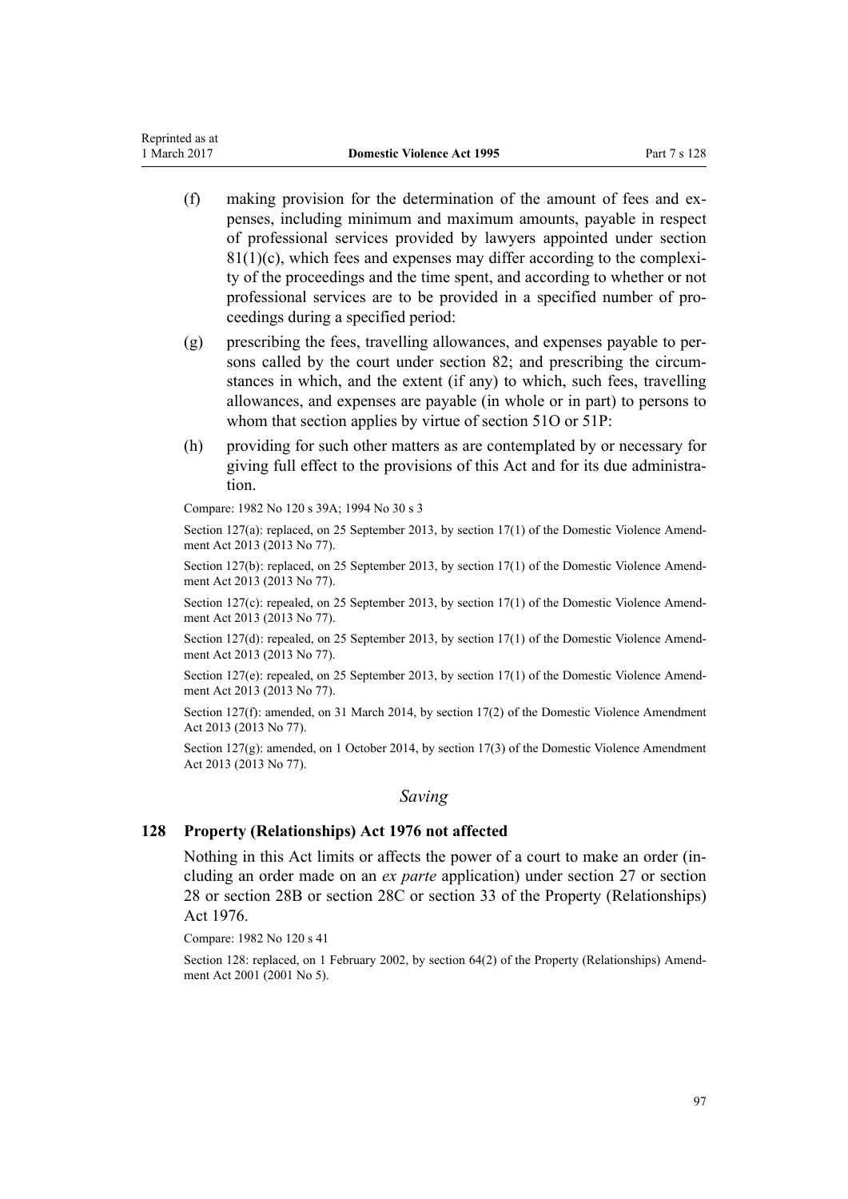(f) making provision for the determination of the amount of fees and expenses, including minimum and maximum amounts, payable in respect of professional services provided by lawyers appointed under section 81(1)(c), which fees and expenses may differ according to the complexity of the proceedings and the time spent, and according to whether or not professional services are to be provided in a specified number of proceedings during a specified period:

(g) prescribing the fees, travelling allowances, and expenses payable to persons called by the court under section 82; and prescribing the circumstances in which, and the extent (if any) to which, such fees, travelling allowances, and expenses are payable (in whole or in part) to persons to whom that section applies by virtue of section 51O or 51P:

(h) providing for such other matters as are contemplated by or necessary for giving full effect to the provisions of this Act and for its due administration.

Compare: 1982 No 120 s 39A; 1994 No 30 s 3

Section 127(a): replaced, on 25 September 2013, by section 17(1) of the Domestic Violence Amendment Act 2013 (2013 No 77).

Section 127(b): replaced, on 25 September 2013, by section 17(1) of the Domestic Violence Amendment Act 2013 (2013 No 77).

Section 127(c): repealed, on 25 September 2013, by section 17(1) of the Domestic Violence Amendment Act 2013 (2013 No 77).

Section 127(d): repealed, on 25 September 2013, by section 17(1) of the Domestic Violence Amendment Act 2013 (2013 No 77).

Section 127(e): repealed, on 25 September 2013, by section 17(1) of the Domestic Violence Amendment Act 2013 (2013 No 77).

Section 127(f): amended, on 31 March 2014, by section 17(2) of the Domestic Violence Amendment Act 2013 (2013 No 77).

Section 127(g): amended, on 1 October 2014, by section 17(3) of the Domestic Violence Amendment Act 2013 (2013 No 77).

*Saving*

### 128 Property (Relationships) Act 1976 not affected

Nothing in this Act limits or affects the power of a court to make an order (including an order made on an *ex parte* application) under section 27 or section 28 or section 28B or section 28C or section 33 of the Property (Relationships) Act 1976.

Compare: 1982 No 120 s 41

Section 128: replaced, on 1 February 2002, by section 64(2) of the Property (Relationships) Amendment Act 2001 (2001 No 5).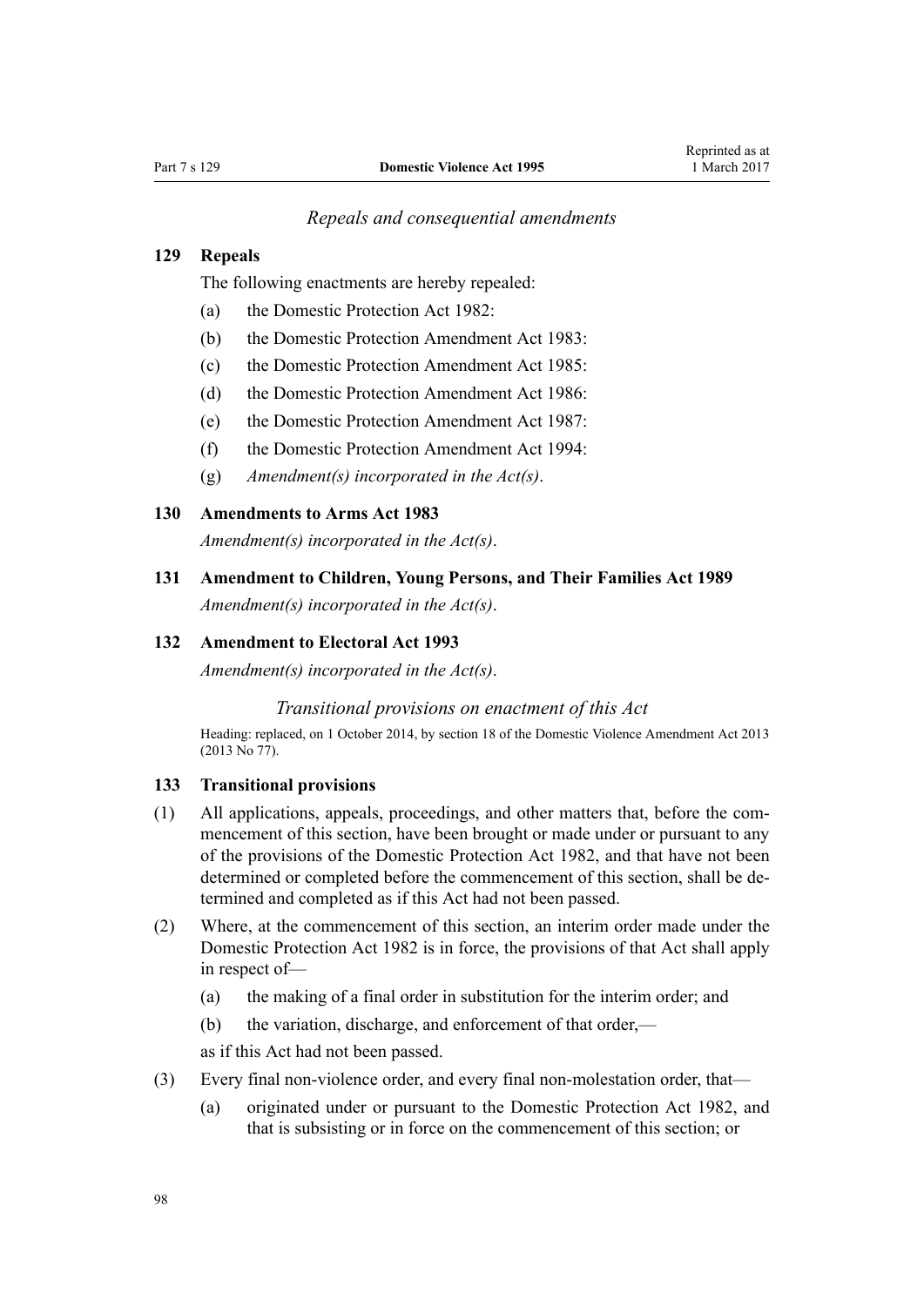*Repeals and consequential amendments*

### 129 Repeals

The following enactments are hereby repealed:

- (a) the Domestic Protection Act 1982:
- (b) the Domestic Protection Amendment Act 1983:
- (c) the Domestic Protection Amendment Act 1985:
- (d) the Domestic Protection Amendment Act 1986:
- (e) the Domestic Protection Amendment Act 1987:
- (f) the Domestic Protection Amendment Act 1994:
- (g) *Amendment(s) incorporated in the Act(s)*.

### 130 Amendments to Arms Act 1983

*Amendment(s) incorporated in the Act(s)*.

### 131 Amendment to Children, Young Persons, and Their Families Act 1989

*Amendment(s) incorporated in the Act(s)*.

### 132 Amendment to Electoral Act 1993

*Amendment(s) incorporated in the Act(s)*.

*Transitional provisions on enactment of this Act*

Heading: replaced, on 1 October 2014, by section 18 of the Domestic Violence Amendment Act 2013 (2013 No 77).

### 133 Transitional provisions

(1) All applications, appeals, proceedings, and other matters that, before the commencement of this section, have been brought or made under or pursuant to any of the provisions of the Domestic Protection Act 1982, and that have not been determined or completed before the commencement of this section, shall be determined and completed as if this Act had not been passed.

(2) Where, at the commencement of this section, an interim order made under the Domestic Protection Act 1982 is in force, the provisions of that Act shall apply in respect of—

- (a) the making of a final order in substitution for the interim order; and
- (b) the variation, discharge, and enforcement of that order,—

as if this Act had not been passed.

(3) Every final non-violence order, and every final non-molestation order, that—

- (a) originated under or pursuant to the Domestic Protection Act 1982, and that is subsisting or in force on the commencement of this section; or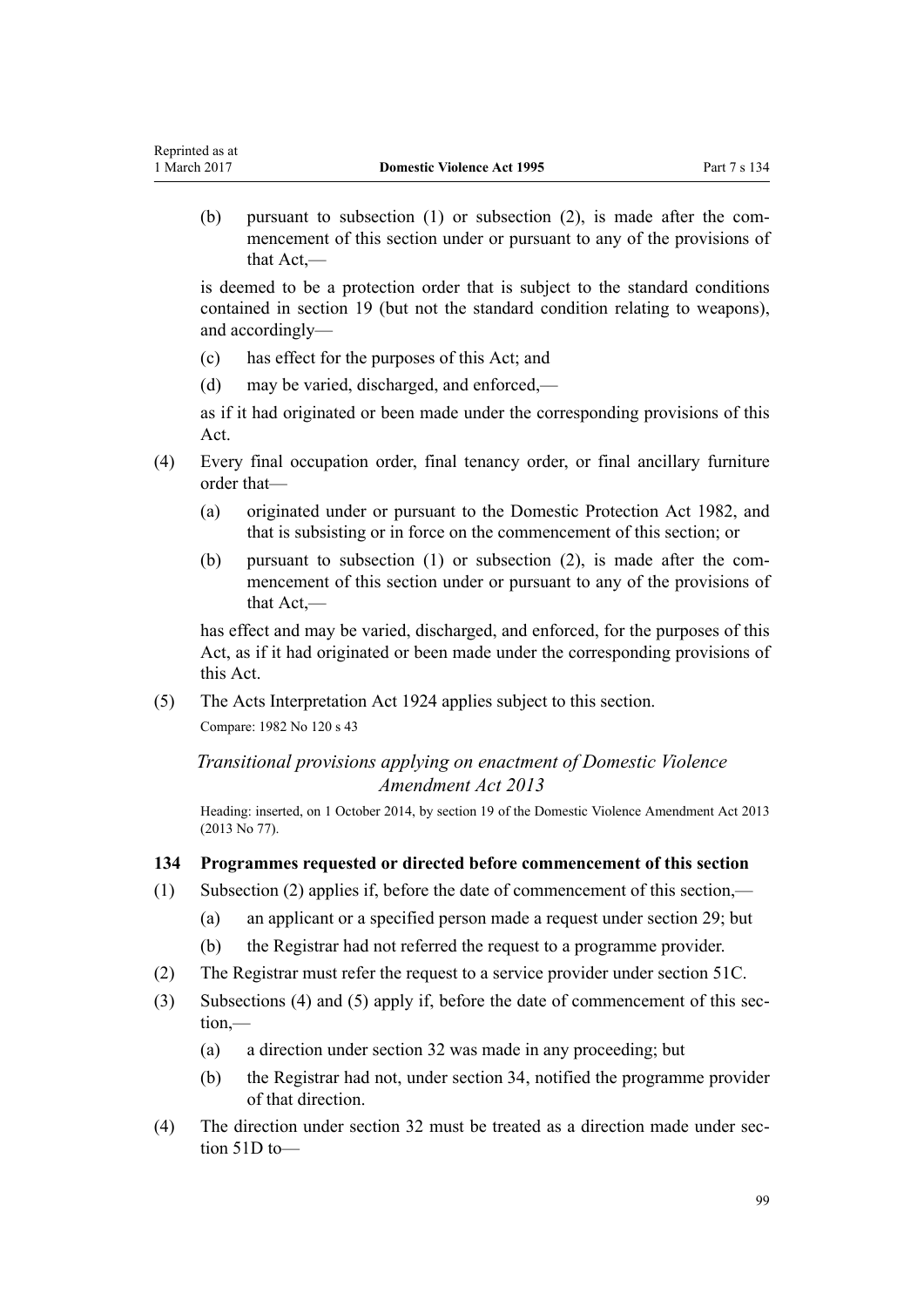(b) pursuant to subsection (1) or subsection (2), is made after the commencement of this section under or pursuant to any of the provisions of that Act,—

is deemed to be a protection order that is subject to the standard conditions contained in section 19 (but not the standard condition relating to weapons), and accordingly—

(c) has effect for the purposes of this Act; and

(d) may be varied, discharged, and enforced,—

as if it had originated or been made under the corresponding provisions of this Act.

(4) Every final occupation order, final tenancy order, or final ancillary furniture order that—

(a) originated under or pursuant to the Domestic Protection Act 1982, and that is subsisting or in force on the commencement of this section; or

(b) pursuant to subsection (1) or subsection (2), is made after the commencement of this section under or pursuant to any of the provisions of that Act,—

has effect and may be varied, discharged, and enforced, for the purposes of this Act, as if it had originated or been made under the corresponding provisions of this Act.

(5) The Acts Interpretation Act 1924 applies subject to this section.

Compare: 1982 No 120 s 43

### *Transitional provisions applying on enactment of Domestic Violence Amendment Act 2013*

Heading: inserted, on 1 October 2014, by section 19 of the Domestic Violence Amendment Act 2013 (2013 No 77).

#### 134 Programmes requested or directed before commencement of this section

(1) Subsection (2) applies if, before the date of commencement of this section,—

(a) an applicant or a specified person made a request under section 29; but

(b) the Registrar had not referred the request to a programme provider.

(2) The Registrar must refer the request to a service provider under section 51C.

(3) Subsections (4) and (5) apply if, before the date of commencement of this section,—

(a) a direction under section 32 was made in any proceeding; but

(b) the Registrar had not, under section 34, notified the programme provider of that direction.

(4) The direction under section 32 must be treated as a direction made under section 51D to—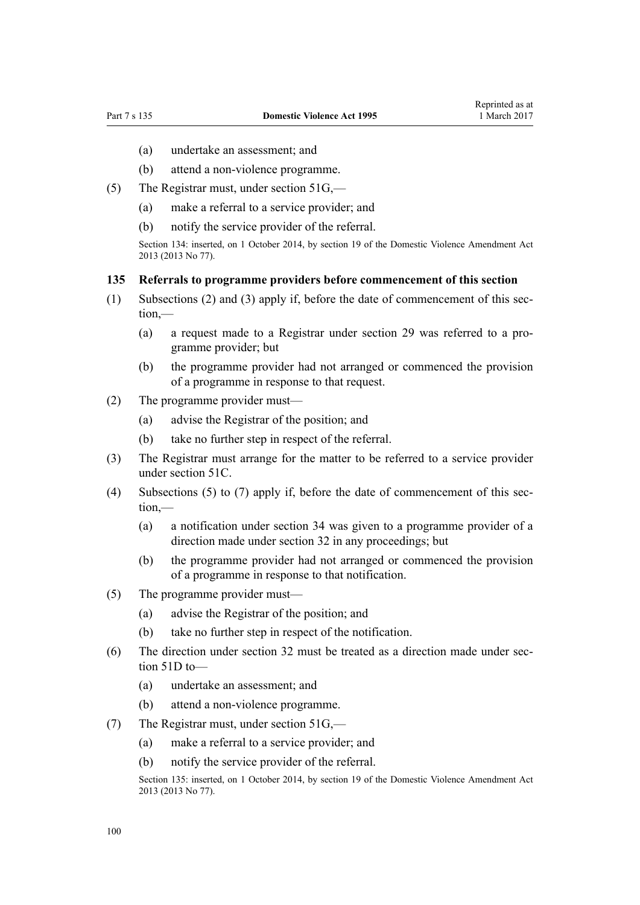- (a) undertake an assessment; and
- (b) attend a non-violence programme.

(5) The Registrar must, under section 51G,—

- (a) make a referral to a service provider; and
- (b) notify the service provider of the referral.

Section 134: inserted, on 1 October 2014, by section 19 of the Domestic Violence Amendment Act 2013 (2013 No 77).

### 135 Referrals to programme providers before commencement of this section

(1) Subsections (2) and (3) apply if, before the date of commencement of this section,—

- (a) a request made to a Registrar under section 29 was referred to a programme provider; but
- (b) the programme provider had not arranged or commenced the provision of a programme in response to that request.

(2) The programme provider must—

- (a) advise the Registrar of the position; and
- (b) take no further step in respect of the referral.

(3) The Registrar must arrange for the matter to be referred to a service provider under section 51C.

(4) Subsections (5) to (7) apply if, before the date of commencement of this section,—

- (a) a notification under section 34 was given to a programme provider of a direction made under section 32 in any proceedings; but
- (b) the programme provider had not arranged or commenced the provision of a programme in response to that notification.

(5) The programme provider must—

- (a) advise the Registrar of the position; and
- (b) take no further step in respect of the notification.

(6) The direction under section 32 must be treated as a direction made under section 51D to—

- (a) undertake an assessment; and
- (b) attend a non-violence programme.

(7) The Registrar must, under section 51G,—

- (a) make a referral to a service provider; and
- (b) notify the service provider of the referral.

Section 135: inserted, on 1 October 2014, by section 19 of the Domestic Violence Amendment Act 2013 (2013 No 77).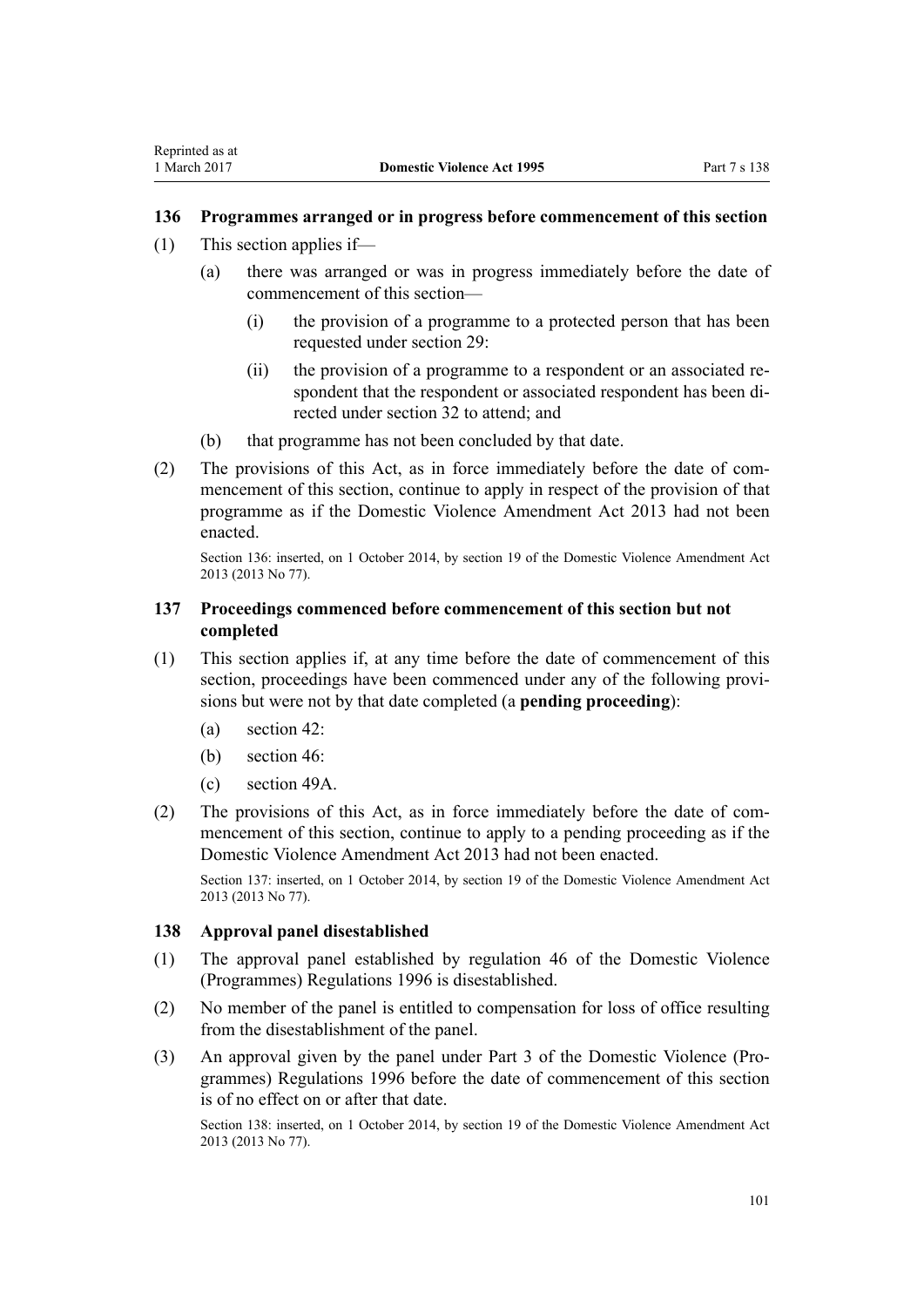### 136 Programmes arranged or in progress before commencement of this section

(1) This section applies if—

(a) there was arranged or was in progress immediately before the date of commencement of this section—

(i) the provision of a programme to a protected person that has been requested under section 29:

(ii) the provision of a programme to a respondent or an associated respondent that the respondent or associated respondent has been directed under section 32 to attend; and

(b) that programme has not been concluded by that date.

(2) The provisions of this Act, as in force immediately before the date of commencement of this section, continue to apply in respect of the provision of that programme as if the Domestic Violence Amendment Act 2013 had not been enacted.

Section 136: inserted, on 1 October 2014, by section 19 of the Domestic Violence Amendment Act 2013 (2013 No 77).

### 137 Proceedings commenced before commencement of this section but not completed

(1) This section applies if, at any time before the date of commencement of this section, proceedings have been commenced under any of the following provisions but were not by that date completed (a **pending proceeding**):

(a) section 42:

(b) section 46:

(c) section 49A.

(2) The provisions of this Act, as in force immediately before the date of commencement of this section, continue to apply to a pending proceeding as if the Domestic Violence Amendment Act 2013 had not been enacted.

Section 137: inserted, on 1 October 2014, by section 19 of the Domestic Violence Amendment Act 2013 (2013 No 77).

### 138 Approval panel disestablished

(1) The approval panel established by regulation 46 of the Domestic Violence (Programmes) Regulations 1996 is disestablished.

(2) No member of the panel is entitled to compensation for loss of office resulting from the disestablishment of the panel.

(3) An approval given by the panel under Part 3 of the Domestic Violence (Programmes) Regulations 1996 before the date of commencement of this section is of no effect on or after that date.

Section 138: inserted, on 1 October 2014, by section 19 of the Domestic Violence Amendment Act 2013 (2013 No 77).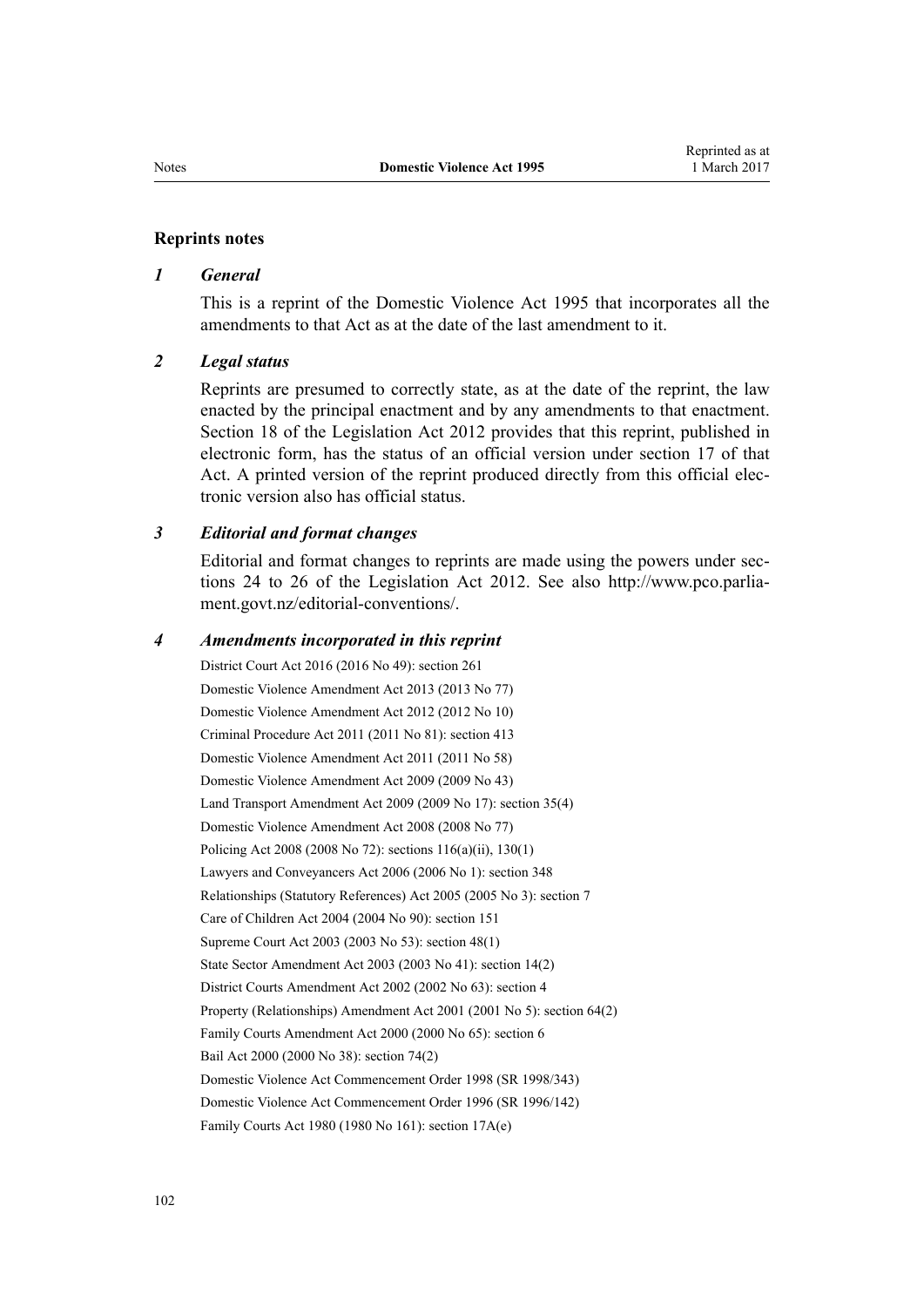## Reprints notes

### *1 General*

This is a reprint of the Domestic Violence Act 1995 that incorporates all the amendments to that Act as at the date of the last amendment to it.

### *2 Legal status*

Reprints are presumed to correctly state, as at the date of the reprint, the law enacted by the principal enactment and by any amendments to that enactment. Section 18 of the Legislation Act 2012 provides that this reprint, published in electronic form, has the status of an official version under section 17 of that Act. A printed version of the reprint produced directly from this official electronic version also has official status.

### *3 Editorial and format changes*

Editorial and format changes to reprints are made using the powers under sections 24 to 26 of the Legislation Act 2012. See also http://www.pco.parliament.govt.nz/editorial-conventions/.

### *4 Amendments incorporated in this reprint*

District Court Act 2016 (2016 No 49): section 261
Domestic Violence Amendment Act 2013 (2013 No 77)
Domestic Violence Amendment Act 2012 (2012 No 10)
Criminal Procedure Act 2011 (2011 No 81): section 413
Domestic Violence Amendment Act 2011 (2011 No 58)
Domestic Violence Amendment Act 2009 (2009 No 43)
Land Transport Amendment Act 2009 (2009 No 17): section 35(4)
Domestic Violence Amendment Act 2008 (2008 No 77)
Policing Act 2008 (2008 No 72): sections 116(a)(ii), 130(1)
Lawyers and Conveyancers Act 2006 (2006 No 1): section 348
Relationships (Statutory References) Act 2005 (2005 No 3): section 7
Care of Children Act 2004 (2004 No 90): section 151
Supreme Court Act 2003 (2003 No 53): section 48(1)
State Sector Amendment Act 2003 (2003 No 41): section 14(2)
District Courts Amendment Act 2002 (2002 No 63): section 4
Property (Relationships) Amendment Act 2001 (2001 No 5): section 64(2)
Family Courts Amendment Act 2000 (2000 No 65): section 6
Bail Act 2000 (2000 No 38): section 74(2)
Domestic Violence Act Commencement Order 1998 (SR 1998/343)
Domestic Violence Act Commencement Order 1996 (SR 1996/142)
Family Courts Act 1980 (1980 No 161): section 17A(e)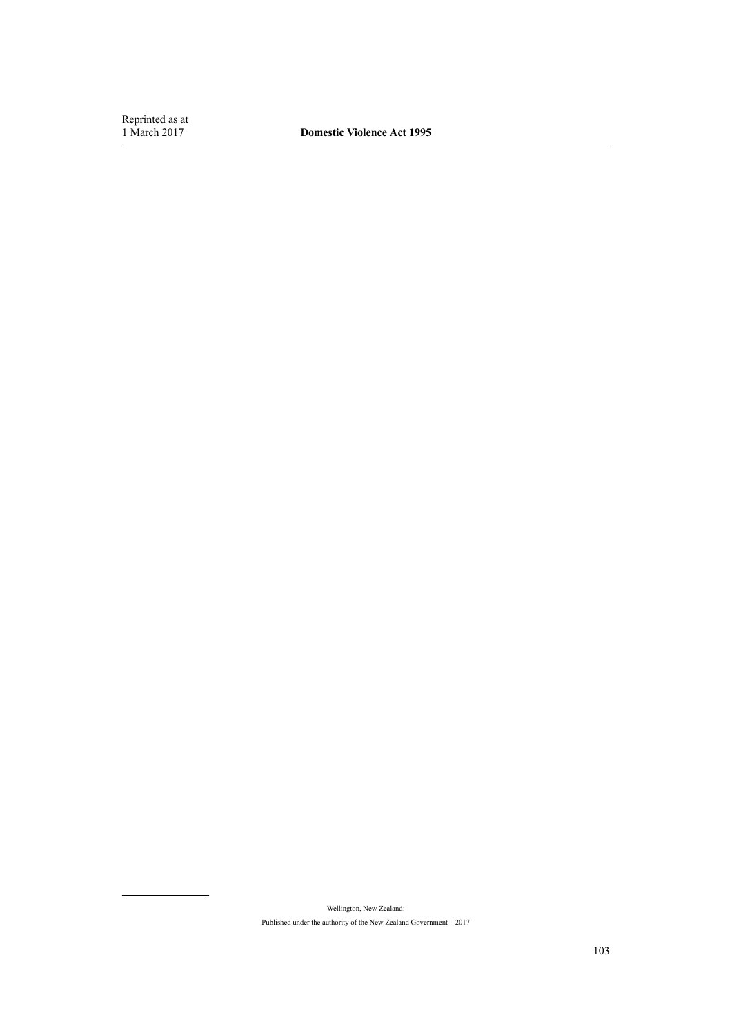Wellington, New Zealand:

Published under the authority of the New Zealand Government—2017